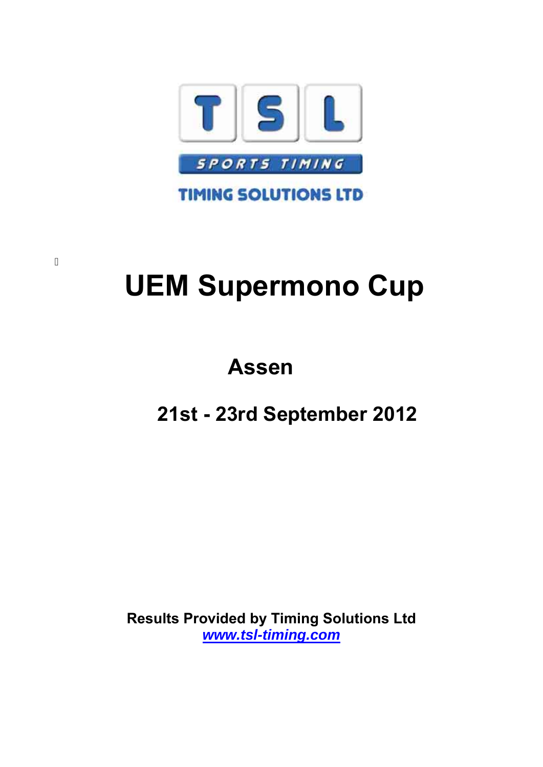TSL

SPORTS TIMING

TIMING SOLUTIONS LTD

# UEM Supermono Cup

## Assen

## 21st - 23rd September 2012

**Results Provided by Timing Solutions Ltd**
***www.tsl-timing.com***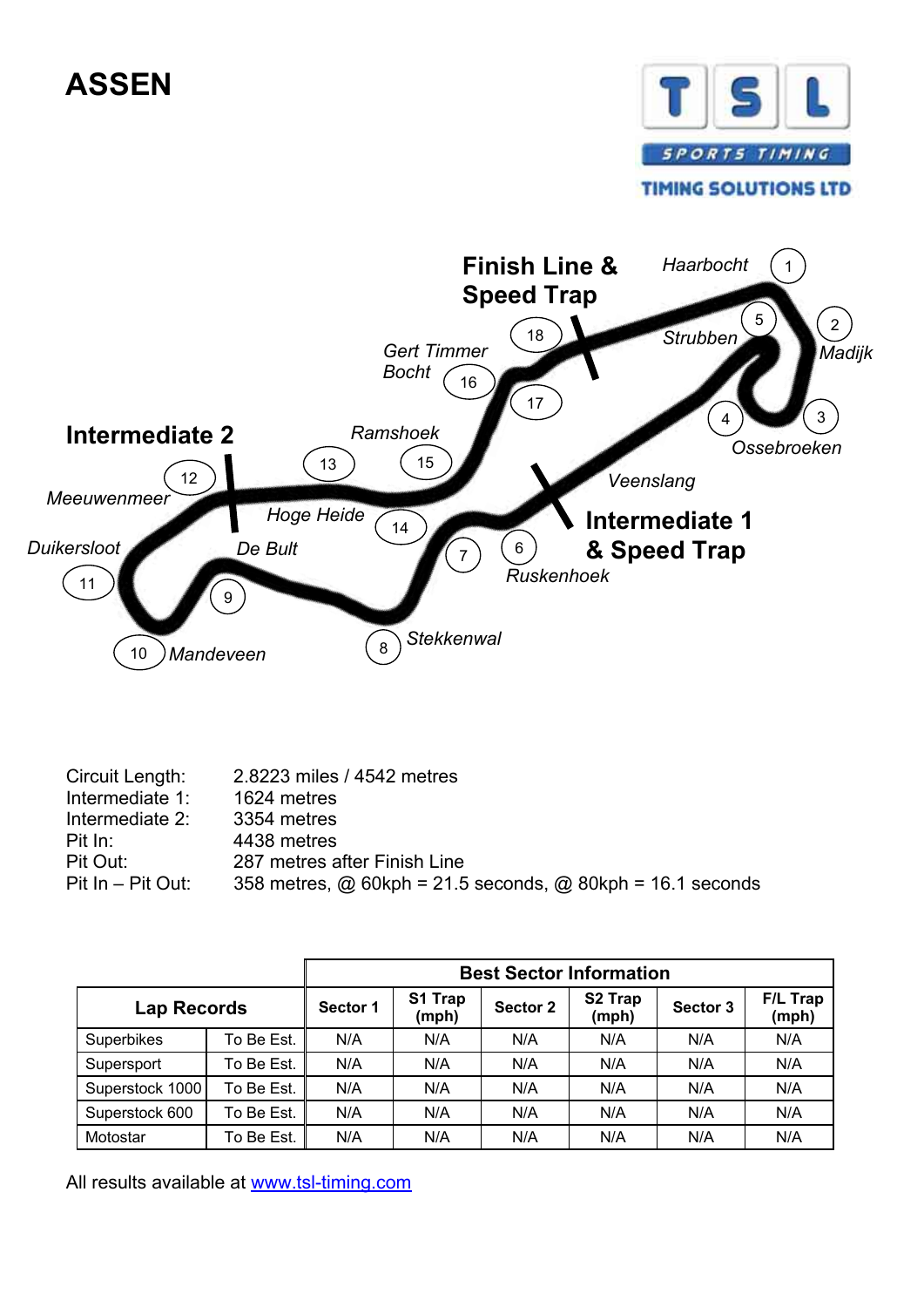# ASSEN

Circuit Length: 2.8223 miles / 4542 metres
Intermediate 1: 1624 metres
Intermediate 2: 3354 metres
Pit In: 4438 metres
Pit Out: 287 metres after Finish Line
Pit In – Pit Out: 358 metres, @ 60kph = 21.5 seconds, @ 80kph = 16.1 seconds

| Lap Records | | Best Sector Information | | | | | |
|---|---|---|---|---|---|---|---|
| | | Sector 1 | S1 Trap (mph) | Sector 2 | S2 Trap (mph) | Sector 3 | F/L Trap (mph) |
| Superbikes | To Be Est. | N/A | N/A | N/A | N/A | N/A | N/A |
| Supersport | To Be Est. | N/A | N/A | N/A | N/A | N/A | N/A |
| Superstock 1000 | To Be Est. | N/A | N/A | N/A | N/A | N/A | N/A |
| Superstock 600 | To Be Est. | N/A | N/A | N/A | N/A | N/A | N/A |
| Motostar | To Be Est. | N/A | N/A | N/A | N/A | N/A | N/A |

All results available at [www.tsl-timing.com](http://www.tsl-timing.com)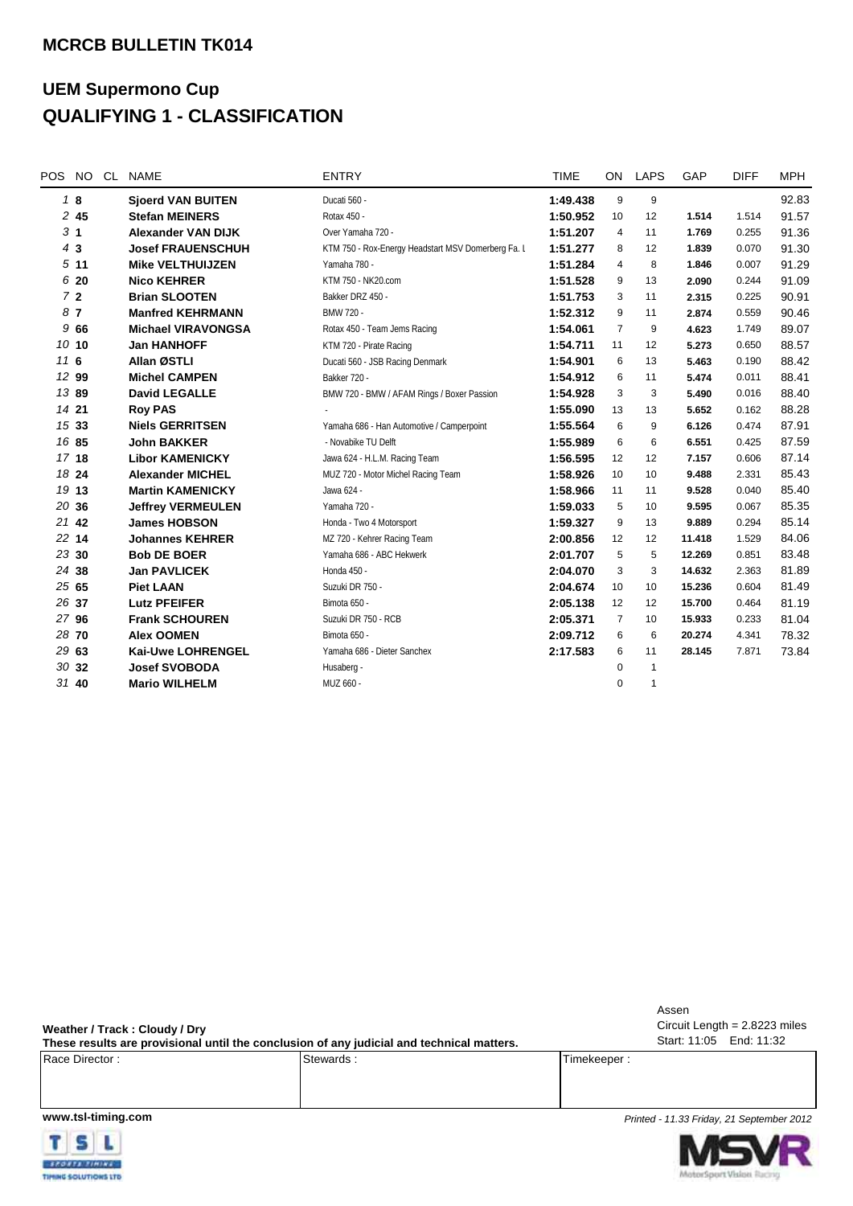**MCRCB BULLETIN TK014**

## UEM Supermono Cup
## QUALIFYING 1 - CLASSIFICATION

| POS | NO | CL | NAME | ENTRY | TIME | ON | LAPS | GAP | DIFF | MPH |
|---|---|---|---|---|---|---|---|---|---|---|
| 1 | 8 | | **Sjoerd VAN BUITEN** | Ducati 560 - | **1:49.438** | 9 | 9 | | | 92.83 |
| 2 | 45 | | **Stefan MEINERS** | Rotax 450 - | **1:50.952** | 10 | 12 | **1.514** | 1.514 | 91.57 |
| 3 | 1 | | **Alexander VAN DIJK** | Over Yamaha 720 - | **1:51.207** | 4 | 11 | **1.769** | 0.255 | 91.36 |
| 4 | 3 | | **Josef FRAUENSCHUH** | KTM 750 - Rox-Energy Headstart MSV Domerberg Fa. l | **1:51.277** | 8 | 12 | **1.839** | 0.070 | 91.30 |
| 5 | 11 | | **Mike VELTHUIJZEN** | Yamaha 780 - | **1:51.284** | 4 | 8 | **1.846** | 0.007 | 91.29 |
| 6 | 20 | | **Nico KEHRER** | KTM 750 - NK20.com | **1:51.528** | 9 | 13 | **2.090** | 0.244 | 91.09 |
| 7 | 2 | | **Brian SLOOTEN** | Bakker DRZ 450 - | **1:51.753** | 3 | 11 | **2.315** | 0.225 | 90.91 |
| 8 | 7 | | **Manfred KEHRMANN** | BMW 720 - | **1:52.312** | 9 | 11 | **2.874** | 0.559 | 90.46 |
| 9 | 66 | | **Michael VIRAVONGSA** | Rotax 450 - Team Jems Racing | **1:54.061** | 7 | 9 | **4.623** | 1.749 | 89.07 |
| 10 | 10 | | **Jan HANHOFF** | KTM 720 - Pirate Racing | **1:54.711** | 11 | 12 | **5.273** | 0.650 | 88.57 |
| 11 | 6 | | **Allan ØSTLI** | Ducati 560 - JSB Racing Denmark | **1:54.901** | 6 | 13 | **5.463** | 0.190 | 88.42 |
| 12 | 99 | | **Michel CAMPEN** | Bakker 720 - | **1:54.912** | 6 | 11 | **5.474** | 0.011 | 88.41 |
| 13 | 89 | | **David LEGALLE** | BMW 720 - BMW / AFAM Rings / Boxer Passion | **1:54.928** | 3 | 3 | **5.490** | 0.016 | 88.40 |
| 14 | 21 | | **Roy PAS** | - | **1:55.090** | 13 | 13 | **5.652** | 0.162 | 88.28 |
| 15 | 33 | | **Niels GERRITSEN** | Yamaha 686 - Han Automotive / Camperpoint | **1:55.564** | 6 | 9 | **6.126** | 0.474 | 87.91 |
| 16 | 85 | | **John BAKKER** | - Novabike TU Delft | **1:55.989** | 6 | 6 | **6.551** | 0.425 | 87.59 |
| 17 | 18 | | **Libor KAMENICKY** | Jawa 624 - H.L.M. Racing Team | **1:56.595** | 12 | 12 | **7.157** | 0.606 | 87.14 |
| 18 | 24 | | **Alexander MICHEL** | MUZ 720 - Motor Michel Racing Team | **1:58.926** | 10 | 10 | **9.488** | 2.331 | 85.43 |
| 19 | 13 | | **Martin KAMENICKY** | Jawa 624 - | **1:58.966** | 11 | 11 | **9.528** | 0.040 | 85.40 |
| 20 | 36 | | **Jeffrey VERMEULEN** | Yamaha 720 - | **1:59.033** | 5 | 10 | **9.595** | 0.067 | 85.35 |
| 21 | 42 | | **James HOBSON** | Honda - Two 4 Motorsport | **1:59.327** | 9 | 13 | **9.889** | 0.294 | 85.14 |
| 22 | 14 | | **Johannes KEHRER** | MZ 720 - Kehrer Racing Team | **2:00.856** | 12 | 12 | **11.418** | 1.529 | 84.06 |
| 23 | 30 | | **Bob DE BOER** | Yamaha 686 - ABC Hekwerk | **2:01.707** | 5 | 5 | **12.269** | 0.851 | 83.48 |
| 24 | 38 | | **Jan PAVLICEK** | Honda 450 - | **2:04.070** | 3 | 3 | **14.632** | 2.363 | 81.89 |
| 25 | 65 | | **Piet LAAN** | Suzuki DR 750 - | **2:04.674** | 10 | 10 | **15.236** | 0.604 | 81.49 |
| 26 | 37 | | **Lutz PFEIFER** | Bimota 650 - | **2:05.138** | 12 | 12 | **15.700** | 0.464 | 81.19 |
| 27 | 96 | | **Frank SCHOUREN** | Suzuki DR 750 - RCB | **2:05.371** | 7 | 10 | **15.933** | 0.233 | 81.04 |
| 28 | 70 | | **Alex OOMEN** | Bimota 650 - | **2:09.712** | 6 | 6 | **20.274** | 4.341 | 78.32 |
| 29 | 63 | | **Kai-Uwe LOHRENGEL** | Yamaha 686 - Dieter Sanchex | **2:17.583** | 6 | 11 | **28.145** | 7.871 | 73.84 |
| 30 | 32 | | **Josef SVOBODA** | Husaberg - | | 0 | 1 | | | |
| 31 | 40 | | **Mario WILHELM** | MUZ 660 - | | 0 | 1 | | | |

**Weather / Track : Cloudy / Dry**

**These results are provisional until the conclusion of any judicial and technical matters.**

Assen
Circuit Length = 2.8223 miles
Start: 11:05 End: 11:32

| Race Director : | Stewards : | Timekeeper : |
|---|---|---|
| | | |

**www.tsl-timing.com**

*Printed - 11.33 Friday, 21 September 2012*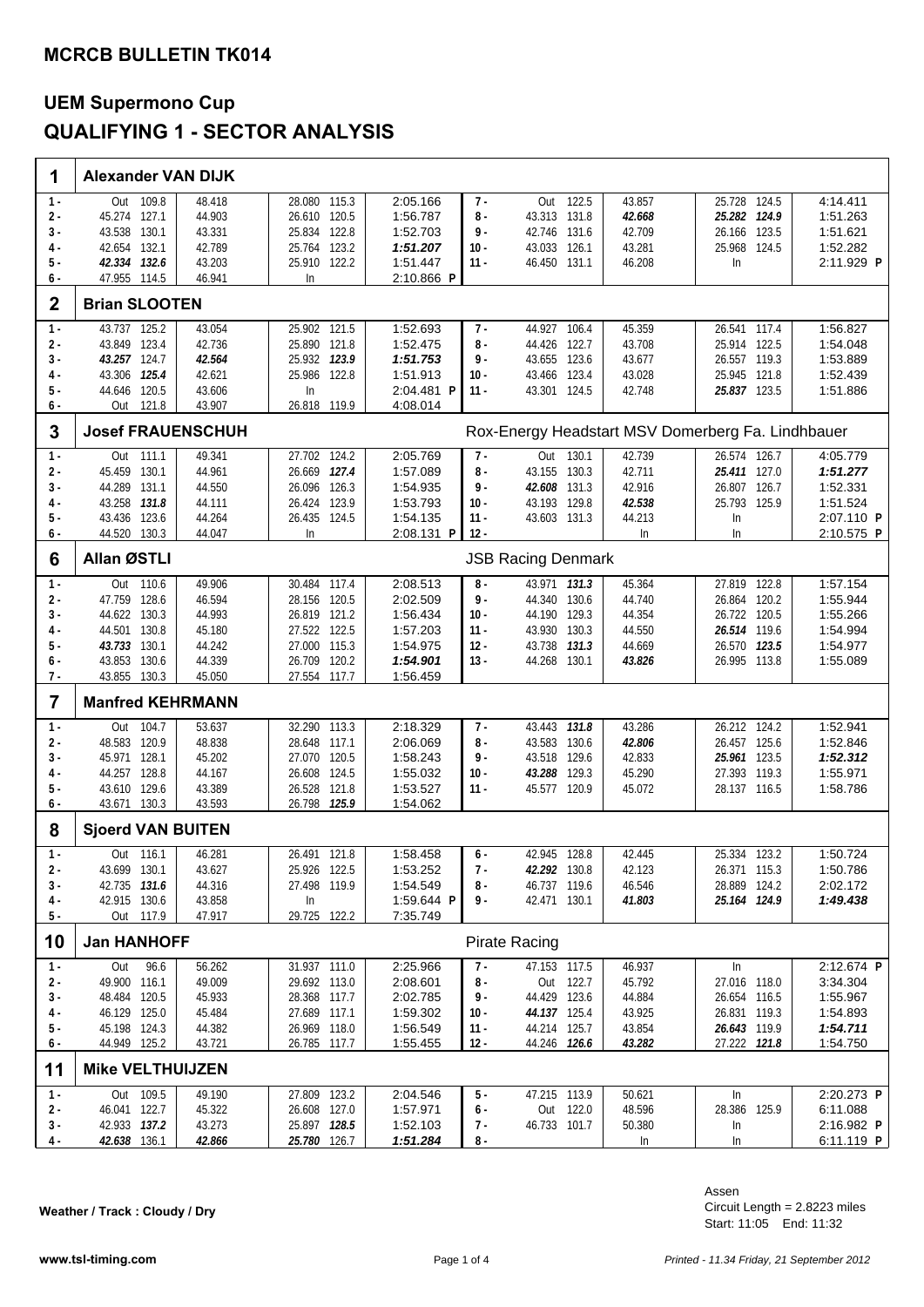## MCRCB BULLETIN TK014

# UEM Supermono Cup

# QUALIFYING 1 - SECTOR ANALYSIS

## 1 Alexander VAN DIJK

| Lap | S1 | Speed | S2 | S3 | Speed | Time | Lap | S1 | Speed | S2 | S3 | Speed | Time |
|---|---|---|---|---|---|---|---|---|---|---|---|---|---|
| 1 - | Out | 109.8 | 48.418 | 28.080 | 115.3 | 2:05.166 | 7 - | Out | 122.5 | 43.857 | 25.728 | 124.5 | 4:14.411 |
| 2 - | 45.274 | 127.1 | 44.903 | 26.610 | 120.5 | 1:56.787 | 8 - | 43.313 | 131.8 | *42.668* | *25.282* | *124.9* | 1:51.263 |
| 3 - | 43.538 | 130.1 | 43.331 | 25.834 | 122.8 | 1:52.703 | 9 - | 42.746 | 131.6 | 42.709 | 26.166 | 123.5 | 1:51.621 |
| 4 - | 42.654 | 132.1 | 42.789 | 25.764 | 123.2 | *1:51.207* | 10 - | 43.033 | 126.1 | 43.281 | 25.968 | 124.5 | 1:52.282 |
| 5 - | *42.334* | *132.6* | 43.203 | 25.910 | 122.2 | 1:51.447 | 11 - | 46.450 | 131.1 | 46.208 | In | | 2:11.929 **P** |
| 6 - | 47.955 | 114.5 | 46.941 | In | | 2:10.866 **P** | | | | | | | |

## 2 Brian SLOOTEN

| Lap | S1 | Speed | S2 | S3 | Speed | Time | Lap | S1 | Speed | S2 | S3 | Speed | Time |
|---|---|---|---|---|---|---|---|---|---|---|---|---|---|
| 1 - | 43.737 | 125.2 | 43.054 | 25.902 | 121.5 | 1:52.693 | 7 - | 44.927 | 106.4 | 45.359 | 26.541 | 117.4 | 1:56.827 |
| 2 - | 43.849 | 123.4 | 42.736 | 25.890 | 121.8 | 1:52.475 | 8 - | 44.426 | 122.7 | 43.708 | 25.914 | 122.5 | 1:54.048 |
| 3 - | *43.257* | 124.7 | *42.564* | 25.932 | *123.9* | *1:51.753* | 9 - | 43.655 | 123.6 | 43.677 | 26.557 | 119.3 | 1:53.889 |
| 4 - | 43.306 | *125.4* | 42.621 | 25.986 | 122.8 | 1:51.913 | 10 - | 43.466 | 123.4 | 43.028 | 25.945 | 121.8 | 1:52.439 |
| 5 - | 44.646 | 120.5 | 43.606 | In | | 2:04.481 **P** | 11 - | 43.301 | 124.5 | 42.748 | *25.837* | 123.5 | 1:51.886 |
| 6 - | Out | 121.8 | 43.907 | 26.818 | 119.9 | 4:08.014 | | | | | | | |

## 3 Josef FRAUENSCHUH

Rox-Energy Headstart MSV Domerberg Fa. Lindhbauer

| Lap | S1 | Speed | S2 | S3 | Speed | Time | Lap | S1 | Speed | S2 | S3 | Speed | Time |
|---|---|---|---|---|---|---|---|---|---|---|---|---|---|
| 1 - | Out | 111.1 | 49.341 | 27.702 | 124.2 | 2:05.769 | 7 - | Out | 130.1 | 42.739 | 26.574 | 126.7 | 4:05.779 |
| 2 - | 45.459 | 130.1 | 44.961 | 26.669 | *127.4* | 1:57.089 | 8 - | 43.155 | 130.3 | 42.711 | *25.411* | 127.0 | *1:51.277* |
| 3 - | 44.289 | 131.1 | 44.550 | 26.096 | 126.3 | 1:54.935 | 9 - | *42.608* | 131.3 | 42.916 | 26.807 | 126.7 | 1:52.331 |
| 4 - | 43.258 | *131.8* | 44.111 | 26.424 | 123.9 | 1:53.793 | 10 - | 43.193 | 129.8 | *42.538* | 25.793 | 125.9 | 1:51.524 |
| 5 - | 43.436 | 123.6 | 44.264 | 26.435 | 124.5 | 1:54.135 | 11 - | 43.603 | 131.3 | 44.213 | In | | 2:07.110 **P** |
| 6 - | 44.520 | 130.3 | 44.047 | In | | 2:08.131 **P** | 12 - | | | In | In | | 2:10.575 **P** |

## 6 Allan ØSTLI

JSB Racing Denmark

| Lap | S1 | Speed | S2 | S3 | Speed | Time | Lap | S1 | Speed | S2 | S3 | Speed | Time |
|---|---|---|---|---|---|---|---|---|---|---|---|---|---|
| 1 - | Out | 110.6 | 49.906 | 30.484 | 117.4 | 2:08.513 | 8 - | 43.971 | *131.3* | 45.364 | 27.819 | 122.8 | 1:57.154 |
| 2 - | 47.759 | 128.6 | 46.594 | 28.156 | 120.5 | 2:02.509 | 9 - | 44.340 | 130.6 | 44.740 | 26.864 | 120.2 | 1:55.944 |
| 3 - | 44.622 | 130.3 | 44.993 | 26.819 | 121.2 | 1:56.434 | 10 - | 44.190 | 129.3 | 44.354 | 26.722 | 120.5 | 1:55.266 |
| 4 - | 44.501 | 130.8 | 45.180 | 27.522 | 122.5 | 1:57.203 | 11 - | 43.930 | 130.3 | 44.550 | *26.514* | 119.6 | 1:54.994 |
| 5 - | *43.733* | 130.1 | 44.242 | 27.000 | 115.3 | 1:54.975 | 12 - | 43.738 | *131.3* | 44.669 | 26.570 | *123.5* | 1:54.977 |
| 6 - | 43.853 | 130.6 | 44.339 | 26.709 | 120.2 | *1:54.901* | 13 - | 44.268 | 130.1 | *43.826* | 26.995 | 113.8 | 1:55.089 |
| 7 - | 43.855 | 130.3 | 45.050 | 27.554 | 117.7 | 1:56.459 | | | | | | | |

## 7 Manfred KEHRMANN

| Lap | S1 | Speed | S2 | S3 | Speed | Time | Lap | S1 | Speed | S2 | S3 | Speed | Time |
|---|---|---|---|---|---|---|---|---|---|---|---|---|---|
| 1 - | Out | 104.7 | 53.637 | 32.290 | 113.3 | 2:18.329 | 7 - | 43.443 | *131.8* | 43.286 | 26.212 | 124.2 | 1:52.941 |
| 2 - | 48.583 | 120.9 | 48.838 | 28.648 | 117.1 | 2:06.069 | 8 - | 43.583 | 130.6 | *42.806* | 26.457 | 125.6 | 1:52.846 |
| 3 - | 45.971 | 128.1 | 45.202 | 27.070 | 120.5 | 1:58.243 | 9 - | 43.518 | 129.6 | 42.833 | *25.961* | 123.5 | *1:52.312* |
| 4 - | 44.257 | 128.8 | 44.167 | 26.608 | 124.5 | 1:55.032 | 10 - | *43.288* | 129.3 | 45.290 | 27.393 | 119.3 | 1:55.971 |
| 5 - | 43.610 | 129.6 | 43.389 | 26.528 | 121.8 | 1:53.527 | 11 - | 45.577 | 120.9 | 45.072 | 28.137 | 116.5 | 1:58.786 |
| 6 - | 43.671 | 130.3 | 43.593 | 26.798 | *125.9* | 1:54.062 | | | | | | | |

## 8 Sjoerd VAN BUITEN

| Lap | S1 | Speed | S2 | S3 | Speed | Time | Lap | S1 | Speed | S2 | S3 | Speed | Time |
|---|---|---|---|---|---|---|---|---|---|---|---|---|---|
| 1 - | Out | 116.1 | 46.281 | 26.491 | 121.8 | 1:58.458 | 6 - | 42.945 | 128.8 | 42.445 | 25.334 | 123.2 | 1:50.724 |
| 2 - | 43.699 | 130.1 | 43.627 | 25.926 | 122.5 | 1:53.252 | 7 - | *42.292* | 130.8 | 42.123 | 26.371 | 115.3 | 1:50.786 |
| 3 - | 42.735 | *131.6* | 44.316 | 27.498 | 119.9 | 1:54.549 | 8 - | 46.737 | 119.6 | 46.546 | 28.889 | 124.2 | 2:02.172 |
| 4 - | 42.915 | 130.6 | 43.858 | In | | 1:59.644 **P** | 9 - | 42.471 | 130.1 | *41.803* | *25.164* | *124.9* | *1:49.438* |
| 5 - | Out | 117.9 | 47.917 | 29.725 | 122.2 | 7:35.749 | | | | | | | |

## 10 Jan HANHOFF

Pirate Racing

| Lap | S1 | Speed | S2 | S3 | Speed | Time | Lap | S1 | Speed | S2 | S3 | Speed | Time |
|---|---|---|---|---|---|---|---|---|---|---|---|---|---|
| 1 - | Out | 96.6 | 56.262 | 31.937 | 111.0 | 2:25.966 | 7 - | 47.153 | 117.5 | 46.937 | In | | 2:12.674 **P** |
| 2 - | 49.900 | 116.1 | 49.009 | 29.692 | 113.0 | 2:08.601 | 8 - | Out | 122.7 | 45.792 | 27.016 | 118.0 | 3:34.304 |
| 3 - | 48.484 | 120.5 | 45.933 | 28.368 | 117.7 | 2:02.785 | 9 - | 44.429 | 123.6 | 44.884 | 26.654 | 116.5 | 1:55.967 |
| 4 - | 46.129 | 125.0 | 45.484 | 27.689 | 117.1 | 1:59.302 | 10 - | *44.137* | 125.4 | 43.925 | 26.831 | 119.3 | 1:54.893 |
| 5 - | 45.198 | 124.3 | 44.382 | 26.969 | 118.0 | 1:56.549 | 11 - | 44.214 | 125.7 | 43.854 | *26.643* | 119.9 | *1:54.711* |
| 6 - | 44.949 | 125.2 | 43.721 | 26.785 | 117.7 | 1:55.455 | 12 - | 44.246 | *126.6* | *43.282* | 27.222 | *121.8* | 1:54.750 |

## 11 Mike VELTHUIJZEN

| Lap | S1 | Speed | S2 | S3 | Speed | Time | Lap | S1 | Speed | S2 | S3 | Speed | Time |
|---|---|---|---|---|---|---|---|---|---|---|---|---|---|
| 1 - | Out | 109.5 | 49.190 | 27.809 | 123.2 | 2:04.546 | 5 - | 47.215 | 113.9 | 50.621 | In | | 2:20.273 **P** |
| 2 - | 46.041 | 122.7 | 45.322 | 26.608 | 127.0 | 1:57.971 | 6 - | Out | 122.0 | 48.596 | 28.386 | 125.9 | 6:11.088 |
| 3 - | 42.933 | *137.2* | 43.273 | 25.897 | *128.5* | 1:52.103 | 7 - | 46.733 | 101.7 | 50.380 | In | | 2:16.982 **P** |
| 4 - | *42.638* | 136.1 | *42.866* | *25.780* | 126.7 | *1:51.284* | 8 - | | | In | In | | 6:11.119 **P** |

**Weather / Track : Cloudy / Dry**

Assen
Circuit Length = 2.8223 miles
Start: 11:05 End: 11:32

www.tsl-timing.com

*Printed - 11.34 Friday, 21 September 2012*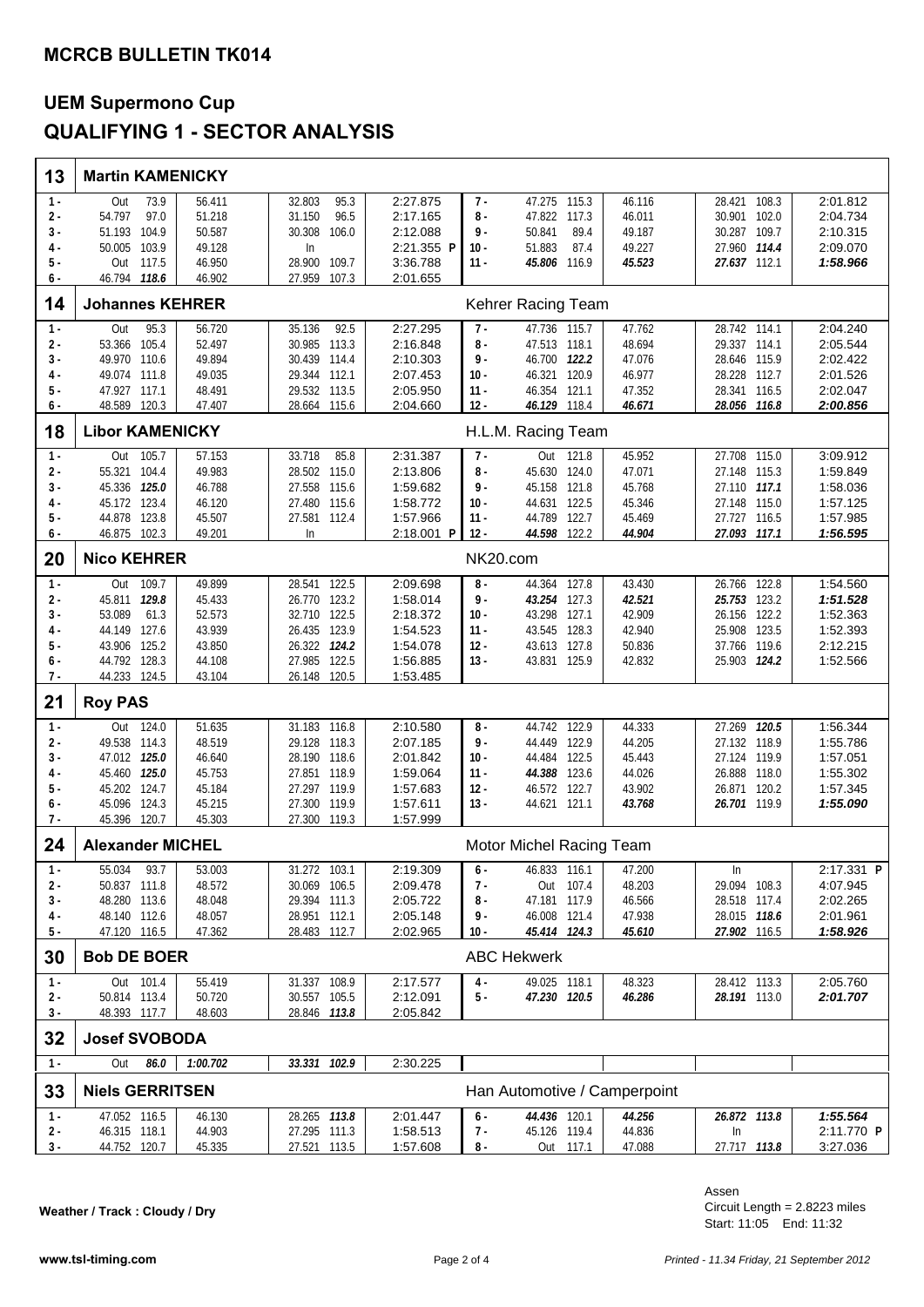## MCRCB BULLETIN TK014

# UEM Supermono Cup
# QUALIFYING 1 - SECTOR ANALYSIS

### 13 Martin KAMENICKY

| Lap | Sector 1 | Speed | Sector 2 | Sector 3 | Speed | Lap Time | Lap | Sector 1 | Speed | Sector 2 | Sector 3 | Speed | Lap Time |
|---|---|---|---|---|---|---|---|---|---|---|---|---|---|
| 1 - | Out | 73.9 | 56.411 | 32.803 | 95.3 | 2:27.875 | 7 - | 47.275 | 115.3 | 46.116 | 28.421 | 108.3 | 2:01.812 |
| 2 - | 54.797 | 97.0 | 51.218 | 31.150 | 96.5 | 2:17.165 | 8 - | 47.822 | 117.3 | 46.011 | 30.901 | 102.0 | 2:04.734 |
| 3 - | 51.193 | 104.9 | 50.587 | 30.308 | 106.0 | 2:12.088 | 9 - | 50.841 | 89.4 | 49.187 | 30.287 | 109.7 | 2:10.315 |
| 4 - | 50.005 | 103.9 | 49.128 | In | | 2:21.355 P | 10 - | 51.883 | 87.4 | 49.227 | 27.960 | ***114.4*** | 2:09.070 |
| 5 - | Out | 117.5 | 46.950 | 28.900 | 109.7 | 3:36.788 | 11 - | ***45.806*** | 116.9 | ***45.523*** | ***27.637*** | 112.1 | ***1:58.966*** |
| 6 - | 46.794 | ***118.6*** | 46.902 | 27.959 | 107.3 | 2:01.655 | | | | | | | |

### 14 Johannes KEHRER — Kehrer Racing Team

| Lap | Sector 1 | Speed | Sector 2 | Sector 3 | Speed | Lap Time | Lap | Sector 1 | Speed | Sector 2 | Sector 3 | Speed | Lap Time |
|---|---|---|---|---|---|---|---|---|---|---|---|---|---|
| 1 - | Out | 95.3 | 56.720 | 35.136 | 92.5 | 2:27.295 | 7 - | 47.736 | 115.7 | 47.762 | 28.742 | 114.1 | 2:04.240 |
| 2 - | 53.366 | 105.4 | 52.497 | 30.985 | 113.3 | 2:16.848 | 8 - | 47.513 | 118.1 | 48.694 | 29.337 | 114.1 | 2:05.544 |
| 3 - | 49.970 | 110.6 | 49.894 | 30.439 | 114.4 | 2:10.303 | 9 - | 46.700 | ***122.2*** | 47.076 | 28.646 | 115.9 | 2:02.422 |
| 4 - | 49.074 | 111.8 | 49.035 | 29.344 | 112.1 | 2:07.453 | 10 - | 46.321 | 120.9 | 46.977 | 28.228 | 112.7 | 2:01.526 |
| 5 - | 47.927 | 117.1 | 48.491 | 29.532 | 113.5 | 2:05.950 | 11 - | 46.354 | 121.1 | 47.352 | 28.341 | 116.5 | 2:02.047 |
| 6 - | 48.589 | 120.3 | 47.407 | 28.664 | 115.6 | 2:04.660 | 12 - | ***46.129*** | 118.4 | ***46.671*** | ***28.056*** | ***116.8*** | ***2:00.856*** |

### 18 Libor KAMENICKY — H.L.M. Racing Team

| Lap | Sector 1 | Speed | Sector 2 | Sector 3 | Speed | Lap Time | Lap | Sector 1 | Speed | Sector 2 | Sector 3 | Speed | Lap Time |
|---|---|---|---|---|---|---|---|---|---|---|---|---|---|
| 1 - | Out | 105.7 | 57.153 | 33.718 | 85.8 | 2:31.387 | 7 - | Out | 121.8 | 45.952 | 27.708 | 115.0 | 3:09.912 |
| 2 - | 55.321 | 104.4 | 49.983 | 28.502 | 115.0 | 2:13.806 | 8 - | 45.630 | 124.0 | 47.071 | 27.148 | 115.3 | 1:59.849 |
| 3 - | 45.336 | ***125.0*** | 46.788 | 27.558 | 115.6 | 1:59.682 | 9 - | 45.158 | 121.8 | 45.768 | 27.110 | ***117.1*** | 1:58.036 |
| 4 - | 45.172 | 123.4 | 46.120 | 27.480 | 115.6 | 1:58.772 | 10 - | 44.631 | 122.5 | 45.346 | 27.148 | 115.0 | 1:57.125 |
| 5 - | 44.878 | 123.8 | 45.507 | 27.581 | 112.4 | 1:57.966 | 11 - | 44.789 | 122.7 | 45.469 | 27.727 | 116.5 | 1:57.985 |
| 6 - | 46.875 | 102.3 | 49.201 | In | | 2:18.001 P | 12 - | ***44.598*** | 122.2 | ***44.904*** | ***27.093*** | ***117.1*** | ***1:56.595*** |

### 20 Nico KEHRER — NK20.com

| Lap | Sector 1 | Speed | Sector 2 | Sector 3 | Speed | Lap Time | Lap | Sector 1 | Speed | Sector 2 | Sector 3 | Speed | Lap Time |
|---|---|---|---|---|---|---|---|---|---|---|---|---|---|
| 1 - | Out | 109.7 | 49.899 | 28.541 | 122.5 | 2:09.698 | 8 - | 44.364 | 127.8 | 43.430 | 26.766 | 122.8 | 1:54.560 |
| 2 - | 45.811 | ***129.8*** | 45.433 | 26.770 | 123.2 | 1:58.014 | 9 - | ***43.254*** | 127.3 | ***42.521*** | ***25.753*** | 123.2 | ***1:51.528*** |
| 3 - | 53.089 | 61.3 | 52.573 | 32.710 | 122.5 | 2:18.372 | 10 - | 43.298 | 127.1 | 42.909 | 26.156 | 122.2 | 1:52.363 |
| 4 - | 44.149 | 127.6 | 43.939 | 26.435 | 123.9 | 1:54.523 | 11 - | 43.545 | 128.3 | 42.940 | 25.908 | 123.5 | 1:52.393 |
| 5 - | 43.906 | 125.2 | 43.850 | 26.322 | ***124.2*** | 1:54.078 | 12 - | 43.613 | 127.8 | 50.836 | 37.766 | 119.6 | 2:12.215 |
| 6 - | 44.792 | 128.3 | 44.108 | 27.985 | 122.5 | 1:56.885 | 13 - | 43.831 | 125.9 | 42.832 | 25.903 | ***124.2*** | 1:52.566 |
| 7 - | 44.233 | 124.5 | 43.104 | 26.148 | 120.5 | 1:53.485 | | | | | | | |

### 21 Roy PAS

| Lap | Sector 1 | Speed | Sector 2 | Sector 3 | Speed | Lap Time | Lap | Sector 1 | Speed | Sector 2 | Sector 3 | Speed | Lap Time |
|---|---|---|---|---|---|---|---|---|---|---|---|---|---|
| 1 - | Out | 124.0 | 51.635 | 31.183 | 116.8 | 2:10.580 | 8 - | 44.742 | 122.9 | 44.333 | 27.269 | ***120.5*** | 1:56.344 |
| 2 - | 49.538 | 114.3 | 48.519 | 29.128 | 118.3 | 2:07.185 | 9 - | 44.449 | 122.9 | 44.205 | 27.132 | 118.9 | 1:55.786 |
| 3 - | 47.012 | ***125.0*** | 46.640 | 28.190 | 118.6 | 2:01.842 | 10 - | 44.484 | 122.5 | 45.443 | 27.124 | 119.9 | 1:57.051 |
| 4 - | 45.460 | ***125.0*** | 45.753 | 27.851 | 118.9 | 1:59.064 | 11 - | ***44.388*** | 123.6 | 44.026 | 26.888 | 118.0 | 1:55.302 |
| 5 - | 45.202 | 124.7 | 45.184 | 27.297 | 119.9 | 1:57.683 | 12 - | 46.572 | 122.7 | 43.902 | 26.871 | 120.2 | 1:57.345 |
| 6 - | 45.096 | 124.3 | 45.215 | 27.300 | 119.9 | 1:57.611 | 13 - | 44.621 | 121.1 | ***43.768*** | ***26.701*** | 119.9 | ***1:55.090*** |
| 7 - | 45.396 | 120.7 | 45.303 | 27.300 | 119.3 | 1:57.999 | | | | | | | |

### 24 Alexander MICHEL — Motor Michel Racing Team

| Lap | Sector 1 | Speed | Sector 2 | Sector 3 | Speed | Lap Time | Lap | Sector 1 | Speed | Sector 2 | Sector 3 | Speed | Lap Time |
|---|---|---|---|---|---|---|---|---|---|---|---|---|---|
| 1 - | 55.034 | 93.7 | 53.003 | 31.272 | 103.1 | 2:19.309 | 6 - | 46.833 | 116.1 | 47.200 | In | | 2:17.331 P |
| 2 - | 50.837 | 111.8 | 48.572 | 30.069 | 106.5 | 2:09.478 | 7 - | Out | 107.4 | 48.203 | 29.094 | 108.3 | 4:07.945 |
| 3 - | 48.280 | 113.6 | 48.048 | 29.394 | 111.3 | 2:05.722 | 8 - | 47.181 | 117.9 | 46.566 | 28.518 | 117.4 | 2:02.265 |
| 4 - | 48.140 | 112.6 | 48.057 | 28.951 | 112.1 | 2:05.148 | 9 - | 46.008 | 121.4 | 47.938 | 28.015 | ***118.6*** | 2:01.961 |
| 5 - | 47.120 | 116.5 | 47.362 | 28.483 | 112.7 | 2:02.965 | 10 - | ***45.414*** | ***124.3*** | ***45.610*** | ***27.902*** | 116.5 | ***1:58.926*** |

### 30 Bob DE BOER — ABC Hekwerk

| Lap | Sector 1 | Speed | Sector 2 | Sector 3 | Speed | Lap Time | Lap | Sector 1 | Speed | Sector 2 | Sector 3 | Speed | Lap Time |
|---|---|---|---|---|---|---|---|---|---|---|---|---|---|
| 1 - | Out | 101.4 | 55.419 | 31.337 | 108.9 | 2:17.577 | 4 - | 49.025 | 118.1 | 48.323 | 28.412 | 113.3 | 2:05.760 |
| 2 - | 50.814 | 113.4 | 50.720 | 30.557 | 105.5 | 2:12.091 | 5 - | ***47.230*** | ***120.5*** | ***46.286*** | ***28.191*** | 113.0 | ***2:01.707*** |
| 3 - | 48.393 | 117.7 | 48.603 | 28.846 | ***113.8*** | 2:05.842 | | | | | | | |

### 32 Josef SVOBODA

| Lap | Sector 1 | Speed | Sector 2 | Sector 3 | Speed | Lap Time |
|---|---|---|---|---|---|---|
| 1 - | Out | ***86.0*** | ***1:00.702*** | ***33.331*** | ***102.9*** | 2:30.225 |

### 33 Niels GERRITSEN — Han Automotive / Camperpoint

| Lap | Sector 1 | Speed | Sector 2 | Sector 3 | Speed | Lap Time | Lap | Sector 1 | Speed | Sector 2 | Sector 3 | Speed | Lap Time |
|---|---|---|---|---|---|---|---|---|---|---|---|---|---|
| 1 - | 47.052 | 116.5 | 46.130 | 28.265 | ***113.8*** | 2:01.447 | 6 - | ***44.436*** | 120.1 | ***44.256*** | ***26.872*** | ***113.8*** | ***1:55.564*** |
| 2 - | 46.315 | 118.1 | 44.903 | 27.295 | 111.3 | 1:58.513 | 7 - | 45.126 | 119.4 | 44.836 | In | | 2:11.770 P |
| 3 - | 44.752 | 120.7 | 45.335 | 27.521 | 113.5 | 1:57.608 | 8 - | Out | 117.1 | 47.088 | 27.717 | ***113.8*** | 3:27.036 |

**Weather / Track : Cloudy / Dry**

Assen
Circuit Length = 2.8223 miles
Start: 11:05 End: 11:32

www.tsl-timing.com

*Printed - 11.34 Friday, 21 September 2012*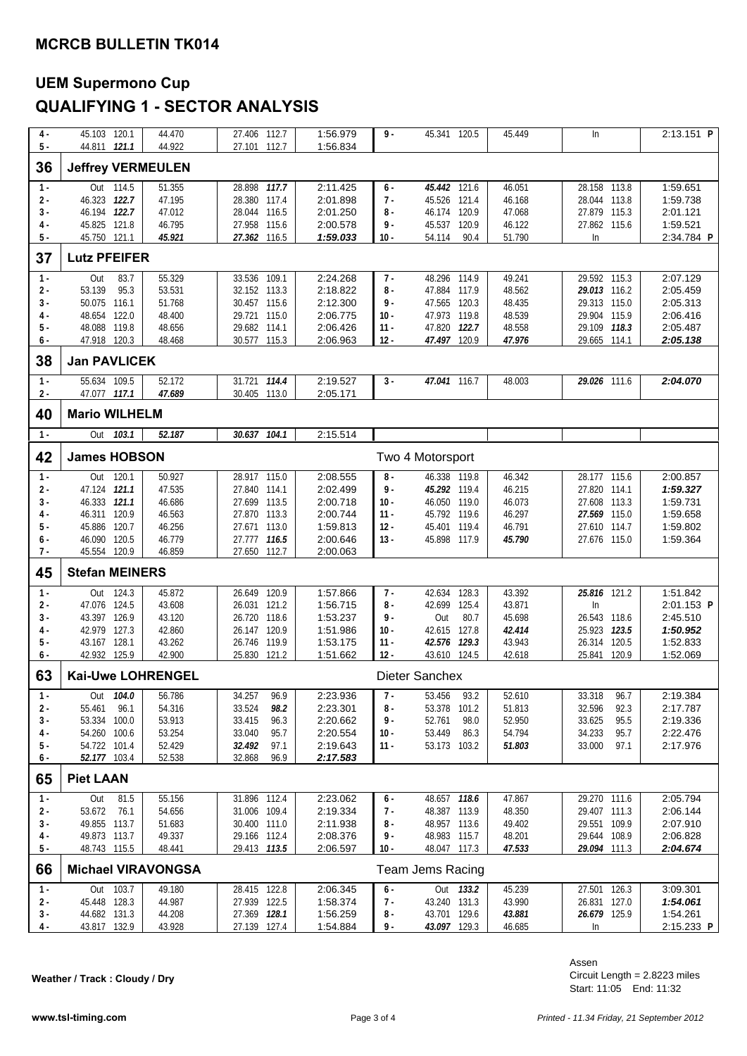## MCRCB BULLETIN TK014

# UEM Supermono Cup
# QUALIFYING 1 - SECTOR ANALYSIS

| Lap | S1 | Speed | S2 | S3 | Speed | Lap Time | Lap | S1 | Speed | S2 | S3 | Speed | Lap Time |
|---|---|---|---|---|---|---|---|---|---|---|---|---|---|
| 4 - | 45.103 | 120.1 | 44.470 | 27.406 | 112.7 | 1:56.979 | 9 - | 45.341 | 120.5 | 45.449 | In | | 2:13.151 P |
| 5 - | 44.811 | ***121.1*** | 44.922 | 27.101 | 112.7 | 1:56.834 | | | | | | | |

**36 Jeffrey VERMEULEN**

| Lap | S1 | Speed | S2 | S3 | Speed | Lap Time | Lap | S1 | Speed | S2 | S3 | Speed | Lap Time |
|---|---|---|---|---|---|---|---|---|---|---|---|---|---|
| 1 - | Out | 114.5 | 51.355 | 28.898 | ***117.7*** | 2:11.425 | 6 - | ***45.442*** | 121.6 | 46.051 | 28.158 | 113.8 | 1:59.651 |
| 2 - | 46.323 | ***122.7*** | 47.195 | 28.380 | 117.4 | 2:01.898 | 7 - | 45.526 | 121.4 | 46.168 | 28.044 | 113.8 | 1:59.738 |
| 3 - | 46.194 | ***122.7*** | 47.012 | 28.044 | 116.5 | 2:01.250 | 8 - | 46.174 | 120.9 | 47.068 | 27.879 | 115.3 | 2:01.121 |
| 4 - | 45.825 | 121.8 | 46.795 | 27.958 | 115.6 | 2:00.578 | 9 - | 45.537 | 120.9 | 46.122 | 27.862 | 115.6 | 1:59.521 |
| 5 - | 45.750 | 121.1 | ***45.921*** | ***27.362*** | 116.5 | ***1:59.033*** | 10 - | 54.114 | 90.4 | 51.790 | In | | 2:34.784 P |

**37 Lutz PFEIFER**

| Lap | S1 | Speed | S2 | S3 | Speed | Lap Time | Lap | S1 | Speed | S2 | S3 | Speed | Lap Time |
|---|---|---|---|---|---|---|---|---|---|---|---|---|---|
| 1 - | Out | 83.7 | 55.329 | 33.536 | 109.1 | 2:24.268 | 7 - | 48.296 | 114.9 | 49.241 | 29.592 | 115.3 | 2:07.129 |
| 2 - | 53.139 | 95.3 | 53.531 | 32.152 | 113.3 | 2:18.822 | 8 - | 47.884 | 117.9 | 48.562 | ***29.013*** | 116.2 | 2:05.459 |
| 3 - | 50.075 | 116.1 | 51.768 | 30.457 | 115.6 | 2:12.300 | 9 - | 47.565 | 120.3 | 48.435 | 29.313 | 115.0 | 2:05.313 |
| 4 - | 48.654 | 122.0 | 48.400 | 29.721 | 115.0 | 2:06.775 | 10 - | 47.973 | 119.8 | 48.539 | 29.904 | 115.9 | 2:06.416 |
| 5 - | 48.088 | 119.8 | 48.656 | 29.682 | 114.1 | 2:06.426 | 11 - | 47.820 | ***122.7*** | 48.558 | 29.109 | ***118.3*** | 2:05.487 |
| 6 - | 47.918 | 120.3 | 48.468 | 30.577 | 115.3 | 2:06.963 | 12 - | ***47.497*** | 120.9 | ***47.976*** | 29.665 | 114.1 | ***2:05.138*** |

**38 Jan PAVLICEK**

| Lap | S1 | Speed | S2 | S3 | Speed | Lap Time | Lap | S1 | Speed | S2 | S3 | Speed | Lap Time |
|---|---|---|---|---|---|---|---|---|---|---|---|---|---|
| 1 - | 55.634 | 109.5 | 52.172 | 31.721 | ***114.4*** | 2:19.527 | 3 - | ***47.041*** | 116.7 | 48.003 | ***29.026*** | 111.6 | ***2:04.070*** |
| 2 - | 47.077 | ***117.1*** | ***47.689*** | 30.405 | 113.0 | 2:05.171 | | | | | | | |

**40 Mario WILHELM**

| Lap | S1 | Speed | S2 | S3 | Speed | Lap Time |
|---|---|---|---|---|---|---|
| 1 - | Out | ***103.1*** | ***52.187*** | ***30.637*** | ***104.1*** | 2:15.514 |

**42 James HOBSON** — Two 4 Motorsport

| Lap | S1 | Speed | S2 | S3 | Speed | Lap Time | Lap | S1 | Speed | S2 | S3 | Speed | Lap Time |
|---|---|---|---|---|---|---|---|---|---|---|---|---|---|
| 1 - | Out | 120.1 | 50.927 | 28.917 | 115.0 | 2:08.555 | 8 - | 46.338 | 119.8 | 46.342 | 28.177 | 115.6 | 2:00.857 |
| 2 - | 47.124 | ***121.1*** | 47.535 | 27.840 | 114.1 | 2:02.499 | 9 - | ***45.292*** | 119.4 | 46.215 | 27.820 | 114.1 | ***1:59.327*** |
| 3 - | 46.333 | ***121.1*** | 46.686 | 27.699 | 113.5 | 2:00.718 | 10 - | 46.050 | 119.0 | 46.073 | 27.608 | 113.3 | 1:59.731 |
| 4 - | 46.311 | 120.9 | 46.563 | 27.870 | 113.3 | 2:00.744 | 11 - | 45.792 | 119.6 | 46.297 | ***27.569*** | 115.0 | 1:59.658 |
| 5 - | 45.886 | 120.7 | 46.256 | 27.671 | 113.0 | 1:59.813 | 12 - | 45.401 | 119.4 | 46.791 | 27.610 | 114.7 | 1:59.802 |
| 6 - | 46.090 | 120.5 | 46.779 | 27.777 | ***116.5*** | 2:00.646 | 13 - | 45.898 | 117.9 | ***45.790*** | 27.676 | 115.0 | 1:59.364 |
| 7 - | 45.554 | 120.9 | 46.859 | 27.650 | 112.7 | 2:00.063 | | | | | | | |

**45 Stefan MEINERS**

| Lap | S1 | Speed | S2 | S3 | Speed | Lap Time | Lap | S1 | Speed | S2 | S3 | Speed | Lap Time |
|---|---|---|---|---|---|---|---|---|---|---|---|---|---|
| 1 - | Out | 124.3 | 45.872 | 26.649 | 120.9 | 1:57.866 | 7 - | 42.634 | 128.3 | 43.392 | ***25.816*** | 121.2 | 1:51.842 |
| 2 - | 47.076 | 124.5 | 43.608 | 26.031 | 121.2 | 1:56.715 | 8 - | 42.699 | 125.4 | 43.871 | In | | 2:01.153 P |
| 3 - | 43.397 | 126.9 | 43.120 | 26.720 | 118.6 | 1:53.237 | 9 - | Out | 80.7 | 45.698 | 26.543 | 118.6 | 2:45.510 |
| 4 - | 42.979 | 127.3 | 42.860 | 26.147 | 120.9 | 1:51.986 | 10 - | 42.615 | 127.8 | ***42.414*** | 25.923 | ***123.5*** | ***1:50.952*** |
| 5 - | 43.167 | 128.1 | 43.262 | 26.746 | 119.9 | 1:53.175 | 11 - | ***42.576*** | ***129.3*** | 43.943 | 26.314 | 120.5 | 1:52.833 |
| 6 - | 42.932 | 125.9 | 42.900 | 25.830 | 121.2 | 1:51.662 | 12 - | 43.610 | 124.5 | 42.618 | 25.841 | 120.9 | 1:52.069 |

**63 Kai-Uwe LOHRENGEL** — Dieter Sanchex

| Lap | S1 | Speed | S2 | S3 | Speed | Lap Time | Lap | S1 | Speed | S2 | S3 | Speed | Lap Time |
|---|---|---|---|---|---|---|---|---|---|---|---|---|---|
| 1 - | Out | ***104.0*** | 56.786 | 34.257 | 96.9 | 2:23.936 | 7 - | 53.456 | 93.2 | 52.610 | 33.318 | 96.7 | 2:19.384 |
| 2 - | 55.461 | 96.1 | 54.316 | 33.524 | ***98.2*** | 2:23.301 | 8 - | 53.378 | 101.2 | 51.813 | 32.596 | 92.3 | 2:17.787 |
| 3 - | 53.334 | 100.0 | 53.913 | 33.415 | 96.3 | 2:20.662 | 9 - | 52.761 | 98.0 | 52.950 | 33.625 | 95.5 | 2:19.336 |
| 4 - | 54.260 | 100.6 | 53.254 | 33.040 | 95.7 | 2:20.554 | 10 - | 53.449 | 86.3 | 54.794 | 34.233 | 95.7 | 2:22.476 |
| 5 - | 54.722 | 101.4 | 52.429 | ***32.492*** | 97.1 | 2:19.643 | 11 - | 53.173 | 103.2 | ***51.803*** | 33.000 | 97.1 | 2:17.976 |
| 6 - | ***52.177*** | 103.4 | 52.538 | 32.868 | 96.9 | ***2:17.583*** | | | | | | | |

**65 Piet LAAN**

| Lap | S1 | Speed | S2 | S3 | Speed | Lap Time | Lap | S1 | Speed | S2 | S3 | Speed | Lap Time |
|---|---|---|---|---|---|---|---|---|---|---|---|---|---|
| 1 - | Out | 81.5 | 55.156 | 31.896 | 112.4 | 2:23.062 | 6 - | 48.657 | ***118.6*** | 47.867 | 29.270 | 111.6 | 2:05.794 |
| 2 - | 53.672 | 76.1 | 54.656 | 31.006 | 109.4 | 2:19.334 | 7 - | 48.387 | 113.9 | 48.350 | 29.407 | 111.3 | 2:06.144 |
| 3 - | 49.855 | 113.7 | 51.683 | 30.400 | 111.0 | 2:11.938 | 8 - | 48.957 | 113.6 | 49.402 | 29.551 | 109.9 | 2:07.910 |
| 4 - | 49.873 | 113.7 | 49.337 | 29.166 | 112.4 | 2:08.376 | 9 - | 48.983 | 115.7 | 48.201 | 29.644 | 108.9 | 2:06.828 |
| 5 - | 48.743 | 115.5 | 48.441 | 29.413 | ***113.5*** | 2:06.597 | 10 - | 48.047 | 117.3 | ***47.533*** | ***29.094*** | 111.3 | ***2:04.674*** |

**66 Michael VIRAVONGSA** — Team Jems Racing

| Lap | S1 | Speed | S2 | S3 | Speed | Lap Time | Lap | S1 | Speed | S2 | S3 | Speed | Lap Time |
|---|---|---|---|---|---|---|---|---|---|---|---|---|---|
| 1 - | Out | 103.7 | 49.180 | 28.415 | 122.8 | 2:06.345 | 6 - | Out | ***133.2*** | 45.239 | 27.501 | 126.3 | 3:09.301 |
| 2 - | 45.448 | 128.3 | 44.987 | 27.939 | 122.5 | 1:58.374 | 7 - | 43.240 | 131.3 | 43.990 | 26.831 | 127.0 | ***1:54.061*** |
| 3 - | 44.682 | 131.3 | 44.208 | 27.369 | ***128.1*** | 1:56.259 | 8 - | 43.701 | 129.6 | ***43.881*** | ***26.679*** | 125.9 | 1:54.261 |
| 4 - | 43.817 | 132.9 | 43.928 | 27.139 | 127.4 | 1:54.884 | 9 - | ***43.097*** | 129.3 | 46.685 | In | | 2:15.233 P |

**Weather / Track : Cloudy / Dry**

Assen
Circuit Length = 2.8223 miles
Start: 11:05 End: 11:32

www.tsl-timing.com

*Printed - 11.34 Friday, 21 September 2012*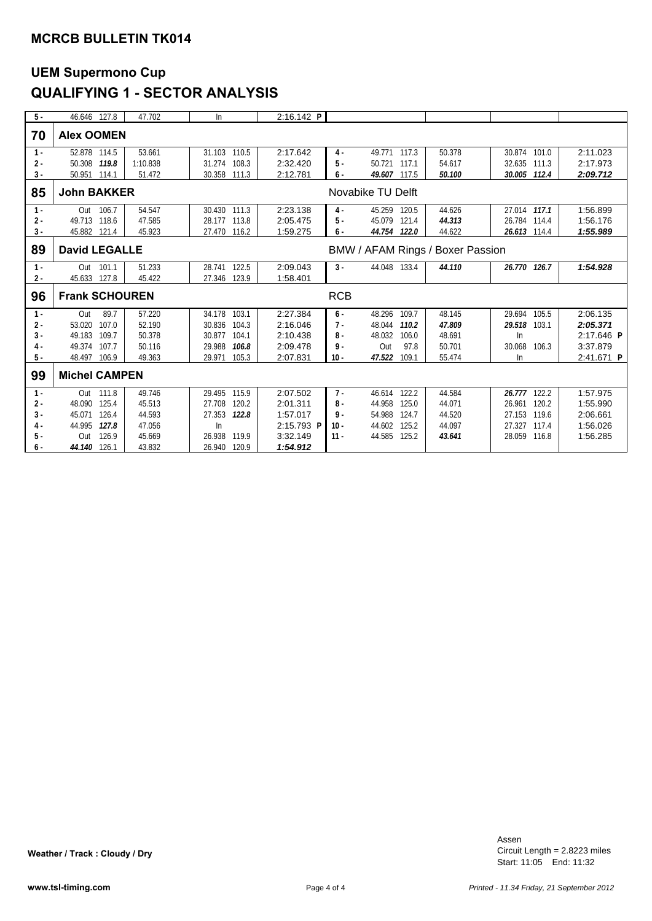**MCRCB BULLETIN TK014**

## UEM Supermono Cup
## QUALIFYING 1 - SECTOR ANALYSIS

| Lap | S1 | | S2 | S3 | | Lap Time | Lap | S1 | | S2 | S3 | | Lap Time |
|---|---|---|---|---|---|---|---|---|---|---|---|---|---|
| 5 - | 46.646 | 127.8 | 47.702 | In | | 2:16.142 P | | | | | | | |
| **70** | **Alex OOMEN** | | | | | | | | | | | | |
| 1 - | 52.878 | 114.5 | 53.661 | 31.103 | 110.5 | 2:17.642 | 4 - | 49.771 | 117.3 | 50.378 | 30.874 | 101.0 | 2:11.023 |
| 2 - | 50.308 | ***119.8*** | 1:10.838 | 31.274 | 108.3 | 2:32.420 | 5 - | 50.721 | 117.1 | 54.617 | 32.635 | 111.3 | 2:17.973 |
| 3 - | 50.951 | 114.1 | 51.472 | 30.358 | 111.3 | 2:12.781 | 6 - | ***49.607*** | 117.5 | ***50.100*** | ***30.005*** | ***112.4*** | ***2:09.712*** |
| **85** | **John BAKKER** | | | | | | Novabike TU Delft | | | | | | |
| 1 - | Out | 106.7 | 54.547 | 30.430 | 111.3 | 2:23.138 | 4 - | 45.259 | 120.5 | 44.626 | 27.014 | ***117.1*** | 1:56.899 |
| 2 - | 49.713 | 118.6 | 47.585 | 28.177 | 113.8 | 2:05.475 | 5 - | 45.079 | 121.4 | ***44.313*** | 26.784 | 114.4 | 1:56.176 |
| 3 - | 45.882 | 121.4 | 45.923 | 27.470 | 116.2 | 1:59.275 | 6 - | ***44.754*** | ***122.0*** | 44.622 | ***26.613*** | 114.4 | ***1:55.989*** |
| **89** | **David LEGALLE** | | | | | | BMW / AFAM Rings / Boxer Passion | | | | | | |
| 1 - | Out | 101.1 | 51.233 | 28.741 | 122.5 | 2:09.043 | 3 - | 44.048 | 133.4 | ***44.110*** | ***26.770*** | ***126.7*** | ***1:54.928*** |
| 2 - | 45.633 | 127.8 | 45.422 | 27.346 | 123.9 | 1:58.401 | | | | | | | |
| **96** | **Frank SCHOUREN** | | | | | | RCB | | | | | | |
| 1 - | Out | 89.7 | 57.220 | 34.178 | 103.1 | 2:27.384 | 6 - | 48.296 | 109.7 | 48.145 | 29.694 | 105.5 | 2:06.135 |
| 2 - | 53.020 | 107.0 | 52.190 | 30.836 | 104.3 | 2:16.046 | 7 - | 48.044 | ***110.2*** | ***47.809*** | ***29.518*** | 103.1 | ***2:05.371*** |
| 3 - | 49.183 | 109.7 | 50.378 | 30.877 | 104.1 | 2:10.438 | 8 - | 48.032 | 106.0 | 48.691 | In | | 2:17.646 P |
| 4 - | 49.374 | 107.7 | 50.116 | 29.988 | ***106.8*** | 2:09.478 | 9 - | Out | 97.8 | 50.701 | 30.068 | 106.3 | 3:37.879 |
| 5 - | 48.497 | 106.9 | 49.363 | 29.971 | 105.3 | 2:07.831 | 10 - | ***47.522*** | 109.1 | 55.474 | In | | 2:41.671 P |
| **99** | **Michel CAMPEN** | | | | | | | | | | | | |
| 1 - | Out | 111.8 | 49.746 | 29.495 | 115.9 | 2:07.502 | 7 - | 46.614 | 122.2 | 44.584 | ***26.777*** | 122.2 | 1:57.975 |
| 2 - | 48.090 | 125.4 | 45.513 | 27.708 | 120.2 | 2:01.311 | 8 - | 44.958 | 125.0 | 44.071 | 26.961 | 120.2 | 1:55.990 |
| 3 - | 45.071 | 126.4 | 44.593 | 27.353 | ***122.8*** | 1:57.017 | 9 - | 54.988 | 124.7 | 44.520 | 27.153 | 119.6 | 2:06.661 |
| 4 - | 44.995 | ***127.8*** | 47.056 | In | | 2:15.793 P | 10 - | 44.602 | 125.2 | 44.097 | 27.327 | 117.4 | 1:56.026 |
| 5 - | Out | 126.9 | 45.669 | 26.938 | 119.9 | 3:32.149 | 11 - | 44.585 | 125.2 | ***43.641*** | 28.059 | 116.8 | 1:56.285 |
| 6 - | ***44.140*** | 126.1 | 43.832 | 26.940 | 120.9 | ***1:54.912*** | | | | | | | |

**Weather / Track : Cloudy / Dry**

Assen
Circuit Length = 2.8223 miles
Start: 11:05 End: 11:32

www.tsl-timing.com

*Printed - 11.34 Friday, 21 September 2012*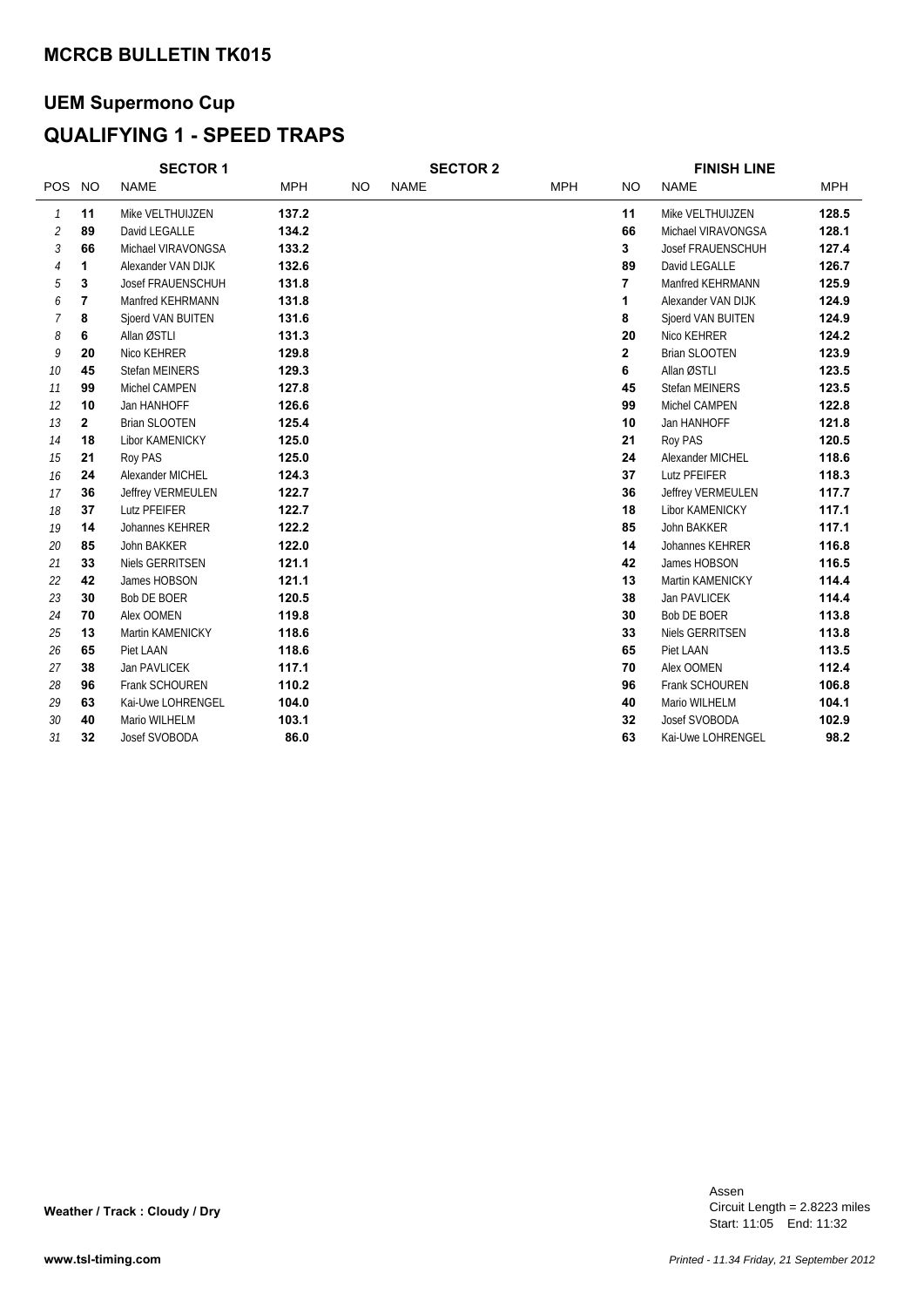## MCRCB BULLETIN TK015

## UEM Supermono Cup

## QUALIFYING 1 - SPEED TRAPS

| | SECTOR 1 | | | SECTOR 2 | | | FINISH LINE | | |
|---|---|---|---|---|---|---|---|---|---|
| POS | NO | NAME | MPH | NO | NAME | MPH | NO | NAME | MPH |
| 1 | 11 | Mike VELTHUIJZEN | 137.2 | | | | 11 | Mike VELTHUIJZEN | 128.5 |
| 2 | 89 | David LEGALLE | 134.2 | | | | 66 | Michael VIRAVONGSA | 128.1 |
| 3 | 66 | Michael VIRAVONGSA | 133.2 | | | | 3 | Josef FRAUENSCHUH | 127.4 |
| 4 | 1 | Alexander VAN DIJK | 132.6 | | | | 89 | David LEGALLE | 126.7 |
| 5 | 3 | Josef FRAUENSCHUH | 131.8 | | | | 7 | Manfred KEHRMANN | 125.9 |
| 6 | 7 | Manfred KEHRMANN | 131.8 | | | | 1 | Alexander VAN DIJK | 124.9 |
| 7 | 8 | Sjoerd VAN BUITEN | 131.6 | | | | 8 | Sjoerd VAN BUITEN | 124.9 |
| 8 | 6 | Allan ØSTLI | 131.3 | | | | 20 | Nico KEHRER | 124.2 |
| 9 | 20 | Nico KEHRER | 129.8 | | | | 2 | Brian SLOOTEN | 123.9 |
| 10 | 45 | Stefan MEINERS | 129.3 | | | | 6 | Allan ØSTLI | 123.5 |
| 11 | 99 | Michel CAMPEN | 127.8 | | | | 45 | Stefan MEINERS | 123.5 |
| 12 | 10 | Jan HANHOFF | 126.6 | | | | 99 | Michel CAMPEN | 122.8 |
| 13 | 2 | Brian SLOOTEN | 125.4 | | | | 10 | Jan HANHOFF | 121.8 |
| 14 | 18 | Libor KAMENICKY | 125.0 | | | | 21 | Roy PAS | 120.5 |
| 15 | 21 | Roy PAS | 125.0 | | | | 24 | Alexander MICHEL | 118.6 |
| 16 | 24 | Alexander MICHEL | 124.3 | | | | 37 | Lutz PFEIFER | 118.3 |
| 17 | 36 | Jeffrey VERMEULEN | 122.7 | | | | 36 | Jeffrey VERMEULEN | 117.7 |
| 18 | 37 | Lutz PFEIFER | 122.7 | | | | 18 | Libor KAMENICKY | 117.1 |
| 19 | 14 | Johannes KEHRER | 122.2 | | | | 85 | John BAKKER | 117.1 |
| 20 | 85 | John BAKKER | 122.0 | | | | 14 | Johannes KEHRER | 116.8 |
| 21 | 33 | Niels GERRITSEN | 121.1 | | | | 42 | James HOBSON | 116.5 |
| 22 | 42 | James HOBSON | 121.1 | | | | 13 | Martin KAMENICKY | 114.4 |
| 23 | 30 | Bob DE BOER | 120.5 | | | | 38 | Jan PAVLICEK | 114.4 |
| 24 | 70 | Alex OOMEN | 119.8 | | | | 30 | Bob DE BOER | 113.8 |
| 25 | 13 | Martin KAMENICKY | 118.6 | | | | 33 | Niels GERRITSEN | 113.8 |
| 26 | 65 | Piet LAAN | 118.6 | | | | 65 | Piet LAAN | 113.5 |
| 27 | 38 | Jan PAVLICEK | 117.1 | | | | 70 | Alex OOMEN | 112.4 |
| 28 | 96 | Frank SCHOUREN | 110.2 | | | | 96 | Frank SCHOUREN | 106.8 |
| 29 | 63 | Kai-Uwe LOHRENGEL | 104.0 | | | | 40 | Mario WILHELM | 104.1 |
| 30 | 40 | Mario WILHELM | 103.1 | | | | 32 | Josef SVOBODA | 102.9 |
| 31 | 32 | Josef SVOBODA | 86.0 | | | | 63 | Kai-Uwe LOHRENGEL | 98.2 |

**Weather / Track : Cloudy / Dry**

Assen
Circuit Length = 2.8223 miles
Start: 11:05 End: 11:32

www.tsl-timing.com

*Printed - 11.34 Friday, 21 September 2012*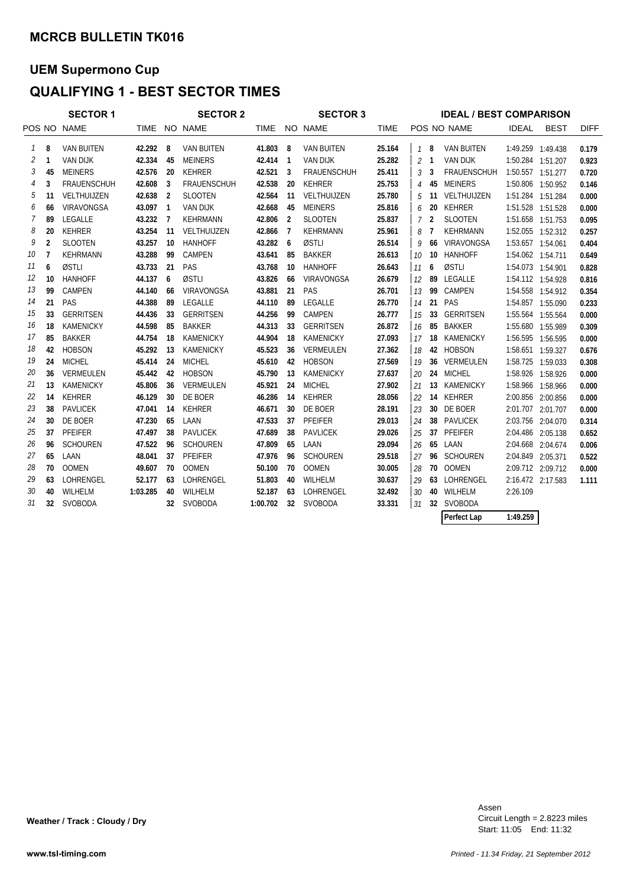## MCRCB BULLETIN TK016

## UEM Supermono Cup

## QUALIFYING 1 - BEST SECTOR TIMES

| SECTOR 1 | | | | SECTOR 2 | | | SECTOR 3 | | | IDEAL / BEST COMPARISON | | | | | |
|---|---|---|---|---|---|---|---|---|---|---|---|---|---|---|---|
| POS | NO | NAME | TIME | NO | NAME | TIME | NO | NAME | TIME | POS | NO | NAME | IDEAL | BEST | DIFF |
| 1 | 8 | VAN BUITEN | 42.292 | 8 | VAN BUITEN | 41.803 | 8 | VAN BUITEN | 25.164 | 1 | 8 | VAN BUITEN | 1:49.259 | 1:49.438 | 0.179 |
| 2 | 1 | VAN DIJK | 42.334 | 45 | MEINERS | 42.414 | 1 | VAN DIJK | 25.282 | 2 | 1 | VAN DIJK | 1:50.284 | 1:51.207 | 0.923 |
| 3 | 45 | MEINERS | 42.576 | 20 | KEHRER | 42.521 | 3 | FRAUENSCHUH | 25.411 | 3 | 3 | FRAUENSCHUH | 1:50.557 | 1:51.277 | 0.720 |
| 4 | 3 | FRAUENSCHUH | 42.608 | 3 | FRAUENSCHUH | 42.538 | 20 | KEHRER | 25.753 | 4 | 45 | MEINERS | 1:50.806 | 1:50.952 | 0.146 |
| 5 | 11 | VELTHUIJZEN | 42.638 | 2 | SLOOTEN | 42.564 | 11 | VELTHUIJZEN | 25.780 | 5 | 11 | VELTHUIJZEN | 1:51.284 | 1:51.284 | 0.000 |
| 6 | 66 | VIRAVONGSA | 43.097 | 1 | VAN DIJK | 42.668 | 45 | MEINERS | 25.816 | 6 | 20 | KEHRER | 1:51.528 | 1:51.528 | 0.000 |
| 7 | 89 | LEGALLE | 43.232 | 7 | KEHRMANN | 42.806 | 2 | SLOOTEN | 25.837 | 7 | 2 | SLOOTEN | 1:51.658 | 1:51.753 | 0.095 |
| 8 | 20 | KEHRER | 43.254 | 11 | VELTHUIJZEN | 42.866 | 7 | KEHRMANN | 25.961 | 8 | 7 | KEHRMANN | 1:52.055 | 1:52.312 | 0.257 |
| 9 | 2 | SLOOTEN | 43.257 | 10 | HANHOFF | 43.282 | 6 | ØSTLI | 26.514 | 9 | 66 | VIRAVONGSA | 1:53.657 | 1:54.061 | 0.404 |
| 10 | 7 | KEHRMANN | 43.288 | 99 | CAMPEN | 43.641 | 85 | BAKKER | 26.613 | 10 | 10 | HANHOFF | 1:54.062 | 1:54.711 | 0.649 |
| 11 | 6 | ØSTLI | 43.733 | 21 | PAS | 43.768 | 10 | HANHOFF | 26.643 | 11 | 6 | ØSTLI | 1:54.073 | 1:54.901 | 0.828 |
| 12 | 10 | HANHOFF | 44.137 | 6 | ØSTLI | 43.826 | 66 | VIRAVONGSA | 26.679 | 12 | 89 | LEGALLE | 1:54.112 | 1:54.928 | 0.816 |
| 13 | 99 | CAMPEN | 44.140 | 66 | VIRAVONGSA | 43.881 | 21 | PAS | 26.701 | 13 | 99 | CAMPEN | 1:54.558 | 1:54.912 | 0.354 |
| 14 | 21 | PAS | 44.388 | 89 | LEGALLE | 44.110 | 89 | LEGALLE | 26.770 | 14 | 21 | PAS | 1:54.857 | 1:55.090 | 0.233 |
| 15 | 33 | GERRITSEN | 44.436 | 33 | GERRITSEN | 44.256 | 99 | CAMPEN | 26.777 | 15 | 33 | GERRITSEN | 1:55.564 | 1:55.564 | 0.000 |
| 16 | 18 | KAMENICKY | 44.598 | 85 | BAKKER | 44.313 | 33 | GERRITSEN | 26.872 | 16 | 85 | BAKKER | 1:55.680 | 1:55.989 | 0.309 |
| 17 | 85 | BAKKER | 44.754 | 18 | KAMENICKY | 44.904 | 18 | KAMENICKY | 27.093 | 17 | 18 | KAMENICKY | 1:56.595 | 1:56.595 | 0.000 |
| 18 | 42 | HOBSON | 45.292 | 13 | KAMENICKY | 45.523 | 36 | VERMEULEN | 27.362 | 18 | 42 | HOBSON | 1:58.651 | 1:59.327 | 0.676 |
| 19 | 24 | MICHEL | 45.414 | 24 | MICHEL | 45.610 | 42 | HOBSON | 27.569 | 19 | 36 | VERMEULEN | 1:58.725 | 1:59.033 | 0.308 |
| 20 | 36 | VERMEULEN | 45.442 | 42 | HOBSON | 45.790 | 13 | KAMENICKY | 27.637 | 20 | 24 | MICHEL | 1:58.926 | 1:58.926 | 0.000 |
| 21 | 13 | KAMENICKY | 45.806 | 36 | VERMEULEN | 45.921 | 24 | MICHEL | 27.902 | 21 | 13 | KAMENICKY | 1:58.966 | 1:58.966 | 0.000 |
| 22 | 14 | KEHRER | 46.129 | 30 | DE BOER | 46.286 | 14 | KEHRER | 28.056 | 22 | 14 | KEHRER | 2:00.856 | 2:00.856 | 0.000 |
| 23 | 38 | PAVLICEK | 47.041 | 14 | KEHRER | 46.671 | 30 | DE BOER | 28.191 | 23 | 30 | DE BOER | 2:01.707 | 2:01.707 | 0.000 |
| 24 | 30 | DE BOER | 47.230 | 65 | LAAN | 47.533 | 37 | PFEIFER | 29.013 | 24 | 38 | PAVLICEK | 2:03.756 | 2:04.070 | 0.314 |
| 25 | 37 | PFEIFER | 47.497 | 38 | PAVLICEK | 47.689 | 38 | PAVLICEK | 29.026 | 25 | 37 | PFEIFER | 2:04.486 | 2:05.138 | 0.652 |
| 26 | 96 | SCHOUREN | 47.522 | 96 | SCHOUREN | 47.809 | 65 | LAAN | 29.094 | 26 | 65 | LAAN | 2:04.668 | 2:04.674 | 0.006 |
| 27 | 65 | LAAN | 48.041 | 37 | PFEIFER | 47.976 | 96 | SCHOUREN | 29.518 | 27 | 96 | SCHOUREN | 2:04.849 | 2:05.371 | 0.522 |
| 28 | 70 | OOMEN | 49.607 | 70 | OOMEN | 50.100 | 70 | OOMEN | 30.005 | 28 | 70 | OOMEN | 2:09.712 | 2:09.712 | 0.000 |
| 29 | 63 | LOHRENGEL | 52.177 | 63 | LOHRENGEL | 51.803 | 40 | WILHELM | 30.637 | 29 | 63 | LOHRENGEL | 2:16.472 | 2:17.583 | 1.111 |
| 30 | 40 | WILHELM | 1:03.285 | 40 | WILHELM | 52.187 | 63 | LOHRENGEL | 32.492 | 30 | 40 | WILHELM | 2:26.109 | | |
| 31 | 32 | SVOBODA | | 32 | SVOBODA | 1:00.702 | 32 | SVOBODA | 33.331 | 31 | 32 | SVOBODA | | | |
| | | | | | | | | | | | | Perfect Lap | 1:49.259 | | |

**Weather / Track : Cloudy / Dry**

Assen
Circuit Length = 2.8223 miles
Start: 11:05 End: 11:32

**www.tsl-timing.com**

*Printed - 11.34 Friday, 21 September 2012*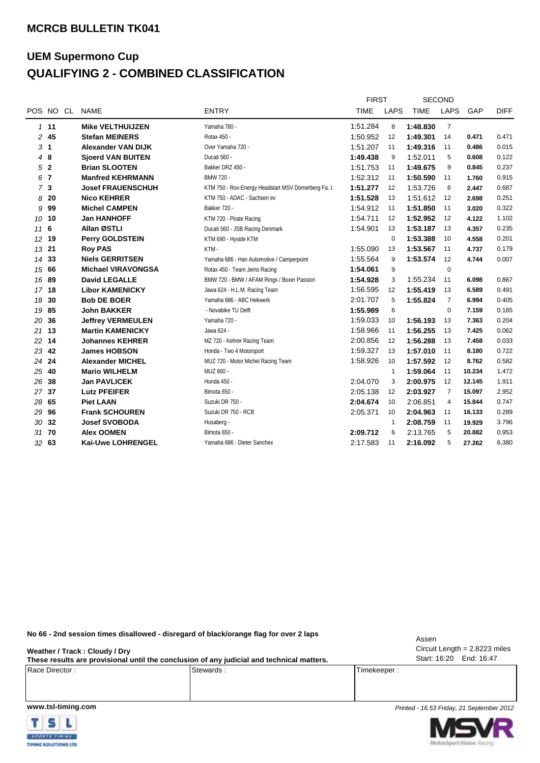**MCRCB BULLETIN TK041**

## UEM Supermono Cup
## QUALIFYING 2 - COMBINED CLASSIFICATION

| POS | NO | CL | NAME | ENTRY | FIRST TIME | FIRST LAPS | SECOND TIME | SECOND LAPS | GAP | DIFF |
|---|---|---|---|---|---|---|---|---|---|---|
| 1 | 11 | | Mike VELTHUIJZEN | Yamaha 780 - | 1:51.284 | 8 | **1:48.830** | 7 | | |
| 2 | 45 | | Stefan MEINERS | Rotax 450 - | 1:50.952 | 12 | **1:49.301** | 14 | 0.471 | 0.471 |
| 3 | 1 | | Alexander VAN DIJK | Over Yamaha 720 - | 1:51.207 | 11 | **1:49.316** | 11 | 0.486 | 0.015 |
| 4 | 8 | | Sjoerd VAN BUITEN | Ducati 560 - | **1:49.438** | 9 | 1:52.011 | 5 | 0.608 | 0.122 |
| 5 | 2 | | Brian SLOOTEN | Bakker DRZ 450 - | 1:51.753 | 11 | **1:49.675** | 9 | 0.845 | 0.237 |
| 6 | 7 | | Manfred KEHRMANN | BMW 720 - | 1:52.312 | 11 | **1:50.590** | 11 | 1.760 | 0.915 |
| 7 | 3 | | Josef FRAUENSCHUH | KTM 750 - Rox-Energy Headstart MSV Domerberg Fa. L | **1:51.277** | 12 | 1:53.726 | 6 | 2.447 | 0.687 |
| 8 | 20 | | Nico KEHRER | KTM 750 - ADAC - Sachsen ev | **1:51.528** | 13 | 1:51.612 | 12 | 2.698 | 0.251 |
| 9 | 99 | | Michel CAMPEN | Bakker 720 - | 1:54.912 | 11 | **1:51.850** | 11 | 3.020 | 0.322 |
| 10 | 10 | | Jan HANHOFF | KTM 720 - Pirate Racing | 1:54.711 | 12 | **1:52.952** | 12 | 4.122 | 1.102 |
| 11 | 6 | | Allan ØSTLI | Ducati 560 - JSB Racing Denmark | 1:54.901 | 13 | **1:53.187** | 13 | 4.357 | 0.235 |
| 12 | 19 | | Perry GOLDSTEIN | KTM 690 - Hyside KTM | | 0 | **1:53.388** | 10 | 4.558 | 0.201 |
| 13 | 21 | | Roy PAS | KTM - | 1:55.090 | 13 | **1:53.567** | 11 | 4.737 | 0.179 |
| 14 | 33 | | Niels GERRITSEN | Yamaha 686 - Han Automotive / Camperpoint | 1:55.564 | 9 | **1:53.574** | 12 | 4.744 | 0.007 |
| 15 | 66 | | Michael VIRAVONGSA | Rotax 450 - Team Jems Racing | **1:54.061** | 9 | | 0 | | |
| 16 | 89 | | David LEGALLE | BMW 720 - BMW / AFAM Rings / Boxer Passion | **1:54.928** | 3 | 1:55.234 | 11 | 6.098 | 0.867 |
| 17 | 18 | | Libor KAMENICKY | Jawa 624 - H.L.M. Racing Team | 1:56.595 | 12 | **1:55.419** | 13 | 6.589 | 0.491 |
| 18 | 30 | | Bob DE BOER | Yamaha 686 - ABC Hekwerk | 2:01.707 | 5 | **1:55.824** | 7 | 6.994 | 0.405 |
| 19 | 85 | | John BAKKER | - Novabike TU Delft | **1:55.989** | 6 | | 0 | 7.159 | 0.165 |
| 20 | 36 | | Jeffrey VERMEULEN | Yamaha 720 - | 1:59.033 | 10 | **1:56.193** | 13 | 7.363 | 0.204 |
| 21 | 13 | | Martin KAMENICKY | Jawa 624 - | 1:58.966 | 11 | **1:56.255** | 13 | 7.425 | 0.062 |
| 22 | 14 | | Johannes KEHRER | MZ 720 - Kehrer Racing Team | 2:00.856 | 12 | **1:56.288** | 13 | 7.458 | 0.033 |
| 23 | 42 | | James HOBSON | Honda - Two 4 Motorsport | 1:59.327 | 13 | **1:57.010** | 11 | 8.180 | 0.722 |
| 24 | 24 | | Alexander MICHEL | MUZ 720 - Motor Michel Racing Team | 1:58.926 | 10 | **1:57.592** | 12 | 8.762 | 0.582 |
| 25 | 40 | | Mario WILHELM | MUZ 660 - | | 1 | **1:59.064** | 11 | 10.234 | 1.472 |
| 26 | 38 | | Jan PAVLICEK | Honda 450 - | 2:04.070 | 3 | **2:00.975** | 12 | 12.145 | 1.911 |
| 27 | 37 | | Lutz PFEIFER | Bimota 650 - | 2:05.138 | 12 | **2:03.927** | 7 | 15.097 | 2.952 |
| 28 | 65 | | Piet LAAN | Suzuki DR 750 - | **2:04.674** | 10 | 2:06.851 | 4 | 15.844 | 0.747 |
| 29 | 96 | | Frank SCHOUREN | Suzuki DR 750 - RCB | 2:05.371 | 10 | **2:04.963** | 11 | 16.133 | 0.289 |
| 30 | 32 | | Josef SVOBODA | Husaberg - | | 1 | **2:08.759** | 11 | 19.929 | 3.796 |
| 31 | 70 | | Alex OOMEN | Bimota 650 - | **2:09.712** | 6 | 2:13.765 | 5 | 20.882 | 0.953 |
| 32 | 63 | | Kai-Uwe LOHRENGEL | Yamaha 686 - Dieter Sanchex | 2:17.583 | 11 | **2:16.092** | 5 | 27.262 | 6.380 |

**No 66 - 2nd session times disallowed - disregard of black/orange flag for over 2 laps**

Assen
Circuit Length = 2.8223 miles
Start: 16:20 End: 16:47

**Weather / Track : Cloudy / Dry**
**These results are provisional until the conclusion of any judicial and technical matters.**

| Race Director : | Stewards : | Timekeeper : |
|---|---|---|
| | | |

**www.tsl-timing.com**

*Printed - 16.53 Friday, 21 September 2012*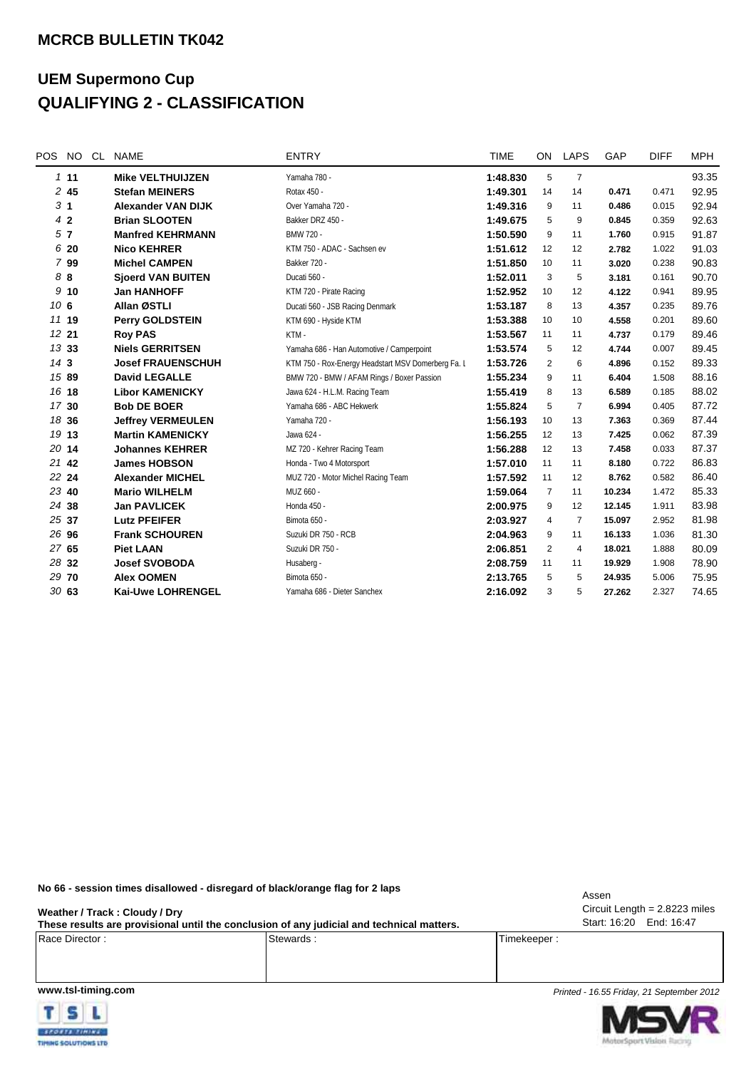## MCRCB BULLETIN TK042

# UEM Supermono Cup

# QUALIFYING 2 - CLASSIFICATION

| POS | NO | CL | NAME | ENTRY | TIME | ON | LAPS | GAP | DIFF | MPH |
|---|---|---|---|---|---|---|---|---|---|---|
| 1 | 11 | | **Mike VELTHUIJZEN** | Yamaha 780 - | 1:48.830 | 5 | 7 | | | 93.35 |
| 2 | 45 | | **Stefan MEINERS** | Rotax 450 - | 1:49.301 | 14 | 14 | 0.471 | 0.471 | 92.95 |
| 3 | 1 | | **Alexander VAN DIJK** | Over Yamaha 720 - | 1:49.316 | 9 | 11 | 0.486 | 0.015 | 92.94 |
| 4 | 2 | | **Brian SLOOTEN** | Bakker DRZ 450 - | 1:49.675 | 5 | 9 | 0.845 | 0.359 | 92.63 |
| 5 | 7 | | **Manfred KEHRMANN** | BMW 720 - | 1:50.590 | 9 | 11 | 1.760 | 0.915 | 91.87 |
| 6 | 20 | | **Nico KEHRER** | KTM 750 - ADAC - Sachsen ev | 1:51.612 | 12 | 12 | 2.782 | 1.022 | 91.03 |
| 7 | 99 | | **Michel CAMPEN** | Bakker 720 - | 1:51.850 | 10 | 11 | 3.020 | 0.238 | 90.83 |
| 8 | 8 | | **Sjoerd VAN BUITEN** | Ducati 560 - | 1:52.011 | 3 | 5 | 3.181 | 0.161 | 90.70 |
| 9 | 10 | | **Jan HANHOFF** | KTM 720 - Pirate Racing | 1:52.952 | 10 | 12 | 4.122 | 0.941 | 89.95 |
| 10 | 6 | | **Allan ØSTLI** | Ducati 560 - JSB Racing Denmark | 1:53.187 | 8 | 13 | 4.357 | 0.235 | 89.76 |
| 11 | 19 | | **Perry GOLDSTEIN** | KTM 690 - Hyside KTM | 1:53.388 | 10 | 10 | 4.558 | 0.201 | 89.60 |
| 12 | 21 | | **Roy PAS** | KTM - | 1:53.567 | 11 | 11 | 4.737 | 0.179 | 89.46 |
| 13 | 33 | | **Niels GERRITSEN** | Yamaha 686 - Han Automotive / Camperpoint | 1:53.574 | 5 | 12 | 4.744 | 0.007 | 89.45 |
| 14 | 3 | | **Josef FRAUENSCHUH** | KTM 750 - Rox-Energy Headstart MSV Domerberg Fa. l | 1:53.726 | 2 | 6 | 4.896 | 0.152 | 89.33 |
| 15 | 89 | | **David LEGALLE** | BMW 720 - BMW / AFAM Rings / Boxer Passion | 1:55.234 | 9 | 11 | 6.404 | 1.508 | 88.16 |
| 16 | 18 | | **Libor KAMENICKY** | Jawa 624 - H.L.M. Racing Team | 1:55.419 | 8 | 13 | 6.589 | 0.185 | 88.02 |
| 17 | 30 | | **Bob DE BOER** | Yamaha 686 - ABC Hekwerk | 1:55.824 | 5 | 7 | 6.994 | 0.405 | 87.72 |
| 18 | 36 | | **Jeffrey VERMEULEN** | Yamaha 720 - | 1:56.193 | 10 | 13 | 7.363 | 0.369 | 87.44 |
| 19 | 13 | | **Martin KAMENICKY** | Jawa 624 - | 1:56.255 | 12 | 13 | 7.425 | 0.062 | 87.39 |
| 20 | 14 | | **Johannes KEHRER** | MZ 720 - Kehrer Racing Team | 1:56.288 | 12 | 13 | 7.458 | 0.033 | 87.37 |
| 21 | 42 | | **James HOBSON** | Honda - Two 4 Motorsport | 1:57.010 | 11 | 11 | 8.180 | 0.722 | 86.83 |
| 22 | 24 | | **Alexander MICHEL** | MUZ 720 - Motor Michel Racing Team | 1:57.592 | 11 | 12 | 8.762 | 0.582 | 86.40 |
| 23 | 40 | | **Mario WILHELM** | MUZ 660 - | 1:59.064 | 7 | 11 | 10.234 | 1.472 | 85.33 |
| 24 | 38 | | **Jan PAVLICEK** | Honda 450 - | 2:00.975 | 9 | 12 | 12.145 | 1.911 | 83.98 |
| 25 | 37 | | **Lutz PFEIFER** | Bimota 650 - | 2:03.927 | 4 | 7 | 15.097 | 2.952 | 81.98 |
| 26 | 96 | | **Frank SCHOUREN** | Suzuki DR 750 - RCB | 2:04.963 | 9 | 11 | 16.133 | 1.036 | 81.30 |
| 27 | 65 | | **Piet LAAN** | Suzuki DR 750 - | 2:06.851 | 2 | 4 | 18.021 | 1.888 | 80.09 |
| 28 | 32 | | **Josef SVOBODA** | Husaberg - | 2:08.759 | 11 | 11 | 19.929 | 1.908 | 78.90 |
| 29 | 70 | | **Alex OOMEN** | Bimota 650 - | 2:13.765 | 5 | 5 | 24.935 | 5.006 | 75.95 |
| 30 | 63 | | **Kai-Uwe LOHRENGEL** | Yamaha 686 - Dieter Sanchex | 2:16.092 | 3 | 5 | 27.262 | 2.327 | 74.65 |

**No 66 - session times disallowed - disregard of black/orange flag for 2 laps**

Assen
Circuit Length = 2.8223 miles
Start: 16:20 End: 16:47

**Weather / Track : Cloudy / Dry**

**These results are provisional until the conclusion of any judicial and technical matters.**

| Race Director : | Stewards : | Timekeeper : |
|---|---|---|
| | | |

**www.tsl-timing.com**

*Printed - 16.55 Friday, 21 September 2012*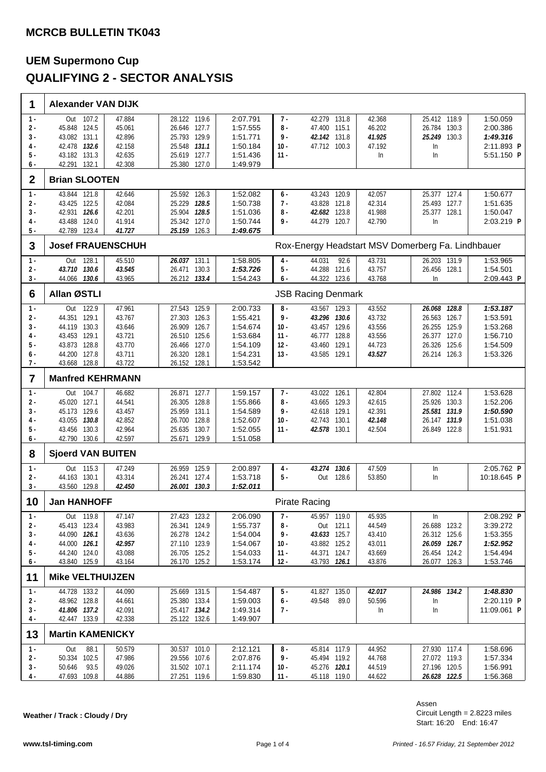## MCRCB BULLETIN TK043

# UEM Supermono Cup
# QUALIFYING 2 - SECTOR ANALYSIS

## 1 Alexander VAN DIJK

| Lap | S1 | Speed | S2 | S3 | Speed | Time | Lap | S1 | Speed | S2 | S3 | Speed | Time |
|---|---|---|---|---|---|---|---|---|---|---|---|---|---|
| 1 - | Out | 107.2 | 47.884 | 28.122 | 119.6 | 2:07.791 | 7 - | 42.279 | 131.8 | 42.368 | 25.412 | 118.9 | 1:50.059 |
| 2 - | 45.848 | 124.5 | 45.061 | 26.646 | 127.7 | 1:57.555 | 8 - | 47.400 | 115.1 | 46.202 | 26.784 | 130.3 | 2:00.386 |
| 3 - | 43.082 | 131.1 | 42.896 | 25.793 | 129.9 | 1:51.771 | 9 - | ***42.142*** | 131.8 | ***41.925*** | ***25.249*** | 130.3 | ***1:49.316*** |
| 4 - | 42.478 | ***132.6*** | 42.158 | 25.548 | ***131.1*** | 1:50.184 | 10 - | 47.712 | 100.3 | 47.192 | In | | 2:11.893 **P** |
| 5 - | 43.182 | 131.3 | 42.635 | 25.619 | 127.7 | 1:51.436 | 11 - | | | In | In | | 5:51.150 **P** |
| 6 - | 42.291 | 132.1 | 42.308 | 25.380 | 127.0 | 1:49.979 | | | | | | | |

## 2 Brian SLOOTEN

| Lap | S1 | Speed | S2 | S3 | Speed | Time | Lap | S1 | Speed | S2 | S3 | Speed | Time |
|---|---|---|---|---|---|---|---|---|---|---|---|---|---|
| 1 - | 43.844 | 121.8 | 42.646 | 25.592 | 126.3 | 1:52.082 | 6 - | 43.243 | 120.9 | 42.057 | 25.377 | 127.4 | 1:50.677 |
| 2 - | 43.425 | 122.5 | 42.084 | 25.229 | ***128.5*** | 1:50.738 | 7 - | 43.828 | 121.8 | 42.314 | 25.493 | 127.7 | 1:51.635 |
| 3 - | 42.931 | ***126.6*** | 42.201 | 25.904 | ***128.5*** | 1:51.036 | 8 - | ***42.682*** | 123.8 | 41.988 | 25.377 | 128.1 | 1:50.047 |
| 4 - | 43.488 | 124.0 | 41.914 | 25.342 | 127.0 | 1:50.744 | 9 - | 44.279 | 120.7 | 42.790 | In | | 2:03.219 **P** |
| 5 - | 42.789 | 123.4 | ***41.727*** | ***25.159*** | 126.3 | ***1:49.675*** | | | | | | | |

## 3 Josef FRAUENSCHUH — Rox-Energy Headstart MSV Domerberg Fa. Lindhbauer

| Lap | S1 | Speed | S2 | S3 | Speed | Time | Lap | S1 | Speed | S2 | S3 | Speed | Time |
|---|---|---|---|---|---|---|---|---|---|---|---|---|---|
| 1 - | Out | 128.1 | 45.510 | ***26.037*** | 131.1 | 1:58.805 | 4 - | 44.031 | 92.6 | 43.731 | 26.203 | 131.9 | 1:53.965 |
| 2 - | ***43.710*** | ***130.6*** | ***43.545*** | 26.471 | 130.3 | ***1:53.726*** | 5 - | 44.288 | 121.6 | 43.757 | 26.456 | 128.1 | 1:54.501 |
| 3 - | 44.066 | ***130.6*** | 43.965 | 26.212 | ***133.4*** | 1:54.243 | 6 - | 44.322 | 123.6 | 43.768 | In | | 2:09.443 **P** |

## 6 Allan ØSTLI — JSB Racing Denmark

| Lap | S1 | Speed | S2 | S3 | Speed | Time | Lap | S1 | Speed | S2 | S3 | Speed | Time |
|---|---|---|---|---|---|---|---|---|---|---|---|---|---|
| 1 - | Out | 122.9 | 47.961 | 27.543 | 125.9 | 2:00.733 | 8 - | 43.567 | 129.3 | 43.552 | ***26.068*** | ***128.8*** | ***1:53.187*** |
| 2 - | 44.351 | 129.1 | 43.767 | 27.303 | 126.3 | 1:55.421 | 9 - | ***43.296*** | ***130.6*** | 43.732 | 26.563 | 126.7 | 1:53.591 |
| 3 - | 44.119 | 130.3 | 43.646 | 26.909 | 126.7 | 1:54.674 | 10 - | 43.457 | 129.6 | 43.556 | 26.255 | 125.9 | 1:53.268 |
| 4 - | 43.453 | 129.1 | 43.721 | 26.510 | 125.6 | 1:53.684 | 11 - | 46.777 | 128.8 | 43.556 | 26.377 | 127.0 | 1:56.710 |
| 5 - | 43.873 | 128.8 | 43.770 | 26.466 | 127.0 | 1:54.109 | 12 - | 43.460 | 129.1 | 44.723 | 26.326 | 125.6 | 1:54.509 |
| 6 - | 44.200 | 127.8 | 43.711 | 26.320 | 128.1 | 1:54.231 | 13 - | 43.585 | 129.1 | ***43.527*** | 26.214 | 126.3 | 1:53.326 |
| 7 - | 43.668 | 128.8 | 43.722 | 26.152 | 128.1 | 1:53.542 | | | | | | | |

## 7 Manfred KEHRMANN

| Lap | S1 | Speed | S2 | S3 | Speed | Time | Lap | S1 | Speed | S2 | S3 | Speed | Time |
|---|---|---|---|---|---|---|---|---|---|---|---|---|---|
| 1 - | Out | 104.7 | 46.682 | 26.871 | 127.7 | 1:59.157 | 7 - | 43.022 | 126.1 | 42.804 | 27.802 | 112.4 | 1:53.628 |
| 2 - | 45.020 | 127.1 | 44.541 | 26.305 | 128.8 | 1:55.866 | 8 - | 43.665 | 129.3 | 42.615 | 25.926 | 130.3 | 1:52.206 |
| 3 - | 45.173 | 129.6 | 43.457 | 25.959 | 131.1 | 1:54.589 | 9 - | 42.618 | 129.1 | 42.391 | ***25.581*** | ***131.9*** | ***1:50.590*** |
| 4 - | 43.055 | ***130.8*** | 42.852 | 26.700 | 128.8 | 1:52.607 | 10 - | 42.743 | 130.1 | ***42.148*** | 26.147 | ***131.9*** | 1:51.038 |
| 5 - | 43.456 | 130.3 | 42.964 | 25.635 | 130.7 | 1:52.055 | 11 - | ***42.578*** | 130.1 | 42.504 | 26.849 | 122.8 | 1:51.931 |
| 6 - | 42.790 | 130.6 | 42.597 | 25.671 | 129.9 | 1:51.058 | | | | | | | |

## 8 Sjoerd VAN BUITEN

| Lap | S1 | Speed | S2 | S3 | Speed | Time | Lap | S1 | Speed | S2 | S3 | Speed | Time |
|---|---|---|---|---|---|---|---|---|---|---|---|---|---|
| 1 - | Out | 115.3 | 47.249 | 26.959 | 125.9 | 2:00.897 | 4 - | ***43.274*** | ***130.6*** | 47.509 | In | | 2:05.762 **P** |
| 2 - | 44.163 | 130.1 | 43.314 | 26.241 | 127.4 | 1:53.718 | 5 - | Out | 128.6 | 53.850 | In | | 10:18.645 **P** |
| 3 - | 43.560 | 129.8 | ***42.450*** | ***26.001*** | ***130.3*** | ***1:52.011*** | | | | | | | |

## 10 Jan HANHOFF — Pirate Racing

| Lap | S1 | Speed | S2 | S3 | Speed | Time | Lap | S1 | Speed | S2 | S3 | Speed | Time |
|---|---|---|---|---|---|---|---|---|---|---|---|---|---|
| 1 - | Out | 119.8 | 47.147 | 27.423 | 123.2 | 2:06.090 | 7 - | 45.957 | 119.0 | 45.935 | In | | 2:08.292 **P** |
| 2 - | 45.413 | 123.4 | 43.983 | 26.341 | 124.9 | 1:55.737 | 8 - | Out | 121.1 | 44.549 | 26.688 | 123.2 | 3:39.272 |
| 3 - | 44.090 | ***126.1*** | 43.636 | 26.278 | 124.2 | 1:54.004 | 9 - | ***43.633*** | 125.7 | 43.410 | 26.312 | 125.6 | 1:53.355 |
| 4 - | 44.000 | ***126.1*** | ***42.957*** | 27.110 | 123.9 | 1:54.067 | 10 - | 43.882 | 125.2 | 43.011 | ***26.059*** | ***126.7*** | ***1:52.952*** |
| 5 - | 44.240 | 124.0 | 43.088 | 26.705 | 125.2 | 1:54.033 | 11 - | 44.371 | 124.7 | 43.669 | 26.454 | 124.2 | 1:54.494 |
| 6 - | 43.840 | 125.9 | 43.164 | 26.170 | 125.2 | 1:53.174 | 12 - | 43.793 | ***126.1*** | 43.876 | 26.077 | 126.3 | 1:53.746 |

## 11 Mike VELTHUIJZEN

| Lap | S1 | Speed | S2 | S3 | Speed | Time | Lap | S1 | Speed | S2 | S3 | Speed | Time |
|---|---|---|---|---|---|---|---|---|---|---|---|---|---|
| 1 - | 44.728 | 133.2 | 44.090 | 25.669 | 131.5 | 1:54.487 | 5 - | 41.827 | 135.0 | ***42.017*** | ***24.986*** | ***134.2*** | ***1:48.830*** |
| 2 - | 48.962 | 128.8 | 44.661 | 25.380 | 133.4 | 1:59.003 | 6 - | 49.548 | 89.0 | 50.596 | In | | 2:20.119 **P** |
| 3 - | ***41.806*** | ***137.2*** | 42.091 | 25.417 | ***134.2*** | 1:49.314 | 7 - | | | In | In | | 11:09.061 **P** |
| 4 - | 42.447 | 133.9 | 42.338 | 25.122 | 132.6 | 1:49.907 | | | | | | | |

## 13 Martin KAMENICKY

| Lap | S1 | Speed | S2 | S3 | Speed | Time | Lap | S1 | Speed | S2 | S3 | Speed | Time |
|---|---|---|---|---|---|---|---|---|---|---|---|---|---|
| 1 - | Out | 88.1 | 50.579 | 30.537 | 101.0 | 2:12.121 | 8 - | 45.814 | 117.9 | 44.952 | 27.930 | 117.4 | 1:58.696 |
| 2 - | 50.334 | 102.5 | 47.986 | 29.556 | 107.6 | 2:07.876 | 9 - | 45.494 | 119.2 | 44.768 | 27.072 | 119.3 | 1:57.334 |
| 3 - | 50.646 | 93.5 | 49.026 | 31.502 | 107.1 | 2:11.174 | 10 - | 45.276 | ***120.1*** | 44.519 | 27.196 | 120.5 | 1:56.991 |
| 4 - | 47.693 | 109.8 | 44.886 | 27.251 | 119.6 | 1:59.830 | 11 - | 45.118 | 119.0 | 44.622 | ***26.628*** | ***122.5*** | 1:56.368 |

**Weather / Track : Cloudy / Dry**

Assen
Circuit Length = 2.8223 miles
Start: 16:20 End: 16:47

www.tsl-timing.com

*Printed - 16.57 Friday, 21 September 2012*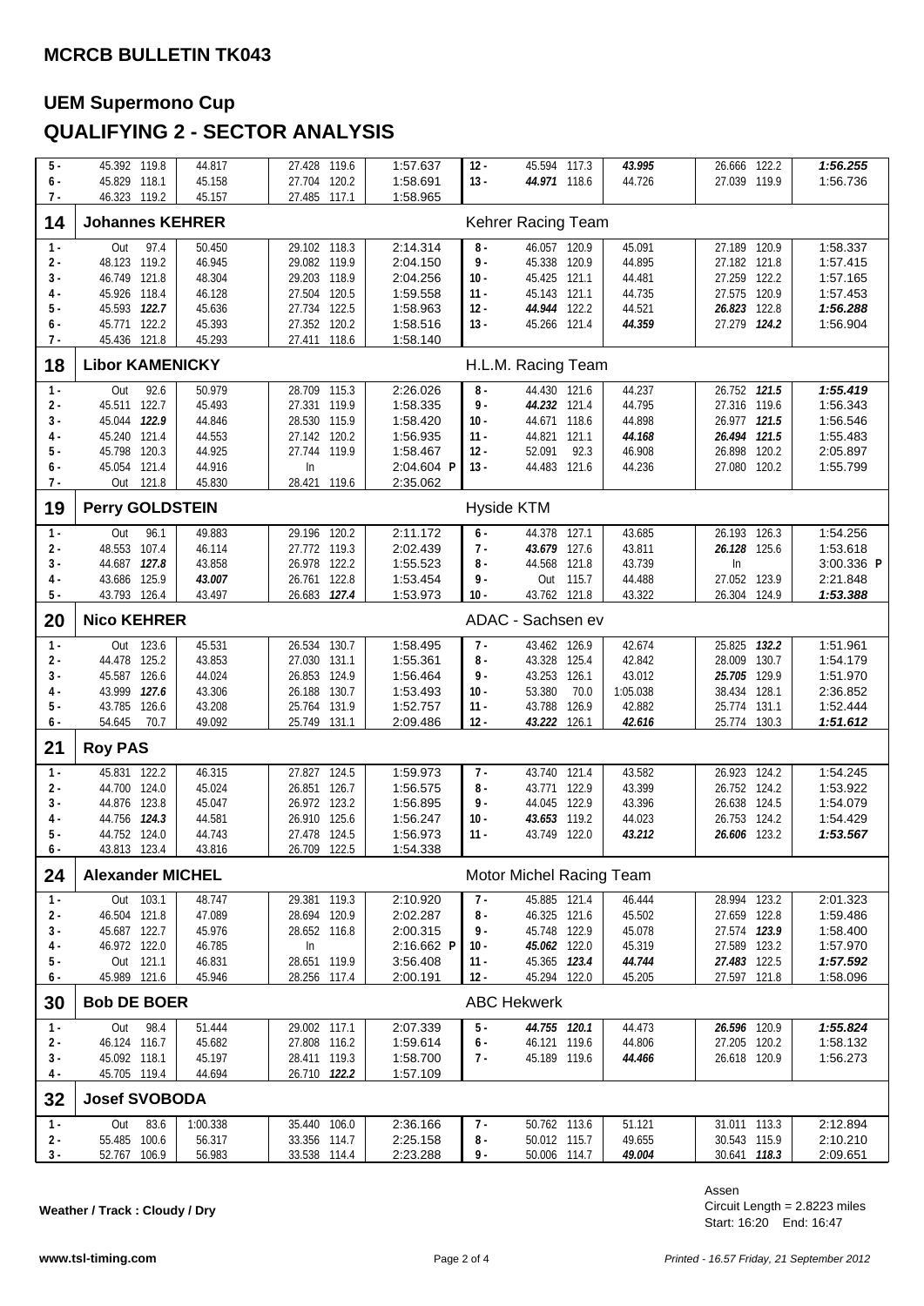## MCRCB BULLETIN TK043

# UEM Supermono Cup

# QUALIFYING 2 - SECTOR ANALYSIS

| Lap | S1 | Speed | S2 | S3 | Speed | Time | Lap | S1 | Speed | S2 | S3 | Speed | Time |
|---|---|---|---|---|---|---|---|---|---|---|---|---|---|
| 5 - | 45.392 | 119.8 | 44.817 | 27.428 | 119.6 | 1:57.637 | 12 - | 45.594 | 117.3 | ***43.995*** | 26.666 | 122.2 | ***1:56.255*** |
| 6 - | 45.829 | 118.1 | 45.158 | 27.704 | 120.2 | 1:58.691 | 13 - | ***44.971*** | 118.6 | 44.726 | 27.039 | 119.9 | 1:56.736 |
| 7 - | 46.323 | 119.2 | 45.157 | 27.485 | 117.1 | 1:58.965 | | | | | | | |

## 14 Johannes KEHRER — Kehrer Racing Team

| Lap | S1 | Speed | S2 | S3 | Speed | Time | Lap | S1 | Speed | S2 | S3 | Speed | Time |
|---|---|---|---|---|---|---|---|---|---|---|---|---|---|
| 1 - | Out | 97.4 | 50.450 | 29.102 | 118.3 | 2:14.314 | 8 - | 46.057 | 120.9 | 45.091 | 27.189 | 120.9 | 1:58.337 |
| 2 - | 48.123 | 119.2 | 46.945 | 29.082 | 119.9 | 2:04.150 | 9 - | 45.338 | 120.9 | 44.895 | 27.182 | 121.8 | 1:57.415 |
| 3 - | 46.749 | 121.8 | 48.304 | 29.203 | 118.9 | 2:04.256 | 10 - | 45.425 | 121.1 | 44.481 | 27.259 | 122.2 | 1:57.165 |
| 4 - | 45.926 | 118.4 | 46.128 | 27.504 | 120.5 | 1:59.558 | 11 - | 45.143 | 121.1 | 44.735 | 27.575 | 120.9 | 1:57.453 |
| 5 - | 45.593 | ***122.7*** | 45.636 | 27.734 | 122.5 | 1:58.963 | 12 - | ***44.944*** | 122.2 | 44.521 | ***26.823*** | 122.8 | ***1:56.288*** |
| 6 - | 45.771 | 122.2 | 45.393 | 27.352 | 120.2 | 1:58.516 | 13 - | 45.266 | 121.4 | ***44.359*** | 27.279 | ***124.2*** | 1:56.904 |
| 7 - | 45.436 | 121.8 | 45.293 | 27.411 | 118.6 | 1:58.140 | | | | | | | |

## 18 Libor KAMENICKY — H.L.M. Racing Team

| Lap | S1 | Speed | S2 | S3 | Speed | Time | Lap | S1 | Speed | S2 | S3 | Speed | Time |
|---|---|---|---|---|---|---|---|---|---|---|---|---|---|
| 1 - | Out | 92.6 | 50.979 | 28.709 | 115.3 | 2:26.026 | 8 - | 44.430 | 121.6 | 44.237 | 26.752 | ***121.5*** | ***1:55.419*** |
| 2 - | 45.511 | 122.7 | 45.493 | 27.331 | 119.9 | 1:58.335 | 9 - | ***44.232*** | 121.4 | 44.795 | 27.316 | 119.6 | 1:56.343 |
| 3 - | 45.044 | ***122.9*** | 44.846 | 28.530 | 115.9 | 1:58.420 | 10 - | 44.671 | 118.6 | 44.898 | 26.977 | ***121.5*** | 1:56.546 |
| 4 - | 45.240 | 121.4 | 44.553 | 27.142 | 120.2 | 1:56.935 | 11 - | 44.821 | 121.1 | ***44.168*** | ***26.494*** | ***121.5*** | 1:55.483 |
| 5 - | 45.798 | 120.3 | 44.925 | 27.744 | 119.9 | 1:58.467 | 12 - | 52.091 | 92.3 | 46.908 | 26.898 | 120.2 | 2:05.897 |
| 6 - | 45.054 | 121.4 | 44.916 | In | | 2:04.604 P | 13 - | 44.483 | 121.6 | 44.236 | 27.080 | 120.2 | 1:55.799 |
| 7 - | Out | 121.8 | 45.830 | 28.421 | 119.6 | 2:35.062 | | | | | | | |

## 19 Perry GOLDSTEIN — Hyside KTM

| Lap | S1 | Speed | S2 | S3 | Speed | Time | Lap | S1 | Speed | S2 | S3 | Speed | Time |
|---|---|---|---|---|---|---|---|---|---|---|---|---|---|
| 1 - | Out | 96.1 | 49.883 | 29.196 | 120.2 | 2:11.172 | 6 - | 44.378 | 127.1 | 43.685 | 26.193 | 126.3 | 1:54.256 |
| 2 - | 48.553 | 107.4 | 46.114 | 27.772 | 119.3 | 2:02.439 | 7 - | ***43.679*** | 127.6 | 43.811 | ***26.128*** | 125.6 | 1:53.618 |
| 3 - | 44.687 | ***127.8*** | 43.858 | 26.978 | 122.2 | 1:55.523 | 8 - | 44.568 | 121.8 | 43.739 | In | | 3:00.336 P |
| 4 - | 43.686 | 125.9 | ***43.007*** | 26.761 | 122.8 | 1:53.454 | 9 - | Out | 115.7 | 44.488 | 27.052 | 123.9 | 2:21.848 |
| 5 - | 43.793 | 126.4 | 43.497 | 26.683 | ***127.4*** | 1:53.973 | 10 - | 43.762 | 121.8 | 43.322 | 26.304 | 124.9 | ***1:53.388*** |

## 20 Nico KEHRER — ADAC - Sachsen ev

| Lap | S1 | Speed | S2 | S3 | Speed | Time | Lap | S1 | Speed | S2 | S3 | Speed | Time |
|---|---|---|---|---|---|---|---|---|---|---|---|---|---|
| 1 - | Out | 123.6 | 45.531 | 26.534 | 130.7 | 1:58.495 | 7 - | 43.462 | 126.9 | 42.674 | 25.825 | ***132.2*** | 1:51.961 |
| 2 - | 44.478 | 125.2 | 43.853 | 27.030 | 131.1 | 1:55.361 | 8 - | 43.328 | 125.4 | 42.842 | 28.009 | 130.7 | 1:54.179 |
| 3 - | 45.587 | 126.6 | 44.024 | 26.853 | 124.9 | 1:56.464 | 9 - | 43.253 | 126.1 | 43.012 | ***25.705*** | 129.9 | 1:51.970 |
| 4 - | 43.999 | ***127.6*** | 43.306 | 26.188 | 130.7 | 1:53.493 | 10 - | 53.380 | 70.0 | 1:05.038 | 38.434 | 128.1 | 2:36.852 |
| 5 - | 43.785 | 126.6 | 43.208 | 25.764 | 131.9 | 1:52.757 | 11 - | 43.788 | 126.9 | 42.882 | 25.774 | 131.1 | 1:52.444 |
| 6 - | 54.645 | 70.7 | 49.092 | 25.749 | 131.1 | 2:09.486 | 12 - | ***43.222*** | 126.1 | ***42.616*** | 25.774 | 130.3 | ***1:51.612*** |

## 21 Roy PAS

| Lap | S1 | Speed | S2 | S3 | Speed | Time | Lap | S1 | Speed | S2 | S3 | Speed | Time |
|---|---|---|---|---|---|---|---|---|---|---|---|---|---|
| 1 - | 45.831 | 122.2 | 46.315 | 27.827 | 124.5 | 1:59.973 | 7 - | 43.740 | 121.4 | 43.582 | 26.923 | 124.2 | 1:54.245 |
| 2 - | 44.700 | 124.0 | 45.024 | 26.851 | 126.7 | 1:56.575 | 8 - | 43.771 | 122.9 | 43.399 | 26.752 | 124.2 | 1:53.922 |
| 3 - | 44.876 | 123.8 | 45.047 | 26.972 | 123.2 | 1:56.895 | 9 - | 44.045 | 122.9 | 43.396 | 26.638 | 124.5 | 1:54.079 |
| 4 - | 44.756 | ***124.3*** | 44.581 | 26.910 | 125.6 | 1:56.247 | 10 - | ***43.653*** | 119.2 | 44.023 | 26.753 | 124.2 | 1:54.429 |
| 5 - | 44.752 | 124.0 | 44.743 | 27.478 | 124.5 | 1:56.973 | 11 - | 43.749 | 122.0 | ***43.212*** | ***26.606*** | 123.2 | ***1:53.567*** |
| 6 - | 43.813 | 123.4 | 43.816 | 26.709 | 122.5 | 1:54.338 | | | | | | | |

## 24 Alexander MICHEL — Motor Michel Racing Team

| Lap | S1 | Speed | S2 | S3 | Speed | Time | Lap | S1 | Speed | S2 | S3 | Speed | Time |
|---|---|---|---|---|---|---|---|---|---|---|---|---|---|
| 1 - | Out | 103.1 | 48.747 | 29.381 | 119.3 | 2:10.920 | 7 - | 45.885 | 121.4 | 46.444 | 28.994 | 123.2 | 2:01.323 |
| 2 - | 46.504 | 121.8 | 47.089 | 28.694 | 120.9 | 2:02.287 | 8 - | 46.325 | 121.6 | 45.502 | 27.659 | 122.8 | 1:59.486 |
| 3 - | 45.687 | 122.7 | 45.976 | 28.652 | 116.8 | 2:00.315 | 9 - | 45.748 | 122.9 | 45.078 | 27.574 | ***123.9*** | 1:58.400 |
| 4 - | 46.972 | 122.0 | 46.785 | In | | 2:16.662 P | 10 - | ***45.062*** | 122.0 | 45.319 | 27.589 | 123.2 | 1:57.970 |
| 5 - | Out | 121.1 | 46.831 | 28.651 | 119.9 | 3:56.408 | 11 - | 45.365 | ***123.4*** | ***44.744*** | ***27.483*** | 122.5 | ***1:57.592*** |
| 6 - | 45.989 | 121.6 | 45.946 | 28.256 | 117.4 | 2:00.191 | 12 - | 45.294 | 122.0 | 45.205 | 27.597 | 121.8 | 1:58.096 |

## 30 Bob DE BOER — ABC Hekwerk

| Lap | S1 | Speed | S2 | S3 | Speed | Time | Lap | S1 | Speed | S2 | S3 | Speed | Time |
|---|---|---|---|---|---|---|---|---|---|---|---|---|---|
| 1 - | Out | 98.4 | 51.444 | 29.002 | 117.1 | 2:07.339 | 5 - | ***44.755*** | ***120.1*** | 44.473 | ***26.596*** | 120.9 | ***1:55.824*** |
| 2 - | 46.124 | 116.7 | 45.682 | 27.808 | 116.2 | 1:59.614 | 6 - | 46.121 | 119.6 | 44.806 | 27.205 | 120.2 | 1:58.132 |
| 3 - | 45.092 | 118.1 | 45.197 | 28.411 | 119.3 | 1:58.700 | 7 - | 45.189 | 119.6 | ***44.466*** | 26.618 | 120.9 | 1:56.273 |
| 4 - | 45.705 | 119.4 | 44.694 | 26.710 | ***122.2*** | 1:57.109 | | | | | | | |

## 32 Josef SVOBODA

| Lap | S1 | Speed | S2 | S3 | Speed | Time | Lap | S1 | Speed | S2 | S3 | Speed | Time |
|---|---|---|---|---|---|---|---|---|---|---|---|---|---|
| 1 - | Out | 83.6 | 1:00.338 | 35.440 | 106.0 | 2:36.166 | 7 - | 50.762 | 113.6 | 51.121 | 31.011 | 113.3 | 2:12.894 |
| 2 - | 55.485 | 100.6 | 56.317 | 33.356 | 114.7 | 2:25.158 | 8 - | 50.012 | 115.7 | 49.655 | 30.543 | 115.9 | 2:10.210 |
| 3 - | 52.767 | 106.9 | 56.983 | 33.538 | 114.4 | 2:23.288 | 9 - | 50.006 | 114.7 | ***49.004*** | 30.641 | ***118.3*** | 2:09.651 |

**Weather / Track : Cloudy / Dry**

Assen
Circuit Length = 2.8223 miles
Start: 16:20 End: 16:47

www.tsl-timing.com

*Printed - 16.57 Friday, 21 September 2012*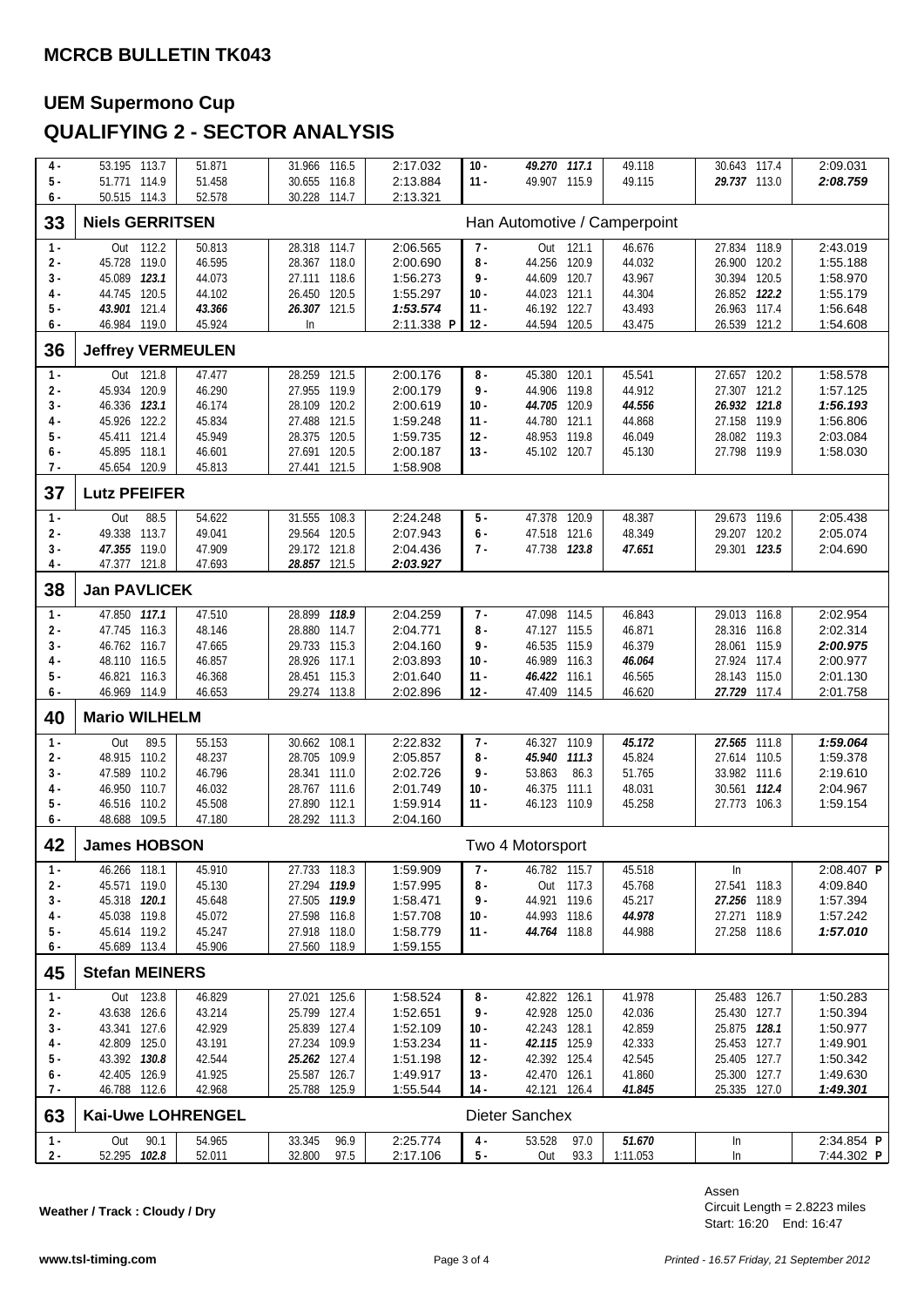## MCRCB BULLETIN TK043

## UEM Supermono Cup

## QUALIFYING 2 - SECTOR ANALYSIS

| Lap | S1 | Speed | S2 | S3 | Speed | Time | Lap | S1 | Speed | S2 | S3 | Speed | Time |
|---|---|---|---|---|---|---|---|---|---|---|---|---|---|
| 4 - | 53.195 | 113.7 | 51.871 | 31.966 | 116.5 | 2:17.032 | 10 - | *49.270* | *117.1* | 49.118 | 30.643 | 117.4 | 2:09.031 |
| 5 - | 51.771 | 114.9 | 51.458 | 30.655 | 116.8 | 2:13.884 | 11 - | 49.907 | 115.9 | 49.115 | *29.737* | 113.0 | *2:08.759* |
| 6 - | 50.515 | 114.3 | 52.578 | 30.228 | 114.7 | 2:13.321 | | | | | | | |

### 33 Niels GERRITSEN — Han Automotive / Camperpoint

| Lap | S1 | Speed | S2 | S3 | Speed | Time | Lap | S1 | Speed | S2 | S3 | Speed | Time |
|---|---|---|---|---|---|---|---|---|---|---|---|---|---|
| 1 - | Out | 112.2 | 50.813 | 28.318 | 114.7 | 2:06.565 | 7 - | Out | 121.1 | 46.676 | 27.834 | 118.9 | 2:43.019 |
| 2 - | 45.728 | 119.0 | 46.595 | 28.367 | 118.0 | 2:00.690 | 8 - | 44.256 | 120.9 | 44.032 | 26.900 | 120.2 | 1:55.188 |
| 3 - | 45.089 | *123.1* | 44.073 | 27.111 | 118.6 | 1:56.273 | 9 - | 44.609 | 120.7 | 43.967 | 30.394 | 120.5 | 1:58.970 |
| 4 - | 44.745 | 120.5 | 44.102 | 26.450 | 120.5 | 1:55.297 | 10 - | 44.023 | 121.1 | 44.304 | 26.852 | *122.2* | 1:55.179 |
| 5 - | *43.901* | 121.4 | *43.366* | *26.307* | 121.5 | *1:53.574* | 11 - | 46.192 | 122.7 | 43.493 | 26.963 | 117.4 | 1:56.648 |
| 6 - | 46.984 | 119.0 | 45.924 | In | | 2:11.338 P | 12 - | 44.594 | 120.5 | 43.475 | 26.539 | 121.2 | 1:54.608 |

### 36 Jeffrey VERMEULEN

| Lap | S1 | Speed | S2 | S3 | Speed | Time | Lap | S1 | Speed | S2 | S3 | Speed | Time |
|---|---|---|---|---|---|---|---|---|---|---|---|---|---|
| 1 - | Out | 121.8 | 47.477 | 28.259 | 121.5 | 2:00.176 | 8 - | 45.380 | 120.1 | 45.541 | 27.657 | 120.2 | 1:58.578 |
| 2 - | 45.934 | 120.9 | 46.290 | 27.955 | 119.9 | 2:00.179 | 9 - | 44.906 | 119.8 | 44.912 | 27.307 | 121.2 | 1:57.125 |
| 3 - | 46.336 | *123.1* | 46.174 | 28.109 | 120.2 | 2:00.619 | 10 - | *44.705* | 120.9 | *44.556* | *26.932* | *121.8* | *1:56.193* |
| 4 - | 45.926 | 122.2 | 45.834 | 27.488 | 121.5 | 1:59.248 | 11 - | 44.780 | 121.1 | 44.868 | 27.158 | 119.9 | 1:56.806 |
| 5 - | 45.411 | 121.4 | 45.949 | 28.375 | 120.5 | 1:59.735 | 12 - | 48.953 | 119.8 | 46.049 | 28.082 | 119.3 | 2:03.084 |
| 6 - | 45.895 | 118.1 | 46.601 | 27.691 | 120.5 | 2:00.187 | 13 - | 45.102 | 120.7 | 45.130 | 27.798 | 119.9 | 1:58.030 |
| 7 - | 45.654 | 120.9 | 45.813 | 27.441 | 121.5 | 1:58.908 | | | | | | | |

### 37 Lutz PFEIFER

| Lap | S1 | Speed | S2 | S3 | Speed | Time | Lap | S1 | Speed | S2 | S3 | Speed | Time |
|---|---|---|---|---|---|---|---|---|---|---|---|---|---|
| 1 - | Out | 88.5 | 54.622 | 31.555 | 108.3 | 2:24.248 | 5 - | 47.378 | 120.9 | 48.387 | 29.673 | 119.6 | 2:05.438 |
| 2 - | 49.338 | 113.7 | 49.041 | 29.564 | 120.5 | 2:07.943 | 6 - | 47.518 | 121.6 | 48.349 | 29.207 | 120.2 | 2:05.074 |
| 3 - | *47.355* | 119.0 | 47.909 | 29.172 | 121.8 | 2:04.436 | 7 - | 47.738 | *123.8* | *47.651* | 29.301 | *123.5* | 2:04.690 |
| 4 - | 47.377 | 121.8 | 47.693 | *28.857* | 121.5 | *2:03.927* | | | | | | | |

### 38 Jan PAVLICEK

| Lap | S1 | Speed | S2 | S3 | Speed | Time | Lap | S1 | Speed | S2 | S3 | Speed | Time |
|---|---|---|---|---|---|---|---|---|---|---|---|---|---|
| 1 - | 47.850 | *117.1* | 47.510 | 28.899 | *118.9* | 2:04.259 | 7 - | 47.098 | 114.5 | 46.843 | 29.013 | 116.8 | 2:02.954 |
| 2 - | 47.745 | 116.3 | 48.146 | 28.880 | 114.7 | 2:04.771 | 8 - | 47.127 | 115.5 | 46.871 | 28.316 | 116.8 | 2:02.314 |
| 3 - | 46.762 | 116.7 | 47.665 | 29.733 | 115.3 | 2:04.160 | 9 - | 46.535 | 115.9 | 46.379 | 28.061 | 115.9 | *2:00.975* |
| 4 - | 48.110 | 116.5 | 46.857 | 28.926 | 117.1 | 2:03.893 | 10 - | 46.989 | 116.3 | *46.064* | 27.924 | 117.4 | 2:00.977 |
| 5 - | 46.821 | 116.3 | 46.368 | 28.451 | 115.3 | 2:01.640 | 11 - | *46.422* | 116.1 | 46.565 | 28.143 | 115.0 | 2:01.130 |
| 6 - | 46.969 | 114.9 | 46.653 | 29.274 | 113.8 | 2:02.896 | 12 - | 47.409 | 114.5 | 46.620 | *27.729* | 117.4 | 2:01.758 |

### 40 Mario WILHELM

| Lap | S1 | Speed | S2 | S3 | Speed | Time | Lap | S1 | Speed | S2 | S3 | Speed | Time |
|---|---|---|---|---|---|---|---|---|---|---|---|---|---|
| 1 - | Out | 89.5 | 55.153 | 30.662 | 108.1 | 2:22.832 | 7 - | 46.327 | 110.9 | *45.172* | *27.565* | 111.8 | *1:59.064* |
| 2 - | 48.915 | 110.2 | 48.237 | 28.705 | 109.9 | 2:05.857 | 8 - | *45.940* | *111.3* | 45.824 | 27.614 | 110.5 | 1:59.378 |
| 3 - | 47.589 | 110.2 | 46.796 | 28.341 | 111.0 | 2:02.726 | 9 - | 53.863 | 86.3 | 51.765 | 33.982 | 111.6 | 2:19.610 |
| 4 - | 46.950 | 110.7 | 46.032 | 28.767 | 111.6 | 2:01.749 | 10 - | 46.375 | 111.1 | 48.031 | 30.561 | *112.4* | 2:04.967 |
| 5 - | 46.516 | 110.2 | 45.508 | 27.890 | 112.1 | 1:59.914 | 11 - | 46.123 | 110.9 | 45.258 | 27.773 | 106.3 | 1:59.154 |
| 6 - | 48.688 | 109.5 | 47.180 | 28.292 | 111.3 | 2:04.160 | | | | | | | |

### 42 James HOBSON — Two 4 Motorsport

| Lap | S1 | Speed | S2 | S3 | Speed | Time | Lap | S1 | Speed | S2 | S3 | Speed | Time |
|---|---|---|---|---|---|---|---|---|---|---|---|---|---|
| 1 - | 46.266 | 118.1 | 45.910 | 27.733 | 118.3 | 1:59.909 | 7 - | 46.782 | 115.7 | 45.518 | In | | 2:08.407 P |
| 2 - | 45.571 | 119.0 | 45.130 | 27.294 | *119.9* | 1:57.995 | 8 - | Out | 117.3 | 45.768 | 27.541 | 118.3 | 4:09.840 |
| 3 - | 45.318 | *120.1* | 45.648 | 27.505 | *119.9* | 1:58.471 | 9 - | 44.921 | 119.6 | 45.217 | *27.256* | 118.9 | 1:57.394 |
| 4 - | 45.038 | 119.8 | 45.072 | 27.598 | 116.8 | 1:57.708 | 10 - | 44.993 | 118.6 | *44.978* | 27.271 | 118.9 | 1:57.242 |
| 5 - | 45.614 | 119.2 | 45.247 | 27.918 | 118.0 | 1:58.779 | 11 - | *44.764* | 118.8 | 44.988 | 27.258 | 118.6 | *1:57.010* |
| 6 - | 45.689 | 113.4 | 45.906 | 27.560 | 118.9 | 1:59.155 | | | | | | | |

### 45 Stefan MEINERS

| Lap | S1 | Speed | S2 | S3 | Speed | Time | Lap | S1 | Speed | S2 | S3 | Speed | Time |
|---|---|---|---|---|---|---|---|---|---|---|---|---|---|
| 1 - | Out | 123.8 | 46.829 | 27.021 | 125.6 | 1:58.524 | 8 - | 42.822 | 126.1 | 41.978 | 25.483 | 126.7 | 1:50.283 |
| 2 - | 43.638 | 126.6 | 43.214 | 25.799 | 127.4 | 1:52.651 | 9 - | 42.928 | 125.0 | 42.036 | 25.430 | 127.7 | 1:50.394 |
| 3 - | 43.341 | 127.6 | 42.929 | 25.839 | 127.4 | 1:52.109 | 10 - | 42.243 | 128.1 | 42.859 | 25.875 | *128.1* | 1:50.977 |
| 4 - | 42.809 | 125.0 | 43.191 | 27.234 | 109.9 | 1:53.234 | 11 - | *42.115* | 125.9 | 42.333 | 25.453 | 127.7 | 1:49.901 |
| 5 - | 43.392 | *130.8* | 42.544 | *25.262* | 127.4 | 1:51.198 | 12 - | 42.392 | 125.4 | 42.545 | 25.405 | 127.7 | 1:50.342 |
| 6 - | 42.405 | 126.9 | 41.925 | 25.587 | 126.7 | 1:49.917 | 13 - | 42.470 | 126.1 | 41.860 | 25.300 | 127.7 | 1:49.630 |
| 7 - | 46.788 | 112.6 | 42.968 | 25.788 | 125.9 | 1:55.544 | 14 - | 42.121 | 126.4 | *41.845* | 25.335 | 127.0 | *1:49.301* |

### 63 Kai-Uwe LOHRENGEL — Dieter Sanchex

| Lap | S1 | Speed | S2 | S3 | Speed | Time | Lap | S1 | Speed | S2 | S3 | Speed | Time |
|---|---|---|---|---|---|---|---|---|---|---|---|---|---|
| 1 - | Out | 90.1 | 54.965 | 33.345 | 96.9 | 2:25.774 | 4 - | 53.528 | 97.0 | *51.670* | In | | 2:34.854 P |
| 2 - | 52.295 | *102.8* | 52.011 | 32.800 | 97.5 | 2:17.106 | 5 - | Out | 93.3 | 1:11.053 | In | | 7:44.302 P |

**Weather / Track : Cloudy / Dry**

Assen
Circuit Length = 2.8223 miles
Start: 16:20 End: 16:47

www.tsl-timing.com — *Printed - 16.57 Friday, 21 September 2012*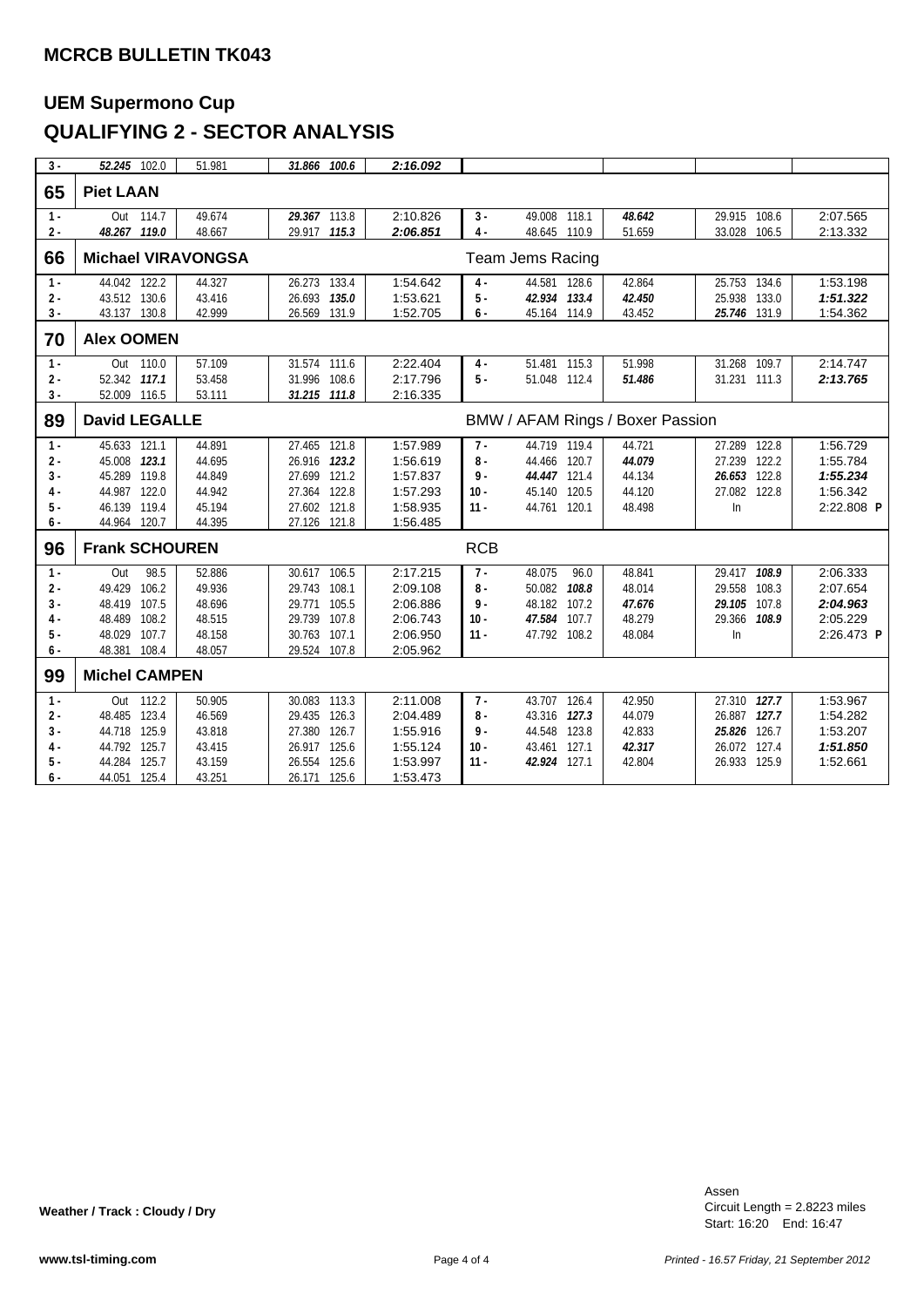## MCRCB BULLETIN TK043

# UEM Supermono Cup

# QUALIFYING 2 - SECTOR ANALYSIS

| Lap | S1 | Speed | S2 | S3 | Speed | Lap Time | Lap | S1 | Speed | S2 | S3 | Speed | Lap Time |
|---|---|---|---|---|---|---|---|---|---|---|---|---|---|
| 3 - | ***52.245*** | 102.0 | 51.981 | ***31.866*** | ***100.6*** | ***2:16.092*** | | | | | | | |
| **65** | **Piet LAAN** | | | | | | | | | | | | |
| 1 - | Out | 114.7 | 49.674 | ***29.367*** | 113.8 | 2:10.826 | 3 - | 49.008 | 118.1 | ***48.642*** | 29.915 | 108.6 | 2:07.565 |
| 2 - | ***48.267*** | ***119.0*** | 48.667 | 29.917 | ***115.3*** | ***2:06.851*** | 4 - | 48.645 | 110.9 | 51.659 | 33.028 | 106.5 | 2:13.332 |
| **66** | **Michael VIRAVONGSA** | | | | | | Team Jems Racing | | | | | | |
| 1 - | 44.042 | 122.2 | 44.327 | 26.273 | 133.4 | 1:54.642 | 4 - | 44.581 | 128.6 | 42.864 | 25.753 | 134.6 | 1:53.198 |
| 2 - | 43.512 | 130.6 | 43.416 | 26.693 | ***135.0*** | 1:53.621 | 5 - | ***42.934*** | ***133.4*** | ***42.450*** | 25.938 | 133.0 | ***1:51.322*** |
| 3 - | 43.137 | 130.8 | 42.999 | 26.569 | 131.9 | 1:52.705 | 6 - | 45.164 | 114.9 | 43.452 | ***25.746*** | 131.9 | 1:54.362 |
| **70** | **Alex OOMEN** | | | | | | | | | | | | |
| 1 - | Out | 110.0 | 57.109 | 31.574 | 111.6 | 2:22.404 | 4 - | 51.481 | 115.3 | 51.998 | 31.268 | 109.7 | 2:14.747 |
| 2 - | 52.342 | ***117.1*** | 53.458 | 31.996 | 108.6 | 2:17.796 | 5 - | 51.048 | 112.4 | ***51.486*** | 31.231 | 111.3 | ***2:13.765*** |
| 3 - | 52.009 | 116.5 | 53.111 | ***31.215*** | ***111.8*** | 2:16.335 | | | | | | | |
| **89** | **David LEGALLE** | | | | | | BMW / AFAM Rings / Boxer Passion | | | | | | |
| 1 - | 45.633 | 121.1 | 44.891 | 27.465 | 121.8 | 1:57.989 | 7 - | 44.719 | 119.4 | 44.721 | 27.289 | 122.8 | 1:56.729 |
| 2 - | 45.008 | ***123.1*** | 44.695 | 26.916 | ***123.2*** | 1:56.619 | 8 - | 44.466 | 120.7 | ***44.079*** | 27.239 | 122.2 | 1:55.784 |
| 3 - | 45.289 | 119.8 | 44.849 | 27.699 | 121.2 | 1:57.837 | 9 - | ***44.447*** | 121.4 | 44.134 | ***26.653*** | 122.8 | ***1:55.234*** |
| 4 - | 44.987 | 122.0 | 44.942 | 27.364 | 122.8 | 1:57.293 | 10 - | 45.140 | 120.5 | 44.120 | 27.082 | 122.8 | 1:56.342 |
| 5 - | 46.139 | 119.4 | 45.194 | 27.602 | 121.8 | 1:58.935 | 11 - | 44.761 | 120.1 | 48.498 | In | | 2:22.808 **P** |
| 6 - | 44.964 | 120.7 | 44.395 | 27.126 | 121.8 | 1:56.485 | | | | | | | |
| **96** | **Frank SCHOUREN** | | | | | | RCB | | | | | | |
| 1 - | Out | 98.5 | 52.886 | 30.617 | 106.5 | 2:17.215 | 7 - | 48.075 | 96.0 | 48.841 | 29.417 | ***108.9*** | 2:06.333 |
| 2 - | 49.429 | 106.2 | 49.936 | 29.743 | 108.1 | 2:09.108 | 8 - | 50.082 | ***108.8*** | 48.014 | 29.558 | 108.3 | 2:07.654 |
| 3 - | 48.419 | 107.5 | 48.696 | 29.771 | 105.5 | 2:06.886 | 9 - | 48.182 | 107.2 | ***47.676*** | ***29.105*** | 107.8 | ***2:04.963*** |
| 4 - | 48.489 | 108.2 | 48.515 | 29.739 | 107.8 | 2:06.743 | 10 - | ***47.584*** | 107.7 | 48.279 | 29.366 | ***108.9*** | 2:05.229 |
| 5 - | 48.029 | 107.7 | 48.158 | 30.763 | 107.1 | 2:06.950 | 11 - | 47.792 | 108.2 | 48.084 | In | | 2:26.473 **P** |
| 6 - | 48.381 | 108.4 | 48.057 | 29.524 | 107.8 | 2:05.962 | | | | | | | |
| **99** | **Michel CAMPEN** | | | | | | | | | | | | |
| 1 - | Out | 112.2 | 50.905 | 30.083 | 113.3 | 2:11.008 | 7 - | 43.707 | 126.4 | 42.950 | 27.310 | ***127.7*** | 1:53.967 |
| 2 - | 48.485 | 123.4 | 46.569 | 29.435 | 126.3 | 2:04.489 | 8 - | 43.316 | ***127.3*** | 44.079 | 26.887 | ***127.7*** | 1:54.282 |
| 3 - | 44.718 | 125.9 | 43.818 | 27.380 | 126.7 | 1:55.916 | 9 - | 44.548 | 123.8 | 42.833 | ***25.826*** | 126.7 | 1:53.207 |
| 4 - | 44.792 | 125.7 | 43.415 | 26.917 | 125.6 | 1:55.124 | 10 - | 43.461 | 127.1 | ***42.317*** | 26.072 | 127.4 | ***1:51.850*** |
| 5 - | 44.284 | 125.7 | 43.159 | 26.554 | 125.6 | 1:53.997 | 11 - | ***42.924*** | 127.1 | 42.804 | 26.933 | 125.9 | 1:52.661 |
| 6 - | 44.051 | 125.4 | 43.251 | 26.171 | 125.6 | 1:53.473 | | | | | | | |

**Weather / Track : Cloudy / Dry**

Assen
Circuit Length = 2.8223 miles
Start: 16:20 End: 16:47

www.tsl-timing.com

*Printed - 16.57 Friday, 21 September 2012*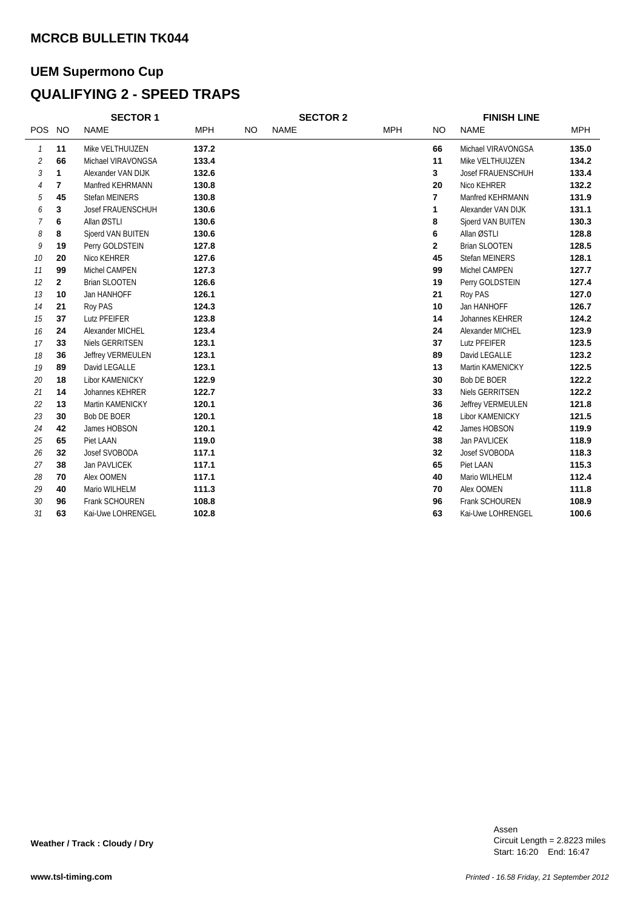## MCRCB BULLETIN TK044

## UEM Supermono Cup

## QUALIFYING 2 - SPEED TRAPS

| | SECTOR 1 | | | SECTOR 2 | | | FINISH LINE | | |
|---|---|---|---|---|---|---|---|---|---|
| POS | NO | NAME | MPH | NO | NAME | MPH | NO | NAME | MPH |
| 1 | 11 | Mike VELTHUIJZEN | 137.2 | | | | 66 | Michael VIRAVONGSA | 135.0 |
| 2 | 66 | Michael VIRAVONGSA | 133.4 | | | | 11 | Mike VELTHUIJZEN | 134.2 |
| 3 | 1 | Alexander VAN DIJK | 132.6 | | | | 3 | Josef FRAUENSCHUH | 133.4 |
| 4 | 7 | Manfred KEHRMANN | 130.8 | | | | 20 | Nico KEHRER | 132.2 |
| 5 | 45 | Stefan MEINERS | 130.8 | | | | 7 | Manfred KEHRMANN | 131.9 |
| 6 | 3 | Josef FRAUENSCHUH | 130.6 | | | | 1 | Alexander VAN DIJK | 131.1 |
| 7 | 6 | Allan ØSTLI | 130.6 | | | | 8 | Sjoerd VAN BUITEN | 130.3 |
| 8 | 8 | Sjoerd VAN BUITEN | 130.6 | | | | 6 | Allan ØSTLI | 128.8 |
| 9 | 19 | Perry GOLDSTEIN | 127.8 | | | | 2 | Brian SLOOTEN | 128.5 |
| 10 | 20 | Nico KEHRER | 127.6 | | | | 45 | Stefan MEINERS | 128.1 |
| 11 | 99 | Michel CAMPEN | 127.3 | | | | 99 | Michel CAMPEN | 127.7 |
| 12 | 2 | Brian SLOOTEN | 126.6 | | | | 19 | Perry GOLDSTEIN | 127.4 |
| 13 | 10 | Jan HANHOFF | 126.1 | | | | 21 | Roy PAS | 127.0 |
| 14 | 21 | Roy PAS | 124.3 | | | | 10 | Jan HANHOFF | 126.7 |
| 15 | 37 | Lutz PFEIFER | 123.8 | | | | 14 | Johannes KEHRER | 124.2 |
| 16 | 24 | Alexander MICHEL | 123.4 | | | | 24 | Alexander MICHEL | 123.9 |
| 17 | 33 | Niels GERRITSEN | 123.1 | | | | 37 | Lutz PFEIFER | 123.5 |
| 18 | 36 | Jeffrey VERMEULEN | 123.1 | | | | 89 | David LEGALLE | 123.2 |
| 19 | 89 | David LEGALLE | 123.1 | | | | 13 | Martin KAMENICKY | 122.5 |
| 20 | 18 | Libor KAMENICKY | 122.9 | | | | 30 | Bob DE BOER | 122.2 |
| 21 | 14 | Johannes KEHRER | 122.7 | | | | 33 | Niels GERRITSEN | 122.2 |
| 22 | 13 | Martin KAMENICKY | 120.1 | | | | 36 | Jeffrey VERMEULEN | 121.8 |
| 23 | 30 | Bob DE BOER | 120.1 | | | | 18 | Libor KAMENICKY | 121.5 |
| 24 | 42 | James HOBSON | 120.1 | | | | 42 | James HOBSON | 119.9 |
| 25 | 65 | Piet LAAN | 119.0 | | | | 38 | Jan PAVLICEK | 118.9 |
| 26 | 32 | Josef SVOBODA | 117.1 | | | | 32 | Josef SVOBODA | 118.3 |
| 27 | 38 | Jan PAVLICEK | 117.1 | | | | 65 | Piet LAAN | 115.3 |
| 28 | 70 | Alex OOMEN | 117.1 | | | | 40 | Mario WILHELM | 112.4 |
| 29 | 40 | Mario WILHELM | 111.3 | | | | 70 | Alex OOMEN | 111.8 |
| 30 | 96 | Frank SCHOUREN | 108.8 | | | | 96 | Frank SCHOUREN | 108.9 |
| 31 | 63 | Kai-Uwe LOHRENGEL | 102.8 | | | | 63 | Kai-Uwe LOHRENGEL | 100.6 |

**Weather / Track : Cloudy / Dry**

Assen
Circuit Length = 2.8223 miles
Start: 16:20 End: 16:47

www.tsl-timing.com

*Printed - 16.58 Friday, 21 September 2012*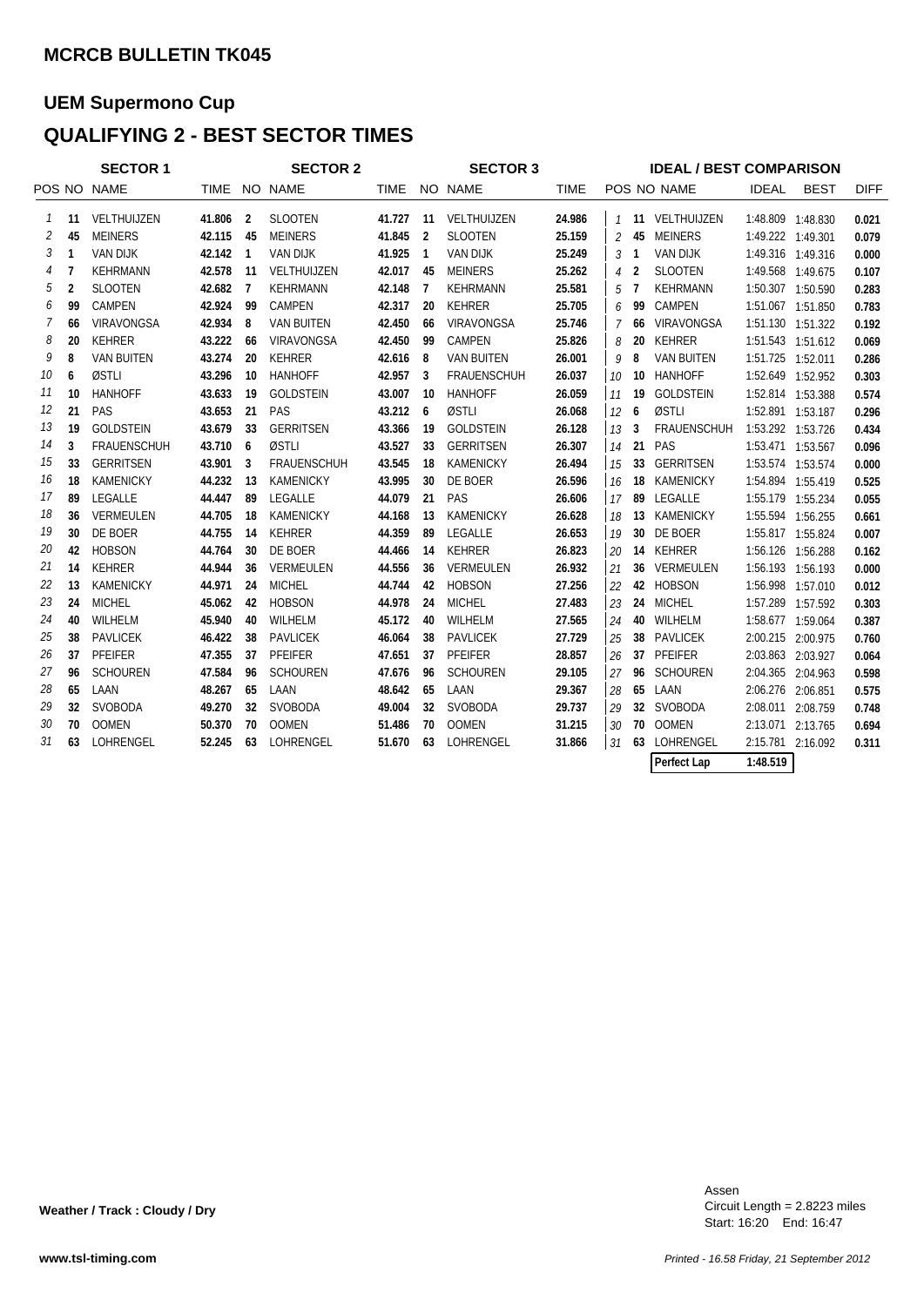## MCRCB BULLETIN TK045

## UEM Supermono Cup

## QUALIFYING 2 - BEST SECTOR TIMES

| SECTOR 1 | | | | SECTOR 2 | | | SECTOR 3 | | | IDEAL / BEST COMPARISON | | | | | |
|---|---|---|---|---|---|---|---|---|---|---|---|---|---|---|---|
| POS | NO | NAME | TIME | NO | NAME | TIME | NO | NAME | TIME | POS | NO | NAME | IDEAL | BEST | DIFF |
| 1 | 11 | VELTHUIJZEN | 41.806 | 2 | SLOOTEN | 41.727 | 11 | VELTHUIJZEN | 24.986 | 1 | 11 | VELTHUIJZEN | 1:48.809 | 1:48.830 | 0.021 |
| 2 | 45 | MEINERS | 42.115 | 45 | MEINERS | 41.845 | 2 | SLOOTEN | 25.159 | 2 | 45 | MEINERS | 1:49.222 | 1:49.301 | 0.079 |
| 3 | 1 | VAN DIJK | 42.142 | 1 | VAN DIJK | 41.925 | 1 | VAN DIJK | 25.249 | 3 | 1 | VAN DIJK | 1:49.316 | 1:49.316 | 0.000 |
| 4 | 7 | KEHRMANN | 42.578 | 11 | VELTHUIJZEN | 42.017 | 45 | MEINERS | 25.262 | 4 | 2 | SLOOTEN | 1:49.568 | 1:49.675 | 0.107 |
| 5 | 2 | SLOOTEN | 42.682 | 7 | KEHRMANN | 42.148 | 7 | KEHRMANN | 25.581 | 5 | 7 | KEHRMANN | 1:50.307 | 1:50.590 | 0.283 |
| 6 | 99 | CAMPEN | 42.924 | 99 | CAMPEN | 42.317 | 20 | KEHRER | 25.705 | 6 | 99 | CAMPEN | 1:51.067 | 1:51.850 | 0.783 |
| 7 | 66 | VIRAVONGSA | 42.934 | 8 | VAN BUITEN | 42.450 | 66 | VIRAVONGSA | 25.746 | 7 | 66 | VIRAVONGSA | 1:51.130 | 1:51.322 | 0.192 |
| 8 | 20 | KEHRER | 43.222 | 66 | VIRAVONGSA | 42.450 | 99 | CAMPEN | 25.826 | 8 | 20 | KEHRER | 1:51.543 | 1:51.612 | 0.069 |
| 9 | 8 | VAN BUITEN | 43.274 | 20 | KEHRER | 42.616 | 8 | VAN BUITEN | 26.001 | 9 | 8 | VAN BUITEN | 1:51.725 | 1:52.011 | 0.286 |
| 10 | 6 | ØSTLI | 43.296 | 10 | HANHOFF | 42.957 | 3 | FRAUENSCHUH | 26.037 | 10 | 10 | HANHOFF | 1:52.649 | 1:52.952 | 0.303 |
| 11 | 10 | HANHOFF | 43.633 | 19 | GOLDSTEIN | 43.007 | 10 | HANHOFF | 26.059 | 11 | 19 | GOLDSTEIN | 1:52.814 | 1:53.388 | 0.574 |
| 12 | 21 | PAS | 43.653 | 21 | PAS | 43.212 | 6 | ØSTLI | 26.068 | 12 | 6 | ØSTLI | 1:52.891 | 1:53.187 | 0.296 |
| 13 | 19 | GOLDSTEIN | 43.679 | 33 | GERRITSEN | 43.366 | 19 | GOLDSTEIN | 26.128 | 13 | 3 | FRAUENSCHUH | 1:53.292 | 1:53.726 | 0.434 |
| 14 | 3 | FRAUENSCHUH | 43.710 | 6 | ØSTLI | 43.527 | 33 | GERRITSEN | 26.307 | 14 | 21 | PAS | 1:53.471 | 1:53.567 | 0.096 |
| 15 | 33 | GERRITSEN | 43.901 | 3 | FRAUENSCHUH | 43.545 | 18 | KAMENICKY | 26.494 | 15 | 33 | GERRITSEN | 1:53.574 | 1:53.574 | 0.000 |
| 16 | 18 | KAMENICKY | 44.232 | 13 | KAMENICKY | 43.995 | 30 | DE BOER | 26.596 | 16 | 18 | KAMENICKY | 1:54.894 | 1:55.419 | 0.525 |
| 17 | 89 | LEGALLE | 44.447 | 89 | LEGALLE | 44.079 | 21 | PAS | 26.606 | 17 | 89 | LEGALLE | 1:55.179 | 1:55.234 | 0.055 |
| 18 | 36 | VERMEULEN | 44.705 | 18 | KAMENICKY | 44.168 | 13 | KAMENICKY | 26.628 | 18 | 13 | KAMENICKY | 1:55.594 | 1:56.255 | 0.661 |
| 19 | 30 | DE BOER | 44.755 | 14 | KEHRER | 44.359 | 89 | LEGALLE | 26.653 | 19 | 30 | DE BOER | 1:55.817 | 1:55.824 | 0.007 |
| 20 | 42 | HOBSON | 44.764 | 30 | DE BOER | 44.466 | 14 | KEHRER | 26.823 | 20 | 14 | KEHRER | 1:56.126 | 1:56.288 | 0.162 |
| 21 | 14 | KEHRER | 44.944 | 36 | VERMEULEN | 44.556 | 36 | VERMEULEN | 26.932 | 21 | 36 | VERMEULEN | 1:56.193 | 1:56.193 | 0.000 |
| 22 | 13 | KAMENICKY | 44.971 | 24 | MICHEL | 44.744 | 42 | HOBSON | 27.256 | 22 | 42 | HOBSON | 1:56.998 | 1:57.010 | 0.012 |
| 23 | 24 | MICHEL | 45.062 | 42 | HOBSON | 44.978 | 24 | MICHEL | 27.483 | 23 | 24 | MICHEL | 1:57.289 | 1:57.592 | 0.303 |
| 24 | 40 | WILHELM | 45.940 | 40 | WILHELM | 45.172 | 40 | WILHELM | 27.565 | 24 | 40 | WILHELM | 1:58.677 | 1:59.064 | 0.387 |
| 25 | 38 | PAVLICEK | 46.422 | 38 | PAVLICEK | 46.064 | 38 | PAVLICEK | 27.729 | 25 | 38 | PAVLICEK | 2:00.215 | 2:00.975 | 0.760 |
| 26 | 37 | PFEIFER | 47.355 | 37 | PFEIFER | 47.651 | 37 | PFEIFER | 28.857 | 26 | 37 | PFEIFER | 2:03.863 | 2:03.927 | 0.064 |
| 27 | 96 | SCHOUREN | 47.584 | 96 | SCHOUREN | 47.676 | 96 | SCHOUREN | 29.105 | 27 | 96 | SCHOUREN | 2:04.365 | 2:04.963 | 0.598 |
| 28 | 65 | LAAN | 48.267 | 65 | LAAN | 48.642 | 65 | LAAN | 29.367 | 28 | 65 | LAAN | 2:06.276 | 2:06.851 | 0.575 |
| 29 | 32 | SVOBODA | 49.270 | 32 | SVOBODA | 49.004 | 32 | SVOBODA | 29.737 | 29 | 32 | SVOBODA | 2:08.011 | 2:08.759 | 0.748 |
| 30 | 70 | OOMEN | 50.370 | 70 | OOMEN | 51.486 | 70 | OOMEN | 31.215 | 30 | 70 | OOMEN | 2:13.071 | 2:13.765 | 0.694 |
| 31 | 63 | LOHRENGEL | 52.245 | 63 | LOHRENGEL | 51.670 | 63 | LOHRENGEL | 31.866 | 31 | 63 | LOHRENGEL | 2:15.781 | 2:16.092 | 0.311 |
| | | | | | | | | | | | | Perfect Lap | 1:48.519 | | |

**Weather / Track : Cloudy / Dry**

Assen
Circuit Length = 2.8223 miles
Start: 16:20 End: 16:47

**www.tsl-timing.com**

*Printed - 16.58 Friday, 21 September 2012*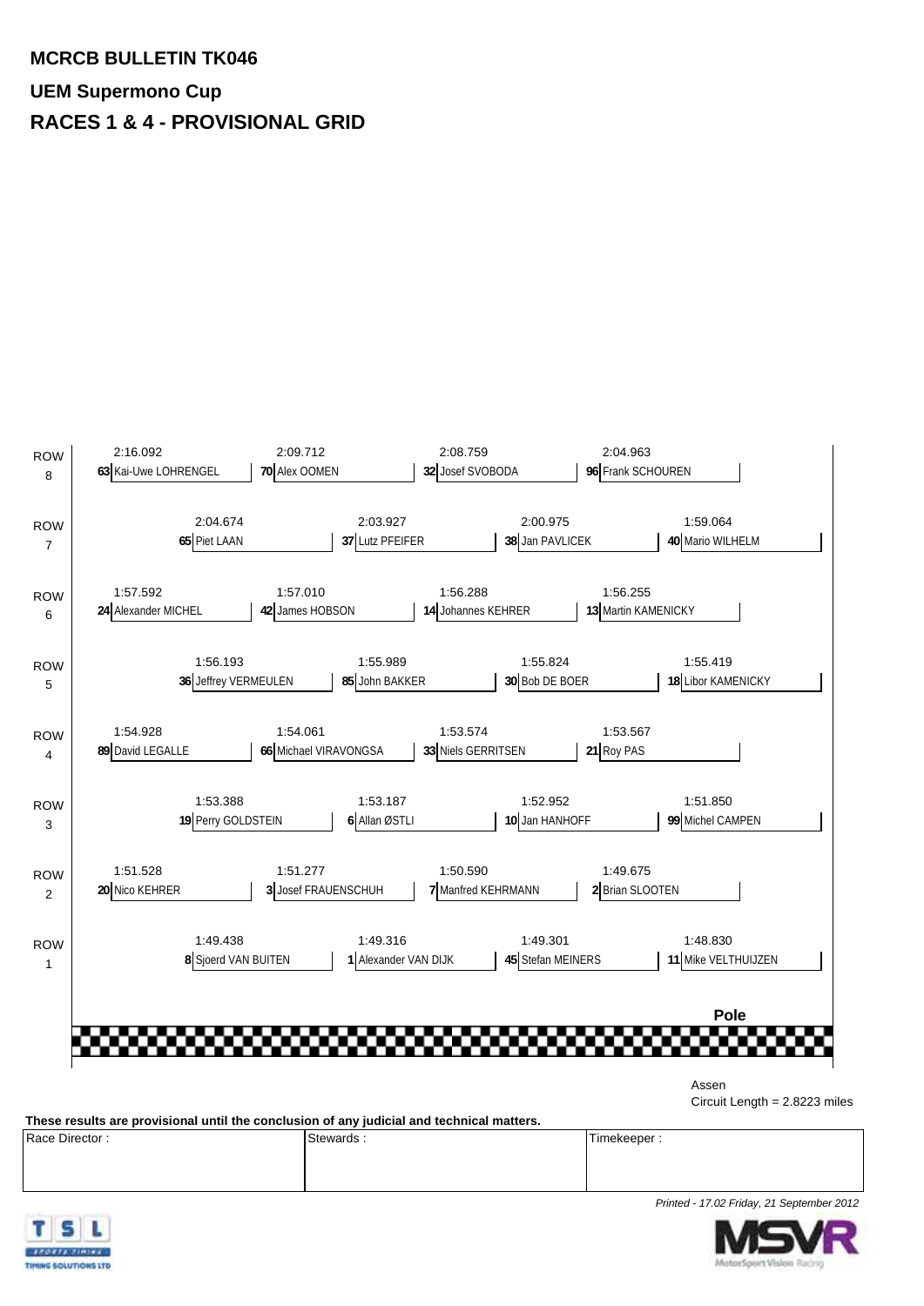**MCRCB BULLETIN TK046**

**UEM Supermono Cup**

## RACES 1 & 4 - PROVISIONAL GRID

| ROW | | | | | | | | |
|---|---|---|---|---|---|---|---|---|
| ROW 8 | 2:16.092 **63** Kai-Uwe LOHRENGEL | | 2:09.712 **70** Alex OOMEN | | 2:08.759 **32** Josef SVOBODA | | 2:04.963 **96** Frank SCHOUREN | |
| ROW 7 | | 2:04.674 **65** Piet LAAN | | 2:03.927 **37** Lutz PFEIFER | | 2:00.975 **38** Jan PAVLICEK | | 1:59.064 **40** Mario WILHELM |
| ROW 6 | 1:57.592 **24** Alexander MICHEL | | 1:57.010 **42** James HOBSON | | 1:56.288 **14** Johannes KEHRER | | 1:56.255 **13** Martin KAMENICKY | |
| ROW 5 | | 1:56.193 **36** Jeffrey VERMEULEN | | 1:55.989 **85** John BAKKER | | 1:55.824 **30** Bob DE BOER | | 1:55.419 **18** Libor KAMENICKY |
| ROW 4 | 1:54.928 **89** David LEGALLE | | 1:54.061 **66** Michael VIRAVONGSA | | 1:53.574 **33** Niels GERRITSEN | | 1:53.567 **21** Roy PAS | |
| ROW 3 | | 1:53.388 **19** Perry GOLDSTEIN | | 1:53.187 **6** Allan ØSTLI | | 1:52.952 **10** Jan HANHOFF | | 1:51.850 **99** Michel CAMPEN |
| ROW 2 | 1:51.528 **20** Nico KEHRER | | 1:51.277 **3** Josef FRAUENSCHUH | | 1:50.590 **7** Manfred KEHRMANN | | 1:49.675 **2** Brian SLOOTEN | |
| ROW 1 | | 1:49.438 **8** Sjoerd VAN BUITEN | | 1:49.316 **1** Alexander VAN DIJK | | 1:49.301 **45** Stefan MEINERS | | 1:48.830 **11** Mike VELTHUIJZEN |
| | | | | | | | | **Pole** |

Assen

Circuit Length = 2.8223 miles

**These results are provisional until the conclusion of any judicial and technical matters.**

| Race Director : | Stewards : | Timekeeper : |
|---|---|---|
| | | |

*Printed - 17.02 Friday, 21 September 2012*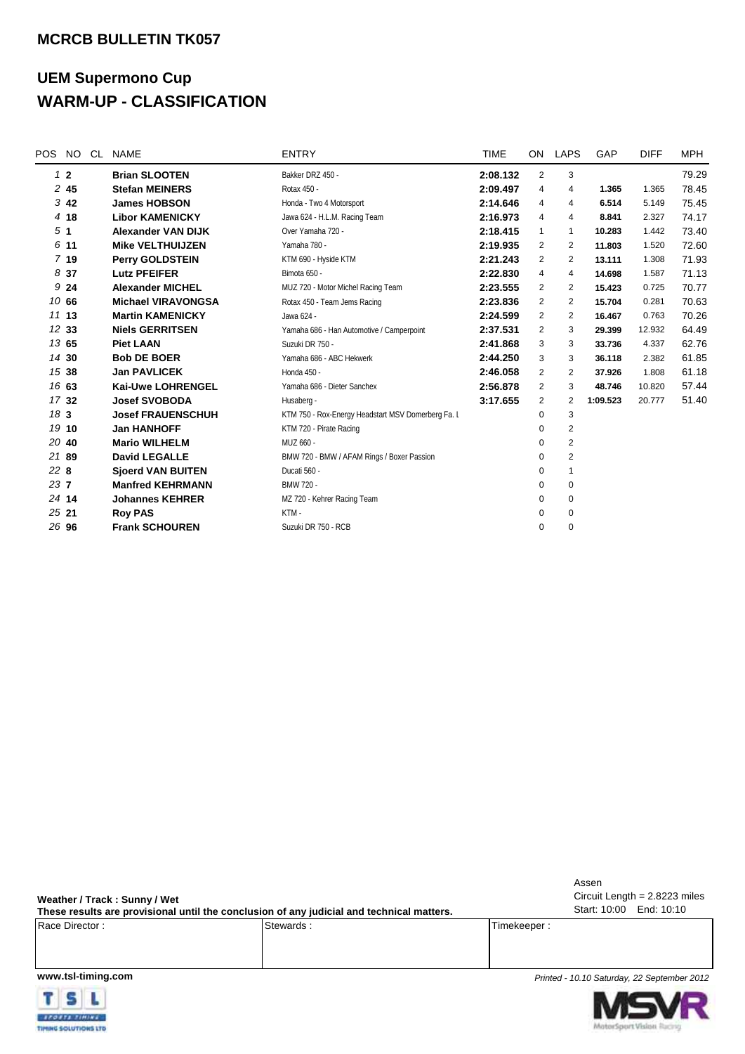## MCRCB BULLETIN TK057

# UEM Supermono Cup
# WARM-UP - CLASSIFICATION

| POS | NO | CL | NAME | ENTRY | TIME | ON | LAPS | GAP | DIFF | MPH |
|---|---|---|---|---|---|---|---|---|---|---|
| 1 | 2 | | Brian SLOOTEN | Bakker DRZ 450 - | 2:08.132 | 2 | 3 | | | 79.29 |
| 2 | 45 | | Stefan MEINERS | Rotax 450 - | 2:09.497 | 4 | 4 | 1.365 | 1.365 | 78.45 |
| 3 | 42 | | James HOBSON | Honda - Two 4 Motorsport | 2:14.646 | 4 | 4 | 6.514 | 5.149 | 75.45 |
| 4 | 18 | | Libor KAMENICKY | Jawa 624 - H.L.M. Racing Team | 2:16.973 | 4 | 4 | 8.841 | 2.327 | 74.17 |
| 5 | 1 | | Alexander VAN DIJK | Over Yamaha 720 - | 2:18.415 | 1 | 1 | 10.283 | 1.442 | 73.40 |
| 6 | 11 | | Mike VELTHUIJZEN | Yamaha 780 - | 2:19.935 | 2 | 2 | 11.803 | 1.520 | 72.60 |
| 7 | 19 | | Perry GOLDSTEIN | KTM 690 - Hyside KTM | 2:21.243 | 2 | 2 | 13.111 | 1.308 | 71.93 |
| 8 | 37 | | Lutz PFEIFER | Bimota 650 - | 2:22.830 | 4 | 4 | 14.698 | 1.587 | 71.13 |
| 9 | 24 | | Alexander MICHEL | MUZ 720 - Motor Michel Racing Team | 2:23.555 | 2 | 2 | 15.423 | 0.725 | 70.77 |
| 10 | 66 | | Michael VIRAVONGSA | Rotax 450 - Team Jems Racing | 2:23.836 | 2 | 2 | 15.704 | 0.281 | 70.63 |
| 11 | 13 | | Martin KAMENICKY | Jawa 624 - | 2:24.599 | 2 | 2 | 16.467 | 0.763 | 70.26 |
| 12 | 33 | | Niels GERRITSEN | Yamaha 686 - Han Automotive / Camperpoint | 2:37.531 | 2 | 3 | 29.399 | 12.932 | 64.49 |
| 13 | 65 | | Piet LAAN | Suzuki DR 750 - | 2:41.868 | 3 | 3 | 33.736 | 4.337 | 62.76 |
| 14 | 30 | | Bob DE BOER | Yamaha 686 - ABC Hekwerk | 2:44.250 | 3 | 3 | 36.118 | 2.382 | 61.85 |
| 15 | 38 | | Jan PAVLICEK | Honda 450 - | 2:46.058 | 2 | 2 | 37.926 | 1.808 | 61.18 |
| 16 | 63 | | Kai-Uwe LOHRENGEL | Yamaha 686 - Dieter Sanchex | 2:56.878 | 2 | 3 | 48.746 | 10.820 | 57.44 |
| 17 | 32 | | Josef SVOBODA | Husaberg - | 3:17.655 | 2 | 2 | 1:09.523 | 20.777 | 51.40 |
| 18 | 3 | | Josef FRAUENSCHUH | KTM 750 - Rox-Energy Headstart MSV Domerberg Fa. L | | 0 | 3 | | | |
| 19 | 10 | | Jan HANHOFF | KTM 720 - Pirate Racing | | 0 | 2 | | | |
| 20 | 40 | | Mario WILHELM | MUZ 660 - | | 0 | 2 | | | |
| 21 | 89 | | David LEGALLE | BMW 720 - BMW / AFAM Rings / Boxer Passion | | 0 | 2 | | | |
| 22 | 8 | | Sjoerd VAN BUITEN | Ducati 560 - | | 0 | 1 | | | |
| 23 | 7 | | Manfred KEHRMANN | BMW 720 - | | 0 | 0 | | | |
| 24 | 14 | | Johannes KEHRER | MZ 720 - Kehrer Racing Team | | 0 | 0 | | | |
| 25 | 21 | | Roy PAS | KTM - | | 0 | 0 | | | |
| 26 | 96 | | Frank SCHOUREN | Suzuki DR 750 - RCB | | 0 | 0 | | | |

**Weather / Track : Sunny / Wet**

**These results are provisional until the conclusion of any judicial and technical matters.**

Assen
Circuit Length = 2.8223 miles
Start: 10:00 End: 10:10

| Race Director : | Stewards : | Timekeeper : |
|---|---|---|
| | | |

**www.tsl-timing.com**

*Printed - 10.10 Saturday, 22 September 2012*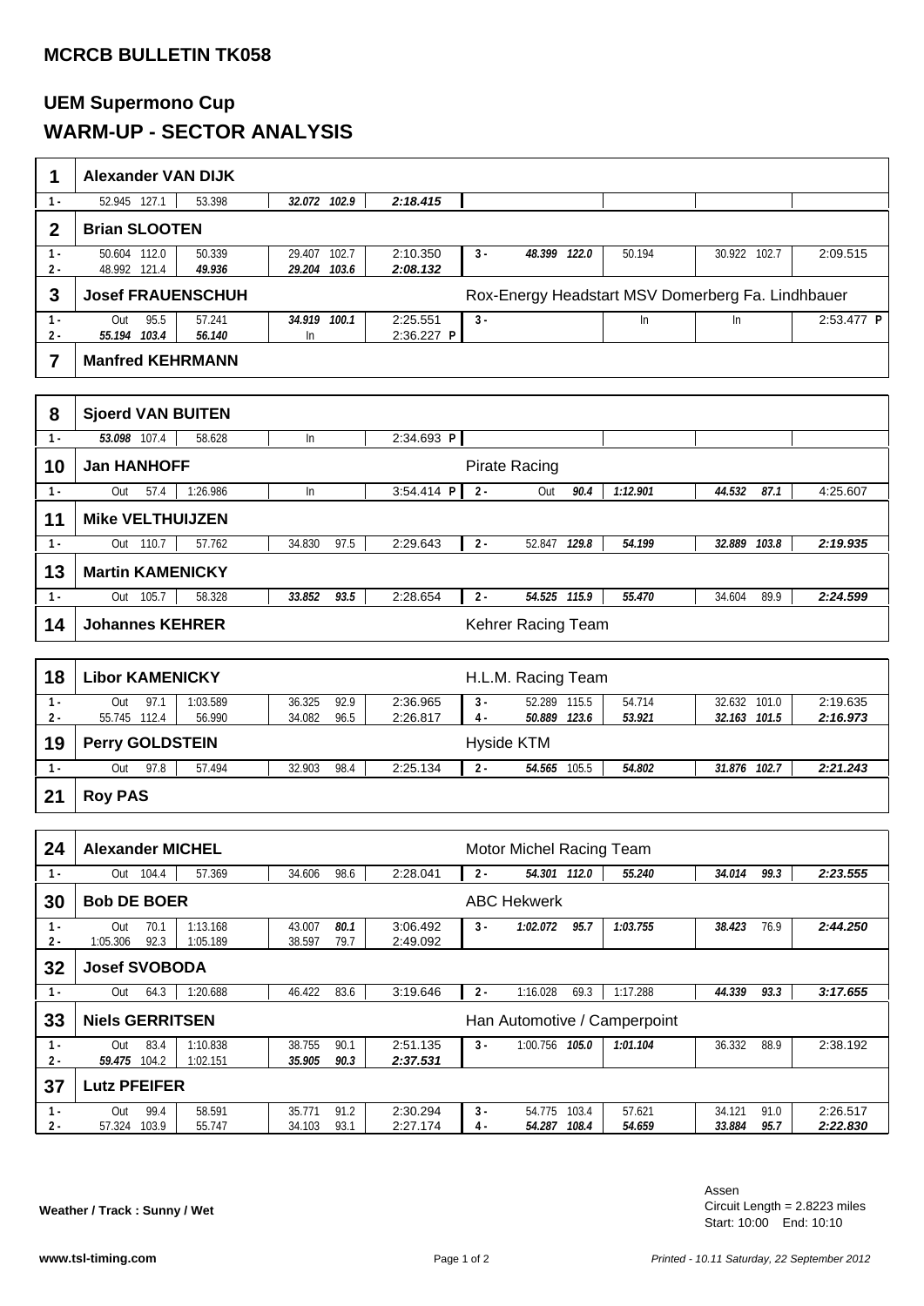## MCRCB BULLETIN TK058

# UEM Supermono Cup

# WARM-UP - SECTOR ANALYSIS

| No. | Rider / Lap | Sector 1 | Speed | Sector 2 | Sector 3 | Speed | Lap Time | Lap | Sector 1 | Speed | Sector 2 | Sector 3 | Speed | Lap Time |
|---|---|---|---|---|---|---|---|---|---|---|---|---|---|---|
| **1** | **Alexander VAN DIJK** | | | | | | | | | | | | | |
| | 1 - | 52.945 | 127.1 | 53.398 | *32.072* | *102.9* | *2:18.415* | | | | | | | |
| **2** | **Brian SLOOTEN** | | | | | | | | | | | | | |
| | 1 - | 50.604 | 112.0 | 50.339 | 29.407 | 102.7 | 2:10.350 | 3 - | *48.399* | *122.0* | 50.194 | 30.922 | 102.7 | 2:09.515 |
| | 2 - | 48.992 | 121.4 | *49.936* | *29.204* | *103.6* | *2:08.132* | | | | | | | |
| **3** | **Josef FRAUENSCHUH** — Rox-Energy Headstart MSV Domerberg Fa. Lindhbauer | | | | | | | | | | | | | |
| | 1 - | Out | 95.5 | 57.241 | *34.919* | *100.1* | 2:25.551 | 3 - | | | In | In | | 2:53.477 **P** |
| | 2 - | *55.194* | *103.4* | *56.140* | In | | 2:36.227 **P** | | | | | | | |
| **7** | **Manfred KEHRMANN** | | | | | | | | | | | | | |
| **8** | **Sjoerd VAN BUITEN** | | | | | | | | | | | | | |
| | 1 - | *53.098* | 107.4 | 58.628 | In | | 2:34.693 **P** | | | | | | | |
| **10** | **Jan HANHOFF** — Pirate Racing | | | | | | | | | | | | | |
| | 1 - | Out | 57.4 | 1:26.986 | In | | 3:54.414 **P** | 2 - | Out | *90.4* | *1:12.901* | *44.532* | *87.1* | 4:25.607 |
| **11** | **Mike VELTHUIJZEN** | | | | | | | | | | | | | |
| | 1 - | Out | 110.7 | 57.762 | 34.830 | 97.5 | 2:29.643 | 2 - | 52.847 | *129.8* | *54.199* | *32.889* | *103.8* | *2:19.935* |
| **13** | **Martin KAMENICKY** | | | | | | | | | | | | | |
| | 1 - | Out | 105.7 | 58.328 | *33.852* | *93.5* | 2:28.654 | 2 - | *54.525* | *115.9* | *55.470* | 34.604 | 89.9 | *2:24.599* |
| **14** | **Johannes KEHRER** — Kehrer Racing Team | | | | | | | | | | | | | |
| **18** | **Libor KAMENICKY** — H.L.M. Racing Team | | | | | | | | | | | | | |
| | 1 - | Out | 97.1 | 1:03.589 | 36.325 | 92.9 | 2:36.965 | 3 - | 52.289 | 115.5 | 54.714 | 32.632 | 101.0 | 2:19.635 |
| | 2 - | 55.745 | 112.4 | 56.990 | 34.082 | 96.5 | 2:26.817 | 4 - | *50.889* | *123.6* | *53.921* | *32.163* | *101.5* | *2:16.973* |
| **19** | **Perry GOLDSTEIN** — Hyside KTM | | | | | | | | | | | | | |
| | 1 - | Out | 97.8 | 57.494 | 32.903 | 98.4 | 2:25.134 | 2 - | *54.565* | 105.5 | *54.802* | *31.876* | *102.7* | *2:21.243* |
| **21** | **Roy PAS** | | | | | | | | | | | | | |
| **24** | **Alexander MICHEL** — Motor Michel Racing Team | | | | | | | | | | | | | |
| | 1 - | Out | 104.4 | 57.369 | 34.606 | 98.6 | 2:28.041 | 2 - | *54.301* | *112.0* | *55.240* | *34.014* | *99.3* | *2:23.555* |
| **30** | **Bob DE BOER** — ABC Hekwerk | | | | | | | | | | | | | |
| | 1 - | Out | 70.1 | 1:13.168 | 43.007 | *80.1* | 3:06.492 | 3 - | *1:02.072* | *95.7* | *1:03.755* | *38.423* | 76.9 | *2:44.250* |
| | 2 - | 1:05.306 | 92.3 | 1:05.189 | 38.597 | 79.7 | 2:49.092 | | | | | | | |
| **32** | **Josef SVOBODA** | | | | | | | | | | | | | |
| | 1 - | Out | 64.3 | 1:20.688 | 46.422 | 83.6 | 3:19.646 | 2 - | 1:16.028 | 69.3 | 1:17.288 | *44.339* | *93.3* | *3:17.655* |
| **33** | **Niels GERRITSEN** — Han Automotive / Camperpoint | | | | | | | | | | | | | |
| | 1 - | Out | 83.4 | 1:10.838 | 38.755 | 90.1 | 2:51.135 | 3 - | 1:00.756 | *105.0* | *1:01.104* | 36.332 | 88.9 | 2:38.192 |
| | 2 - | *59.475* | 104.2 | 1:02.151 | *35.905* | *90.3* | *2:37.531* | | | | | | | |
| **37** | **Lutz PFEIFER** | | | | | | | | | | | | | |
| | 1 - | Out | 99.4 | 58.591 | 35.771 | 91.2 | 2:30.294 | 3 - | 54.775 | 103.4 | 57.621 | 34.121 | 91.0 | 2:26.517 |
| | 2 - | 57.324 | 103.9 | 55.747 | 34.103 | 93.1 | 2:27.174 | 4 - | *54.287* | *108.4* | *54.659* | *33.884* | *95.7* | *2:22.830* |

**Weather / Track : Sunny / Wet**

Assen
Circuit Length = 2.8223 miles
Start: 10:00 End: 10:10

www.tsl-timing.com

*Printed - 10.11 Saturday, 22 September 2012*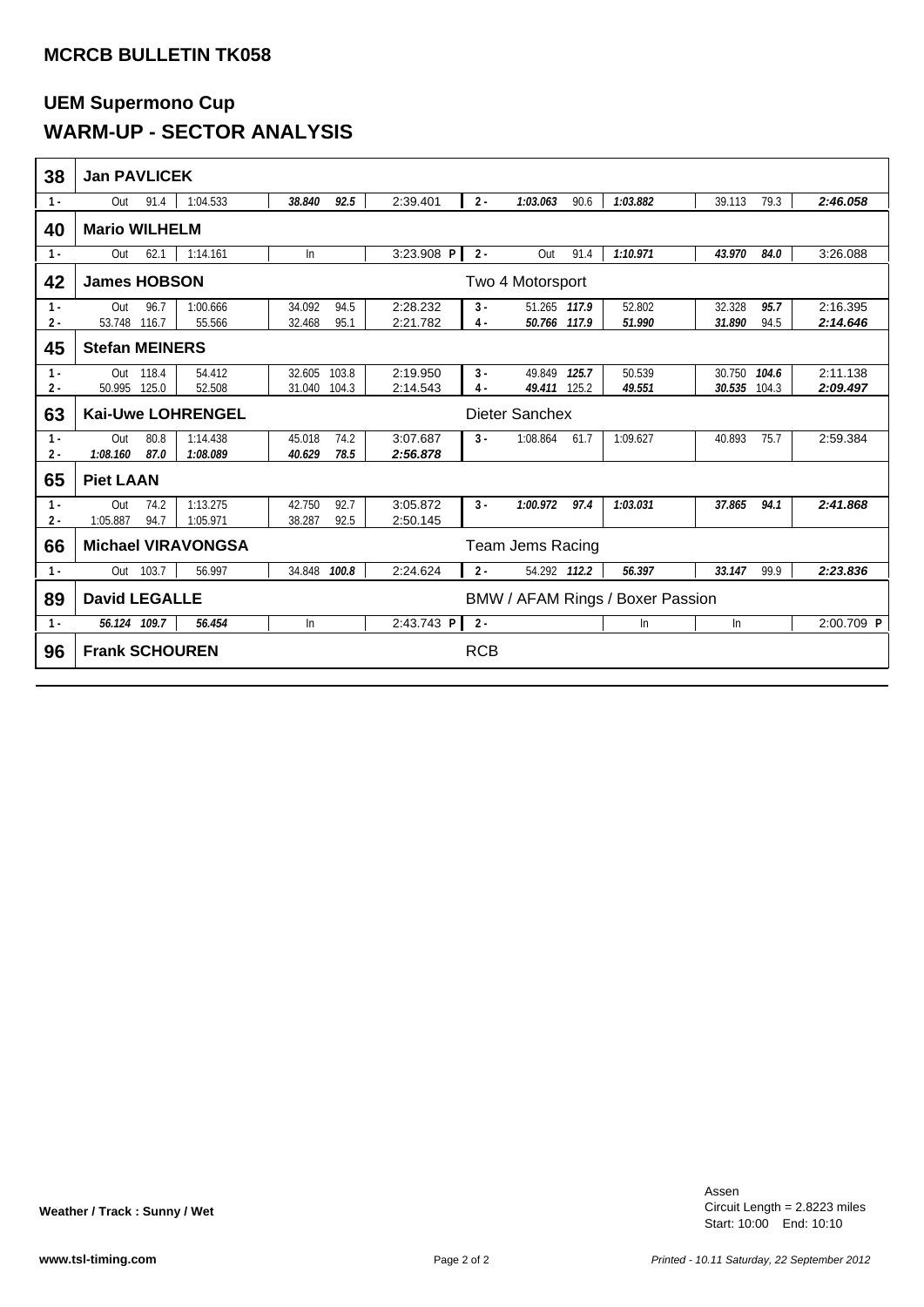## MCRCB BULLETIN TK058

# UEM Supermono Cup
# WARM-UP - SECTOR ANALYSIS

| No. | Lap | S1 | Speed | S2 | S3 | Speed | Lap Time | Lap | S1 | Speed | S2 | S3 | Speed | Lap Time |
|---|---|---|---|---|---|---|---|---|---|---|---|---|---|---|
| **38** | **Jan PAVLICEK** | | | | | | | | | | | | | |
| | 1 - | Out | 91.4 | 1:04.533 | ***38.840*** | ***92.5*** | 2:39.401 | 2 - | ***1:03.063*** | 90.6 | ***1:03.882*** | 39.113 | 79.3 | ***2:46.058*** |
| **40** | **Mario WILHELM** | | | | | | | | | | | | | |
| | 1 - | Out | 62.1 | 1:14.161 | In | | 3:23.908 **P** | 2 - | Out | 91.4 | ***1:10.971*** | ***43.970*** | ***84.0*** | 3:26.088 |
| **42** | **James HOBSON** | | | | | | | Two 4 Motorsport | | | | | | |
| | 1 - | Out | 96.7 | 1:00.666 | 34.092 | 94.5 | 2:28.232 | 3 - | 51.265 | ***117.9*** | 52.802 | 32.328 | ***95.7*** | 2:16.395 |
| | 2 - | 53.748 | 116.7 | 55.566 | 32.468 | 95.1 | 2:21.782 | 4 - | ***50.766*** | ***117.9*** | ***51.990*** | ***31.890*** | 94.5 | ***2:14.646*** |
| **45** | **Stefan MEINERS** | | | | | | | | | | | | | |
| | 1 - | Out | 118.4 | 54.412 | 32.605 | 103.8 | 2:19.950 | 3 - | 49.849 | ***125.7*** | 50.539 | 30.750 | ***104.6*** | 2:11.138 |
| | 2 - | 50.995 | 125.0 | 52.508 | 31.040 | 104.3 | 2:14.543 | 4 - | ***49.411*** | 125.2 | ***49.551*** | ***30.535*** | 104.3 | ***2:09.497*** |
| **63** | **Kai-Uwe LOHRENGEL** | | | | | | | Dieter Sanchex | | | | | | |
| | 1 - | Out | 80.8 | 1:14.438 | 45.018 | 74.2 | 3:07.687 | 3 - | 1:08.864 | 61.7 | 1:09.627 | 40.893 | 75.7 | 2:59.384 |
| | 2 - | ***1:08.160*** | ***87.0*** | ***1:08.089*** | ***40.629*** | ***78.5*** | ***2:56.878*** | | | | | | | |
| **65** | **Piet LAAN** | | | | | | | | | | | | | |
| | 1 - | Out | 74.2 | 1:13.275 | 42.750 | 92.7 | 3:05.872 | 3 - | ***1:00.972*** | ***97.4*** | ***1:03.031*** | ***37.865*** | ***94.1*** | ***2:41.868*** |
| | 2 - | 1:05.887 | 94.7 | 1:05.971 | 38.287 | 92.5 | 2:50.145 | | | | | | | |
| **66** | **Michael VIRAVONGSA** | | | | | | | Team Jems Racing | | | | | | |
| | 1 - | Out | 103.7 | 56.997 | 34.848 | ***100.8*** | 2:24.624 | 2 - | 54.292 | ***112.2*** | ***56.397*** | ***33.147*** | 99.9 | ***2:23.836*** |
| **89** | **David LEGALLE** | | | | | | | BMW / AFAM Rings / Boxer Passion | | | | | | |
| | 1 - | ***56.124*** | ***109.7*** | ***56.454*** | In | | 2:43.743 **P** | 2 - | | | In | In | | 2:00.709 **P** |
| **96** | **Frank SCHOUREN** | | | | | | | RCB | | | | | | |

**Weather / Track : Sunny / Wet**

Assen
Circuit Length = 2.8223 miles
Start: 10:00 End: 10:10

www.tsl-timing.com

*Printed - 10.11 Saturday, 22 September 2012*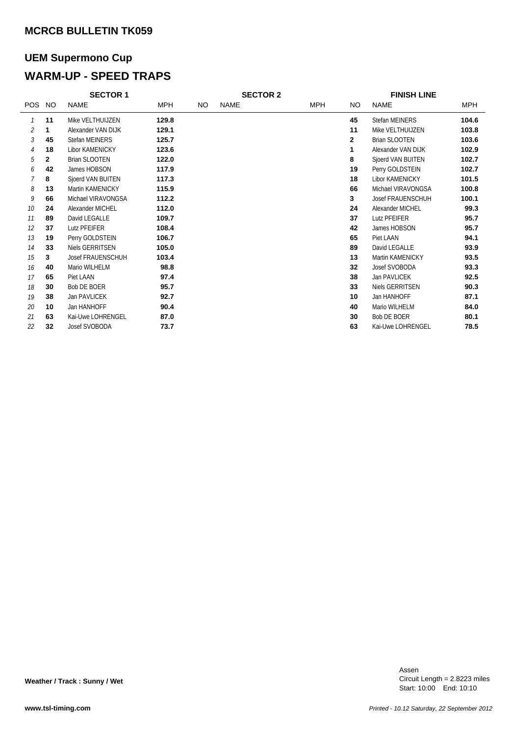## MCRCB BULLETIN TK059

# UEM Supermono Cup

# WARM-UP - SPEED TRAPS

| | SECTOR 1 | | | SECTOR 2 | | | FINISH LINE | | |
|---|---|---|---|---|---|---|---|---|---|
| POS | NO | NAME | MPH | NO | NAME | MPH | NO | NAME | MPH |
| 1 | 11 | Mike VELTHUIJZEN | 129.8 | | | | 45 | Stefan MEINERS | 104.6 |
| 2 | 1 | Alexander VAN DIJK | 129.1 | | | | 11 | Mike VELTHUIJZEN | 103.8 |
| 3 | 45 | Stefan MEINERS | 125.7 | | | | 2 | Brian SLOOTEN | 103.6 |
| 4 | 18 | Libor KAMENICKY | 123.6 | | | | 1 | Alexander VAN DIJK | 102.9 |
| 5 | 2 | Brian SLOOTEN | 122.0 | | | | 8 | Sjoerd VAN BUITEN | 102.7 |
| 6 | 42 | James HOBSON | 117.9 | | | | 19 | Perry GOLDSTEIN | 102.7 |
| 7 | 8 | Sjoerd VAN BUITEN | 117.3 | | | | 18 | Libor KAMENICKY | 101.5 |
| 8 | 13 | Martin KAMENICKY | 115.9 | | | | 66 | Michael VIRAVONGSA | 100.8 |
| 9 | 66 | Michael VIRAVONGSA | 112.2 | | | | 3 | Josef FRAUENSCHUH | 100.1 |
| 10 | 24 | Alexander MICHEL | 112.0 | | | | 24 | Alexander MICHEL | 99.3 |
| 11 | 89 | David LEGALLE | 109.7 | | | | 37 | Lutz PFEIFER | 95.7 |
| 12 | 37 | Lutz PFEIFER | 108.4 | | | | 42 | James HOBSON | 95.7 |
| 13 | 19 | Perry GOLDSTEIN | 106.7 | | | | 65 | Piet LAAN | 94.1 |
| 14 | 33 | Niels GERRITSEN | 105.0 | | | | 89 | David LEGALLE | 93.9 |
| 15 | 3 | Josef FRAUENSCHUH | 103.4 | | | | 13 | Martin KAMENICKY | 93.5 |
| 16 | 40 | Mario WILHELM | 98.8 | | | | 32 | Josef SVOBODA | 93.3 |
| 17 | 65 | Piet LAAN | 97.4 | | | | 38 | Jan PAVLICEK | 92.5 |
| 18 | 30 | Bob DE BOER | 95.7 | | | | 33 | Niels GERRITSEN | 90.3 |
| 19 | 38 | Jan PAVLICEK | 92.7 | | | | 10 | Jan HANHOFF | 87.1 |
| 20 | 10 | Jan HANHOFF | 90.4 | | | | 40 | Mario WILHELM | 84.0 |
| 21 | 63 | Kai-Uwe LOHRENGEL | 87.0 | | | | 30 | Bob DE BOER | 80.1 |
| 22 | 32 | Josef SVOBODA | 73.7 | | | | 63 | Kai-Uwe LOHRENGEL | 78.5 |

**Weather / Track : Sunny / Wet**

Assen
Circuit Length = 2.8223 miles
Start: 10:00 End: 10:10

**www.tsl-timing.com**

*Printed - 10.12 Saturday, 22 September 2012*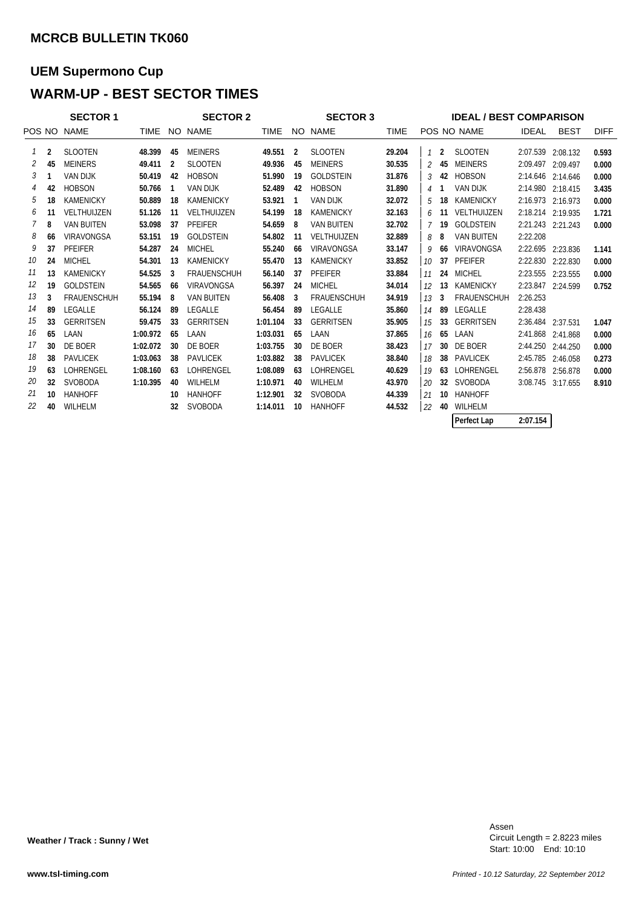## MCRCB BULLETIN TK060

## UEM Supermono Cup

## WARM-UP - BEST SECTOR TIMES

| SECTOR 1 | | | | SECTOR 2 | | | SECTOR 3 | | | IDEAL / BEST COMPARISON | | | | | |
|---|---|---|---|---|---|---|---|---|---|---|---|---|---|---|---|
| POS | NO | NAME | TIME | NO | NAME | TIME | NO | NAME | TIME | POS | NO | NAME | IDEAL | BEST | DIFF |
| 1 | 2 | SLOOTEN | 48.399 | 45 | MEINERS | 49.551 | 2 | SLOOTEN | 29.204 | 1 | 2 | SLOOTEN | 2:07.539 | 2:08.132 | 0.593 |
| 2 | 45 | MEINERS | 49.411 | 2 | SLOOTEN | 49.936 | 45 | MEINERS | 30.535 | 2 | 45 | MEINERS | 2:09.497 | 2:09.497 | 0.000 |
| 3 | 1 | VAN DIJK | 50.419 | 42 | HOBSON | 51.990 | 19 | GOLDSTEIN | 31.876 | 3 | 42 | HOBSON | 2:14.646 | 2:14.646 | 0.000 |
| 4 | 42 | HOBSON | 50.766 | 1 | VAN DIJK | 52.489 | 42 | HOBSON | 31.890 | 4 | 1 | VAN DIJK | 2:14.980 | 2:18.415 | 3.435 |
| 5 | 18 | KAMENICKY | 50.889 | 18 | KAMENICKY | 53.921 | 1 | VAN DIJK | 32.072 | 5 | 18 | KAMENICKY | 2:16.973 | 2:16.973 | 0.000 |
| 6 | 11 | VELTHUIJZEN | 51.126 | 11 | VELTHUIJZEN | 54.199 | 18 | KAMENICKY | 32.163 | 6 | 11 | VELTHUIJZEN | 2:18.214 | 2:19.935 | 1.721 |
| 7 | 8 | VAN BUITEN | 53.098 | 37 | PFEIFER | 54.659 | 8 | VAN BUITEN | 32.702 | 7 | 19 | GOLDSTEIN | 2:21.243 | 2:21.243 | 0.000 |
| 8 | 66 | VIRAVONGSA | 53.151 | 19 | GOLDSTEIN | 54.802 | 11 | VELTHUIJZEN | 32.889 | 8 | 8 | VAN BUITEN | 2:22.208 | | |
| 9 | 37 | PFEIFER | 54.287 | 24 | MICHEL | 55.240 | 66 | VIRAVONGSA | 33.147 | 9 | 66 | VIRAVONGSA | 2:22.695 | 2:23.836 | 1.141 |
| 10 | 24 | MICHEL | 54.301 | 13 | KAMENICKY | 55.470 | 13 | KAMENICKY | 33.852 | 10 | 37 | PFEIFER | 2:22.830 | 2:22.830 | 0.000 |
| 11 | 13 | KAMENICKY | 54.525 | 3 | FRAUENSCHUH | 56.140 | 37 | PFEIFER | 33.884 | 11 | 24 | MICHEL | 2:23.555 | 2:23.555 | 0.000 |
| 12 | 19 | GOLDSTEIN | 54.565 | 66 | VIRAVONGSA | 56.397 | 24 | MICHEL | 34.014 | 12 | 13 | KAMENICKY | 2:23.847 | 2:24.599 | 0.752 |
| 13 | 3 | FRAUENSCHUH | 55.194 | 8 | VAN BUITEN | 56.408 | 3 | FRAUENSCHUH | 34.919 | 13 | 3 | FRAUENSCHUH | 2:26.253 | | |
| 14 | 89 | LEGALLE | 56.124 | 89 | LEGALLE | 56.454 | 89 | LEGALLE | 35.860 | 14 | 89 | LEGALLE | 2:28.438 | | |
| 15 | 33 | GERRITSEN | 59.475 | 33 | GERRITSEN | 1:01.104 | 33 | GERRITSEN | 35.905 | 15 | 33 | GERRITSEN | 2:36.484 | 2:37.531 | 1.047 |
| 16 | 65 | LAAN | 1:00.972 | 65 | LAAN | 1:03.031 | 65 | LAAN | 37.865 | 16 | 65 | LAAN | 2:41.868 | 2:41.868 | 0.000 |
| 17 | 30 | DE BOER | 1:02.072 | 30 | DE BOER | 1:03.755 | 30 | DE BOER | 38.423 | 17 | 30 | DE BOER | 2:44.250 | 2:44.250 | 0.000 |
| 18 | 38 | PAVLICEK | 1:03.063 | 38 | PAVLICEK | 1:03.882 | 38 | PAVLICEK | 38.840 | 18 | 38 | PAVLICEK | 2:45.785 | 2:46.058 | 0.273 |
| 19 | 63 | LOHRENGEL | 1:08.160 | 63 | LOHRENGEL | 1:08.089 | 63 | LOHRENGEL | 40.629 | 19 | 63 | LOHRENGEL | 2:56.878 | 2:56.878 | 0.000 |
| 20 | 32 | SVOBODA | 1:10.395 | 40 | WILHELM | 1:10.971 | 40 | WILHELM | 43.970 | 20 | 32 | SVOBODA | 3:08.745 | 3:17.655 | 8.910 |
| 21 | 10 | HANHOFF | | 10 | HANHOFF | 1:12.901 | 32 | SVOBODA | 44.339 | 21 | 10 | HANHOFF | | | |
| 22 | 40 | WILHELM | | 32 | SVOBODA | 1:14.011 | 10 | HANHOFF | 44.532 | 22 | 40 | WILHELM | | | |
| | | | | | | | | | | | | Perfect Lap | 2:07.154 | | |

**Weather / Track : Sunny / Wet**

Assen
Circuit Length = 2.8223 miles
Start: 10:00 End: 10:10

www.tsl-timing.com

Printed - 10.12 Saturday, 22 September 2012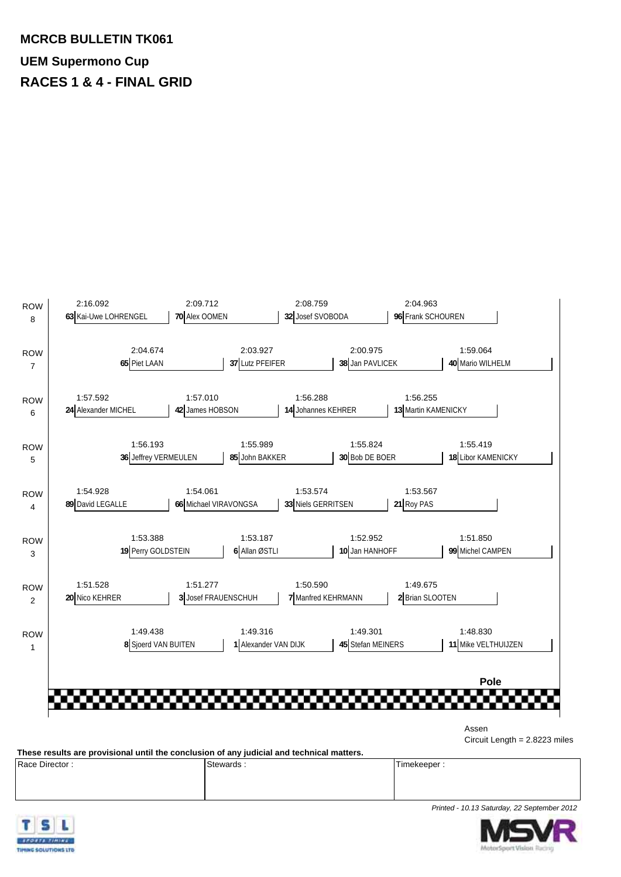# MCRCB BULLETIN TK061

## UEM Supermono Cup

## RACES 1 & 4 - FINAL GRID

| Row | | | | |
|---|---|---|---|---|
| ROW 8 | 2:16.092<br>**63** Kai-Uwe LOHRENGEL | 2:09.712<br>**70** Alex OOMEN | 2:08.759<br>**32** Josef SVOBODA | 2:04.963<br>**96** Frank SCHOUREN |
| ROW 7 | 2:04.674<br>**65** Piet LAAN | 2:03.927<br>**37** Lutz PFEIFER | 2:00.975<br>**38** Jan PAVLICEK | 1:59.064<br>**40** Mario WILHELM |
| ROW 6 | 1:57.592<br>**24** Alexander MICHEL | 1:57.010<br>**42** James HOBSON | 1:56.288<br>**14** Johannes KEHRER | 1:56.255<br>**13** Martin KAMENICKY |
| ROW 5 | 1:56.193<br>**36** Jeffrey VERMEULEN | 1:55.989<br>**85** John BAKKER | 1:55.824<br>**30** Bob DE BOER | 1:55.419<br>**18** Libor KAMENICKY |
| ROW 4 | 1:54.928<br>**89** David LEGALLE | 1:54.061<br>**66** Michael VIRAVONGSA | 1:53.574<br>**33** Niels GERRITSEN | 1:53.567<br>**21** Roy PAS |
| ROW 3 | 1:53.388<br>**19** Perry GOLDSTEIN | 1:53.187<br>**6** Allan ØSTLI | 1:52.952<br>**10** Jan HANHOFF | 1:51.850<br>**99** Michel CAMPEN |
| ROW 2 | 1:51.528<br>**20** Nico KEHRER | 1:51.277<br>**3** Josef FRAUENSCHUH | 1:50.590<br>**7** Manfred KEHRMANN | 1:49.675<br>**2** Brian SLOOTEN |
| ROW 1 | 1:49.438<br>**8** Sjoerd VAN BUITEN | 1:49.316<br>**1** Alexander VAN DIJK | 1:49.301<br>**45** Stefan MEINERS | 1:48.830<br>**11** Mike VELTHUIJZEN |
| | | | | **Pole** |

Assen

Circuit Length = 2.8223 miles

**These results are provisional until the conclusion of any judicial and technical matters.**

| Race Director : | Stewards : | Timekeeper : |
|---|---|---|
| | | |

*Printed - 10.13 Saturday, 22 September 2012*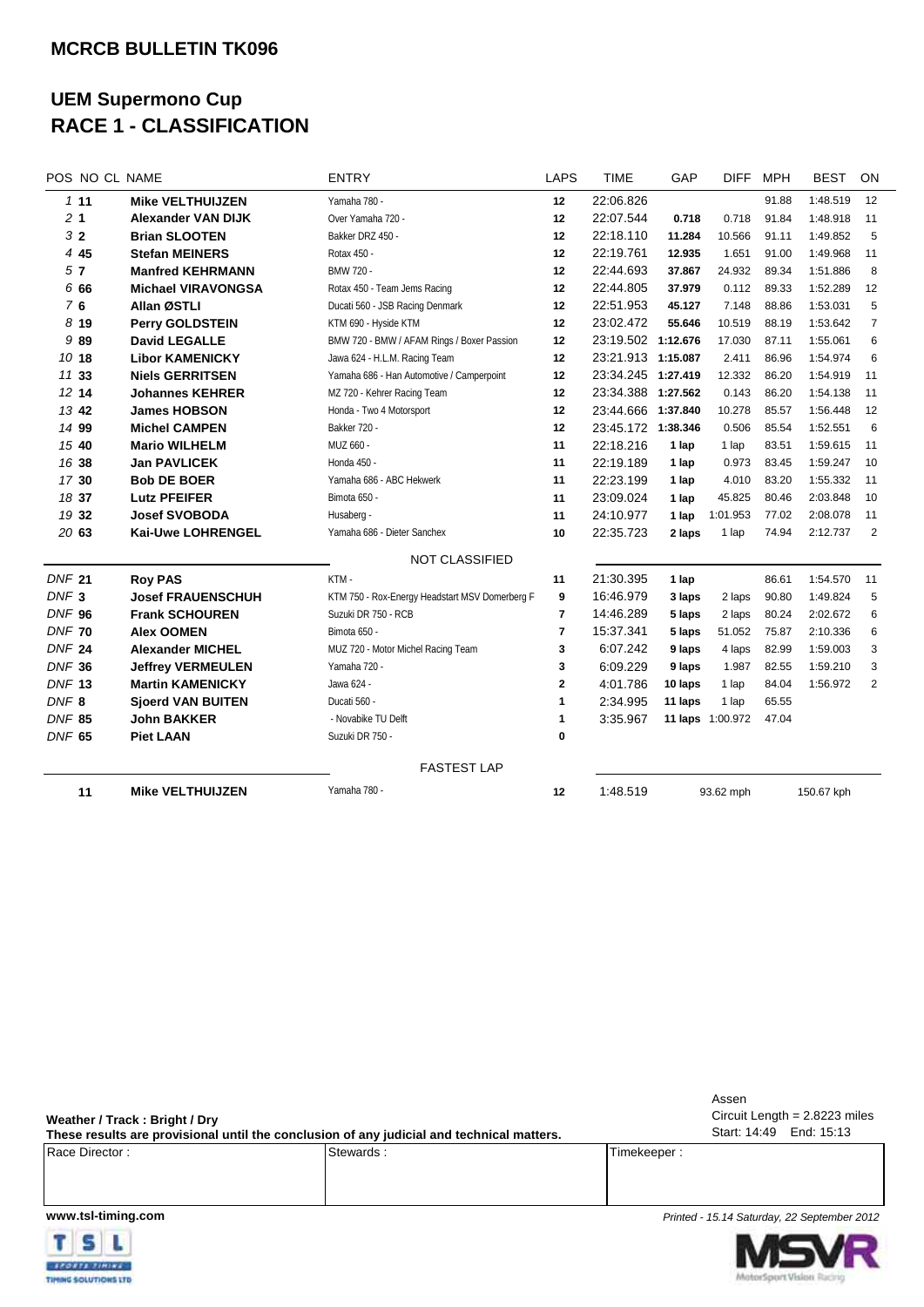## MCRCB BULLETIN TK096

# UEM Supermono Cup
# RACE 1 - CLASSIFICATION

| POS | NO | CL | NAME | ENTRY | LAPS | TIME | GAP | DIFF | MPH | BEST | ON |
|---|---|---|---|---|---|---|---|---|---|---|---|
| 1 | 11 | | Mike VELTHUIJZEN | Yamaha 780 - | 12 | 22:06.826 | | | 91.88 | 1:48.519 | 12 |
| 2 | 1 | | Alexander VAN DIJK | Over Yamaha 720 - | 12 | 22:07.544 | 0.718 | 0.718 | 91.84 | 1:48.918 | 11 |
| 3 | 2 | | Brian SLOOTEN | Bakker DRZ 450 - | 12 | 22:18.110 | 11.284 | 10.566 | 91.11 | 1:49.852 | 5 |
| 4 | 45 | | Stefan MEINERS | Rotax 450 - | 12 | 22:19.761 | 12.935 | 1.651 | 91.00 | 1:49.968 | 11 |
| 5 | 7 | | Manfred KEHRMANN | BMW 720 - | 12 | 22:44.693 | 37.867 | 24.932 | 89.34 | 1:51.886 | 8 |
| 6 | 66 | | Michael VIRAVONGSA | Rotax 450 - Team Jems Racing | 12 | 22:44.805 | 37.979 | 0.112 | 89.33 | 1:52.289 | 12 |
| 7 | 6 | | Allan ØSTLI | Ducati 560 - JSB Racing Denmark | 12 | 22:51.953 | 45.127 | 7.148 | 88.86 | 1:53.031 | 5 |
| 8 | 19 | | Perry GOLDSTEIN | KTM 690 - Hyside KTM | 12 | 23:02.472 | 55.646 | 10.519 | 88.19 | 1:53.642 | 7 |
| 9 | 89 | | David LEGALLE | BMW 720 - BMW / AFAM Rings / Boxer Passion | 12 | 23:19.502 | 1:12.676 | 17.030 | 87.11 | 1:55.061 | 6 |
| 10 | 18 | | Libor KAMENICKY | Jawa 624 - H.L.M. Racing Team | 12 | 23:21.913 | 1:15.087 | 2.411 | 86.96 | 1:54.974 | 6 |
| 11 | 33 | | Niels GERRITSEN | Yamaha 686 - Han Automotive / Camperpoint | 12 | 23:34.245 | 1:27.419 | 12.332 | 86.20 | 1:54.919 | 11 |
| 12 | 14 | | Johannes KEHRER | MZ 720 - Kehrer Racing Team | 12 | 23:34.388 | 1:27.562 | 0.143 | 86.20 | 1:54.138 | 11 |
| 13 | 42 | | James HOBSON | Honda - Two 4 Motorsport | 12 | 23:44.666 | 1:37.840 | 10.278 | 85.57 | 1:56.448 | 12 |
| 14 | 99 | | Michel CAMPEN | Bakker 720 - | 12 | 23:45.172 | 1:38.346 | 0.506 | 85.54 | 1:52.551 | 6 |
| 15 | 40 | | Mario WILHELM | MUZ 660 - | 11 | 22:18.216 | 1 lap | 1 lap | 83.51 | 1:59.615 | 11 |
| 16 | 38 | | Jan PAVLICEK | Honda 450 - | 11 | 22:19.189 | 1 lap | 0.973 | 83.45 | 1:59.247 | 10 |
| 17 | 30 | | Bob DE BOER | Yamaha 686 - ABC Hekwerk | 11 | 22:23.199 | 1 lap | 4.010 | 83.20 | 1:55.332 | 11 |
| 18 | 37 | | Lutz PFEIFER | Bimota 650 - | 11 | 23:09.024 | 1 lap | 45.825 | 80.46 | 2:03.848 | 10 |
| 19 | 32 | | Josef SVOBODA | Husaberg - | 11 | 24:10.977 | 1 lap | 1:01.953 | 77.02 | 2:08.078 | 11 |
| 20 | 63 | | Kai-Uwe LOHRENGEL | Yamaha 686 - Dieter Sanchex | 10 | 22:35.723 | 2 laps | 1 lap | 74.94 | 2:12.737 | 2 |
| | | | | NOT CLASSIFIED | | | | | | | |
| DNF | 21 | | Roy PAS | KTM - | 11 | 21:30.395 | 1 lap | | 86.61 | 1:54.570 | 11 |
| DNF | 3 | | Josef FRAUENSCHUH | KTM 750 - Rox-Energy Headstart MSV Domerberg F | 9 | 16:46.979 | 3 laps | 2 laps | 90.80 | 1:49.824 | 5 |
| DNF | 96 | | Frank SCHOUREN | Suzuki DR 750 - RCB | 7 | 14:46.289 | 5 laps | 2 laps | 80.24 | 2:02.672 | 6 |
| DNF | 70 | | Alex OOMEN | Bimota 650 - | 7 | 15:37.341 | 5 laps | 51.052 | 75.87 | 2:10.336 | 6 |
| DNF | 24 | | Alexander MICHEL | MUZ 720 - Motor Michel Racing Team | 3 | 6:07.242 | 9 laps | 4 laps | 82.99 | 1:59.003 | 3 |
| DNF | 36 | | Jeffrey VERMEULEN | Yamaha 720 - | 3 | 6:09.229 | 9 laps | 1.987 | 82.55 | 1:59.210 | 3 |
| DNF | 13 | | Martin KAMENICKY | Jawa 624 - | 2 | 4:01.786 | 10 laps | 1 lap | 84.04 | 1:56.972 | 2 |
| DNF | 8 | | Sjoerd VAN BUITEN | Ducati 560 - | 1 | 2:34.995 | 11 laps | 1 lap | 65.55 | | |
| DNF | 85 | | John BAKKER | - Novabike TU Delft | 1 | 3:35.967 | 11 laps | 1:00.972 | 47.04 | | |
| DNF | 65 | | Piet LAAN | Suzuki DR 750 - | 0 | | | | | | |

**FASTEST LAP**

| NO | NAME | ENTRY | LAPS | TIME | MPH | KPH |
|---|---|---|---|---|---|---|
| 11 | Mike VELTHUIJZEN | Yamaha 780 - | 12 | 1:48.519 | 93.62 mph | 150.67 kph |

**Weather / Track : Bright / Dry**

**These results are provisional until the conclusion of any judicial and technical matters.**

Assen
Circuit Length = 2.8223 miles
Start: 14:49 End: 15:13

| Race Director : | Stewards : | Timekeeper : |
|---|---|---|
| | | |

www.tsl-timing.com

*Printed - 15.14 Saturday, 22 September 2012*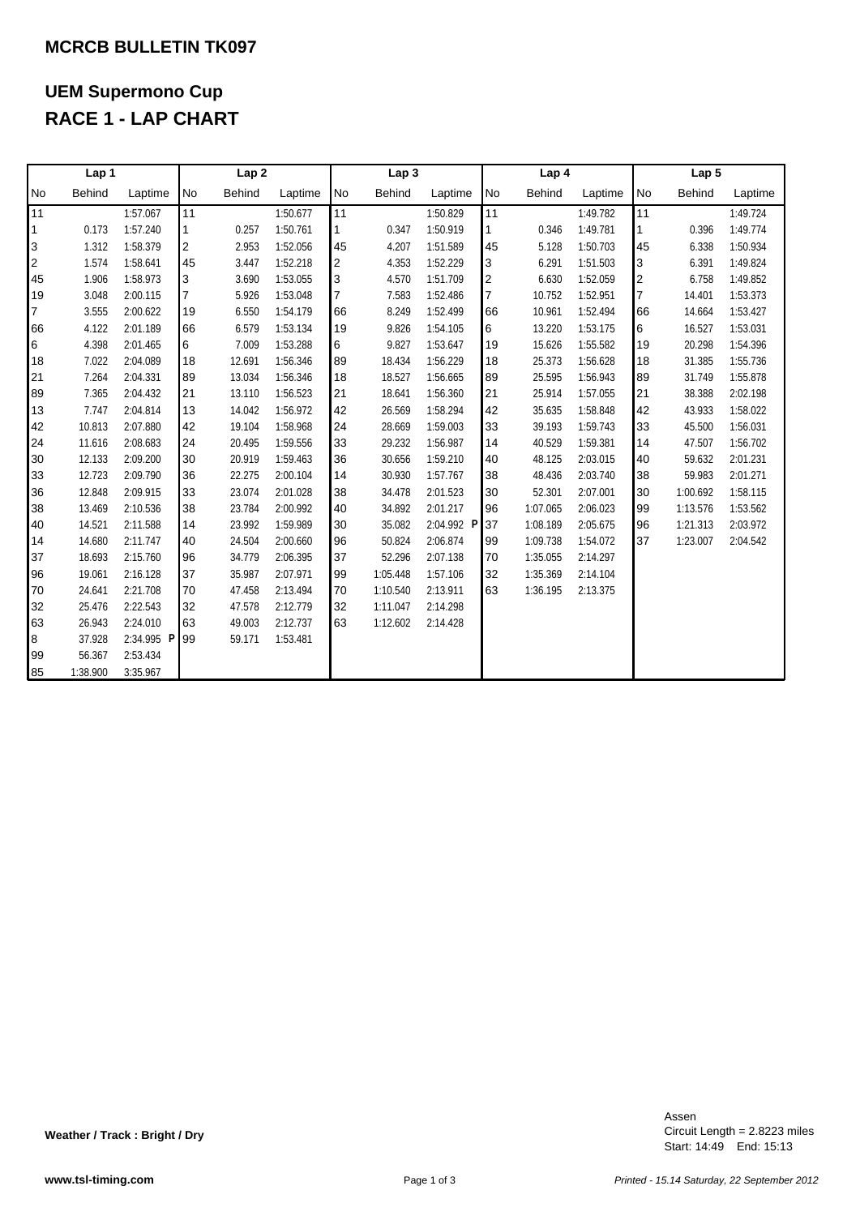## MCRCB BULLETIN TK097

## UEM Supermono Cup
## RACE 1 - LAP CHART

| Lap 1 | | | Lap 2 | | | Lap 3 | | | Lap 4 | | | Lap 5 | | |
|---|---|---|---|---|---|---|---|---|---|---|---|---|---|---|
| No | Behind | Laptime | No | Behind | Laptime | No | Behind | Laptime | No | Behind | Laptime | No | Behind | Laptime |
| 11 | | 1:57.067 | 11 | | 1:50.677 | 11 | | 1:50.829 | 11 | | 1:49.782 | 11 | | 1:49.724 |
| 1 | 0.173 | 1:57.240 | 1 | 0.257 | 1:50.761 | 1 | 0.347 | 1:50.919 | 1 | 0.346 | 1:49.781 | 1 | 0.396 | 1:49.774 |
| 3 | 1.312 | 1:58.379 | 2 | 2.953 | 1:52.056 | 45 | 4.207 | 1:51.589 | 45 | 5.128 | 1:50.703 | 45 | 6.338 | 1:50.934 |
| 2 | 1.574 | 1:58.641 | 45 | 3.447 | 1:52.218 | 2 | 4.353 | 1:52.229 | 3 | 6.291 | 1:51.503 | 3 | 6.391 | 1:49.824 |
| 45 | 1.906 | 1:58.973 | 3 | 3.690 | 1:53.055 | 3 | 4.570 | 1:51.709 | 2 | 6.630 | 1:52.059 | 2 | 6.758 | 1:49.852 |
| 19 | 3.048 | 2:00.115 | 7 | 5.926 | 1:53.048 | 7 | 7.583 | 1:52.486 | 7 | 10.752 | 1:52.951 | 7 | 14.401 | 1:53.373 |
| 7 | 3.555 | 2:00.622 | 19 | 6.550 | 1:54.179 | 66 | 8.249 | 1:52.499 | 66 | 10.961 | 1:52.494 | 66 | 14.664 | 1:53.427 |
| 66 | 4.122 | 2:01.189 | 66 | 6.579 | 1:53.134 | 19 | 9.826 | 1:54.105 | 6 | 13.220 | 1:53.175 | 6 | 16.527 | 1:53.031 |
| 6 | 4.398 | 2:01.465 | 6 | 7.009 | 1:53.288 | 6 | 9.827 | 1:53.647 | 19 | 15.626 | 1:55.582 | 19 | 20.298 | 1:54.396 |
| 18 | 7.022 | 2:04.089 | 18 | 12.691 | 1:56.346 | 89 | 18.434 | 1:56.229 | 18 | 25.373 | 1:56.628 | 18 | 31.385 | 1:55.736 |
| 21 | 7.264 | 2:04.331 | 89 | 13.034 | 1:56.346 | 18 | 18.527 | 1:56.665 | 89 | 25.595 | 1:56.943 | 89 | 31.749 | 1:55.878 |
| 89 | 7.365 | 2:04.432 | 21 | 13.110 | 1:56.523 | 21 | 18.641 | 1:56.360 | 21 | 25.914 | 1:57.055 | 21 | 38.388 | 2:02.198 |
| 13 | 7.747 | 2:04.814 | 13 | 14.042 | 1:56.972 | 42 | 26.569 | 1:58.294 | 42 | 35.635 | 1:58.848 | 42 | 43.933 | 1:58.022 |
| 42 | 10.813 | 2:07.880 | 42 | 19.104 | 1:58.968 | 24 | 28.669 | 1:59.003 | 33 | 39.193 | 1:59.743 | 33 | 45.500 | 1:56.031 |
| 24 | 11.616 | 2:08.683 | 24 | 20.495 | 1:59.556 | 33 | 29.232 | 1:56.987 | 14 | 40.529 | 1:59.381 | 14 | 47.507 | 1:56.702 |
| 30 | 12.133 | 2:09.200 | 30 | 20.919 | 1:59.463 | 36 | 30.656 | 1:59.210 | 40 | 48.125 | 2:03.015 | 40 | 59.632 | 2:01.231 |
| 33 | 12.723 | 2:09.790 | 36 | 22.275 | 2:00.104 | 14 | 30.930 | 1:57.767 | 38 | 48.436 | 2:03.740 | 38 | 59.983 | 2:01.271 |
| 36 | 12.848 | 2:09.915 | 33 | 23.074 | 2:01.028 | 38 | 34.478 | 2:01.523 | 30 | 52.301 | 2:07.001 | 30 | 1:00.692 | 1:58.115 |
| 38 | 13.469 | 2:10.536 | 38 | 23.784 | 2:00.992 | 40 | 34.892 | 2:01.217 | 96 | 1:07.065 | 2:06.023 | 99 | 1:13.576 | 1:53.562 |
| 40 | 14.521 | 2:11.588 | 14 | 23.992 | 1:59.989 | 30 | 35.082 | 2:04.992 P | 37 | 1:08.189 | 2:05.675 | 96 | 1:21.313 | 2:03.972 |
| 14 | 14.680 | 2:11.747 | 40 | 24.504 | 2:00.660 | 96 | 50.824 | 2:06.874 | 99 | 1:09.738 | 1:54.072 | 37 | 1:23.007 | 2:04.542 |
| 37 | 18.693 | 2:15.760 | 96 | 34.779 | 2:06.395 | 37 | 52.296 | 2:07.138 | 70 | 1:35.055 | 2:14.297 | | | |
| 96 | 19.061 | 2:16.128 | 37 | 35.987 | 2:07.971 | 99 | 1:05.448 | 1:57.106 | 32 | 1:35.369 | 2:14.104 | | | |
| 70 | 24.641 | 2:21.708 | 70 | 47.458 | 2:13.494 | 70 | 1:10.540 | 2:13.911 | 63 | 1:36.195 | 2:13.375 | | | |
| 32 | 25.476 | 2:22.543 | 32 | 47.578 | 2:12.779 | 32 | 1:11.047 | 2:14.298 | | | | | | |
| 63 | 26.943 | 2:24.010 | 63 | 49.003 | 2:12.737 | 63 | 1:12.602 | 2:14.428 | | | | | | |
| 8 | 37.928 | 2:34.995 P | 99 | 59.171 | 1:53.481 | | | | | | | | | |
| 99 | 56.367 | 2:53.434 | | | | | | | | | | | | |
| 85 | 1:38.900 | 3:35.967 | | | | | | | | | | | | |

**Weather / Track : Bright / Dry**

Assen
Circuit Length = 2.8223 miles
Start: 14:49 End: 15:13

www.tsl-timing.com

*Printed - 15.14 Saturday, 22 September 2012*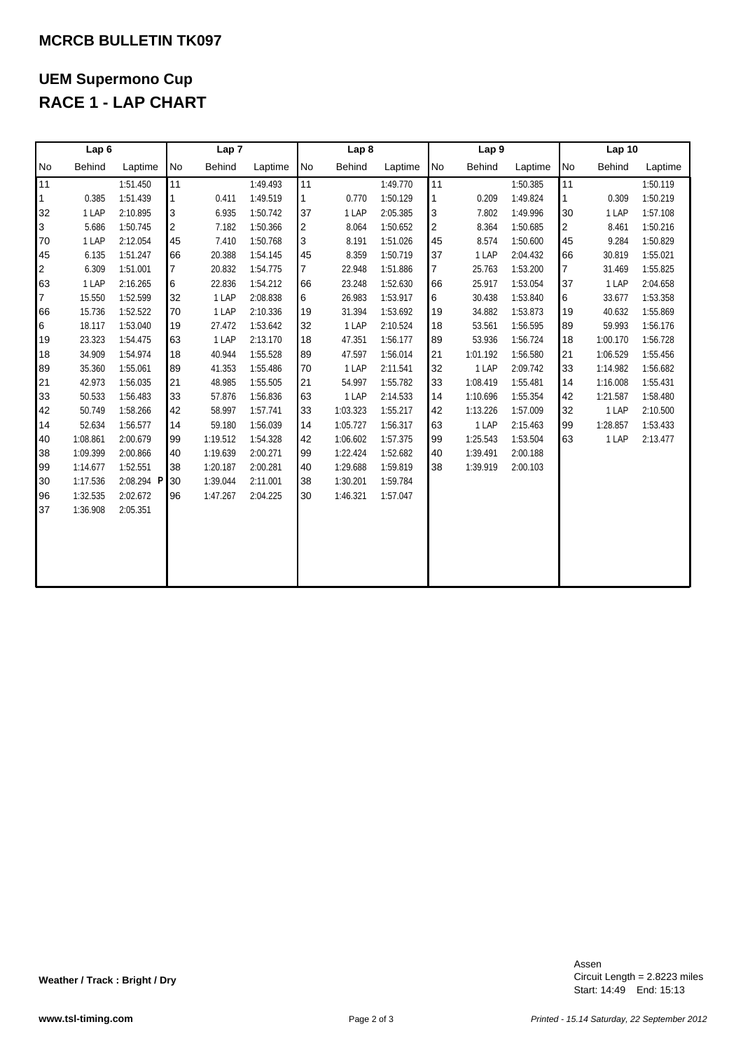**MCRCB BULLETIN TK097**

## UEM Supermono Cup
## RACE 1 - LAP CHART

| Lap 6 | | | Lap 7 | | | Lap 8 | | | Lap 9 | | | Lap 10 | | |
|---|---|---|---|---|---|---|---|---|---|---|---|---|---|---|
| No | Behind | Laptime | No | Behind | Laptime | No | Behind | Laptime | No | Behind | Laptime | No | Behind | Laptime |
| 11 | | 1:51.450 | 11 | | 1:49.493 | 11 | | 1:49.770 | 11 | | 1:50.385 | 11 | | 1:50.119 |
| 1 | 0.385 | 1:51.439 | 1 | 0.411 | 1:49.519 | 1 | 0.770 | 1:50.129 | 1 | 0.209 | 1:49.824 | 1 | 0.309 | 1:50.219 |
| 32 | 1 LAP | 2:10.895 | 3 | 6.935 | 1:50.742 | 37 | 1 LAP | 2:05.385 | 3 | 7.802 | 1:49.996 | 30 | 1 LAP | 1:57.108 |
| 3 | 5.686 | 1:50.745 | 2 | 7.182 | 1:50.366 | 2 | 8.064 | 1:50.652 | 2 | 8.364 | 1:50.685 | 2 | 8.461 | 1:50.216 |
| 70 | 1 LAP | 2:12.054 | 45 | 7.410 | 1:50.768 | 3 | 8.191 | 1:51.026 | 45 | 8.574 | 1:50.600 | 45 | 9.284 | 1:50.829 |
| 45 | 6.135 | 1:51.247 | 66 | 20.388 | 1:54.145 | 45 | 8.359 | 1:50.719 | 37 | 1 LAP | 2:04.432 | 66 | 30.819 | 1:55.021 |
| 2 | 6.309 | 1:51.001 | 7 | 20.832 | 1:54.775 | 7 | 22.948 | 1:51.886 | 7 | 25.763 | 1:53.200 | 7 | 31.469 | 1:55.825 |
| 63 | 1 LAP | 2:16.265 | 6 | 22.836 | 1:54.212 | 66 | 23.248 | 1:52.630 | 66 | 25.917 | 1:53.054 | 37 | 1 LAP | 2:04.658 |
| 7 | 15.550 | 1:52.599 | 32 | 1 LAP | 2:08.838 | 6 | 26.983 | 1:53.917 | 6 | 30.438 | 1:53.840 | 6 | 33.677 | 1:53.358 |
| 66 | 15.736 | 1:52.522 | 70 | 1 LAP | 2:10.336 | 19 | 31.394 | 1:53.692 | 19 | 34.882 | 1:53.873 | 19 | 40.632 | 1:55.869 |
| 6 | 18.117 | 1:53.040 | 19 | 27.472 | 1:53.642 | 32 | 1 LAP | 2:10.524 | 18 | 53.561 | 1:56.595 | 89 | 59.993 | 1:56.176 |
| 19 | 23.323 | 1:54.475 | 63 | 1 LAP | 2:13.170 | 18 | 47.351 | 1:56.177 | 89 | 53.936 | 1:56.724 | 18 | 1:00.170 | 1:56.728 |
| 18 | 34.909 | 1:54.974 | 18 | 40.944 | 1:55.528 | 89 | 47.597 | 1:56.014 | 21 | 1:01.192 | 1:56.580 | 21 | 1:06.529 | 1:55.456 |
| 89 | 35.360 | 1:55.061 | 89 | 41.353 | 1:55.486 | 70 | 1 LAP | 2:11.541 | 32 | 1 LAP | 2:09.742 | 33 | 1:14.982 | 1:56.682 |
| 21 | 42.973 | 1:56.035 | 21 | 48.985 | 1:55.505 | 21 | 54.997 | 1:55.782 | 33 | 1:08.419 | 1:55.481 | 14 | 1:16.008 | 1:55.431 |
| 33 | 50.533 | 1:56.483 | 33 | 57.876 | 1:56.836 | 63 | 1 LAP | 2:14.533 | 14 | 1:10.696 | 1:55.354 | 42 | 1:21.587 | 1:58.480 |
| 42 | 50.749 | 1:58.266 | 42 | 58.997 | 1:57.741 | 33 | 1:03.323 | 1:55.217 | 42 | 1:13.226 | 1:57.009 | 32 | 1 LAP | 2:10.500 |
| 14 | 52.634 | 1:56.577 | 14 | 59.180 | 1:56.039 | 14 | 1:05.727 | 1:56.317 | 63 | 1 LAP | 2:15.463 | 99 | 1:28.857 | 1:53.433 |
| 40 | 1:08.861 | 2:00.679 | 99 | 1:19.512 | 1:54.328 | 42 | 1:06.602 | 1:57.375 | 99 | 1:25.543 | 1:53.504 | 63 | 1 LAP | 2:13.477 |
| 38 | 1:09.399 | 2:00.866 | 40 | 1:19.639 | 2:00.271 | 99 | 1:22.424 | 1:52.682 | 40 | 1:39.491 | 2:00.188 | | | |
| 99 | 1:14.677 | 1:52.551 | 38 | 1:20.187 | 2:00.281 | 40 | 1:29.688 | 1:59.819 | 38 | 1:39.919 | 2:00.103 | | | |
| 30 | 1:17.536 | 2:08.294 P | 30 | 1:39.044 | 2:11.001 | 38 | 1:30.201 | 1:59.784 | | | | | | |
| 96 | 1:32.535 | 2:02.672 | 96 | 1:47.267 | 2:04.225 | 30 | 1:46.321 | 1:57.047 | | | | | | |
| 37 | 1:36.908 | 2:05.351 | | | | | | | | | | | | |

**Weather / Track : Bright / Dry**

Assen
Circuit Length = 2.8223 miles
Start: 14:49 End: 15:13

www.tsl-timing.com

*Printed - 15.14 Saturday, 22 September 2012*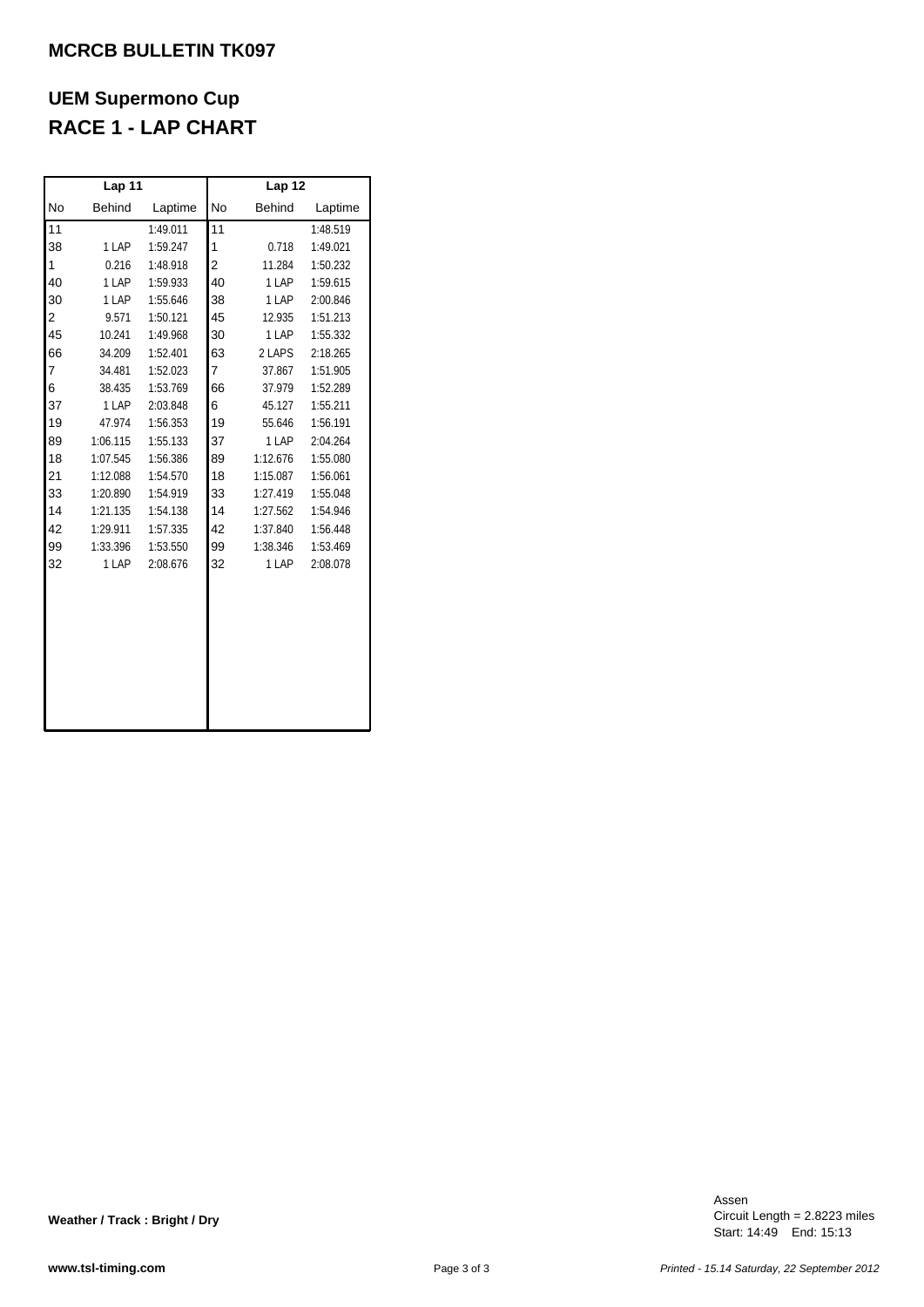## MCRCB BULLETIN TK097

# UEM Supermono Cup
# RACE 1 - LAP CHART

| Lap 11 | | | Lap 12 | | |
|---|---|---|---|---|---|
| No | Behind | Laptime | No | Behind | Laptime |
| 11 | | 1:49.011 | 11 | | 1:48.519 |
| 38 | 1 LAP | 1:59.247 | 1 | 0.718 | 1:49.021 |
| 1 | 0.216 | 1:48.918 | 2 | 11.284 | 1:50.232 |
| 40 | 1 LAP | 1:59.933 | 40 | 1 LAP | 1:59.615 |
| 30 | 1 LAP | 1:55.646 | 38 | 1 LAP | 2:00.846 |
| 2 | 9.571 | 1:50.121 | 45 | 12.935 | 1:51.213 |
| 45 | 10.241 | 1:49.968 | 30 | 1 LAP | 1:55.332 |
| 66 | 34.209 | 1:52.401 | 63 | 2 LAPS | 2:18.265 |
| 7 | 34.481 | 1:52.023 | 7 | 37.867 | 1:51.905 |
| 6 | 38.435 | 1:53.769 | 66 | 37.979 | 1:52.289 |
| 37 | 1 LAP | 2:03.848 | 6 | 45.127 | 1:55.211 |
| 19 | 47.974 | 1:56.353 | 19 | 55.646 | 1:56.191 |
| 89 | 1:06.115 | 1:55.133 | 37 | 1 LAP | 2:04.264 |
| 18 | 1:07.545 | 1:56.386 | 89 | 1:12.676 | 1:55.080 |
| 21 | 1:12.088 | 1:54.570 | 18 | 1:15.087 | 1:56.061 |
| 33 | 1:20.890 | 1:54.919 | 33 | 1:27.419 | 1:55.048 |
| 14 | 1:21.135 | 1:54.138 | 14 | 1:27.562 | 1:54.946 |
| 42 | 1:29.911 | 1:57.335 | 42 | 1:37.840 | 1:56.448 |
| 99 | 1:33.396 | 1:53.550 | 99 | 1:38.346 | 1:53.469 |
| 32 | 1 LAP | 2:08.676 | 32 | 1 LAP | 2:08.078 |

**Weather / Track : Bright / Dry**

Assen
Circuit Length = 2.8223 miles
Start: 14:49 End: 15:13

**www.tsl-timing.com**

*Printed - 15.14 Saturday, 22 September 2012*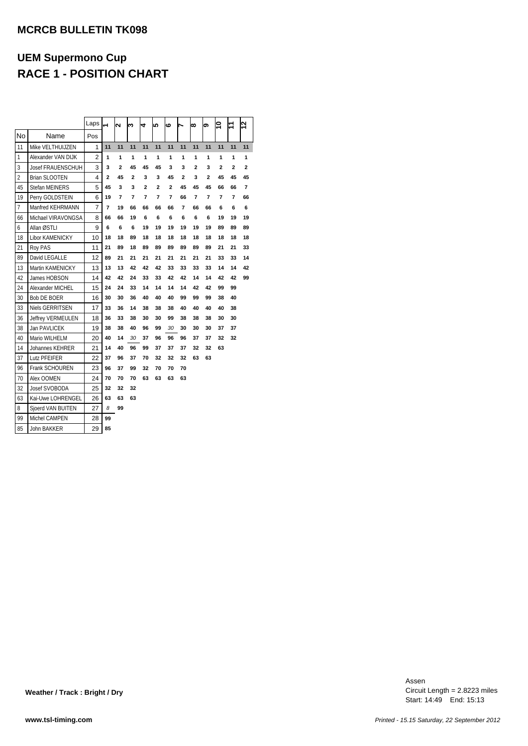# MCRCB BULLETIN TK098

## UEM Supermono Cup

## RACE 1 - POSITION CHART

| No | Name | Laps / Pos | 1 | 2 | 3 | 4 | 5 | 6 | 7 | 8 | 9 | 10 | 11 | 12 |
|---|---|---|---|---|---|---|---|---|---|---|---|---|---|---|
| 11 | Mike VELTHUIJZEN | 1 | 11 | 11 | 11 | 11 | 11 | 11 | 11 | 11 | 11 | 11 | 11 | 11 |
| 1 | Alexander VAN DIJK | 2 | 1 | 1 | 1 | 1 | 1 | 1 | 1 | 1 | 1 | 1 | 1 | 1 |
| 3 | Josef FRAUENSCHUH | 3 | 3 | 2 | 45 | 45 | 45 | 3 | 3 | 2 | 3 | 2 | 2 | 2 |
| 2 | Brian SLOOTEN | 4 | 2 | 45 | 2 | 3 | 3 | 45 | 2 | 3 | 2 | 45 | 45 | 45 |
| 45 | Stefan MEINERS | 5 | 45 | 3 | 3 | 2 | 2 | 2 | 45 | 45 | 45 | 66 | 66 | 7 |
| 19 | Perry GOLDSTEIN | 6 | 19 | 7 | 7 | 7 | 7 | 7 | 66 | 7 | 7 | 7 | 7 | 66 |
| 7 | Manfred KEHRMANN | 7 | 7 | 19 | 66 | 66 | 66 | 66 | 7 | 66 | 66 | 6 | 6 | 6 |
| 66 | Michael VIRAVONGSA | 8 | 66 | 66 | 19 | 6 | 6 | 6 | 6 | 6 | 6 | 19 | 19 | 19 |
| 6 | Allan ØSTLI | 9 | 6 | 6 | 6 | 19 | 19 | 19 | 19 | 19 | 19 | 89 | 89 | 89 |
| 18 | Libor KAMENICKY | 10 | 18 | 18 | 89 | 18 | 18 | 18 | 18 | 18 | 18 | 18 | 18 | 18 |
| 21 | Roy PAS | 11 | 21 | 89 | 18 | 89 | 89 | 89 | 89 | 89 | 89 | 21 | 21 | 33 |
| 89 | David LEGALLE | 12 | 89 | 21 | 21 | 21 | 21 | 21 | 21 | 21 | 21 | 33 | 33 | 14 |
| 13 | Martin KAMENICKY | 13 | 13 | 13 | 42 | 42 | 42 | 33 | 33 | 33 | 33 | 14 | 14 | 42 |
| 42 | James HOBSON | 14 | 42 | 42 | 24 | 33 | 33 | 42 | 42 | 14 | 14 | 42 | 42 | 99 |
| 24 | Alexander MICHEL | 15 | 24 | 24 | 33 | 14 | 14 | 14 | 14 | 42 | 42 | 99 | 99 | |
| 30 | Bob DE BOER | 16 | 30 | 30 | 36 | 40 | 40 | 40 | 99 | 99 | 99 | 38 | 40 | |
| 33 | Niels GERRITSEN | 17 | 33 | 36 | 14 | 38 | 38 | 38 | 40 | 40 | 40 | 40 | 38 | |
| 36 | Jeffrey VERMEULEN | 18 | 36 | 33 | 38 | 30 | 30 | 99 | 38 | 38 | 38 | 30 | 30 | |
| 38 | Jan PAVLICEK | 19 | 38 | 38 | 40 | 96 | 99 | *30* | 30 | 30 | 30 | 37 | 37 | |
| 40 | Mario WILHELM | 20 | 40 | 14 | *30* | 37 | 96 | 96 | 96 | 37 | 37 | 32 | 32 | |
| 14 | Johannes KEHRER | 21 | 14 | 40 | 96 | 99 | 37 | 37 | 37 | 32 | 32 | 63 | | |
| 37 | Lutz PFEIFER | 22 | 37 | 96 | 37 | 70 | 32 | 32 | 32 | 63 | 63 | | | |
| 96 | Frank SCHOUREN | 23 | 96 | 37 | 99 | 32 | 70 | 70 | 70 | | | | | |
| 70 | Alex OOMEN | 24 | 70 | 70 | 70 | 63 | 63 | 63 | 63 | | | | | |
| 32 | Josef SVOBODA | 25 | 32 | 32 | 32 | | | | | | | | | |
| 63 | Kai-Uwe LOHRENGEL | 26 | 63 | 63 | 63 | | | | | | | | | |
| 8 | Sjoerd VAN BUITEN | 27 | *8* | 99 | | | | | | | | | | |
| 99 | Michel CAMPEN | 28 | 99 | | | | | | | | | | | |
| 85 | John BAKKER | 29 | 85 | | | | | | | | | | | |

**Weather / Track : Bright / Dry**

Assen
Circuit Length = 2.8223 miles
Start: 14:49 End: 15:13

**www.tsl-timing.com**

*Printed - 15.15 Saturday, 22 September 2012*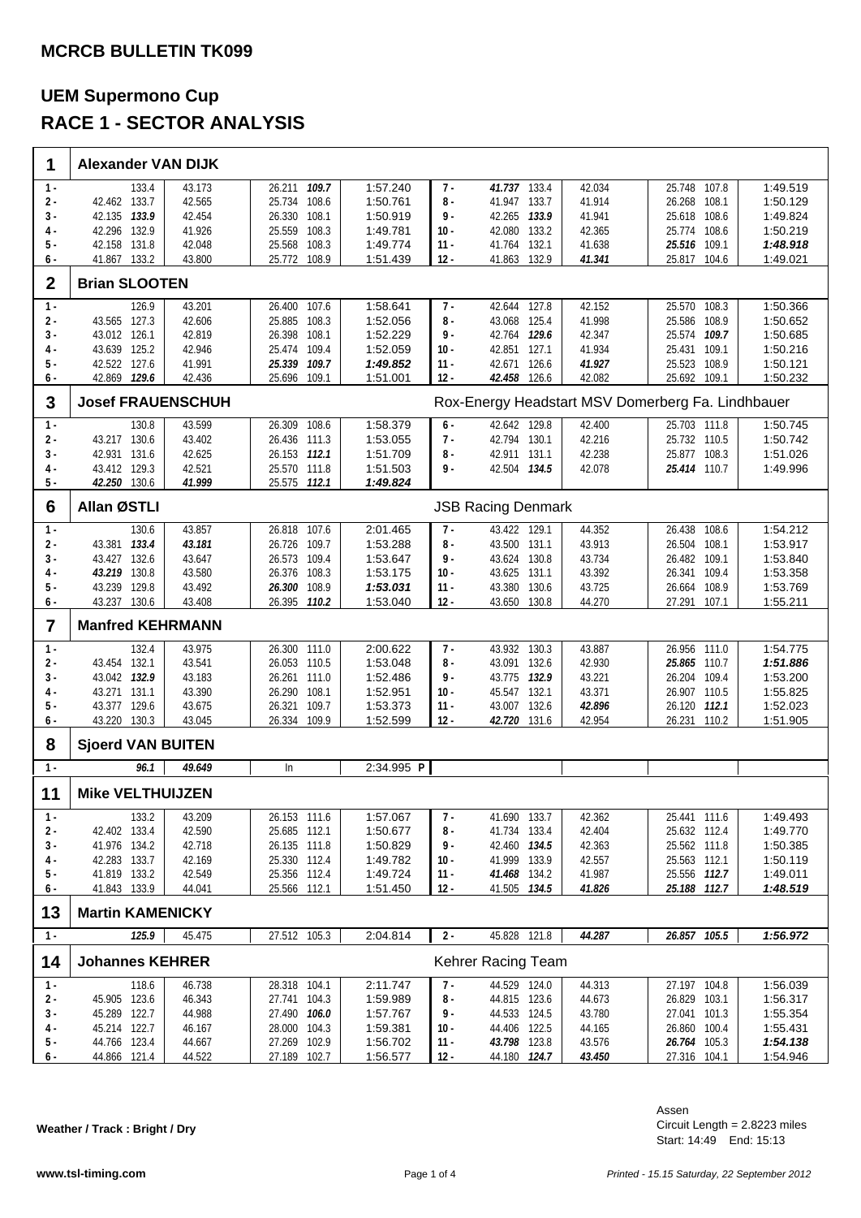## MCRCB BULLETIN TK099

# UEM Supermono Cup

# RACE 1 - SECTOR ANALYSIS

### 1 Alexander VAN DIJK

| Lap | S1 | Speed | S2 | S3 | Speed | Time | Lap | S1 | Speed | S2 | S3 | Speed | Time |
|---|---|---|---|---|---|---|---|---|---|---|---|---|---|
| 1 - | | 133.4 | 43.173 | 26.211 | ***109.7*** | 1:57.240 | 7 - | ***41.737*** | 133.4 | 42.034 | 25.748 | 107.8 | 1:49.519 |
| 2 - | 42.462 | 133.7 | 42.565 | 25.734 | 108.6 | 1:50.761 | 8 - | 41.947 | 133.7 | 41.914 | 26.268 | 108.1 | 1:50.129 |
| 3 - | 42.135 | ***133.9*** | 42.454 | 26.330 | 108.1 | 1:50.919 | 9 - | 42.265 | ***133.9*** | 41.941 | 25.618 | 108.6 | 1:49.824 |
| 4 - | 42.296 | 132.9 | 41.926 | 25.559 | 108.3 | 1:49.781 | 10 - | 42.080 | 133.2 | 42.365 | 25.774 | 108.6 | 1:50.219 |
| 5 - | 42.158 | 131.8 | 42.048 | 25.568 | 108.3 | 1:49.774 | 11 - | 41.764 | 132.1 | 41.638 | ***25.516*** | 109.1 | ***1:48.918*** |
| 6 - | 41.867 | 133.2 | 43.800 | 25.772 | 108.9 | 1:51.439 | 12 - | 41.863 | 132.9 | ***41.341*** | 25.817 | 104.6 | 1:49.021 |

### 2 Brian SLOOTEN

| Lap | S1 | Speed | S2 | S3 | Speed | Time | Lap | S1 | Speed | S2 | S3 | Speed | Time |
|---|---|---|---|---|---|---|---|---|---|---|---|---|---|
| 1 - | | 126.9 | 43.201 | 26.400 | 107.6 | 1:58.641 | 7 - | 42.644 | 127.8 | 42.152 | 25.570 | 108.3 | 1:50.366 |
| 2 - | 43.565 | 127.3 | 42.606 | 25.885 | 108.3 | 1:52.056 | 8 - | 43.068 | 125.4 | 41.998 | 25.586 | 108.9 | 1:50.652 |
| 3 - | 43.012 | 126.1 | 42.819 | 26.398 | 108.1 | 1:52.229 | 9 - | 42.764 | ***129.6*** | 42.347 | 25.574 | ***109.7*** | 1:50.685 |
| 4 - | 43.639 | 125.2 | 42.946 | 25.474 | 109.4 | 1:52.059 | 10 - | 42.851 | 127.1 | 41.934 | 25.431 | 109.1 | 1:50.216 |
| 5 - | 42.522 | 127.6 | 41.991 | ***25.339*** | ***109.7*** | ***1:49.852*** | 11 - | 42.671 | 126.6 | ***41.927*** | 25.523 | 108.9 | 1:50.121 |
| 6 - | 42.869 | ***129.6*** | 42.436 | 25.696 | 109.1 | 1:51.001 | 12 - | ***42.458*** | 126.6 | 42.082 | 25.692 | 109.1 | 1:50.232 |

### 3 Josef FRAUENSCHUH — Rox-Energy Headstart MSV Domerberg Fa. Lindhbauer

| Lap | S1 | Speed | S2 | S3 | Speed | Time | Lap | S1 | Speed | S2 | S3 | Speed | Time |
|---|---|---|---|---|---|---|---|---|---|---|---|---|---|
| 1 - | | 130.8 | 43.599 | 26.309 | 108.6 | 1:58.379 | 6 - | 42.642 | 129.8 | 42.400 | 25.703 | 111.8 | 1:50.745 |
| 2 - | 43.217 | 130.6 | 43.402 | 26.436 | 111.3 | 1:53.055 | 7 - | 42.794 | 130.1 | 42.216 | 25.732 | 110.5 | 1:50.742 |
| 3 - | 42.931 | 131.6 | 42.625 | 26.153 | ***112.1*** | 1:51.709 | 8 - | 42.911 | 131.1 | 42.238 | 25.877 | 108.3 | 1:51.026 |
| 4 - | 43.412 | 129.3 | 42.521 | 25.570 | 111.8 | 1:51.503 | 9 - | 42.504 | ***134.5*** | 42.078 | ***25.414*** | 110.7 | 1:49.996 |
| 5 - | ***42.250*** | 130.6 | ***41.999*** | 25.575 | ***112.1*** | ***1:49.824*** | | | | | | | |

### 6 Allan ØSTLI — JSB Racing Denmark

| Lap | S1 | Speed | S2 | S3 | Speed | Time | Lap | S1 | Speed | S2 | S3 | Speed | Time |
|---|---|---|---|---|---|---|---|---|---|---|---|---|---|
| 1 - | | 130.6 | 43.857 | 26.818 | 107.6 | 2:01.465 | 7 - | 43.422 | 129.1 | 44.352 | 26.438 | 108.6 | 1:54.212 |
| 2 - | 43.381 | ***133.4*** | ***43.181*** | 26.726 | 109.7 | 1:53.288 | 8 - | 43.500 | 131.1 | 43.913 | 26.504 | 108.1 | 1:53.917 |
| 3 - | 43.427 | 132.6 | 43.647 | 26.573 | 109.4 | 1:53.647 | 9 - | 43.624 | 130.8 | 43.734 | 26.482 | 109.1 | 1:53.840 |
| 4 - | ***43.219*** | 130.8 | 43.580 | 26.376 | 108.3 | 1:53.175 | 10 - | 43.625 | 131.1 | 43.392 | 26.341 | 109.4 | 1:53.358 |
| 5 - | 43.239 | 129.8 | 43.492 | ***26.300*** | 108.9 | ***1:53.031*** | 11 - | 43.380 | 130.6 | 43.725 | 26.664 | 108.9 | 1:53.769 |
| 6 - | 43.237 | 130.6 | 43.408 | 26.395 | ***110.2*** | 1:53.040 | 12 - | 43.650 | 130.8 | 44.270 | 27.291 | 107.1 | 1:55.211 |

### 7 Manfred KEHRMANN

| Lap | S1 | Speed | S2 | S3 | Speed | Time | Lap | S1 | Speed | S2 | S3 | Speed | Time |
|---|---|---|---|---|---|---|---|---|---|---|---|---|---|
| 1 - | | 132.4 | 43.975 | 26.300 | 111.0 | 2:00.622 | 7 - | 43.932 | 130.3 | 43.887 | 26.956 | 111.0 | 1:54.775 |
| 2 - | 43.454 | 132.1 | 43.541 | 26.053 | 110.5 | 1:53.048 | 8 - | 43.091 | 132.6 | 42.930 | ***25.865*** | 110.7 | ***1:51.886*** |
| 3 - | 43.042 | ***132.9*** | 43.183 | 26.261 | 111.0 | 1:52.486 | 9 - | 43.775 | ***132.9*** | 43.221 | 26.204 | 109.4 | 1:53.200 |
| 4 - | 43.271 | 131.1 | 43.390 | 26.290 | 108.1 | 1:52.951 | 10 - | 45.547 | 132.1 | 43.371 | 26.907 | 110.5 | 1:55.825 |
| 5 - | 43.377 | 129.6 | 43.675 | 26.321 | 109.7 | 1:53.373 | 11 - | 43.007 | 132.6 | ***42.896*** | 26.120 | ***112.1*** | 1:52.023 |
| 6 - | 43.220 | 130.3 | 43.045 | 26.334 | 109.9 | 1:52.599 | 12 - | ***42.720*** | 131.6 | 42.954 | 26.231 | 110.2 | 1:51.905 |

### 8 Sjoerd VAN BUITEN

| Lap | S1 | Speed | S2 | S3 | Speed | Time |
|---|---|---|---|---|---|---|
| 1 - | | ***96.1*** | ***49.649*** | In | | 2:34.995 **P** |

### 11 Mike VELTHUIJZEN

| Lap | S1 | Speed | S2 | S3 | Speed | Time | Lap | S1 | Speed | S2 | S3 | Speed | Time |
|---|---|---|---|---|---|---|---|---|---|---|---|---|---|
| 1 - | | 133.2 | 43.209 | 26.153 | 111.6 | 1:57.067 | 7 - | 41.690 | 133.7 | 42.362 | 25.441 | 111.6 | 1:49.493 |
| 2 - | 42.402 | 133.4 | 42.590 | 25.685 | 112.1 | 1:50.677 | 8 - | 41.734 | 133.4 | 42.404 | 25.632 | 112.4 | 1:49.770 |
| 3 - | 41.976 | 134.2 | 42.718 | 26.135 | 111.8 | 1:50.829 | 9 - | 42.460 | ***134.5*** | 42.363 | 25.562 | 111.8 | 1:50.385 |
| 4 - | 42.283 | 133.7 | 42.169 | 25.330 | 112.4 | 1:49.782 | 10 - | 41.999 | 133.9 | 42.557 | 25.563 | 112.1 | 1:50.119 |
| 5 - | 41.819 | 133.2 | 42.549 | 25.356 | 112.4 | 1:49.724 | 11 - | ***41.468*** | 134.2 | 41.987 | 25.556 | ***112.7*** | 1:49.011 |
| 6 - | 41.843 | 133.9 | 44.041 | 25.566 | 112.1 | 1:51.450 | 12 - | 41.505 | ***134.5*** | ***41.826*** | ***25.188*** | ***112.7*** | ***1:48.519*** |

### 13 Martin KAMENICKY

| Lap | S1 | Speed | S2 | S3 | Speed | Time | Lap | S1 | Speed | S2 | S3 | Speed | Time |
|---|---|---|---|---|---|---|---|---|---|---|---|---|---|
| 1 - | | ***125.9*** | 45.475 | 27.512 | 105.3 | 2:04.814 | 2 - | 45.828 | 121.8 | ***44.287*** | ***26.857*** | ***105.5*** | ***1:56.972*** |

### 14 Johannes KEHRER — Kehrer Racing Team

| Lap | S1 | Speed | S2 | S3 | Speed | Time | Lap | S1 | Speed | S2 | S3 | Speed | Time |
|---|---|---|---|---|---|---|---|---|---|---|---|---|---|
| 1 - | | 118.6 | 46.738 | 28.318 | 104.1 | 2:11.747 | 7 - | 44.529 | 124.0 | 44.313 | 27.197 | 104.8 | 1:56.039 |
| 2 - | 45.905 | 123.6 | 46.343 | 27.741 | 104.3 | 1:59.989 | 8 - | 44.815 | 123.6 | 44.673 | 26.829 | 103.1 | 1:56.317 |
| 3 - | 45.289 | 122.7 | 44.988 | 27.490 | ***106.0*** | 1:57.767 | 9 - | 44.533 | 124.5 | 43.780 | 27.041 | 101.3 | 1:55.354 |
| 4 - | 45.214 | 122.7 | 46.167 | 28.000 | 104.3 | 1:59.381 | 10 - | 44.406 | 122.5 | 44.165 | 26.860 | 100.4 | 1:55.431 |
| 5 - | 44.766 | 123.4 | 44.667 | 27.269 | 102.9 | 1:56.702 | 11 - | ***43.798*** | 123.8 | 43.576 | ***26.764*** | 105.3 | ***1:54.138*** |
| 6 - | 44.866 | 121.4 | 44.522 | 27.189 | 102.7 | 1:56.577 | 12 - | 44.180 | ***124.7*** | ***43.450*** | 27.316 | 104.1 | 1:54.946 |

**Weather / Track : Bright / Dry**

Assen
Circuit Length = 2.8223 miles
Start: 14:49 End: 15:13

www.tsl-timing.com

Printed - 15.15 Saturday, 22 September 2012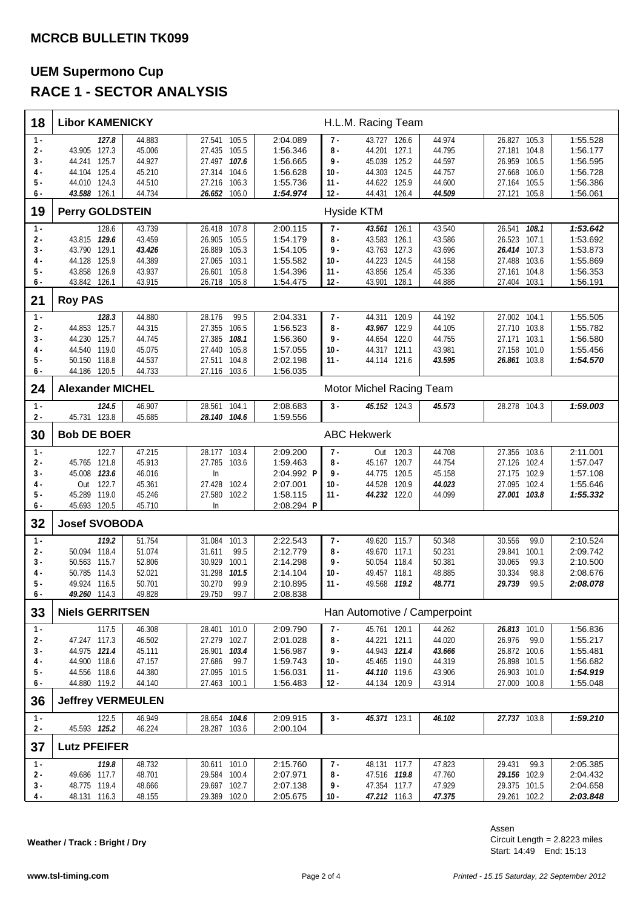## MCRCB BULLETIN TK099

# UEM Supermono Cup

# RACE 1 - SECTOR ANALYSIS

## 18 Libor KAMENICKY — H.L.M. Racing Team

| Lap | S1 | Speed | S2 | S3 | Speed | Lap Time | Lap | S1 | Speed | S2 | S3 | Speed | Lap Time |
|---|---|---|---|---|---|---|---|---|---|---|---|---|---|
| 1 - | | ***127.8*** | 44.883 | 27.541 | 105.5 | 2:04.089 | 7 - | 43.727 | 126.6 | 44.974 | 26.827 | 105.3 | 1:55.528 |
| 2 - | 43.905 | 127.3 | 45.006 | 27.435 | 105.5 | 1:56.346 | 8 - | 44.201 | 127.1 | 44.795 | 27.181 | 104.8 | 1:56.177 |
| 3 - | 44.241 | 125.7 | 44.927 | 27.497 | ***107.6*** | 1:56.665 | 9 - | 45.039 | 125.2 | 44.597 | 26.959 | 106.5 | 1:56.595 |
| 4 - | 44.104 | 125.4 | 45.210 | 27.314 | 104.6 | 1:56.628 | 10 - | 44.303 | 124.5 | 44.757 | 27.668 | 106.0 | 1:56.728 |
| 5 - | 44.010 | 124.3 | 44.510 | 27.216 | 106.3 | 1:55.736 | 11 - | 44.622 | 125.9 | 44.600 | 27.164 | 105.5 | 1:56.386 |
| 6 - | ***43.588*** | 126.1 | 44.734 | ***26.652*** | 106.0 | ***1:54.974*** | 12 - | 44.431 | 126.4 | ***44.509*** | 27.121 | 105.8 | 1:56.061 |

## 19 Perry GOLDSTEIN — Hyside KTM

| Lap | S1 | Speed | S2 | S3 | Speed | Lap Time | Lap | S1 | Speed | S2 | S3 | Speed | Lap Time |
|---|---|---|---|---|---|---|---|---|---|---|---|---|---|
| 1 - | | 128.6 | 43.739 | 26.418 | 107.8 | 2:00.115 | 7 - | ***43.561*** | 126.1 | 43.540 | 26.541 | ***108.1*** | ***1:53.642*** |
| 2 - | 43.815 | ***129.6*** | 43.459 | 26.905 | 105.5 | 1:54.179 | 8 - | 43.583 | 126.1 | 43.586 | 26.523 | 107.1 | 1:53.692 |
| 3 - | 43.790 | 129.1 | ***43.426*** | 26.889 | 105.3 | 1:54.105 | 9 - | 43.763 | 127.3 | 43.696 | ***26.414*** | 107.3 | 1:53.873 |
| 4 - | 44.128 | 125.9 | 44.389 | 27.065 | 103.1 | 1:55.582 | 10 - | 44.223 | 124.5 | 44.158 | 27.488 | 103.6 | 1:55.869 |
| 5 - | 43.858 | 126.9 | 43.937 | 26.601 | 105.8 | 1:54.396 | 11 - | 43.856 | 125.4 | 45.336 | 27.161 | 104.8 | 1:56.353 |
| 6 - | 43.842 | 126.1 | 43.915 | 26.718 | 105.8 | 1:54.475 | 12 - | 43.901 | 128.1 | 44.886 | 27.404 | 103.1 | 1:56.191 |

## 21 Roy PAS

| Lap | S1 | Speed | S2 | S3 | Speed | Lap Time | Lap | S1 | Speed | S2 | S3 | Speed | Lap Time |
|---|---|---|---|---|---|---|---|---|---|---|---|---|---|
| 1 - | | ***128.3*** | 44.880 | 28.176 | 99.5 | 2:04.331 | 7 - | 44.311 | 120.9 | 44.192 | 27.002 | 104.1 | 1:55.505 |
| 2 - | 44.853 | 125.7 | 44.315 | 27.355 | 106.5 | 1:56.523 | 8 - | ***43.967*** | 122.9 | 44.105 | 27.710 | 103.8 | 1:55.782 |
| 3 - | 44.230 | 125.7 | 44.745 | 27.385 | ***108.1*** | 1:56.360 | 9 - | 44.654 | 122.0 | 44.755 | 27.171 | 103.1 | 1:56.580 |
| 4 - | 44.540 | 119.0 | 45.075 | 27.440 | 105.8 | 1:57.055 | 10 - | 44.317 | 121.1 | 43.981 | 27.158 | 101.0 | 1:55.456 |
| 5 - | 50.150 | 118.8 | 44.537 | 27.511 | 104.8 | 2:02.198 | 11 - | 44.114 | 121.6 | ***43.595*** | ***26.861*** | 103.8 | ***1:54.570*** |
| 6 - | 44.186 | 120.5 | 44.733 | 27.116 | 103.6 | 1:56.035 | | | | | | | |

## 24 Alexander MICHEL — Motor Michel Racing Team

| Lap | S1 | Speed | S2 | S3 | Speed | Lap Time | Lap | S1 | Speed | S2 | S3 | Speed | Lap Time |
|---|---|---|---|---|---|---|---|---|---|---|---|---|---|
| 1 - | | ***124.5*** | 46.907 | 28.561 | 104.1 | 2:08.683 | 3 - | ***45.152*** | 124.3 | ***45.573*** | 28.278 | 104.3 | ***1:59.003*** |
| 2 - | 45.731 | 123.8 | 45.685 | ***28.140*** | ***104.6*** | 1:59.556 | | | | | | | |

## 30 Bob DE BOER — ABC Hekwerk

| Lap | S1 | Speed | S2 | S3 | Speed | Lap Time | Lap | S1 | Speed | S2 | S3 | Speed | Lap Time |
|---|---|---|---|---|---|---|---|---|---|---|---|---|---|
| 1 - | | 122.7 | 47.215 | 28.177 | 103.4 | 2:09.200 | 7 - | Out | 120.3 | 44.708 | 27.356 | 103.6 | 2:11.001 |
| 2 - | 45.765 | 121.8 | 45.913 | 27.785 | 103.6 | 1:59.463 | 8 - | 45.167 | 120.7 | 44.754 | 27.126 | 102.4 | 1:57.047 |
| 3 - | 45.008 | ***123.6*** | 46.016 | In | | 2:04.992 P | 9 - | 44.775 | 120.5 | 45.158 | 27.175 | 102.9 | 1:57.108 |
| 4 - | Out | 122.7 | 45.361 | 27.428 | 102.4 | 2:07.001 | 10 - | 44.528 | 120.9 | ***44.023*** | 27.095 | 102.4 | 1:55.646 |
| 5 - | 45.289 | 119.0 | 45.246 | 27.580 | 102.2 | 1:58.115 | 11 - | ***44.232*** | 122.0 | 44.099 | ***27.001*** | ***103.8*** | ***1:55.332*** |
| 6 - | 45.693 | 120.5 | 45.710 | In | | 2:08.294 P | | | | | | | |

## 32 Josef SVOBODA

| Lap | S1 | Speed | S2 | S3 | Speed | Lap Time | Lap | S1 | Speed | S2 | S3 | Speed | Lap Time |
|---|---|---|---|---|---|---|---|---|---|---|---|---|---|
| 1 - | | ***119.2*** | 51.754 | 31.084 | 101.3 | 2:22.543 | 7 - | 49.620 | 115.7 | 50.348 | 30.556 | 99.0 | 2:10.524 |
| 2 - | 50.094 | 118.4 | 51.074 | 31.611 | 99.5 | 2:12.779 | 8 - | 49.670 | 117.1 | 50.231 | 29.841 | 100.1 | 2:09.742 |
| 3 - | 50.563 | 115.7 | 52.806 | 30.929 | 100.1 | 2:14.298 | 9 - | 50.054 | 118.4 | 50.381 | 30.065 | 99.3 | 2:10.500 |
| 4 - | 50.785 | 114.3 | 52.021 | 31.298 | ***101.5*** | 2:14.104 | 10 - | 49.457 | 118.1 | 48.885 | 30.334 | 98.8 | 2:08.676 |
| 5 - | 49.924 | 116.5 | 50.701 | 30.270 | 99.9 | 2:10.895 | 11 - | 49.568 | ***119.2*** | ***48.771*** | ***29.739*** | 99.5 | ***2:08.078*** |
| 6 - | ***49.260*** | 114.3 | 49.828 | 29.750 | 99.7 | 2:08.838 | | | | | | | |

## 33 Niels GERRITSEN — Han Automotive / Camperpoint

| Lap | S1 | Speed | S2 | S3 | Speed | Lap Time | Lap | S1 | Speed | S2 | S3 | Speed | Lap Time |
|---|---|---|---|---|---|---|---|---|---|---|---|---|---|
| 1 - | | 117.5 | 46.308 | 28.401 | 101.0 | 2:09.790 | 7 - | 45.761 | 120.1 | 44.262 | ***26.813*** | 101.0 | 1:56.836 |
| 2 - | 47.247 | 117.3 | 46.502 | 27.279 | 102.7 | 2:01.028 | 8 - | 44.221 | 121.1 | 44.020 | 26.976 | 99.0 | 1:55.217 |
| 3 - | 44.975 | ***121.4*** | 45.111 | 26.901 | ***103.4*** | 1:56.987 | 9 - | 44.943 | ***121.4*** | ***43.666*** | 26.872 | 100.6 | 1:55.481 |
| 4 - | 44.900 | 118.6 | 47.157 | 27.686 | 99.7 | 1:59.743 | 10 - | 45.465 | 119.0 | 44.319 | 26.898 | 101.5 | 1:56.682 |
| 5 - | 44.556 | 118.6 | 44.380 | 27.095 | 101.5 | 1:56.031 | 11 - | ***44.110*** | 119.6 | 43.906 | 26.903 | 101.0 | ***1:54.919*** |
| 6 - | 44.880 | 119.2 | 44.140 | 27.463 | 100.1 | 1:56.483 | 12 - | 44.134 | 120.9 | 43.914 | 27.000 | 100.8 | 1:55.048 |

## 36 Jeffrey VERMEULEN

| Lap | S1 | Speed | S2 | S3 | Speed | Lap Time | Lap | S1 | Speed | S2 | S3 | Speed | Lap Time |
|---|---|---|---|---|---|---|---|---|---|---|---|---|---|
| 1 - | | 122.5 | 46.949 | 28.654 | ***104.6*** | 2:09.915 | 3 - | ***45.371*** | 123.1 | ***46.102*** | ***27.737*** | 103.8 | ***1:59.210*** |
| 2 - | 45.593 | ***125.2*** | 46.224 | 28.287 | 103.6 | 2:00.104 | | | | | | | |

## 37 Lutz PFEIFER

| Lap | S1 | Speed | S2 | S3 | Speed | Lap Time | Lap | S1 | Speed | S2 | S3 | Speed | Lap Time |
|---|---|---|---|---|---|---|---|---|---|---|---|---|---|
| 1 - | | ***119.8*** | 48.732 | 30.611 | 101.0 | 2:15.760 | 7 - | 48.131 | 117.7 | 47.823 | 29.431 | 99.3 | 2:05.385 |
| 2 - | 49.686 | 117.7 | 48.701 | 29.584 | 100.4 | 2:07.971 | 8 - | 47.516 | ***119.8*** | 47.760 | ***29.156*** | 102.9 | 2:04.432 |
| 3 - | 48.775 | 119.4 | 48.666 | 29.697 | 102.7 | 2:07.138 | 9 - | 47.354 | 117.7 | 47.929 | 29.375 | 101.5 | 2:04.658 |
| 4 - | 48.131 | 116.3 | 48.155 | 29.389 | 102.0 | 2:05.675 | 10 - | ***47.212*** | 116.3 | ***47.375*** | 29.261 | 102.2 | ***2:03.848*** |

**Weather / Track : Bright / Dry**

Assen
Circuit Length = 2.8223 miles
Start: 14:49 End: 15:13

www.tsl-timing.com

*Printed - 15.15 Saturday, 22 September 2012*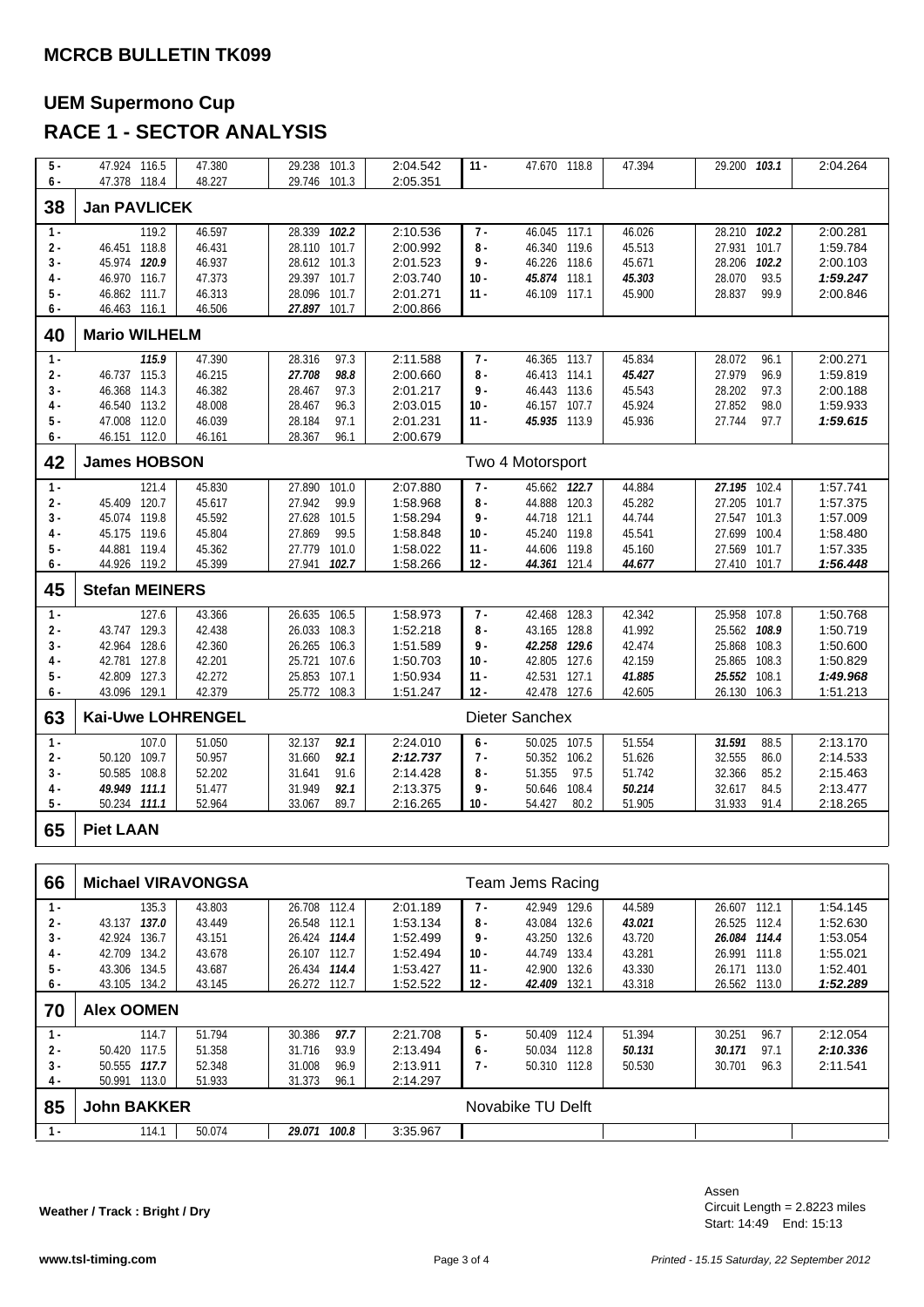## MCRCB BULLETIN TK099

# UEM Supermono Cup

# RACE 1 - SECTOR ANALYSIS

| Lap | S1 | Speed | S2 | S3 | Speed | Lap Time | Lap | S1 | Speed | S2 | S3 | Speed | Lap Time |
|---|---|---|---|---|---|---|---|---|---|---|---|---|---|
| 5 - | 47.924 | 116.5 | 47.380 | 29.238 | 101.3 | 2:04.542 | 11 - | 47.670 | 118.8 | 47.394 | 29.200 | ***103.1*** | 2:04.264 |
| 6 - | 47.378 | 118.4 | 48.227 | 29.746 | 101.3 | 2:05.351 | | | | | | | |

### 38 Jan PAVLICEK

| Lap | S1 | Speed | S2 | S3 | Speed | Lap Time | Lap | S1 | Speed | S2 | S3 | Speed | Lap Time |
|---|---|---|---|---|---|---|---|---|---|---|---|---|---|
| 1 - | | 119.2 | 46.597 | 28.339 | ***102.2*** | 2:10.536 | 7 - | 46.045 | 117.1 | 46.026 | 28.210 | ***102.2*** | 2:00.281 |
| 2 - | 46.451 | 118.8 | 46.431 | 28.110 | 101.7 | 2:00.992 | 8 - | 46.340 | 119.6 | 45.513 | 27.931 | 101.7 | 1:59.784 |
| 3 - | 45.974 | ***120.9*** | 46.937 | 28.612 | 101.3 | 2:01.523 | 9 - | 46.226 | 118.6 | 45.671 | 28.206 | ***102.2*** | 2:00.103 |
| 4 - | 46.970 | 116.7 | 47.373 | 29.397 | 101.7 | 2:03.740 | 10 - | ***45.874*** | 118.1 | ***45.303*** | 28.070 | 93.5 | ***1:59.247*** |
| 5 - | 46.862 | 111.7 | 46.313 | 28.096 | 101.7 | 2:01.271 | 11 - | 46.109 | 117.1 | 45.900 | 28.837 | 99.9 | 2:00.846 |
| 6 - | 46.463 | 116.1 | 46.506 | ***27.897*** | 101.7 | 2:00.866 | | | | | | | |

### 40 Mario WILHELM

| Lap | S1 | Speed | S2 | S3 | Speed | Lap Time | Lap | S1 | Speed | S2 | S3 | Speed | Lap Time |
|---|---|---|---|---|---|---|---|---|---|---|---|---|---|
| 1 - | | ***115.9*** | 47.390 | 28.316 | 97.3 | 2:11.588 | 7 - | 46.365 | 113.7 | 45.834 | 28.072 | 96.1 | 2:00.271 |
| 2 - | 46.737 | 115.3 | 46.215 | ***27.708*** | ***98.8*** | 2:00.660 | 8 - | 46.413 | 114.1 | ***45.427*** | 27.979 | 96.9 | 1:59.819 |
| 3 - | 46.368 | 114.3 | 46.382 | 28.467 | 97.3 | 2:01.217 | 9 - | 46.443 | 113.6 | 45.543 | 28.202 | 97.3 | 2:00.188 |
| 4 - | 46.540 | 113.2 | 48.008 | 28.467 | 96.3 | 2:03.015 | 10 - | 46.157 | 107.7 | 45.924 | 27.852 | 98.0 | 1:59.933 |
| 5 - | 47.008 | 112.0 | 46.039 | 28.184 | 97.1 | 2:01.231 | 11 - | ***45.935*** | 113.9 | 45.936 | 27.744 | 97.7 | ***1:59.615*** |
| 6 - | 46.151 | 112.0 | 46.161 | 28.367 | 96.1 | 2:00.679 | | | | | | | |

### 42 James HOBSON — Two 4 Motorsport

| Lap | S1 | Speed | S2 | S3 | Speed | Lap Time | Lap | S1 | Speed | S2 | S3 | Speed | Lap Time |
|---|---|---|---|---|---|---|---|---|---|---|---|---|---|
| 1 - | | 121.4 | 45.830 | 27.890 | 101.0 | 2:07.880 | 7 - | 45.662 | ***122.7*** | 44.884 | ***27.195*** | 102.4 | 1:57.741 |
| 2 - | 45.409 | 120.7 | 45.617 | 27.942 | 99.9 | 1:58.968 | 8 - | 44.888 | 120.3 | 45.282 | 27.205 | 101.7 | 1:57.375 |
| 3 - | 45.074 | 119.8 | 45.592 | 27.628 | 101.5 | 1:58.294 | 9 - | 44.718 | 121.1 | 44.744 | 27.547 | 101.3 | 1:57.009 |
| 4 - | 45.175 | 119.6 | 45.804 | 27.869 | 99.5 | 1:58.848 | 10 - | 45.240 | 119.8 | 45.541 | 27.699 | 100.4 | 1:58.480 |
| 5 - | 44.881 | 119.4 | 45.362 | 27.779 | 101.0 | 1:58.022 | 11 - | 44.606 | 119.8 | 45.160 | 27.569 | 101.7 | 1:57.335 |
| 6 - | 44.926 | 119.2 | 45.399 | 27.941 | ***102.7*** | 1:58.266 | 12 - | ***44.361*** | 121.4 | ***44.677*** | 27.410 | 101.7 | ***1:56.448*** |

### 45 Stefan MEINERS

| Lap | S1 | Speed | S2 | S3 | Speed | Lap Time | Lap | S1 | Speed | S2 | S3 | Speed | Lap Time |
|---|---|---|---|---|---|---|---|---|---|---|---|---|---|
| 1 - | | 127.6 | 43.366 | 26.635 | 106.5 | 1:58.973 | 7 - | 42.468 | 128.3 | 42.342 | 25.958 | 107.8 | 1:50.768 |
| 2 - | 43.747 | 129.3 | 42.438 | 26.033 | 108.3 | 1:52.218 | 8 - | 43.165 | 128.8 | 41.992 | 25.562 | ***108.9*** | 1:50.719 |
| 3 - | 42.964 | 128.6 | 42.360 | 26.265 | 106.3 | 1:51.589 | 9 - | ***42.258*** | ***129.6*** | 42.474 | 25.868 | 108.3 | 1:50.600 |
| 4 - | 42.781 | 127.8 | 42.201 | 25.721 | 107.6 | 1:50.703 | 10 - | 42.805 | 127.6 | 42.159 | 25.865 | 108.3 | 1:50.829 |
| 5 - | 42.809 | 127.3 | 42.272 | 25.853 | 107.1 | 1:50.934 | 11 - | 42.531 | 127.1 | ***41.885*** | ***25.552*** | 108.1 | ***1:49.968*** |
| 6 - | 43.096 | 129.1 | 42.379 | 25.772 | 108.3 | 1:51.247 | 12 - | 42.478 | 127.6 | 42.605 | 26.130 | 106.3 | 1:51.213 |

### 63 Kai-Uwe LOHRENGEL — Dieter Sanchex

| Lap | S1 | Speed | S2 | S3 | Speed | Lap Time | Lap | S1 | Speed | S2 | S3 | Speed | Lap Time |
|---|---|---|---|---|---|---|---|---|---|---|---|---|---|
| 1 - | | 107.0 | 51.050 | 32.137 | ***92.1*** | 2:24.010 | 6 - | 50.025 | 107.5 | 51.554 | ***31.591*** | 88.5 | 2:13.170 |
| 2 - | 50.120 | 109.7 | 50.957 | 31.660 | ***92.1*** | ***2:12.737*** | 7 - | 50.352 | 106.2 | 51.626 | 32.555 | 86.0 | 2:14.533 |
| 3 - | 50.585 | 108.8 | 52.202 | 31.641 | 91.6 | 2:14.428 | 8 - | 51.355 | 97.5 | 51.742 | 32.366 | 85.2 | 2:15.463 |
| 4 - | ***49.949*** | ***111.1*** | 51.477 | 31.949 | ***92.1*** | 2:13.375 | 9 - | 50.646 | 108.4 | ***50.214*** | 32.617 | 84.5 | 2:13.477 |
| 5 - | 50.234 | ***111.1*** | 52.964 | 33.067 | 89.7 | 2:16.265 | 10 - | 54.427 | 80.2 | 51.905 | 31.933 | 91.4 | 2:18.265 |

### 65 Piet LAAN

### 66 Michael VIRAVONGSA — Team Jems Racing

| Lap | S1 | Speed | S2 | S3 | Speed | Lap Time | Lap | S1 | Speed | S2 | S3 | Speed | Lap Time |
|---|---|---|---|---|---|---|---|---|---|---|---|---|---|
| 1 - | | 135.3 | 43.803 | 26.708 | 112.4 | 2:01.189 | 7 - | 42.949 | 129.6 | 44.589 | 26.607 | 112.1 | 1:54.145 |
| 2 - | 43.137 | ***137.0*** | 43.449 | 26.548 | 112.1 | 1:53.134 | 8 - | 43.084 | 132.6 | ***43.021*** | 26.525 | 112.4 | 1:52.630 |
| 3 - | 42.924 | 136.7 | 43.151 | 26.424 | ***114.4*** | 1:52.499 | 9 - | 43.250 | 132.6 | 43.720 | ***26.084*** | ***114.4*** | 1:53.054 |
| 4 - | 42.709 | 134.2 | 43.678 | 26.107 | 112.7 | 1:52.494 | 10 - | 44.749 | 133.4 | 43.281 | 26.991 | 111.8 | 1:55.021 |
| 5 - | 43.306 | 134.5 | 43.687 | 26.434 | ***114.4*** | 1:53.427 | 11 - | 42.900 | 132.6 | 43.330 | 26.171 | 113.0 | 1:52.401 |
| 6 - | 43.105 | 134.2 | 43.145 | 26.272 | 112.7 | 1:52.522 | 12 - | ***42.409*** | 132.1 | 43.318 | 26.562 | 113.0 | ***1:52.289*** |

### 70 Alex OOMEN

| Lap | S1 | Speed | S2 | S3 | Speed | Lap Time | Lap | S1 | Speed | S2 | S3 | Speed | Lap Time |
|---|---|---|---|---|---|---|---|---|---|---|---|---|---|
| 1 - | | 114.7 | 51.794 | 30.386 | ***97.7*** | 2:21.708 | 5 - | 50.409 | 112.4 | 51.394 | 30.251 | 96.7 | 2:12.054 |
| 2 - | 50.420 | 117.5 | 51.358 | 31.716 | 93.9 | 2:13.494 | 6 - | 50.034 | 112.8 | ***50.131*** | ***30.171*** | 97.1 | ***2:10.336*** |
| 3 - | 50.555 | ***117.7*** | 52.348 | 31.008 | 96.9 | 2:13.911 | 7 - | 50.310 | 112.8 | 50.530 | 30.701 | 96.3 | 2:11.541 |
| 4 - | 50.991 | 113.0 | 51.933 | 31.373 | 96.1 | 2:14.297 | | | | | | | |

### 85 John BAKKER — Novabike TU Delft

| Lap | S1 | Speed | S2 | S3 | Speed | Lap Time |
|---|---|---|---|---|---|---|
| 1 - | | 114.1 | 50.074 | ***29.071*** | ***100.8*** | 3:35.967 |

**Weather / Track : Bright / Dry**

Assen
Circuit Length = 2.8223 miles
Start: 14:49 End: 15:13

www.tsl-timing.com

*Printed - 15.15 Saturday, 22 September 2012*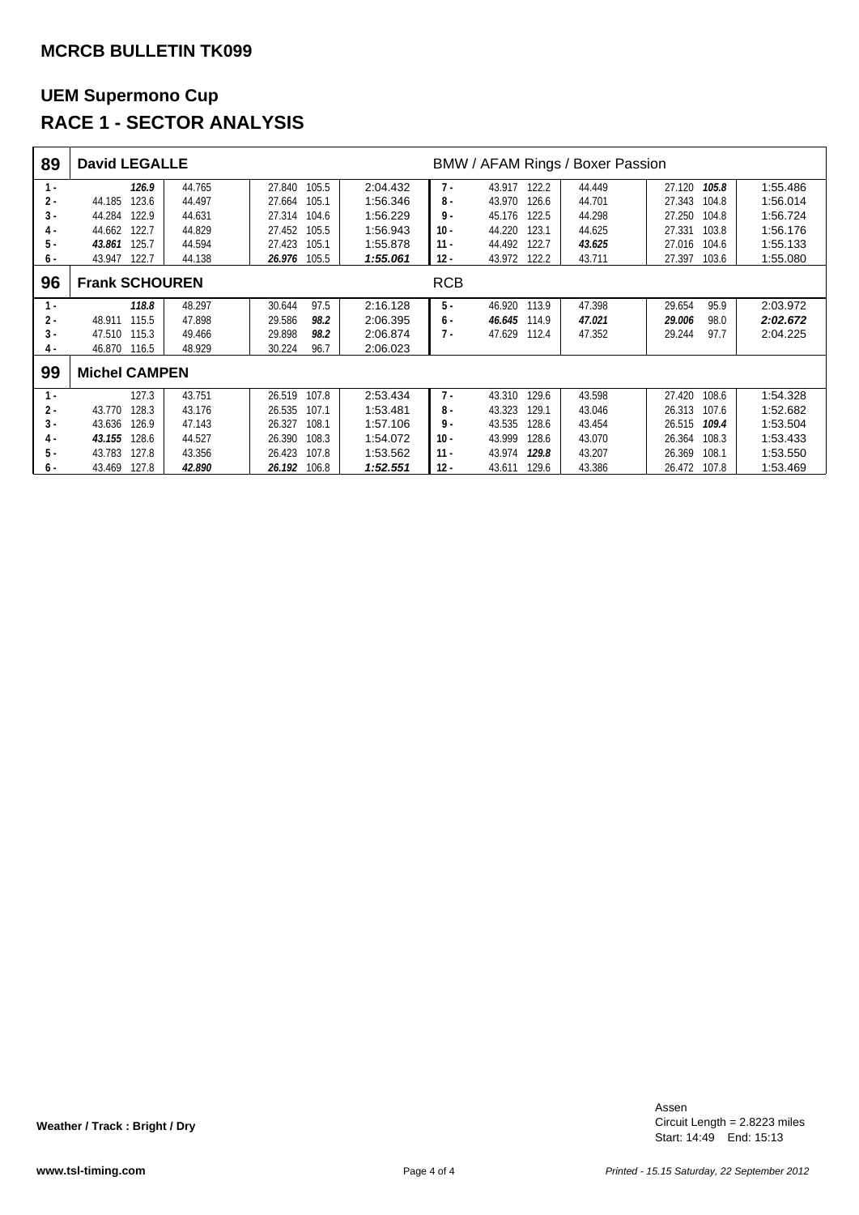## MCRCB BULLETIN TK099

# UEM Supermono Cup

# RACE 1 - SECTOR ANALYSIS

| 89 | David LEGALLE | | | | | | BMW / AFAM Rings / Boxer Passion | | | | | | | |
|---|---|---|---|---|---|---|---|---|---|---|---|---|---|---|
| 1 - | | *126.9* | 44.765 | 27.840 | 105.5 | 2:04.432 | 7 - | 43.917 | 122.2 | 44.449 | 27.120 | *105.8* | 1:55.486 |
| 2 - | 44.185 | 123.6 | 44.497 | 27.664 | 105.1 | 1:56.346 | 8 - | 43.970 | 126.6 | 44.701 | 27.343 | 104.8 | 1:56.014 |
| 3 - | 44.284 | 122.9 | 44.631 | 27.314 | 104.6 | 1:56.229 | 9 - | 45.176 | 122.5 | 44.298 | 27.250 | 104.8 | 1:56.724 |
| 4 - | 44.662 | 122.7 | 44.829 | 27.452 | 105.5 | 1:56.943 | 10 - | 44.220 | 123.1 | 44.625 | 27.331 | 103.8 | 1:56.176 |
| 5 - | *43.861* | 125.7 | 44.594 | 27.423 | 105.1 | 1:55.878 | 11 - | 44.492 | 122.7 | *43.625* | 27.016 | 104.6 | 1:55.133 |
| 6 - | 43.947 | 122.7 | 44.138 | *26.976* | 105.5 | *1:55.061* | 12 - | 43.972 | 122.2 | 43.711 | 27.397 | 103.6 | 1:55.080 |

| 96 | Frank SCHOUREN | | | | | | RCB | | | | | | |
|---|---|---|---|---|---|---|---|---|---|---|---|---|---|
| 1 - | | *118.8* | 48.297 | 30.644 | 97.5 | 2:16.128 | 5 - | 46.920 | 113.9 | 47.398 | 29.654 | 95.9 | 2:03.972 |
| 2 - | 48.911 | 115.5 | 47.898 | 29.586 | *98.2* | 2:06.395 | 6 - | *46.645* | 114.9 | *47.021* | *29.006* | 98.0 | *2:02.672* |
| 3 - | 47.510 | 115.3 | 49.466 | 29.898 | *98.2* | 2:06.874 | 7 - | 47.629 | 112.4 | 47.352 | 29.244 | 97.7 | 2:04.225 |
| 4 - | 46.870 | 116.5 | 48.929 | 30.224 | 96.7 | 2:06.023 | | | | | | | |

| 99 | Michel CAMPEN | | | | | | | | | | | | |
|---|---|---|---|---|---|---|---|---|---|---|---|---|---|
| 1 - | | 127.3 | 43.751 | 26.519 | 107.8 | 2:53.434 | 7 - | 43.310 | 129.6 | 43.598 | 27.420 | 108.6 | 1:54.328 |
| 2 - | 43.770 | 128.3 | 43.176 | 26.535 | 107.1 | 1:53.481 | 8 - | 43.323 | 129.1 | 43.046 | 26.313 | 107.6 | 1:52.682 |
| 3 - | 43.636 | 126.9 | 47.143 | 26.327 | 108.1 | 1:57.106 | 9 - | 43.535 | 128.6 | 43.454 | 26.515 | *109.4* | 1:53.504 |
| 4 - | *43.155* | 128.6 | 44.527 | 26.390 | 108.3 | 1:54.072 | 10 - | 43.999 | 128.6 | 43.070 | 26.364 | 108.3 | 1:53.433 |
| 5 - | 43.783 | 127.8 | 43.356 | 26.423 | 107.8 | 1:53.562 | 11 - | 43.974 | *129.8* | 43.207 | 26.369 | 108.1 | 1:53.550 |
| 6 - | 43.469 | 127.8 | *42.890* | *26.192* | 106.8 | *1:52.551* | 12 - | 43.611 | 129.6 | 43.386 | 26.472 | 107.8 | 1:53.469 |

**Weather / Track : Bright / Dry**

Assen
Circuit Length = 2.8223 miles
Start: 14:49 End: 15:13

**www.tsl-timing.com**

*Printed - 15.15 Saturday, 22 September 2012*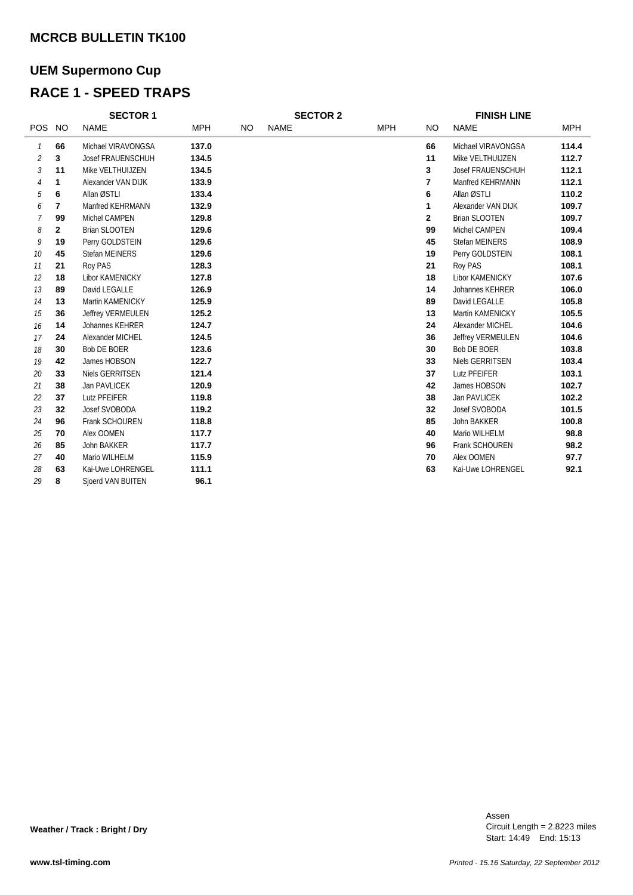## MCRCB BULLETIN TK100

## UEM Supermono Cup

# RACE 1 - SPEED TRAPS

| | SECTOR 1 | | | SECTOR 2 | | | FINISH LINE | | |
|---|---|---|---|---|---|---|---|---|---|
| POS | NO | NAME | MPH | NO | NAME | MPH | NO | NAME | MPH |
| 1 | 66 | Michael VIRAVONGSA | 137.0 | | | | 66 | Michael VIRAVONGSA | 114.4 |
| 2 | 3 | Josef FRAUENSCHUH | 134.5 | | | | 11 | Mike VELTHUIJZEN | 112.7 |
| 3 | 11 | Mike VELTHUIJZEN | 134.5 | | | | 3 | Josef FRAUENSCHUH | 112.1 |
| 4 | 1 | Alexander VAN DIJK | 133.9 | | | | 7 | Manfred KEHRMANN | 112.1 |
| 5 | 6 | Allan ØSTLI | 133.4 | | | | 6 | Allan ØSTLI | 110.2 |
| 6 | 7 | Manfred KEHRMANN | 132.9 | | | | 1 | Alexander VAN DIJK | 109.7 |
| 7 | 99 | Michel CAMPEN | 129.8 | | | | 2 | Brian SLOOTEN | 109.7 |
| 8 | 2 | Brian SLOOTEN | 129.6 | | | | 99 | Michel CAMPEN | 109.4 |
| 9 | 19 | Perry GOLDSTEIN | 129.6 | | | | 45 | Stefan MEINERS | 108.9 |
| 10 | 45 | Stefan MEINERS | 129.6 | | | | 19 | Perry GOLDSTEIN | 108.1 |
| 11 | 21 | Roy PAS | 128.3 | | | | 21 | Roy PAS | 108.1 |
| 12 | 18 | Libor KAMENICKY | 127.8 | | | | 18 | Libor KAMENICKY | 107.6 |
| 13 | 89 | David LEGALLE | 126.9 | | | | 14 | Johannes KEHRER | 106.0 |
| 14 | 13 | Martin KAMENICKY | 125.9 | | | | 89 | David LEGALLE | 105.8 |
| 15 | 36 | Jeffrey VERMEULEN | 125.2 | | | | 13 | Martin KAMENICKY | 105.5 |
| 16 | 14 | Johannes KEHRER | 124.7 | | | | 24 | Alexander MICHEL | 104.6 |
| 17 | 24 | Alexander MICHEL | 124.5 | | | | 36 | Jeffrey VERMEULEN | 104.6 |
| 18 | 30 | Bob DE BOER | 123.6 | | | | 30 | Bob DE BOER | 103.8 |
| 19 | 42 | James HOBSON | 122.7 | | | | 33 | Niels GERRITSEN | 103.4 |
| 20 | 33 | Niels GERRITSEN | 121.4 | | | | 37 | Lutz PFEIFER | 103.1 |
| 21 | 38 | Jan PAVLICEK | 120.9 | | | | 42 | James HOBSON | 102.7 |
| 22 | 37 | Lutz PFEIFER | 119.8 | | | | 38 | Jan PAVLICEK | 102.2 |
| 23 | 32 | Josef SVOBODA | 119.2 | | | | 32 | Josef SVOBODA | 101.5 |
| 24 | 96 | Frank SCHOUREN | 118.8 | | | | 85 | John BAKKER | 100.8 |
| 25 | 70 | Alex OOMEN | 117.7 | | | | 40 | Mario WILHELM | 98.8 |
| 26 | 85 | John BAKKER | 117.7 | | | | 96 | Frank SCHOUREN | 98.2 |
| 27 | 40 | Mario WILHELM | 115.9 | | | | 70 | Alex OOMEN | 97.7 |
| 28 | 63 | Kai-Uwe LOHRENGEL | 111.1 | | | | 63 | Kai-Uwe LOHRENGEL | 92.1 |
| 29 | 8 | Sjoerd VAN BUITEN | 96.1 | | | | | | |

**Weather / Track : Bright / Dry**

Assen
Circuit Length = 2.8223 miles
Start: 14:49 End: 15:13

www.tsl-timing.com

*Printed - 15.16 Saturday, 22 September 2012*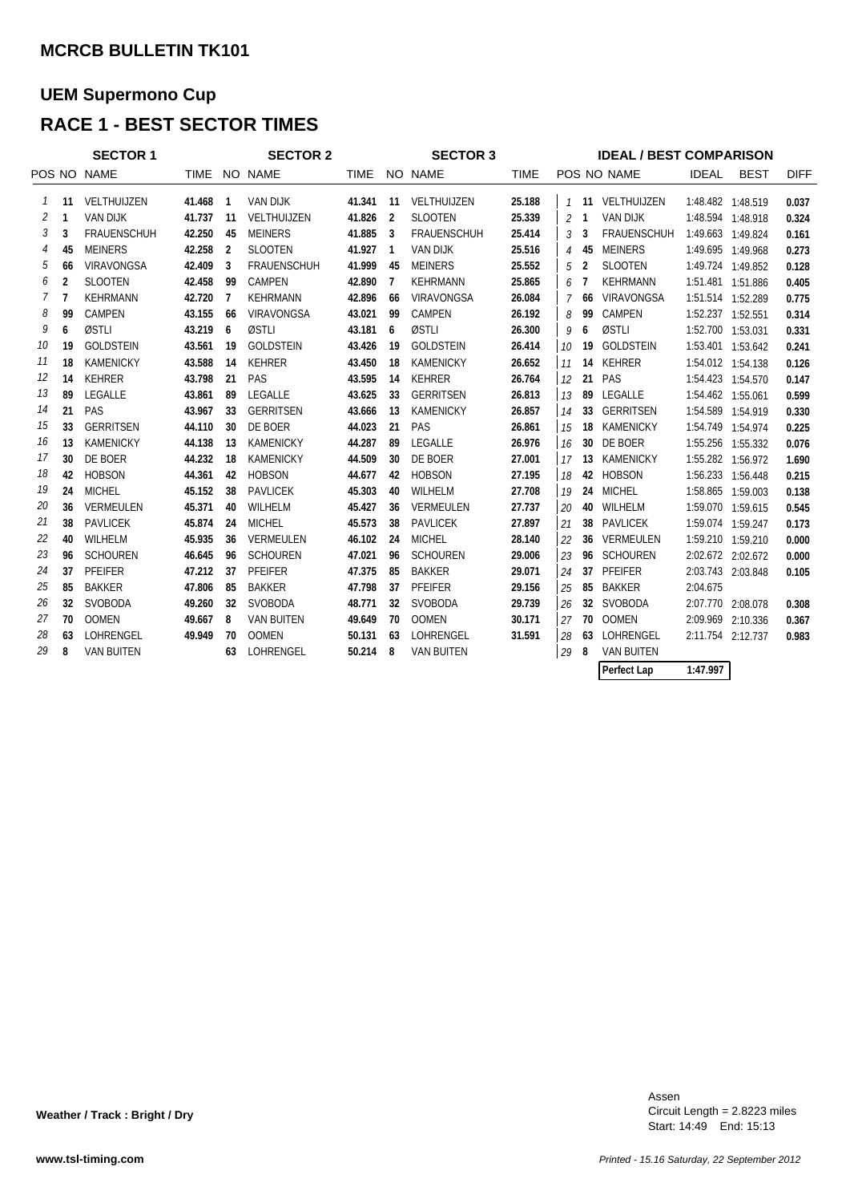## MCRCB BULLETIN TK101

## UEM Supermono Cup

## RACE 1 - BEST SECTOR TIMES

| SECTOR 1 | | | | SECTOR 2 | | | SECTOR 3 | | | IDEAL / BEST COMPARISON | | | | | |
|---|---|---|---|---|---|---|---|---|---|---|---|---|---|---|---|
| POS | NO | NAME | TIME | NO | NAME | TIME | NO | NAME | TIME | POS | NO | NAME | IDEAL | BEST | DIFF |
| 1 | 11 | VELTHUIJZEN | 41.468 | 1 | VAN DIJK | 41.341 | 11 | VELTHUIJZEN | 25.188 | 1 | 11 | VELTHUIJZEN | 1:48.482 | 1:48.519 | 0.037 |
| 2 | 1 | VAN DIJK | 41.737 | 11 | VELTHUIJZEN | 41.826 | 2 | SLOOTEN | 25.339 | 2 | 1 | VAN DIJK | 1:48.594 | 1:48.918 | 0.324 |
| 3 | 3 | FRAUENSCHUH | 42.250 | 45 | MEINERS | 41.885 | 3 | FRAUENSCHUH | 25.414 | 3 | 3 | FRAUENSCHUH | 1:49.663 | 1:49.824 | 0.161 |
| 4 | 45 | MEINERS | 42.258 | 2 | SLOOTEN | 41.927 | 1 | VAN DIJK | 25.516 | 4 | 45 | MEINERS | 1:49.695 | 1:49.968 | 0.273 |
| 5 | 66 | VIRAVONGSA | 42.409 | 3 | FRAUENSCHUH | 41.999 | 45 | MEINERS | 25.552 | 5 | 2 | SLOOTEN | 1:49.724 | 1:49.852 | 0.128 |
| 6 | 2 | SLOOTEN | 42.458 | 99 | CAMPEN | 42.890 | 7 | KEHRMANN | 25.865 | 6 | 7 | KEHRMANN | 1:51.481 | 1:51.886 | 0.405 |
| 7 | 7 | KEHRMANN | 42.720 | 7 | KEHRMANN | 42.896 | 66 | VIRAVONGSA | 26.084 | 7 | 66 | VIRAVONGSA | 1:51.514 | 1:52.289 | 0.775 |
| 8 | 99 | CAMPEN | 43.155 | 66 | VIRAVONGSA | 43.021 | 99 | CAMPEN | 26.192 | 8 | 99 | CAMPEN | 1:52.237 | 1:52.551 | 0.314 |
| 9 | 6 | ØSTLI | 43.219 | 6 | ØSTLI | 43.181 | 6 | ØSTLI | 26.300 | 9 | 6 | ØSTLI | 1:52.700 | 1:53.031 | 0.331 |
| 10 | 19 | GOLDSTEIN | 43.561 | 19 | GOLDSTEIN | 43.426 | 19 | GOLDSTEIN | 26.414 | 10 | 19 | GOLDSTEIN | 1:53.401 | 1:53.642 | 0.241 |
| 11 | 18 | KAMENICKY | 43.588 | 14 | KEHRER | 43.450 | 18 | KAMENICKY | 26.652 | 11 | 14 | KEHRER | 1:54.012 | 1:54.138 | 0.126 |
| 12 | 14 | KEHRER | 43.798 | 21 | PAS | 43.595 | 14 | KEHRER | 26.764 | 12 | 21 | PAS | 1:54.423 | 1:54.570 | 0.147 |
| 13 | 89 | LEGALLE | 43.861 | 89 | LEGALLE | 43.625 | 33 | GERRITSEN | 26.813 | 13 | 89 | LEGALLE | 1:54.462 | 1:55.061 | 0.599 |
| 14 | 21 | PAS | 43.967 | 33 | GERRITSEN | 43.666 | 13 | KAMENICKY | 26.857 | 14 | 33 | GERRITSEN | 1:54.589 | 1:54.919 | 0.330 |
| 15 | 33 | GERRITSEN | 44.110 | 30 | DE BOER | 44.023 | 21 | PAS | 26.861 | 15 | 18 | KAMENICKY | 1:54.749 | 1:54.974 | 0.225 |
| 16 | 13 | KAMENICKY | 44.138 | 13 | KAMENICKY | 44.287 | 89 | LEGALLE | 26.976 | 16 | 30 | DE BOER | 1:55.256 | 1:55.332 | 0.076 |
| 17 | 30 | DE BOER | 44.232 | 18 | KAMENICKY | 44.509 | 30 | DE BOER | 27.001 | 17 | 13 | KAMENICKY | 1:55.282 | 1:56.972 | 1.690 |
| 18 | 42 | HOBSON | 44.361 | 42 | HOBSON | 44.677 | 42 | HOBSON | 27.195 | 18 | 42 | HOBSON | 1:56.233 | 1:56.448 | 0.215 |
| 19 | 24 | MICHEL | 45.152 | 38 | PAVLICEK | 45.303 | 40 | WILHELM | 27.708 | 19 | 24 | MICHEL | 1:58.865 | 1:59.003 | 0.138 |
| 20 | 36 | VERMEULEN | 45.371 | 40 | WILHELM | 45.427 | 36 | VERMEULEN | 27.737 | 20 | 40 | WILHELM | 1:59.070 | 1:59.615 | 0.545 |
| 21 | 38 | PAVLICEK | 45.874 | 24 | MICHEL | 45.573 | 38 | PAVLICEK | 27.897 | 21 | 38 | PAVLICEK | 1:59.074 | 1:59.247 | 0.173 |
| 22 | 40 | WILHELM | 45.935 | 36 | VERMEULEN | 46.102 | 24 | MICHEL | 28.140 | 22 | 36 | VERMEULEN | 1:59.210 | 1:59.210 | 0.000 |
| 23 | 96 | SCHOUREN | 46.645 | 96 | SCHOUREN | 47.021 | 96 | SCHOUREN | 29.006 | 23 | 96 | SCHOUREN | 2:02.672 | 2:02.672 | 0.000 |
| 24 | 37 | PFEIFER | 47.212 | 37 | PFEIFER | 47.375 | 85 | BAKKER | 29.071 | 24 | 37 | PFEIFER | 2:03.743 | 2:03.848 | 0.105 |
| 25 | 85 | BAKKER | 47.806 | 85 | BAKKER | 47.798 | 37 | PFEIFER | 29.156 | 25 | 85 | BAKKER | 2:04.675 | | |
| 26 | 32 | SVOBODA | 49.260 | 32 | SVOBODA | 48.771 | 32 | SVOBODA | 29.739 | 26 | 32 | SVOBODA | 2:07.770 | 2:08.078 | 0.308 |
| 27 | 70 | OOMEN | 49.667 | 8 | VAN BUITEN | 49.649 | 70 | OOMEN | 30.171 | 27 | 70 | OOMEN | 2:09.969 | 2:10.336 | 0.367 |
| 28 | 63 | LOHRENGEL | 49.949 | 70 | OOMEN | 50.131 | 63 | LOHRENGEL | 31.591 | 28 | 63 | LOHRENGEL | 2:11.754 | 2:12.737 | 0.983 |
| 29 | 8 | VAN BUITEN | | 63 | LOHRENGEL | 50.214 | 8 | VAN BUITEN | | 29 | 8 | VAN BUITEN | | | |
| | | | | | | | | | | | | Perfect Lap | 1:47.997 | | |

**Weather / Track : Bright / Dry**

Assen
Circuit Length = 2.8223 miles
Start: 14:49 End: 15:13

www.tsl-timing.com

*Printed - 15.16 Saturday, 22 September 2012*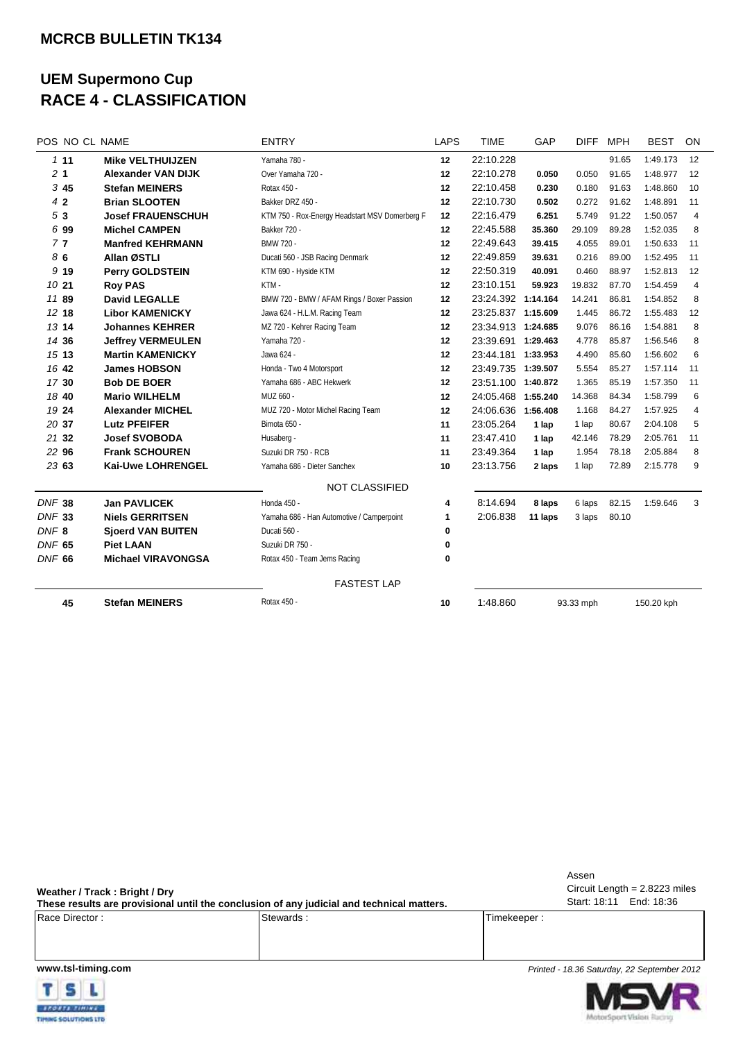## MCRCB BULLETIN TK134

# UEM Supermono Cup
# RACE 4 - CLASSIFICATION

| POS | NO | CL | NAME | ENTRY | LAPS | TIME | GAP | DIFF | MPH | BEST | ON |
|---|---|---|---|---|---|---|---|---|---|---|---|
| 1 | 11 | | **Mike VELTHUIJZEN** | Yamaha 780 - | 12 | 22:10.228 | | | 91.65 | 1:49.173 | 12 |
| 2 | 1 | | **Alexander VAN DIJK** | Over Yamaha 720 - | 12 | 22:10.278 | 0.050 | 0.050 | 91.65 | 1:48.977 | 12 |
| 3 | 45 | | **Stefan MEINERS** | Rotax 450 - | 12 | 22:10.458 | 0.230 | 0.180 | 91.63 | 1:48.860 | 10 |
| 4 | 2 | | **Brian SLOOTEN** | Bakker DRZ 450 - | 12 | 22:10.730 | 0.502 | 0.272 | 91.62 | 1:48.891 | 11 |
| 5 | 3 | | **Josef FRAUENSCHUH** | KTM 750 - Rox-Energy Headstart MSV Domerberg F | 12 | 22:16.479 | 6.251 | 5.749 | 91.22 | 1:50.057 | 4 |
| 6 | 99 | | **Michel CAMPEN** | Bakker 720 - | 12 | 22:45.588 | 35.360 | 29.109 | 89.28 | 1:52.035 | 8 |
| 7 | 7 | | **Manfred KEHRMANN** | BMW 720 - | 12 | 22:49.643 | 39.415 | 4.055 | 89.01 | 1:50.633 | 11 |
| 8 | 6 | | **Allan ØSTLI** | Ducati 560 - JSB Racing Denmark | 12 | 22:49.859 | 39.631 | 0.216 | 89.00 | 1:52.495 | 11 |
| 9 | 19 | | **Perry GOLDSTEIN** | KTM 690 - Hyside KTM | 12 | 22:50.319 | 40.091 | 0.460 | 88.97 | 1:52.813 | 12 |
| 10 | 21 | | **Roy PAS** | KTM - | 12 | 23:10.151 | 59.923 | 19.832 | 87.70 | 1:54.459 | 4 |
| 11 | 89 | | **David LEGALLE** | BMW 720 - BMW / AFAM Rings / Boxer Passion | 12 | 23:24.392 | 1:14.164 | 14.241 | 86.81 | 1:54.852 | 8 |
| 12 | 18 | | **Libor KAMENICKY** | Jawa 624 - H.L.M. Racing Team | 12 | 23:25.837 | 1:15.609 | 1.445 | 86.72 | 1:55.483 | 12 |
| 13 | 14 | | **Johannes KEHRER** | MZ 720 - Kehrer Racing Team | 12 | 23:34.913 | 1:24.685 | 9.076 | 86.16 | 1:54.881 | 8 |
| 14 | 36 | | **Jeffrey VERMEULEN** | Yamaha 720 - | 12 | 23:39.691 | 1:29.463 | 4.778 | 85.87 | 1:56.546 | 8 |
| 15 | 13 | | **Martin KAMENICKY** | Jawa 624 - | 12 | 23:44.181 | 1:33.953 | 4.490 | 85.60 | 1:56.602 | 6 |
| 16 | 42 | | **James HOBSON** | Honda - Two 4 Motorsport | 12 | 23:49.735 | 1:39.507 | 5.554 | 85.27 | 1:57.114 | 11 |
| 17 | 30 | | **Bob DE BOER** | Yamaha 686 - ABC Hekwerk | 12 | 23:51.100 | 1:40.872 | 1.365 | 85.19 | 1:57.350 | 11 |
| 18 | 40 | | **Mario WILHELM** | MUZ 660 - | 12 | 24:05.468 | 1:55.240 | 14.368 | 84.34 | 1:58.799 | 6 |
| 19 | 24 | | **Alexander MICHEL** | MUZ 720 - Motor Michel Racing Team | 12 | 24:06.636 | 1:56.408 | 1.168 | 84.27 | 1:57.925 | 4 |
| 20 | 37 | | **Lutz PFEIFER** | Bimota 650 - | 11 | 23:05.264 | 1 lap | 1 lap | 80.67 | 2:04.108 | 5 |
| 21 | 32 | | **Josef SVOBODA** | Husaberg - | 11 | 23:47.410 | 1 lap | 42.146 | 78.29 | 2:05.761 | 11 |
| 22 | 96 | | **Frank SCHOUREN** | Suzuki DR 750 - RCB | 11 | 23:49.364 | 1 lap | 1.954 | 78.18 | 2:05.884 | 8 |
| 23 | 63 | | **Kai-Uwe LOHRENGEL** | Yamaha 686 - Dieter Sanchex | 10 | 23:13.756 | 2 laps | 1 lap | 72.89 | 2:15.778 | 9 |
| | | | | NOT CLASSIFIED | | | | | | | |
| DNF | 38 | | **Jan PAVLICEK** | Honda 450 - | 4 | 8:14.694 | 8 laps | 6 laps | 82.15 | 1:59.646 | 3 |
| DNF | 33 | | **Niels GERRITSEN** | Yamaha 686 - Han Automotive / Camperpoint | 1 | 2:06.838 | 11 laps | 3 laps | 80.10 | | |
| DNF | 8 | | **Sjoerd VAN BUITEN** | Ducati 560 - | 0 | | | | | | |
| DNF | 65 | | **Piet LAAN** | Suzuki DR 750 - | 0 | | | | | | |
| DNF | 66 | | **Michael VIRAVONGSA** | Rotax 450 - Team Jems Racing | 0 | | | | | | |

**FASTEST LAP**

| NO | NAME | ENTRY | LAP | TIME | MPH | KPH |
|---|---|---|---|---|---|---|
| 45 | **Stefan MEINERS** | Rotax 450 - | 10 | 1:48.860 | 93.33 mph | 150.20 kph |

Assen
Circuit Length = 2.8223 miles
Start: 18:11 End: 18:36

**Weather / Track : Bright / Dry**
**These results are provisional until the conclusion of any judicial and technical matters.**

| Race Director : | Stewards : | Timekeeper : |
|---|---|---|
| | | |

**www.tsl-timing.com**

*Printed - 18.36 Saturday, 22 September 2012*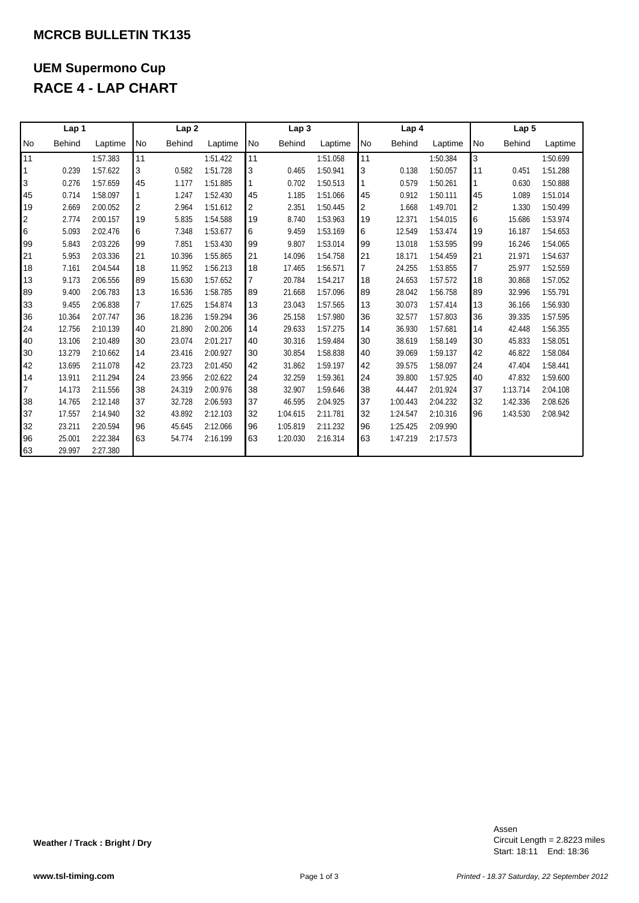## MCRCB BULLETIN TK135

## UEM Supermono Cup
## RACE 4 - LAP CHART

| Lap 1 | | | Lap 2 | | | Lap 3 | | | Lap 4 | | | Lap 5 | | |
|---|---|---|---|---|---|---|---|---|---|---|---|---|---|---|
| No | Behind | Laptime | No | Behind | Laptime | No | Behind | Laptime | No | Behind | Laptime | No | Behind | Laptime |
| 11 | | 1:57.383 | 11 | | 1:51.422 | 11 | | 1:51.058 | 11 | | 1:50.384 | 3 | | 1:50.699 |
| 1 | 0.239 | 1:57.622 | 3 | 0.582 | 1:51.728 | 3 | 0.465 | 1:50.941 | 3 | 0.138 | 1:50.057 | 11 | 0.451 | 1:51.288 |
| 3 | 0.276 | 1:57.659 | 45 | 1.177 | 1:51.885 | 1 | 0.702 | 1:50.513 | 1 | 0.579 | 1:50.261 | 1 | 0.630 | 1:50.888 |
| 45 | 0.714 | 1:58.097 | 1 | 1.247 | 1:52.430 | 45 | 1.185 | 1:51.066 | 45 | 0.912 | 1:50.111 | 45 | 1.089 | 1:51.014 |
| 19 | 2.669 | 2:00.052 | 2 | 2.964 | 1:51.612 | 2 | 2.351 | 1:50.445 | 2 | 1.668 | 1:49.701 | 2 | 1.330 | 1:50.499 |
| 2 | 2.774 | 2:00.157 | 19 | 5.835 | 1:54.588 | 19 | 8.740 | 1:53.963 | 19 | 12.371 | 1:54.015 | 6 | 15.686 | 1:53.974 |
| 6 | 5.093 | 2:02.476 | 6 | 7.348 | 1:53.677 | 6 | 9.459 | 1:53.169 | 6 | 12.549 | 1:53.474 | 19 | 16.187 | 1:54.653 |
| 99 | 5.843 | 2:03.226 | 99 | 7.851 | 1:53.430 | 99 | 9.807 | 1:53.014 | 99 | 13.018 | 1:53.595 | 99 | 16.246 | 1:54.065 |
| 21 | 5.953 | 2:03.336 | 21 | 10.396 | 1:55.865 | 21 | 14.096 | 1:54.758 | 21 | 18.171 | 1:54.459 | 21 | 21.971 | 1:54.637 |
| 18 | 7.161 | 2:04.544 | 18 | 11.952 | 1:56.213 | 18 | 17.465 | 1:56.571 | 7 | 24.255 | 1:53.855 | 7 | 25.977 | 1:52.559 |
| 13 | 9.173 | 2:06.556 | 89 | 15.630 | 1:57.652 | 7 | 20.784 | 1:54.217 | 18 | 24.653 | 1:57.572 | 18 | 30.868 | 1:57.052 |
| 89 | 9.400 | 2:06.783 | 13 | 16.536 | 1:58.785 | 89 | 21.668 | 1:57.096 | 89 | 28.042 | 1:56.758 | 89 | 32.996 | 1:55.791 |
| 33 | 9.455 | 2:06.838 | 7 | 17.625 | 1:54.874 | 13 | 23.043 | 1:57.565 | 13 | 30.073 | 1:57.414 | 13 | 36.166 | 1:56.930 |
| 36 | 10.364 | 2:07.747 | 36 | 18.236 | 1:59.294 | 36 | 25.158 | 1:57.980 | 36 | 32.577 | 1:57.803 | 36 | 39.335 | 1:57.595 |
| 24 | 12.756 | 2:10.139 | 40 | 21.890 | 2:00.206 | 14 | 29.633 | 1:57.275 | 14 | 36.930 | 1:57.681 | 14 | 42.448 | 1:56.355 |
| 40 | 13.106 | 2:10.489 | 30 | 23.074 | 2:01.217 | 40 | 30.316 | 1:59.484 | 30 | 38.619 | 1:58.149 | 30 | 45.833 | 1:58.051 |
| 30 | 13.279 | 2:10.662 | 14 | 23.416 | 2:00.927 | 30 | 30.854 | 1:58.838 | 40 | 39.069 | 1:59.137 | 42 | 46.822 | 1:58.084 |
| 42 | 13.695 | 2:11.078 | 42 | 23.723 | 2:01.450 | 42 | 31.862 | 1:59.197 | 42 | 39.575 | 1:58.097 | 24 | 47.404 | 1:58.441 |
| 14 | 13.911 | 2:11.294 | 24 | 23.956 | 2:02.622 | 24 | 32.259 | 1:59.361 | 24 | 39.800 | 1:57.925 | 40 | 47.832 | 1:59.600 |
| 7 | 14.173 | 2:11.556 | 38 | 24.319 | 2:00.976 | 38 | 32.907 | 1:59.646 | 38 | 44.447 | 2:01.924 | 37 | 1:13.714 | 2:04.108 |
| 38 | 14.765 | 2:12.148 | 37 | 32.728 | 2:06.593 | 37 | 46.595 | 2:04.925 | 37 | 1:00.443 | 2:04.232 | 32 | 1:42.336 | 2:08.626 |
| 37 | 17.557 | 2:14.940 | 32 | 43.892 | 2:12.103 | 32 | 1:04.615 | 2:11.781 | 32 | 1:24.547 | 2:10.316 | 96 | 1:43.530 | 2:08.942 |
| 32 | 23.211 | 2:20.594 | 96 | 45.645 | 2:12.066 | 96 | 1:05.819 | 2:11.232 | 96 | 1:25.425 | 2:09.990 | | | |
| 96 | 25.001 | 2:22.384 | 63 | 54.774 | 2:16.199 | 63 | 1:20.030 | 2:16.314 | 63 | 1:47.219 | 2:17.573 | | | |
| 63 | 29.997 | 2:27.380 | | | | | | | | | | | | |

**Weather / Track : Bright / Dry**

Assen
Circuit Length = 2.8223 miles
Start: 18:11 End: 18:36

www.tsl-timing.com

*Printed - 18.37 Saturday, 22 September 2012*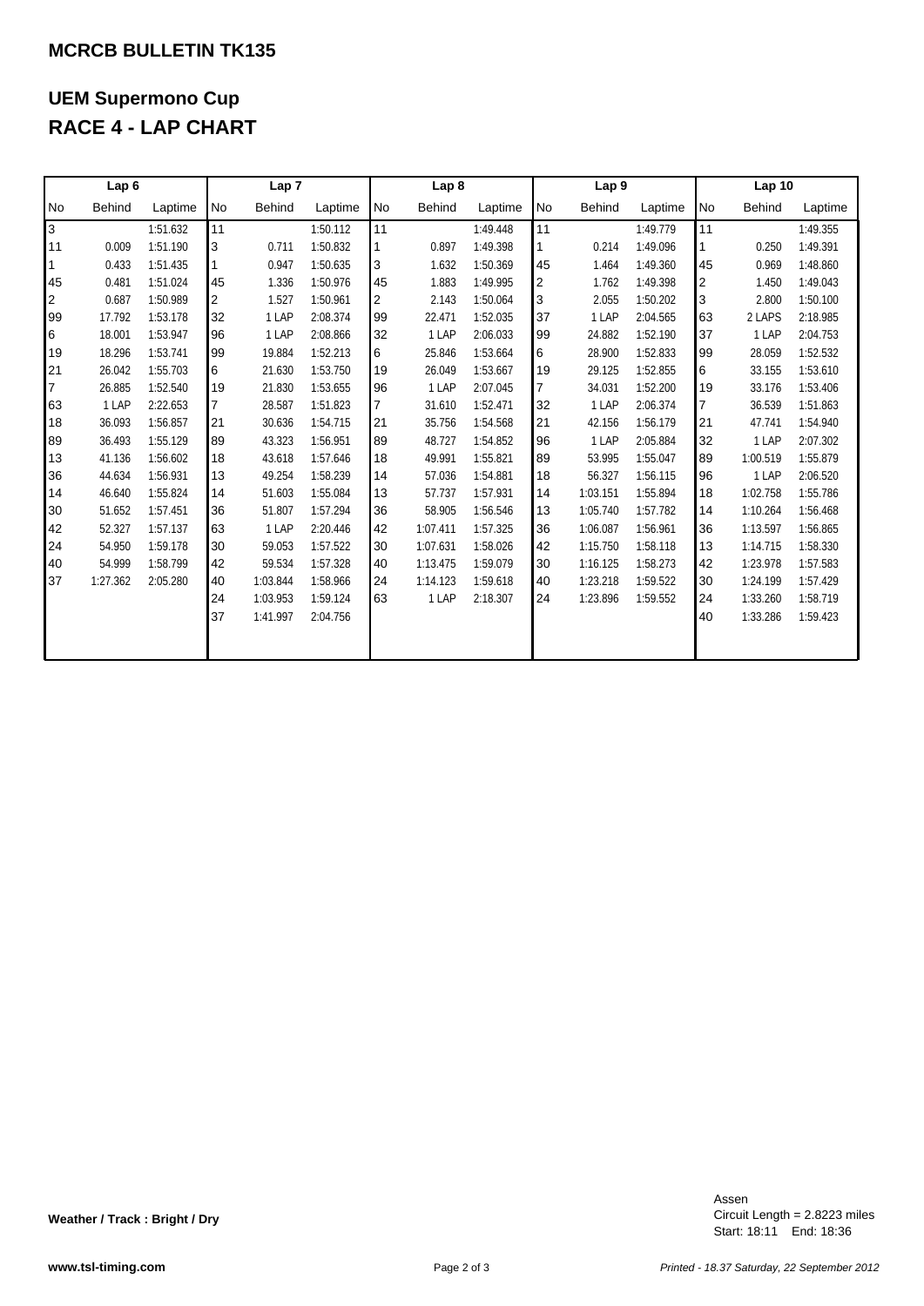## MCRCB BULLETIN TK135

# UEM Supermono Cup
# RACE 4 - LAP CHART

| Lap 6 | | | Lap 7 | | | Lap 8 | | | Lap 9 | | | Lap 10 | | |
|---|---|---|---|---|---|---|---|---|---|---|---|---|---|---|
| No | Behind | Laptime | No | Behind | Laptime | No | Behind | Laptime | No | Behind | Laptime | No | Behind | Laptime |
| 3 | | 1:51.632 | 11 | | 1:50.112 | 11 | | 1:49.448 | 11 | | 1:49.779 | 11 | | 1:49.355 |
| 11 | 0.009 | 1:51.190 | 3 | 0.711 | 1:50.832 | 1 | 0.897 | 1:49.398 | 1 | 0.214 | 1:49.096 | 1 | 0.250 | 1:49.391 |
| 1 | 0.433 | 1:51.435 | 1 | 0.947 | 1:50.635 | 3 | 1.632 | 1:50.369 | 45 | 1.464 | 1:49.360 | 45 | 0.969 | 1:48.860 |
| 45 | 0.481 | 1:51.024 | 45 | 1.336 | 1:50.976 | 45 | 1.883 | 1:49.995 | 2 | 1.762 | 1:49.398 | 2 | 1.450 | 1:49.043 |
| 2 | 0.687 | 1:50.989 | 2 | 1.527 | 1:50.961 | 2 | 2.143 | 1:50.064 | 3 | 2.055 | 1:50.202 | 3 | 2.800 | 1:50.100 |
| 99 | 17.792 | 1:53.178 | 32 | 1 LAP | 2:08.374 | 99 | 22.471 | 1:52.035 | 37 | 1 LAP | 2:04.565 | 63 | 2 LAPS | 2:18.985 |
| 6 | 18.001 | 1:53.947 | 96 | 1 LAP | 2:08.866 | 32 | 1 LAP | 2:06.033 | 99 | 24.882 | 1:52.190 | 37 | 1 LAP | 2:04.753 |
| 19 | 18.296 | 1:53.741 | 99 | 19.884 | 1:52.213 | 6 | 25.846 | 1:53.664 | 6 | 28.900 | 1:52.833 | 99 | 28.059 | 1:52.532 |
| 21 | 26.042 | 1:55.703 | 6 | 21.630 | 1:53.750 | 19 | 26.049 | 1:53.667 | 19 | 29.125 | 1:52.855 | 6 | 33.155 | 1:53.610 |
| 7 | 26.885 | 1:52.540 | 19 | 21.830 | 1:53.655 | 96 | 1 LAP | 2:07.045 | 7 | 34.031 | 1:52.200 | 19 | 33.176 | 1:53.406 |
| 63 | 1 LAP | 2:22.653 | 7 | 28.587 | 1:51.823 | 7 | 31.610 | 1:52.471 | 32 | 1 LAP | 2:06.374 | 7 | 36.539 | 1:51.863 |
| 18 | 36.093 | 1:56.857 | 21 | 30.636 | 1:54.715 | 21 | 35.756 | 1:54.568 | 21 | 42.156 | 1:56.179 | 21 | 47.741 | 1:54.940 |
| 89 | 36.493 | 1:55.129 | 89 | 43.323 | 1:56.951 | 89 | 48.727 | 1:54.852 | 96 | 1 LAP | 2:05.884 | 32 | 1 LAP | 2:07.302 |
| 13 | 41.136 | 1:56.602 | 18 | 43.618 | 1:57.646 | 18 | 49.991 | 1:55.821 | 89 | 53.995 | 1:55.047 | 89 | 1:00.519 | 1:55.879 |
| 36 | 44.634 | 1:56.931 | 13 | 49.254 | 1:58.239 | 14 | 57.036 | 1:54.881 | 18 | 56.327 | 1:56.115 | 96 | 1 LAP | 2:06.520 |
| 14 | 46.640 | 1:55.824 | 14 | 51.603 | 1:55.084 | 13 | 57.737 | 1:57.931 | 14 | 1:03.151 | 1:55.894 | 18 | 1:02.758 | 1:55.786 |
| 30 | 51.652 | 1:57.451 | 36 | 51.807 | 1:57.294 | 36 | 58.905 | 1:56.546 | 13 | 1:05.740 | 1:57.782 | 14 | 1:10.264 | 1:56.468 |
| 42 | 52.327 | 1:57.137 | 63 | 1 LAP | 2:20.446 | 42 | 1:07.411 | 1:57.325 | 36 | 1:06.087 | 1:56.961 | 36 | 1:13.597 | 1:56.865 |
| 24 | 54.950 | 1:59.178 | 30 | 59.053 | 1:57.522 | 30 | 1:07.631 | 1:58.026 | 42 | 1:15.750 | 1:58.118 | 13 | 1:14.715 | 1:58.330 |
| 40 | 54.999 | 1:58.799 | 42 | 59.534 | 1:57.328 | 40 | 1:13.475 | 1:59.079 | 30 | 1:16.125 | 1:58.273 | 42 | 1:23.978 | 1:57.583 |
| 37 | 1:27.362 | 2:05.280 | 40 | 1:03.844 | 1:58.966 | 24 | 1:14.123 | 1:59.618 | 40 | 1:23.218 | 1:59.522 | 30 | 1:24.199 | 1:57.429 |
| | | | 24 | 1:03.953 | 1:59.124 | 63 | 1 LAP | 2:18.307 | 24 | 1:23.896 | 1:59.552 | 24 | 1:33.260 | 1:58.719 |
| | | | 37 | 1:41.997 | 2:04.756 | | | | | | | 40 | 1:33.286 | 1:59.423 |

**Weather / Track : Bright / Dry**

Assen
Circuit Length = 2.8223 miles
Start: 18:11 End: 18:36

www.tsl-timing.com

*Printed - 18.37 Saturday, 22 September 2012*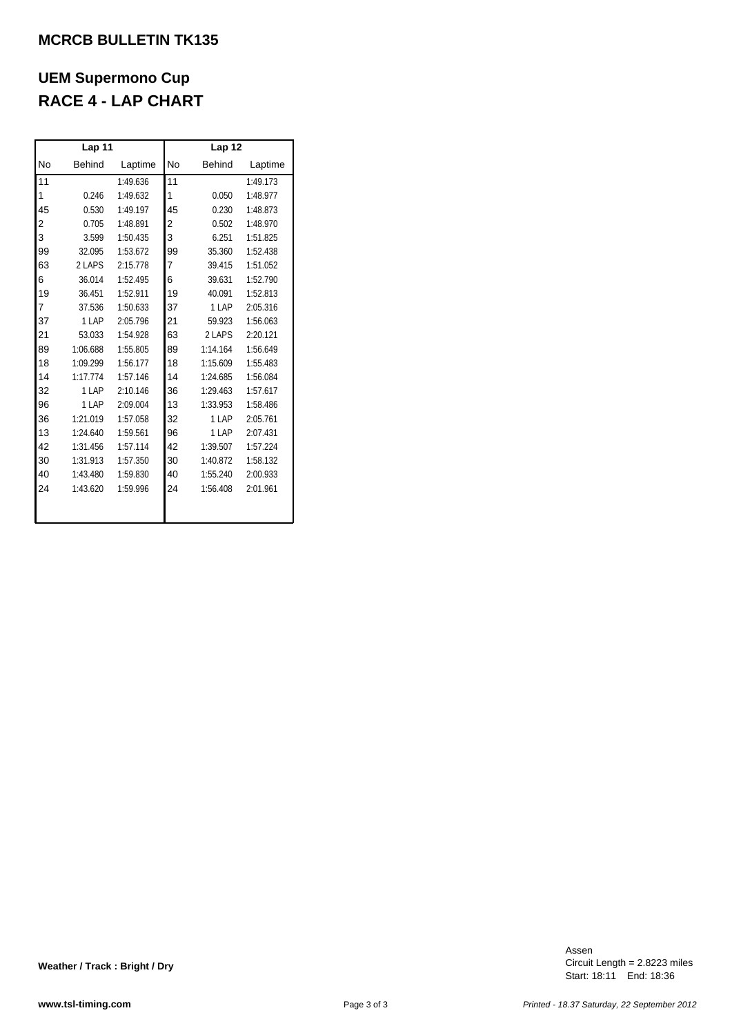## MCRCB BULLETIN TK135

# UEM Supermono Cup
# RACE 4 - LAP CHART

| Lap 11 | | | Lap 12 | | |
|---|---|---|---|---|---|
| No | Behind | Laptime | No | Behind | Laptime |
| 11 | | 1:49.636 | 11 | | 1:49.173 |
| 1 | 0.246 | 1:49.632 | 1 | 0.050 | 1:48.977 |
| 45 | 0.530 | 1:49.197 | 45 | 0.230 | 1:48.873 |
| 2 | 0.705 | 1:48.891 | 2 | 0.502 | 1:48.970 |
| 3 | 3.599 | 1:50.435 | 3 | 6.251 | 1:51.825 |
| 99 | 32.095 | 1:53.672 | 99 | 35.360 | 1:52.438 |
| 63 | 2 LAPS | 2:15.778 | 7 | 39.415 | 1:51.052 |
| 6 | 36.014 | 1:52.495 | 6 | 39.631 | 1:52.790 |
| 19 | 36.451 | 1:52.911 | 19 | 40.091 | 1:52.813 |
| 7 | 37.536 | 1:50.633 | 37 | 1 LAP | 2:05.316 |
| 37 | 1 LAP | 2:05.796 | 21 | 59.923 | 1:56.063 |
| 21 | 53.033 | 1:54.928 | 63 | 2 LAPS | 2:20.121 |
| 89 | 1:06.688 | 1:55.805 | 89 | 1:14.164 | 1:56.649 |
| 18 | 1:09.299 | 1:56.177 | 18 | 1:15.609 | 1:55.483 |
| 14 | 1:17.774 | 1:57.146 | 14 | 1:24.685 | 1:56.084 |
| 32 | 1 LAP | 2:10.146 | 36 | 1:29.463 | 1:57.617 |
| 96 | 1 LAP | 2:09.004 | 13 | 1:33.953 | 1:58.486 |
| 36 | 1:21.019 | 1:57.058 | 32 | 1 LAP | 2:05.761 |
| 13 | 1:24.640 | 1:59.561 | 96 | 1 LAP | 2:07.431 |
| 42 | 1:31.456 | 1:57.114 | 42 | 1:39.507 | 1:57.224 |
| 30 | 1:31.913 | 1:57.350 | 30 | 1:40.872 | 1:58.132 |
| 40 | 1:43.480 | 1:59.830 | 40 | 1:55.240 | 2:00.933 |
| 24 | 1:43.620 | 1:59.996 | 24 | 1:56.408 | 2:01.961 |

**Weather / Track : Bright / Dry**

Assen
Circuit Length = 2.8223 miles
Start: 18:11 End: 18:36

**www.tsl-timing.com**

*Printed - 18.37 Saturday, 22 September 2012*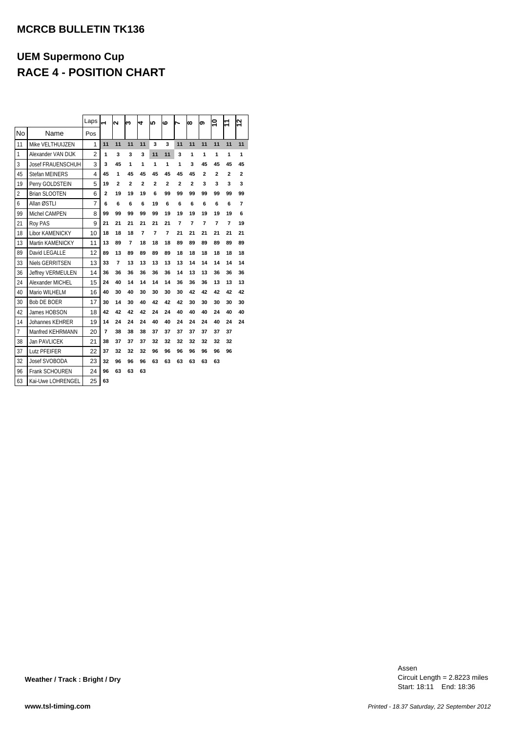## MCRCB BULLETIN TK136

## UEM Supermono Cup

## RACE 4 - POSITION CHART

| No | Name | Laps / Pos | 1 | 2 | 3 | 4 | 5 | 6 | 7 | 8 | 9 | 10 | 11 | 12 |
|---|---|---|---|---|---|---|---|---|---|---|---|---|---|---|
| 11 | Mike VELTHUIJZEN | 1 | 11 | 11 | 11 | 11 | 3 | 3 | 11 | 11 | 11 | 11 | 11 | 11 |
| 1 | Alexander VAN DIJK | 2 | 1 | 3 | 3 | 3 | 11 | 11 | 3 | 1 | 1 | 1 | 1 | 1 |
| 3 | Josef FRAUENSCHUH | 3 | 3 | 45 | 1 | 1 | 1 | 1 | 1 | 3 | 45 | 45 | 45 | 45 |
| 45 | Stefan MEINERS | 4 | 45 | 1 | 45 | 45 | 45 | 45 | 45 | 45 | 2 | 2 | 2 | 2 |
| 19 | Perry GOLDSTEIN | 5 | 19 | 2 | 2 | 2 | 2 | 2 | 2 | 2 | 3 | 3 | 3 | 3 |
| 2 | Brian SLOOTEN | 6 | 2 | 19 | 19 | 19 | 6 | 99 | 99 | 99 | 99 | 99 | 99 | 99 |
| 6 | Allan ØSTLI | 7 | 6 | 6 | 6 | 6 | 19 | 6 | 6 | 6 | 6 | 6 | 6 | 7 |
| 99 | Michel CAMPEN | 8 | 99 | 99 | 99 | 99 | 99 | 19 | 19 | 19 | 19 | 19 | 19 | 6 |
| 21 | Roy PAS | 9 | 21 | 21 | 21 | 21 | 21 | 21 | 7 | 7 | 7 | 7 | 7 | 19 |
| 18 | Libor KAMENICKY | 10 | 18 | 18 | 18 | 7 | 7 | 7 | 21 | 21 | 21 | 21 | 21 | 21 |
| 13 | Martin KAMENICKY | 11 | 13 | 89 | 7 | 18 | 18 | 18 | 89 | 89 | 89 | 89 | 89 | 89 |
| 89 | David LEGALLE | 12 | 89 | 13 | 89 | 89 | 89 | 89 | 18 | 18 | 18 | 18 | 18 | 18 |
| 33 | Niels GERRITSEN | 13 | 33 | 7 | 13 | 13 | 13 | 13 | 13 | 14 | 14 | 14 | 14 | 14 |
| 36 | Jeffrey VERMEULEN | 14 | 36 | 36 | 36 | 36 | 36 | 36 | 14 | 13 | 13 | 36 | 36 | 36 |
| 24 | Alexander MICHEL | 15 | 24 | 40 | 14 | 14 | 14 | 14 | 36 | 36 | 36 | 13 | 13 | 13 |
| 40 | Mario WILHELM | 16 | 40 | 30 | 40 | 30 | 30 | 30 | 30 | 42 | 42 | 42 | 42 | 42 |
| 30 | Bob DE BOER | 17 | 30 | 14 | 30 | 40 | 42 | 42 | 42 | 30 | 30 | 30 | 30 | 30 |
| 42 | James HOBSON | 18 | 42 | 42 | 42 | 42 | 24 | 24 | 40 | 40 | 40 | 24 | 40 | 40 |
| 14 | Johannes KEHRER | 19 | 14 | 24 | 24 | 24 | 40 | 40 | 24 | 24 | 24 | 40 | 24 | 24 |
| 7 | Manfred KEHRMANN | 20 | 7 | 38 | 38 | 38 | 37 | 37 | 37 | 37 | 37 | 37 | 37 | |
| 38 | Jan PAVLICEK | 21 | 38 | 37 | 37 | 37 | 32 | 32 | 32 | 32 | 32 | 32 | 32 | |
| 37 | Lutz PFEIFER | 22 | 37 | 32 | 32 | 32 | 96 | 96 | 96 | 96 | 96 | 96 | 96 | |
| 32 | Josef SVOBODA | 23 | 32 | 96 | 96 | 96 | 63 | 63 | 63 | 63 | 63 | 63 | | |
| 96 | Frank SCHOUREN | 24 | 96 | 63 | 63 | 63 | | | | | | | | |
| 63 | Kai-Uwe LOHRENGEL | 25 | 63 | | | | | | | | | | | |

**Weather / Track : Bright / Dry**

Assen
Circuit Length = 2.8223 miles
Start: 18:11 End: 18:36

**www.tsl-timing.com**

*Printed - 18.37 Saturday, 22 September 2012*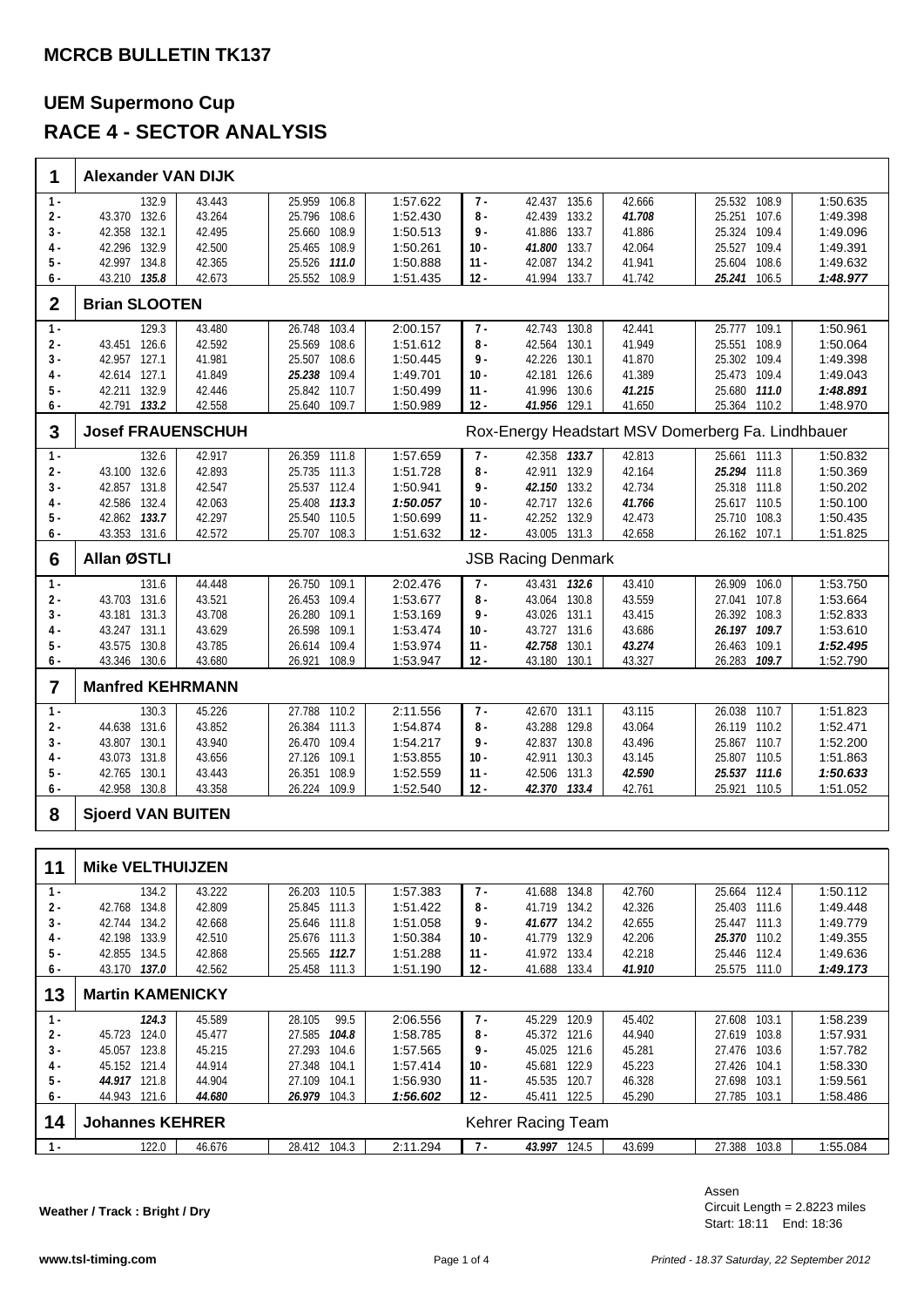## MCRCB BULLETIN TK137

# UEM Supermono Cup

# RACE 4 - SECTOR ANALYSIS

### 1 Alexander VAN DIJK

| Lap | S1 | Speed | S2 | S3 | Speed | Lap Time | Lap | S1 | Speed | S2 | S3 | Speed | Lap Time |
|---|---|---|---|---|---|---|---|---|---|---|---|---|---|
| 1 - | | 132.9 | 43.443 | 25.959 | 106.8 | 1:57.622 | 7 - | 42.437 | 135.6 | 42.666 | 25.532 | 108.9 | 1:50.635 |
| 2 - | 43.370 | 132.6 | 43.264 | 25.796 | 108.6 | 1:52.430 | 8 - | 42.439 | 133.2 | ***41.708*** | 25.251 | 107.6 | 1:49.398 |
| 3 - | 42.358 | 132.1 | 42.495 | 25.660 | 108.9 | 1:50.513 | 9 - | 41.886 | 133.7 | 41.886 | 25.324 | 109.4 | 1:49.096 |
| 4 - | 42.296 | 132.9 | 42.500 | 25.465 | 108.9 | 1:50.261 | 10 - | ***41.800*** | 133.7 | 42.064 | 25.527 | 109.4 | 1:49.391 |
| 5 - | 42.997 | 134.8 | 42.365 | 25.526 | ***111.0*** | 1:50.888 | 11 - | 42.087 | 134.2 | 41.941 | 25.604 | 108.6 | 1:49.632 |
| 6 - | 43.210 | ***135.8*** | 42.673 | 25.552 | 108.9 | 1:51.435 | 12 - | 41.994 | 133.7 | 41.742 | ***25.241*** | 106.5 | ***1:48.977*** |

### 2 Brian SLOOTEN

| Lap | S1 | Speed | S2 | S3 | Speed | Lap Time | Lap | S1 | Speed | S2 | S3 | Speed | Lap Time |
|---|---|---|---|---|---|---|---|---|---|---|---|---|---|
| 1 - | | 129.3 | 43.480 | 26.748 | 103.4 | 2:00.157 | 7 - | 42.743 | 130.8 | 42.441 | 25.777 | 109.1 | 1:50.961 |
| 2 - | 43.451 | 126.6 | 42.592 | 25.569 | 108.6 | 1:51.612 | 8 - | 42.564 | 130.1 | 41.949 | 25.551 | 108.9 | 1:50.064 |
| 3 - | 42.957 | 127.1 | 41.981 | 25.507 | 108.6 | 1:50.445 | 9 - | 42.226 | 130.1 | 41.870 | 25.302 | 109.4 | 1:49.398 |
| 4 - | 42.614 | 127.1 | 41.849 | ***25.238*** | 109.4 | 1:49.701 | 10 - | 42.181 | 126.6 | 41.389 | 25.473 | 109.4 | 1:49.043 |
| 5 - | 42.211 | 132.9 | 42.446 | 25.842 | 110.7 | 1:50.499 | 11 - | 41.996 | 130.6 | ***41.215*** | 25.680 | ***111.0*** | ***1:48.891*** |
| 6 - | 42.791 | ***133.2*** | 42.558 | 25.640 | 109.7 | 1:50.989 | 12 - | ***41.956*** | 129.1 | 41.650 | 25.364 | 110.2 | 1:48.970 |

### 3 Josef FRAUENSCHUH — Rox-Energy Headstart MSV Domerberg Fa. Lindhbauer

| Lap | S1 | Speed | S2 | S3 | Speed | Lap Time | Lap | S1 | Speed | S2 | S3 | Speed | Lap Time |
|---|---|---|---|---|---|---|---|---|---|---|---|---|---|
| 1 - | | 132.6 | 42.917 | 26.359 | 111.8 | 1:57.659 | 7 - | 42.358 | ***133.7*** | 42.813 | 25.661 | 111.3 | 1:50.832 |
| 2 - | 43.100 | 132.6 | 42.893 | 25.735 | 111.3 | 1:51.728 | 8 - | 42.911 | 132.9 | 42.164 | ***25.294*** | 111.8 | 1:50.369 |
| 3 - | 42.857 | 131.8 | 42.547 | 25.537 | 112.4 | 1:50.941 | 9 - | ***42.150*** | 133.2 | 42.734 | 25.318 | 111.8 | 1:50.202 |
| 4 - | 42.586 | 132.4 | 42.063 | 25.408 | ***113.3*** | ***1:50.057*** | 10 - | 42.717 | 132.6 | ***41.766*** | 25.617 | 110.5 | 1:50.100 |
| 5 - | 42.862 | ***133.7*** | 42.297 | 25.540 | 110.5 | 1:50.699 | 11 - | 42.252 | 132.9 | 42.473 | 25.710 | 108.3 | 1:50.435 |
| 6 - | 43.353 | 131.6 | 42.572 | 25.707 | 108.3 | 1:51.632 | 12 - | 43.005 | 131.3 | 42.658 | 26.162 | 107.1 | 1:51.825 |

### 6 Allan ØSTLI — JSB Racing Denmark

| Lap | S1 | Speed | S2 | S3 | Speed | Lap Time | Lap | S1 | Speed | S2 | S3 | Speed | Lap Time |
|---|---|---|---|---|---|---|---|---|---|---|---|---|---|
| 1 - | | 131.6 | 44.448 | 26.750 | 109.1 | 2:02.476 | 7 - | 43.431 | ***132.6*** | 43.410 | 26.909 | 106.0 | 1:53.750 |
| 2 - | 43.703 | 131.6 | 43.521 | 26.453 | 109.4 | 1:53.677 | 8 - | 43.064 | 130.8 | 43.559 | 27.041 | 107.8 | 1:53.664 |
| 3 - | 43.181 | 131.3 | 43.708 | 26.280 | 109.1 | 1:53.169 | 9 - | 43.026 | 131.1 | 43.415 | 26.392 | 108.3 | 1:52.833 |
| 4 - | 43.247 | 131.1 | 43.629 | 26.598 | 109.1 | 1:53.474 | 10 - | 43.727 | 131.6 | 43.686 | ***26.197*** | ***109.7*** | 1:53.610 |
| 5 - | 43.575 | 130.8 | 43.785 | 26.614 | 109.4 | 1:53.974 | 11 - | ***42.758*** | 130.1 | ***43.274*** | 26.463 | 109.1 | ***1:52.495*** |
| 6 - | 43.346 | 130.6 | 43.680 | 26.921 | 108.9 | 1:53.947 | 12 - | 43.180 | 130.1 | 43.327 | 26.283 | ***109.7*** | 1:52.790 |

### 7 Manfred KEHRMANN

| Lap | S1 | Speed | S2 | S3 | Speed | Lap Time | Lap | S1 | Speed | S2 | S3 | Speed | Lap Time |
|---|---|---|---|---|---|---|---|---|---|---|---|---|---|
| 1 - | | 130.3 | 45.226 | 27.788 | 110.2 | 2:11.556 | 7 - | 42.670 | 131.1 | 43.115 | 26.038 | 110.7 | 1:51.823 |
| 2 - | 44.638 | 131.6 | 43.852 | 26.384 | 111.3 | 1:54.874 | 8 - | 43.288 | 129.8 | 43.064 | 26.119 | 110.2 | 1:52.471 |
| 3 - | 43.807 | 130.1 | 43.940 | 26.470 | 109.4 | 1:54.217 | 9 - | 42.837 | 130.8 | 43.496 | 25.867 | 110.7 | 1:52.200 |
| 4 - | 43.073 | 131.8 | 43.656 | 27.126 | 109.1 | 1:53.855 | 10 - | 42.911 | 130.3 | 43.145 | 25.807 | 110.5 | 1:51.863 |
| 5 - | 42.765 | 130.1 | 43.443 | 26.351 | 108.9 | 1:52.559 | 11 - | 42.506 | 131.3 | ***42.590*** | ***25.537*** | ***111.6*** | ***1:50.633*** |
| 6 - | 42.958 | 130.8 | 43.358 | 26.224 | 109.9 | 1:52.540 | 12 - | ***42.370*** | ***133.4*** | 42.761 | 25.921 | 110.5 | 1:51.052 |

### 8 Sjoerd VAN BUITEN

### 11 Mike VELTHUIJZEN

| Lap | S1 | Speed | S2 | S3 | Speed | Lap Time | Lap | S1 | Speed | S2 | S3 | Speed | Lap Time |
|---|---|---|---|---|---|---|---|---|---|---|---|---|---|
| 1 - | | 134.2 | 43.222 | 26.203 | 110.5 | 1:57.383 | 7 - | 41.688 | 134.8 | 42.760 | 25.664 | 112.4 | 1:50.112 |
| 2 - | 42.768 | 134.8 | 42.809 | 25.845 | 111.3 | 1:51.422 | 8 - | 41.719 | 134.2 | 42.326 | 25.403 | 111.6 | 1:49.448 |
| 3 - | 42.744 | 134.2 | 42.668 | 25.646 | 111.8 | 1:51.058 | 9 - | ***41.677*** | 134.2 | 42.655 | 25.447 | 111.3 | 1:49.779 |
| 4 - | 42.198 | 133.9 | 42.510 | 25.676 | 111.3 | 1:50.384 | 10 - | 41.779 | 132.9 | 42.206 | ***25.370*** | 110.2 | 1:49.355 |
| 5 - | 42.855 | 134.5 | 42.868 | 25.565 | ***112.7*** | 1:51.288 | 11 - | 41.972 | 133.4 | 42.218 | 25.446 | 112.4 | 1:49.636 |
| 6 - | 43.170 | ***137.0*** | 42.562 | 25.458 | 111.3 | 1:51.190 | 12 - | 41.688 | 133.4 | ***41.910*** | 25.575 | 111.0 | ***1:49.173*** |

### 13 Martin KAMENICKY

| Lap | S1 | Speed | S2 | S3 | Speed | Lap Time | Lap | S1 | Speed | S2 | S3 | Speed | Lap Time |
|---|---|---|---|---|---|---|---|---|---|---|---|---|---|
| 1 - | | ***124.3*** | 45.589 | 28.105 | 99.5 | 2:06.556 | 7 - | 45.229 | 120.9 | 45.402 | 27.608 | 103.1 | 1:58.239 |
| 2 - | 45.723 | 124.0 | 45.477 | 27.585 | ***104.8*** | 1:58.785 | 8 - | 45.372 | 121.6 | 44.940 | 27.619 | 103.8 | 1:57.931 |
| 3 - | 45.057 | 123.8 | 45.215 | 27.293 | 104.6 | 1:57.565 | 9 - | 45.025 | 121.6 | 45.281 | 27.476 | 103.6 | 1:57.782 |
| 4 - | 45.152 | 121.4 | 44.914 | 27.348 | 104.1 | 1:57.414 | 10 - | 45.681 | 122.9 | 45.223 | 27.426 | 104.1 | 1:58.330 |
| 5 - | ***44.917*** | 121.8 | 44.904 | 27.109 | 104.1 | 1:56.930 | 11 - | 45.535 | 120.7 | 46.328 | 27.698 | 103.1 | 1:59.561 |
| 6 - | 44.943 | 121.6 | ***44.680*** | ***26.979*** | 104.3 | ***1:56.602*** | 12 - | 45.411 | 122.5 | 45.290 | 27.785 | 103.1 | 1:58.486 |

### 14 Johannes KEHRER — Kehrer Racing Team

| Lap | S1 | Speed | S2 | S3 | Speed | Lap Time | Lap | S1 | Speed | S2 | S3 | Speed | Lap Time |
|---|---|---|---|---|---|---|---|---|---|---|---|---|---|
| 1 - | | 122.0 | 46.676 | 28.412 | 104.3 | 2:11.294 | 7 - | ***43.997*** | 124.5 | 43.699 | 27.388 | 103.8 | 1:55.084 |

**Weather / Track : Bright / Dry**

Assen
Circuit Length = 2.8223 miles
Start: 18:11 End: 18:36

www.tsl-timing.com

*Printed - 18.37 Saturday, 22 September 2012*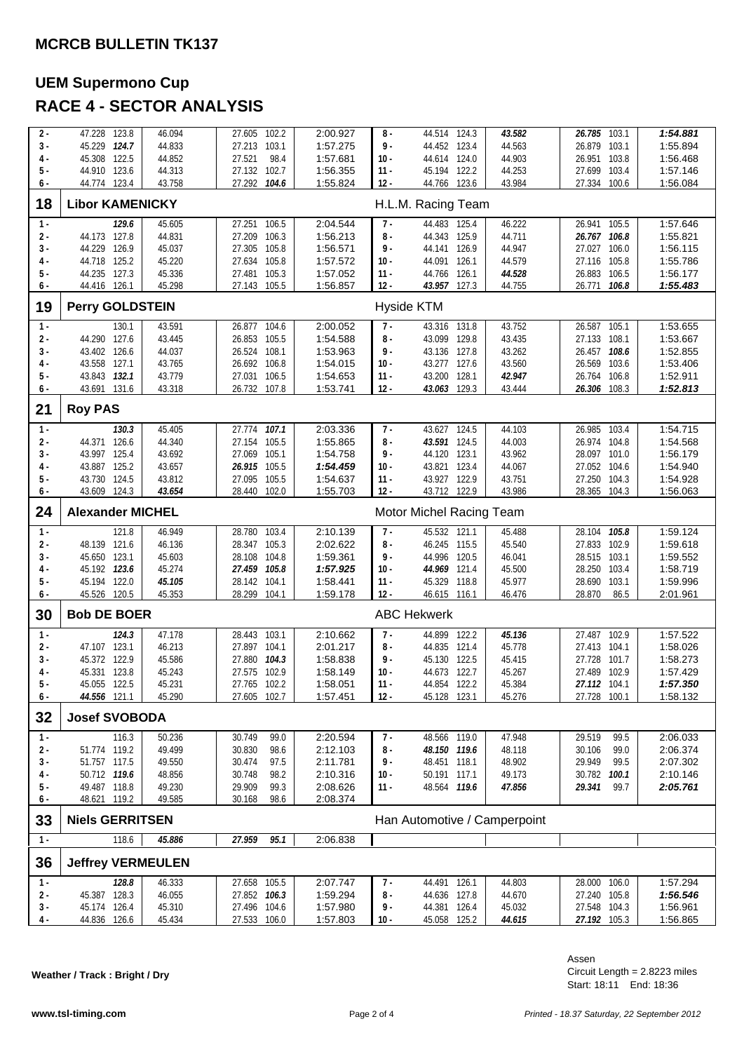## MCRCB BULLETIN TK137

## UEM Supermono Cup

## RACE 4 - SECTOR ANALYSIS

| Lap | S1 | Speed | S2 | S3 | Speed | Lap Time | Lap | S1 | Speed | S2 | S3 | Speed | Lap Time |
|---|---|---|---|---|---|---|---|---|---|---|---|---|---|
| 2 - | 47.228 | 123.8 | 46.094 | 27.605 | 102.2 | 2:00.927 | 8 - | 44.514 | 124.3 | ***43.582*** | ***26.785*** | 103.1 | ***1:54.881*** |
| 3 - | 45.229 | ***124.7*** | 44.833 | 27.213 | 103.1 | 1:57.275 | 9 - | 44.452 | 123.4 | 44.563 | 26.879 | 103.1 | 1:55.894 |
| 4 - | 45.308 | 122.5 | 44.852 | 27.521 | 98.4 | 1:57.681 | 10 - | 44.614 | 124.0 | 44.903 | 26.951 | 103.8 | 1:56.468 |
| 5 - | 44.910 | 123.6 | 44.313 | 27.132 | 102.7 | 1:56.355 | 11 - | 45.194 | 122.2 | 44.253 | 27.699 | 103.4 | 1:57.146 |
| 6 - | 44.774 | 123.4 | 43.758 | 27.292 | ***104.6*** | 1:55.824 | 12 - | 44.766 | 123.6 | 43.984 | 27.334 | 100.6 | 1:56.084 |
| **18** | **Libor KAMENICKY** | | | | | | H.L.M. Racing Team | | | | | | |
| 1 - | | ***129.6*** | 45.605 | 27.251 | 106.5 | 2:04.544 | 7 - | 44.483 | 125.4 | 46.222 | 26.941 | 105.5 | 1:57.646 |
| 2 - | 44.173 | 127.8 | 44.831 | 27.209 | 106.3 | 1:56.213 | 8 - | 44.343 | 125.9 | 44.711 | ***26.767*** | ***106.8*** | 1:55.821 |
| 3 - | 44.229 | 126.9 | 45.037 | 27.305 | 105.8 | 1:56.571 | 9 - | 44.141 | 126.9 | 44.947 | 27.027 | 106.0 | 1:56.115 |
| 4 - | 44.718 | 125.2 | 45.220 | 27.634 | 105.8 | 1:57.572 | 10 - | 44.091 | 126.1 | 44.579 | 27.116 | 105.8 | 1:55.786 |
| 5 - | 44.235 | 127.3 | 45.336 | 27.481 | 105.3 | 1:57.052 | 11 - | 44.766 | 126.1 | ***44.528*** | 26.883 | 106.5 | 1:56.177 |
| 6 - | 44.416 | 126.1 | 45.298 | 27.143 | 105.5 | 1:56.857 | 12 - | ***43.957*** | 127.3 | 44.755 | 26.771 | ***106.8*** | ***1:55.483*** |
| **19** | **Perry GOLDSTEIN** | | | | | | Hyside KTM | | | | | | |
| 1 - | | 130.1 | 43.591 | 26.877 | 104.6 | 2:00.052 | 7 - | 43.316 | 131.8 | 43.752 | 26.587 | 105.1 | 1:53.655 |
| 2 - | 44.290 | 127.6 | 43.445 | 26.853 | 105.5 | 1:54.588 | 8 - | 43.099 | 129.8 | 43.435 | 27.133 | 108.1 | 1:53.667 |
| 3 - | 43.402 | 126.6 | 44.037 | 26.524 | 108.1 | 1:53.963 | 9 - | 43.136 | 127.8 | 43.262 | 26.457 | ***108.6*** | 1:52.855 |
| 4 - | 43.558 | 127.1 | 43.765 | 26.692 | 106.8 | 1:54.015 | 10 - | 43.277 | 127.6 | 43.560 | 26.569 | 103.6 | 1:53.406 |
| 5 - | 43.843 | ***132.1*** | 43.779 | 27.031 | 106.5 | 1:54.653 | 11 - | 43.200 | 128.1 | ***42.947*** | 26.764 | 106.8 | 1:52.911 |
| 6 - | 43.691 | 131.6 | 43.318 | 26.732 | 107.8 | 1:53.741 | 12 - | ***43.063*** | 129.3 | 43.444 | ***26.306*** | 108.3 | ***1:52.813*** |
| **21** | **Roy PAS** | | | | | | | | | | | | |
| 1 - | | ***130.3*** | 45.405 | 27.774 | ***107.1*** | 2:03.336 | 7 - | 43.627 | 124.5 | 44.103 | 26.985 | 103.4 | 1:54.715 |
| 2 - | 44.371 | 126.6 | 44.340 | 27.154 | 105.5 | 1:55.865 | 8 - | ***43.591*** | 124.5 | 44.003 | 26.974 | 104.8 | 1:54.568 |
| 3 - | 43.997 | 125.4 | 43.692 | 27.069 | 105.1 | 1:54.758 | 9 - | 44.120 | 123.1 | 43.962 | 28.097 | 101.0 | 1:56.179 |
| 4 - | 43.887 | 125.2 | 43.657 | ***26.915*** | 105.5 | ***1:54.459*** | 10 - | 43.821 | 123.4 | 44.067 | 27.052 | 104.6 | 1:54.940 |
| 5 - | 43.730 | 124.5 | 43.812 | 27.095 | 105.5 | 1:54.637 | 11 - | 43.927 | 122.9 | 43.751 | 27.250 | 104.3 | 1:54.928 |
| 6 - | 43.609 | 124.3 | ***43.654*** | 28.440 | 102.0 | 1:55.703 | 12 - | 43.712 | 122.9 | 43.986 | 28.365 | 104.3 | 1:56.063 |
| **24** | **Alexander MICHEL** | | | | | | Motor Michel Racing Team | | | | | | |
| 1 - | | 121.8 | 46.949 | 28.780 | 103.4 | 2:10.139 | 7 - | 45.532 | 121.1 | 45.488 | 28.104 | ***105.8*** | 1:59.124 |
| 2 - | 48.139 | 121.6 | 46.136 | 28.347 | 105.3 | 2:02.622 | 8 - | 46.245 | 115.5 | 45.540 | 27.833 | 102.9 | 1:59.618 |
| 3 - | 45.650 | 123.1 | 45.603 | 28.108 | 104.8 | 1:59.361 | 9 - | 44.996 | 120.5 | 46.041 | 28.515 | 103.1 | 1:59.552 |
| 4 - | 45.192 | ***123.6*** | 45.274 | ***27.459*** | ***105.8*** | ***1:57.925*** | 10 - | ***44.969*** | 121.4 | 45.500 | 28.250 | 103.4 | 1:58.719 |
| 5 - | 45.194 | 122.0 | ***45.105*** | 28.142 | 104.1 | 1:58.441 | 11 - | 45.329 | 118.8 | 45.977 | 28.690 | 103.1 | 1:59.996 |
| 6 - | 45.526 | 120.5 | 45.353 | 28.299 | 104.1 | 1:59.178 | 12 - | 46.615 | 116.1 | 46.476 | 28.870 | 86.5 | 2:01.961 |
| **30** | **Bob DE BOER** | | | | | | ABC Hekwerk | | | | | | |
| 1 - | | ***124.3*** | 47.178 | 28.443 | 103.1 | 2:10.662 | 7 - | 44.899 | 122.2 | ***45.136*** | 27.487 | 102.9 | 1:57.522 |
| 2 - | 47.107 | 123.1 | 46.213 | 27.897 | 104.1 | 2:01.217 | 8 - | 44.835 | 121.4 | 45.778 | 27.413 | 104.1 | 1:58.026 |
| 3 - | 45.372 | 122.9 | 45.586 | 27.880 | ***104.3*** | 1:58.838 | 9 - | 45.130 | 122.5 | 45.415 | 27.728 | 101.7 | 1:58.273 |
| 4 - | 45.331 | 123.8 | 45.243 | 27.575 | 102.9 | 1:58.149 | 10 - | 44.673 | 122.7 | 45.267 | 27.489 | 102.9 | 1:57.429 |
| 5 - | 45.055 | 122.5 | 45.231 | 27.765 | 102.2 | 1:58.051 | 11 - | 44.854 | 122.2 | 45.384 | ***27.112*** | 104.1 | ***1:57.350*** |
| 6 - | ***44.556*** | 121.1 | 45.290 | 27.605 | 102.7 | 1:57.451 | 12 - | 45.128 | 123.1 | 45.276 | 27.728 | 100.1 | 1:58.132 |
| **32** | **Josef SVOBODA** | | | | | | | | | | | | |
| 1 - | | 116.3 | 50.236 | 30.749 | 99.0 | 2:20.594 | 7 - | 48.566 | 119.0 | 47.948 | 29.519 | 99.5 | 2:06.033 |
| 2 - | 51.774 | 119.2 | 49.499 | 30.830 | 98.6 | 2:12.103 | 8 - | ***48.150*** | ***119.6*** | 48.118 | 30.106 | 99.0 | 2:06.374 |
| 3 - | 51.757 | 117.5 | 49.550 | 30.474 | 97.5 | 2:11.781 | 9 - | 48.451 | 118.1 | 48.902 | 29.949 | 99.5 | 2:07.302 |
| 4 - | 50.712 | ***119.6*** | 48.856 | 30.748 | 98.2 | 2:10.316 | 10 - | 50.191 | 117.1 | 49.173 | 30.782 | ***100.1*** | 2:10.146 |
| 5 - | 49.487 | 118.8 | 49.230 | 29.909 | 99.3 | 2:08.626 | 11 - | 48.564 | ***119.6*** | ***47.856*** | ***29.341*** | 99.7 | ***2:05.761*** |
| 6 - | 48.621 | 119.2 | 49.585 | 30.168 | 98.6 | 2:08.374 | | | | | | | |
| **33** | **Niels GERRITSEN** | | | | | | Han Automotive / Camperpoint | | | | | | |
| 1 - | | 118.6 | ***45.886*** | ***27.959*** | ***95.1*** | 2:06.838 | | | | | | | |
| **36** | **Jeffrey VERMEULEN** | | | | | | | | | | | | |
| 1 - | | ***128.8*** | 46.333 | 27.658 | 105.5 | 2:07.747 | 7 - | 44.491 | 126.1 | 44.803 | 28.000 | 106.0 | 1:57.294 |
| 2 - | 45.387 | 128.3 | 46.055 | 27.852 | ***106.3*** | 1:59.294 | 8 - | 44.636 | 127.8 | 44.670 | 27.240 | 105.8 | ***1:56.546*** |
| 3 - | 45.174 | 126.4 | 45.310 | 27.496 | 104.6 | 1:57.980 | 9 - | 44.381 | 126.4 | 45.032 | 27.548 | 104.3 | 1:56.961 |
| 4 - | 44.836 | 126.6 | 45.434 | 27.533 | 106.0 | 1:57.803 | 10 - | 45.058 | 125.2 | ***44.615*** | ***27.192*** | 105.3 | 1:56.865 |

**Weather / Track : Bright / Dry**

Assen
Circuit Length = 2.8223 miles
Start: 18:11 End: 18:36

www.tsl-timing.com

*Printed - 18.37 Saturday, 22 September 2012*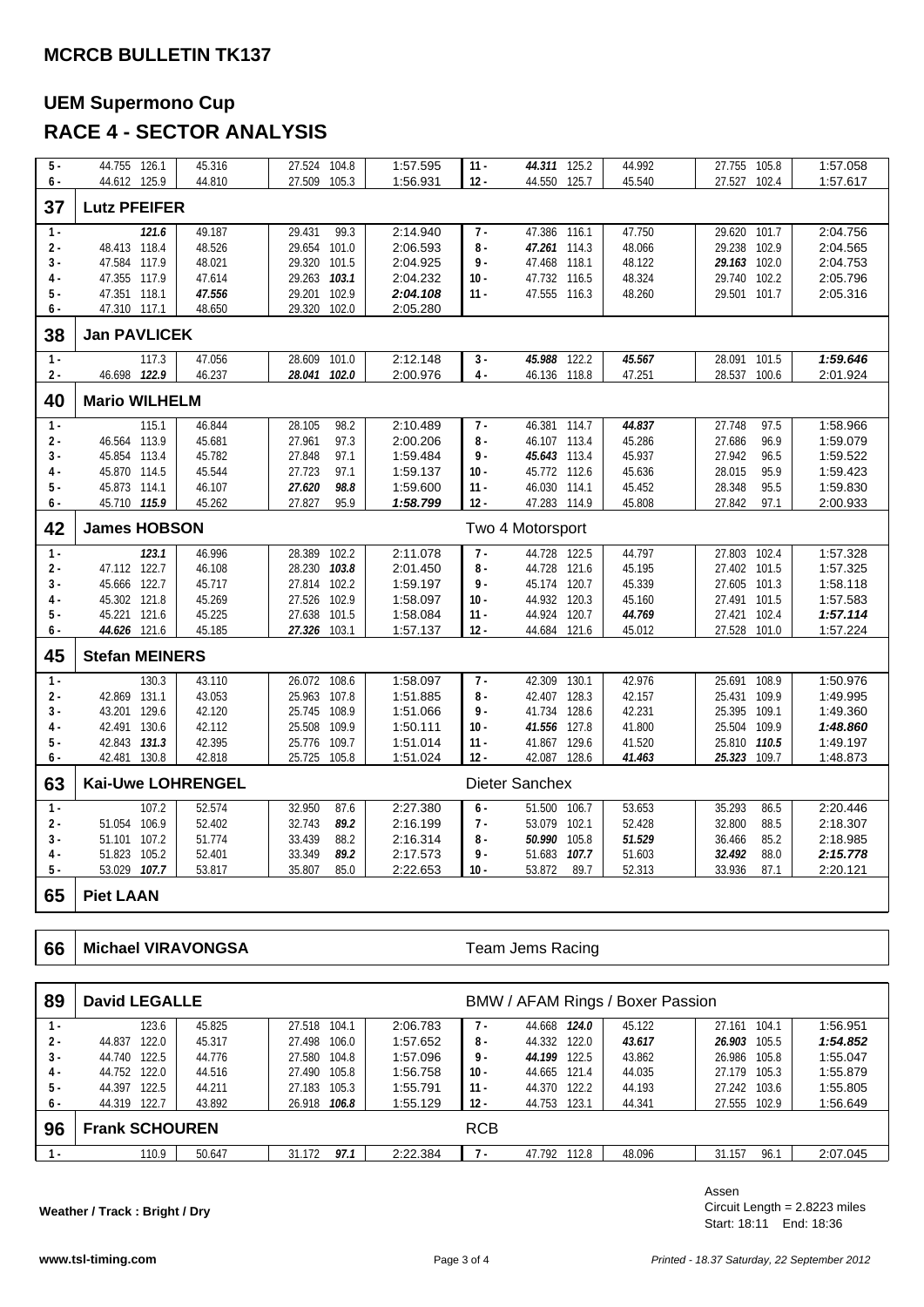## MCRCB BULLETIN TK137

# UEM Supermono Cup

# RACE 4 - SECTOR ANALYSIS

| Lap | S1 | Speed | S2 | S3 | Speed | Lap Time | Lap | S1 | Speed | S2 | S3 | Speed | Lap Time |
|---|---|---|---|---|---|---|---|---|---|---|---|---|---|
| 5 - | 44.755 | 126.1 | 45.316 | 27.524 | 104.8 | 1:57.595 | 11 - | ***44.311*** | 125.2 | 44.992 | 27.755 | 105.8 | 1:57.058 |
| 6 - | 44.612 | 125.9 | 44.810 | 27.509 | 105.3 | 1:56.931 | 12 - | 44.550 | 125.7 | 45.540 | 27.527 | 102.4 | 1:57.617 |

### 37 Lutz PFEIFER

| Lap | S1 | Speed | S2 | S3 | Speed | Lap Time | Lap | S1 | Speed | S2 | S3 | Speed | Lap Time |
|---|---|---|---|---|---|---|---|---|---|---|---|---|---|
| 1 - | | ***121.6*** | 49.187 | 29.431 | 99.3 | 2:14.940 | 7 - | 47.386 | 116.1 | 47.750 | 29.620 | 101.7 | 2:04.756 |
| 2 - | 48.413 | 118.4 | 48.526 | 29.654 | 101.0 | 2:06.593 | 8 - | ***47.261*** | 114.3 | 48.066 | 29.238 | 102.9 | 2:04.565 |
| 3 - | 47.584 | 117.9 | 48.021 | 29.320 | 101.5 | 2:04.925 | 9 - | 47.468 | 118.1 | 48.122 | ***29.163*** | 102.0 | 2:04.753 |
| 4 - | 47.355 | 117.9 | 47.614 | 29.263 | ***103.1*** | 2:04.232 | 10 - | 47.732 | 116.5 | 48.324 | 29.740 | 102.2 | 2:05.796 |
| 5 - | 47.351 | 118.1 | ***47.556*** | 29.201 | 102.9 | ***2:04.108*** | 11 - | 47.555 | 116.3 | 48.260 | 29.501 | 101.7 | 2:05.316 |
| 6 - | 47.310 | 117.1 | 48.650 | 29.320 | 102.0 | 2:05.280 | | | | | | | |

### 38 Jan PAVLICEK

| Lap | S1 | Speed | S2 | S3 | Speed | Lap Time | Lap | S1 | Speed | S2 | S3 | Speed | Lap Time |
|---|---|---|---|---|---|---|---|---|---|---|---|---|---|
| 1 - | | 117.3 | 47.056 | 28.609 | 101.0 | 2:12.148 | 3 - | ***45.988*** | 122.2 | ***45.567*** | 28.091 | 101.5 | ***1:59.646*** |
| 2 - | 46.698 | ***122.9*** | 46.237 | ***28.041*** | ***102.0*** | 2:00.976 | 4 - | 46.136 | 118.8 | 47.251 | 28.537 | 100.6 | 2:01.924 |

### 40 Mario WILHELM

| Lap | S1 | Speed | S2 | S3 | Speed | Lap Time | Lap | S1 | Speed | S2 | S3 | Speed | Lap Time |
|---|---|---|---|---|---|---|---|---|---|---|---|---|---|
| 1 - | | 115.1 | 46.844 | 28.105 | 98.2 | 2:10.489 | 7 - | 46.381 | 114.7 | ***44.837*** | 27.748 | 97.5 | 1:58.966 |
| 2 - | 46.564 | 113.9 | 45.681 | 27.961 | 97.3 | 2:00.206 | 8 - | 46.107 | 113.4 | 45.286 | 27.686 | 96.9 | 1:59.079 |
| 3 - | 45.854 | 113.4 | 45.782 | 27.848 | 97.1 | 1:59.484 | 9 - | ***45.643*** | 113.4 | 45.937 | 27.942 | 96.5 | 1:59.522 |
| 4 - | 45.870 | 114.5 | 45.544 | 27.723 | 97.1 | 1:59.137 | 10 - | 45.772 | 112.6 | 45.636 | 28.015 | 95.9 | 1:59.423 |
| 5 - | 45.873 | 114.1 | 46.107 | ***27.620*** | ***98.8*** | 1:59.600 | 11 - | 46.030 | 114.1 | 45.452 | 28.348 | 95.5 | 1:59.830 |
| 6 - | 45.710 | ***115.9*** | 45.262 | 27.827 | 95.9 | ***1:58.799*** | 12 - | 47.283 | 114.9 | 45.808 | 27.842 | 97.1 | 2:00.933 |

### 42 James HOBSON — Two 4 Motorsport

| Lap | S1 | Speed | S2 | S3 | Speed | Lap Time | Lap | S1 | Speed | S2 | S3 | Speed | Lap Time |
|---|---|---|---|---|---|---|---|---|---|---|---|---|---|
| 1 - | | ***123.1*** | 46.996 | 28.389 | 102.2 | 2:11.078 | 7 - | 44.728 | 122.5 | 44.797 | 27.803 | 102.4 | 1:57.328 |
| 2 - | 47.112 | 122.7 | 46.108 | 28.230 | ***103.8*** | 2:01.450 | 8 - | 44.728 | 121.6 | 45.195 | 27.402 | 101.5 | 1:57.325 |
| 3 - | 45.666 | 122.7 | 45.717 | 27.814 | 102.2 | 1:59.197 | 9 - | 45.174 | 120.7 | 45.339 | 27.605 | 101.3 | 1:58.118 |
| 4 - | 45.302 | 121.8 | 45.269 | 27.526 | 102.9 | 1:58.097 | 10 - | 44.932 | 120.3 | 45.160 | 27.491 | 101.5 | 1:57.583 |
| 5 - | 45.221 | 121.6 | 45.225 | 27.638 | 101.5 | 1:58.084 | 11 - | 44.924 | 120.7 | ***44.769*** | 27.421 | 102.4 | ***1:57.114*** |
| 6 - | ***44.626*** | 121.6 | 45.185 | ***27.326*** | 103.1 | 1:57.137 | 12 - | 44.684 | 121.6 | 45.012 | 27.528 | 101.0 | 1:57.224 |

### 45 Stefan MEINERS

| Lap | S1 | Speed | S2 | S3 | Speed | Lap Time | Lap | S1 | Speed | S2 | S3 | Speed | Lap Time |
|---|---|---|---|---|---|---|---|---|---|---|---|---|---|
| 1 - | | 130.3 | 43.110 | 26.072 | 108.6 | 1:58.097 | 7 - | 42.309 | 130.1 | 42.976 | 25.691 | 108.9 | 1:50.976 |
| 2 - | 42.869 | 131.1 | 43.053 | 25.963 | 107.8 | 1:51.885 | 8 - | 42.407 | 128.3 | 42.157 | 25.431 | 109.9 | 1:49.995 |
| 3 - | 43.201 | 129.6 | 42.120 | 25.745 | 108.9 | 1:51.066 | 9 - | 41.734 | 128.6 | 42.231 | 25.395 | 109.1 | 1:49.360 |
| 4 - | 42.491 | 130.6 | 42.112 | 25.508 | 109.9 | 1:50.111 | 10 - | ***41.556*** | 127.8 | 41.800 | 25.504 | 109.9 | ***1:48.860*** |
| 5 - | 42.843 | ***131.3*** | 42.395 | 25.776 | 109.7 | 1:51.014 | 11 - | 41.867 | 129.6 | 41.520 | 25.810 | ***110.5*** | 1:49.197 |
| 6 - | 42.481 | 130.8 | 42.818 | 25.725 | 105.8 | 1:51.024 | 12 - | 42.087 | 128.6 | ***41.463*** | ***25.323*** | 109.7 | 1:48.873 |

### 63 Kai-Uwe LOHRENGEL — Dieter Sanchex

| Lap | S1 | Speed | S2 | S3 | Speed | Lap Time | Lap | S1 | Speed | S2 | S3 | Speed | Lap Time |
|---|---|---|---|---|---|---|---|---|---|---|---|---|---|
| 1 - | | 107.2 | 52.574 | 32.950 | 87.6 | 2:27.380 | 6 - | 51.500 | 106.7 | 53.653 | 35.293 | 86.5 | 2:20.446 |
| 2 - | 51.054 | 106.9 | 52.402 | 32.743 | ***89.2*** | 2:16.199 | 7 - | 53.079 | 102.1 | 52.428 | 32.800 | 88.5 | 2:18.307 |
| 3 - | 51.101 | 107.2 | 51.774 | 33.439 | 88.2 | 2:16.314 | 8 - | ***50.990*** | 105.8 | ***51.529*** | 36.466 | 85.2 | 2:18.985 |
| 4 - | 51.823 | 105.2 | 52.401 | 33.349 | ***89.2*** | 2:17.573 | 9 - | 51.683 | ***107.7*** | 51.603 | ***32.492*** | 88.0 | ***2:15.778*** |
| 5 - | 53.029 | ***107.7*** | 53.817 | 35.807 | 85.0 | 2:22.653 | 10 - | 53.872 | 89.7 | 52.313 | 33.936 | 87.1 | 2:20.121 |

### 65 Piet LAAN

### 66 Michael VIRAVONGSA — Team Jems Racing

### 89 David LEGALLE — BMW / AFAM Rings / Boxer Passion

| Lap | S1 | Speed | S2 | S3 | Speed | Lap Time | Lap | S1 | Speed | S2 | S3 | Speed | Lap Time |
|---|---|---|---|---|---|---|---|---|---|---|---|---|---|
| 1 - | | 123.6 | 45.825 | 27.518 | 104.1 | 2:06.783 | 7 - | 44.668 | ***124.0*** | 45.122 | 27.161 | 104.1 | 1:56.951 |
| 2 - | 44.837 | 122.0 | 45.317 | 27.498 | 106.0 | 1:57.652 | 8 - | 44.332 | 122.0 | ***43.617*** | ***26.903*** | 105.5 | ***1:54.852*** |
| 3 - | 44.740 | 122.5 | 44.776 | 27.580 | 104.8 | 1:57.096 | 9 - | ***44.199*** | 122.5 | 43.862 | 26.986 | 105.8 | 1:55.047 |
| 4 - | 44.752 | 122.0 | 44.516 | 27.490 | 105.8 | 1:56.758 | 10 - | 44.665 | 121.4 | 44.035 | 27.179 | 105.3 | 1:55.879 |
| 5 - | 44.397 | 122.5 | 44.211 | 27.183 | 105.3 | 1:55.791 | 11 - | 44.370 | 122.2 | 44.193 | 27.242 | 103.6 | 1:55.805 |
| 6 - | 44.319 | 122.7 | 43.892 | 26.918 | ***106.8*** | 1:55.129 | 12 - | 44.753 | 123.1 | 44.341 | 27.555 | 102.9 | 1:56.649 |

### 96 Frank SCHOUREN — RCB

| Lap | S1 | Speed | S2 | S3 | Speed | Lap Time | Lap | S1 | Speed | S2 | S3 | Speed | Lap Time |
|---|---|---|---|---|---|---|---|---|---|---|---|---|---|
| 1 - | | 110.9 | 50.647 | 31.172 | ***97.1*** | 2:22.384 | 7 - | 47.792 | 112.8 | 48.096 | 31.157 | 96.1 | 2:07.045 |

**Weather / Track : Bright / Dry**

Assen
Circuit Length = 2.8223 miles
Start: 18:11 End: 18:36

www.tsl-timing.com

*Printed - 18.37 Saturday, 22 September 2012*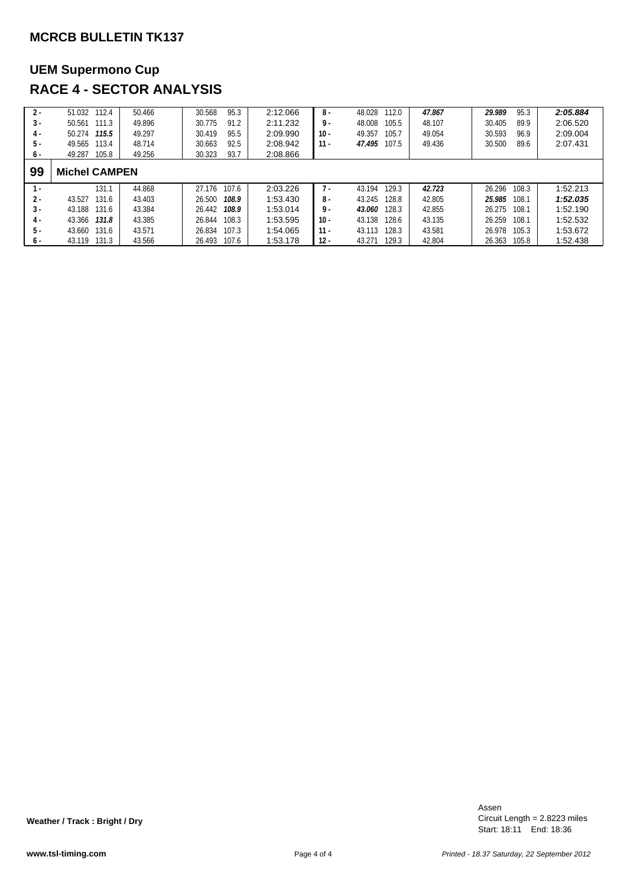## MCRCB BULLETIN TK137

## UEM Supermono Cup

## RACE 4 - SECTOR ANALYSIS

| Lap | S1 | Speed | S2 | S3 | Speed | Lap Time | Lap | S1 | Speed | S2 | S3 | Speed | Lap Time |
|---|---|---|---|---|---|---|---|---|---|---|---|---|---|
| 2 - | 51.032 | 112.4 | 50.466 | 30.568 | 95.3 | 2:12.066 | 8 - | 48.028 | 112.0 | ***47.867*** | ***29.989*** | 95.3 | ***2:05.884*** |
| 3 - | 50.561 | 111.3 | 49.896 | 30.775 | 91.2 | 2:11.232 | 9 - | 48.008 | 105.5 | 48.107 | 30.405 | 89.9 | 2:06.520 |
| 4 - | 50.274 | ***115.5*** | 49.297 | 30.419 | 95.5 | 2:09.990 | 10 - | 49.357 | 105.7 | 49.054 | 30.593 | 96.9 | 2:09.004 |
| 5 - | 49.565 | 113.4 | 48.714 | 30.663 | 92.5 | 2:08.942 | 11 - | ***47.495*** | 107.5 | 49.436 | 30.500 | 89.6 | 2:07.431 |
| 6 - | 49.287 | 105.8 | 49.256 | 30.323 | 93.7 | 2:08.866 | | | | | | | |

### 99 Michel CAMPEN

| Lap | S1 | Speed | S2 | S3 | Speed | Lap Time | Lap | S1 | Speed | S2 | S3 | Speed | Lap Time |
|---|---|---|---|---|---|---|---|---|---|---|---|---|---|
| 1 - | | 131.1 | 44.868 | 27.176 | 107.6 | 2:03.226 | 7 - | 43.194 | 129.3 | ***42.723*** | 26.296 | 108.3 | 1:52.213 |
| 2 - | 43.527 | 131.6 | 43.403 | 26.500 | ***108.9*** | 1:53.430 | 8 - | 43.245 | 128.8 | 42.805 | ***25.985*** | 108.1 | ***1:52.035*** |
| 3 - | 43.188 | 131.6 | 43.384 | 26.442 | ***108.9*** | 1:53.014 | 9 - | ***43.060*** | 128.3 | 42.855 | 26.275 | 108.1 | 1:52.190 |
| 4 - | 43.366 | ***131.8*** | 43.385 | 26.844 | 108.3 | 1:53.595 | 10 - | 43.138 | 128.6 | 43.135 | 26.259 | 108.1 | 1:52.532 |
| 5 - | 43.660 | 131.6 | 43.571 | 26.834 | 107.3 | 1:54.065 | 11 - | 43.113 | 128.3 | 43.581 | 26.978 | 105.3 | 1:53.672 |
| 6 - | 43.119 | 131.3 | 43.566 | 26.493 | 107.6 | 1:53.178 | 12 - | 43.271 | 129.3 | 42.804 | 26.363 | 105.8 | 1:52.438 |

**Weather / Track : Bright / Dry**

Assen
Circuit Length = 2.8223 miles
Start: 18:11 End: 18:36

**www.tsl-timing.com**

*Printed - 18.37 Saturday, 22 September 2012*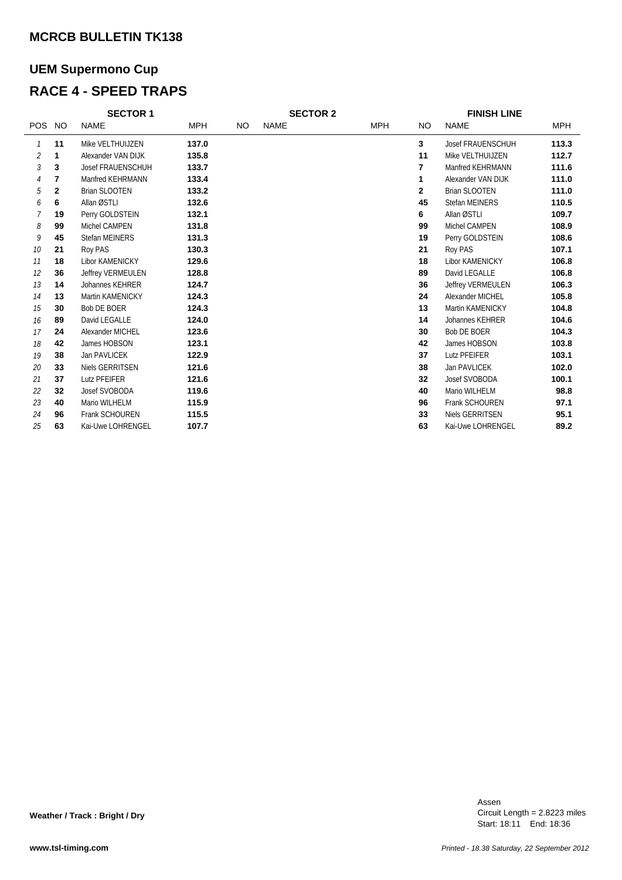## MCRCB BULLETIN TK138

## UEM Supermono Cup

# RACE 4 - SPEED TRAPS

| | SECTOR 1 | | | | SECTOR 2 | | | FINISH LINE | |
|---|---|---|---|---|---|---|---|---|---|
| POS | NO | NAME | MPH | NO | NAME | MPH | NO | NAME | MPH |
| 1 | **11** | Mike VELTHUIJZEN | **137.0** | | | | **3** | Josef FRAUENSCHUH | **113.3** |
| 2 | **1** | Alexander VAN DIJK | **135.8** | | | | **11** | Mike VELTHUIJZEN | **112.7** |
| 3 | **3** | Josef FRAUENSCHUH | **133.7** | | | | **7** | Manfred KEHRMANN | **111.6** |
| 4 | **7** | Manfred KEHRMANN | **133.4** | | | | **1** | Alexander VAN DIJK | **111.0** |
| 5 | **2** | Brian SLOOTEN | **133.2** | | | | **2** | Brian SLOOTEN | **111.0** |
| 6 | **6** | Allan ØSTLI | **132.6** | | | | **45** | Stefan MEINERS | **110.5** |
| 7 | **19** | Perry GOLDSTEIN | **132.1** | | | | **6** | Allan ØSTLI | **109.7** |
| 8 | **99** | Michel CAMPEN | **131.8** | | | | **99** | Michel CAMPEN | **108.9** |
| 9 | **45** | Stefan MEINERS | **131.3** | | | | **19** | Perry GOLDSTEIN | **108.6** |
| 10 | **21** | Roy PAS | **130.3** | | | | **21** | Roy PAS | **107.1** |
| 11 | **18** | Libor KAMENICKY | **129.6** | | | | **18** | Libor KAMENICKY | **106.8** |
| 12 | **36** | Jeffrey VERMEULEN | **128.8** | | | | **89** | David LEGALLE | **106.8** |
| 13 | **14** | Johannes KEHRER | **124.7** | | | | **36** | Jeffrey VERMEULEN | **106.3** |
| 14 | **13** | Martin KAMENICKY | **124.3** | | | | **24** | Alexander MICHEL | **105.8** |
| 15 | **30** | Bob DE BOER | **124.3** | | | | **13** | Martin KAMENICKY | **104.8** |
| 16 | **89** | David LEGALLE | **124.0** | | | | **14** | Johannes KEHRER | **104.6** |
| 17 | **24** | Alexander MICHEL | **123.6** | | | | **30** | Bob DE BOER | **104.3** |
| 18 | **42** | James HOBSON | **123.1** | | | | **42** | James HOBSON | **103.8** |
| 19 | **38** | Jan PAVLICEK | **122.9** | | | | **37** | Lutz PFEIFER | **103.1** |
| 20 | **33** | Niels GERRITSEN | **121.6** | | | | **38** | Jan PAVLICEK | **102.0** |
| 21 | **37** | Lutz PFEIFER | **121.6** | | | | **32** | Josef SVOBODA | **100.1** |
| 22 | **32** | Josef SVOBODA | **119.6** | | | | **40** | Mario WILHELM | **98.8** |
| 23 | **40** | Mario WILHELM | **115.9** | | | | **96** | Frank SCHOUREN | **97.1** |
| 24 | **96** | Frank SCHOUREN | **115.5** | | | | **33** | Niels GERRITSEN | **95.1** |
| 25 | **63** | Kai-Uwe LOHRENGEL | **107.7** | | | | **63** | Kai-Uwe LOHRENGEL | **89.2** |

**Weather / Track : Bright / Dry**

Assen
Circuit Length = 2.8223 miles
Start: 18:11 End: 18:36

www.tsl-timing.com

*Printed - 18.38 Saturday, 22 September 2012*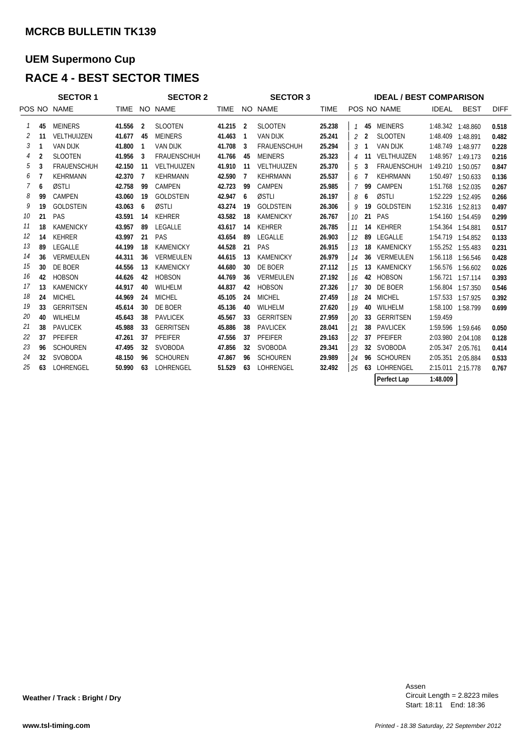## MCRCB BULLETIN TK139

## UEM Supermono Cup

## RACE 4 - BEST SECTOR TIMES

| SECTOR 1 | | | | SECTOR 2 | | | SECTOR 3 | | | IDEAL / BEST COMPARISON | | | | | |
|---|---|---|---|---|---|---|---|---|---|---|---|---|---|---|---|
| POS | NO | NAME | TIME | NO | NAME | TIME | NO | NAME | TIME | POS | NO | NAME | IDEAL | BEST | DIFF |
| 1 | 45 | MEINERS | 41.556 | 2 | SLOOTEN | 41.215 | 2 | SLOOTEN | 25.238 | 1 | 45 | MEINERS | 1:48.342 | 1:48.860 | 0.518 |
| 2 | 11 | VELTHUIJZEN | 41.677 | 45 | MEINERS | 41.463 | 1 | VAN DIJK | 25.241 | 2 | 2 | SLOOTEN | 1:48.409 | 1:48.891 | 0.482 |
| 3 | 1 | VAN DIJK | 41.800 | 1 | VAN DIJK | 41.708 | 3 | FRAUENSCHUH | 25.294 | 3 | 1 | VAN DIJK | 1:48.749 | 1:48.977 | 0.228 |
| 4 | 2 | SLOOTEN | 41.956 | 3 | FRAUENSCHUH | 41.766 | 45 | MEINERS | 25.323 | 4 | 11 | VELTHUIJZEN | 1:48.957 | 1:49.173 | 0.216 |
| 5 | 3 | FRAUENSCHUH | 42.150 | 11 | VELTHUIJZEN | 41.910 | 11 | VELTHUIJZEN | 25.370 | 5 | 3 | FRAUENSCHUH | 1:49.210 | 1:50.057 | 0.847 |
| 6 | 7 | KEHRMANN | 42.370 | 7 | KEHRMANN | 42.590 | 7 | KEHRMANN | 25.537 | 6 | 7 | KEHRMANN | 1:50.497 | 1:50.633 | 0.136 |
| 7 | 6 | ØSTLI | 42.758 | 99 | CAMPEN | 42.723 | 99 | CAMPEN | 25.985 | 7 | 99 | CAMPEN | 1:51.768 | 1:52.035 | 0.267 |
| 8 | 99 | CAMPEN | 43.060 | 19 | GOLDSTEIN | 42.947 | 6 | ØSTLI | 26.197 | 8 | 6 | ØSTLI | 1:52.229 | 1:52.495 | 0.266 |
| 9 | 19 | GOLDSTEIN | 43.063 | 6 | ØSTLI | 43.274 | 19 | GOLDSTEIN | 26.306 | 9 | 19 | GOLDSTEIN | 1:52.316 | 1:52.813 | 0.497 |
| 10 | 21 | PAS | 43.591 | 14 | KEHRER | 43.582 | 18 | KAMENICKY | 26.767 | 10 | 21 | PAS | 1:54.160 | 1:54.459 | 0.299 |
| 11 | 18 | KAMENICKY | 43.957 | 89 | LEGALLE | 43.617 | 14 | KEHRER | 26.785 | 11 | 14 | KEHRER | 1:54.364 | 1:54.881 | 0.517 |
| 12 | 14 | KEHRER | 43.997 | 21 | PAS | 43.654 | 89 | LEGALLE | 26.903 | 12 | 89 | LEGALLE | 1:54.719 | 1:54.852 | 0.133 |
| 13 | 89 | LEGALLE | 44.199 | 18 | KAMENICKY | 44.528 | 21 | PAS | 26.915 | 13 | 18 | KAMENICKY | 1:55.252 | 1:55.483 | 0.231 |
| 14 | 36 | VERMEULEN | 44.311 | 36 | VERMEULEN | 44.615 | 13 | KAMENICKY | 26.979 | 14 | 36 | VERMEULEN | 1:56.118 | 1:56.546 | 0.428 |
| 15 | 30 | DE BOER | 44.556 | 13 | KAMENICKY | 44.680 | 30 | DE BOER | 27.112 | 15 | 13 | KAMENICKY | 1:56.576 | 1:56.602 | 0.026 |
| 16 | 42 | HOBSON | 44.626 | 42 | HOBSON | 44.769 | 36 | VERMEULEN | 27.192 | 16 | 42 | HOBSON | 1:56.721 | 1:57.114 | 0.393 |
| 17 | 13 | KAMENICKY | 44.917 | 40 | WILHELM | 44.837 | 42 | HOBSON | 27.326 | 17 | 30 | DE BOER | 1:56.804 | 1:57.350 | 0.546 |
| 18 | 24 | MICHEL | 44.969 | 24 | MICHEL | 45.105 | 24 | MICHEL | 27.459 | 18 | 24 | MICHEL | 1:57.533 | 1:57.925 | 0.392 |
| 19 | 33 | GERRITSEN | 45.614 | 30 | DE BOER | 45.136 | 40 | WILHELM | 27.620 | 19 | 40 | WILHELM | 1:58.100 | 1:58.799 | 0.699 |
| 20 | 40 | WILHELM | 45.643 | 38 | PAVLICEK | 45.567 | 33 | GERRITSEN | 27.959 | 20 | 33 | GERRITSEN | 1:59.459 | | |
| 21 | 38 | PAVLICEK | 45.988 | 33 | GERRITSEN | 45.886 | 38 | PAVLICEK | 28.041 | 21 | 38 | PAVLICEK | 1:59.596 | 1:59.646 | 0.050 |
| 22 | 37 | PFEIFER | 47.261 | 37 | PFEIFER | 47.556 | 37 | PFEIFER | 29.163 | 22 | 37 | PFEIFER | 2:03.980 | 2:04.108 | 0.128 |
| 23 | 96 | SCHOUREN | 47.495 | 32 | SVOBODA | 47.856 | 32 | SVOBODA | 29.341 | 23 | 32 | SVOBODA | 2:05.347 | 2:05.761 | 0.414 |
| 24 | 32 | SVOBODA | 48.150 | 96 | SCHOUREN | 47.867 | 96 | SCHOUREN | 29.989 | 24 | 96 | SCHOUREN | 2:05.351 | 2:05.884 | 0.533 |
| 25 | 63 | LOHRENGEL | 50.990 | 63 | LOHRENGEL | 51.529 | 63 | LOHRENGEL | 32.492 | 25 | 63 | LOHRENGEL | 2:15.011 | 2:15.778 | 0.767 |
| | | | | | | | | | | | | Perfect Lap | 1:48.009 | | |

**Weather / Track : Bright / Dry**

Assen
Circuit Length = 2.8223 miles
Start: 18:11 End: 18:36

**www.tsl-timing.com**

*Printed - 18.38 Saturday, 22 September 2012*